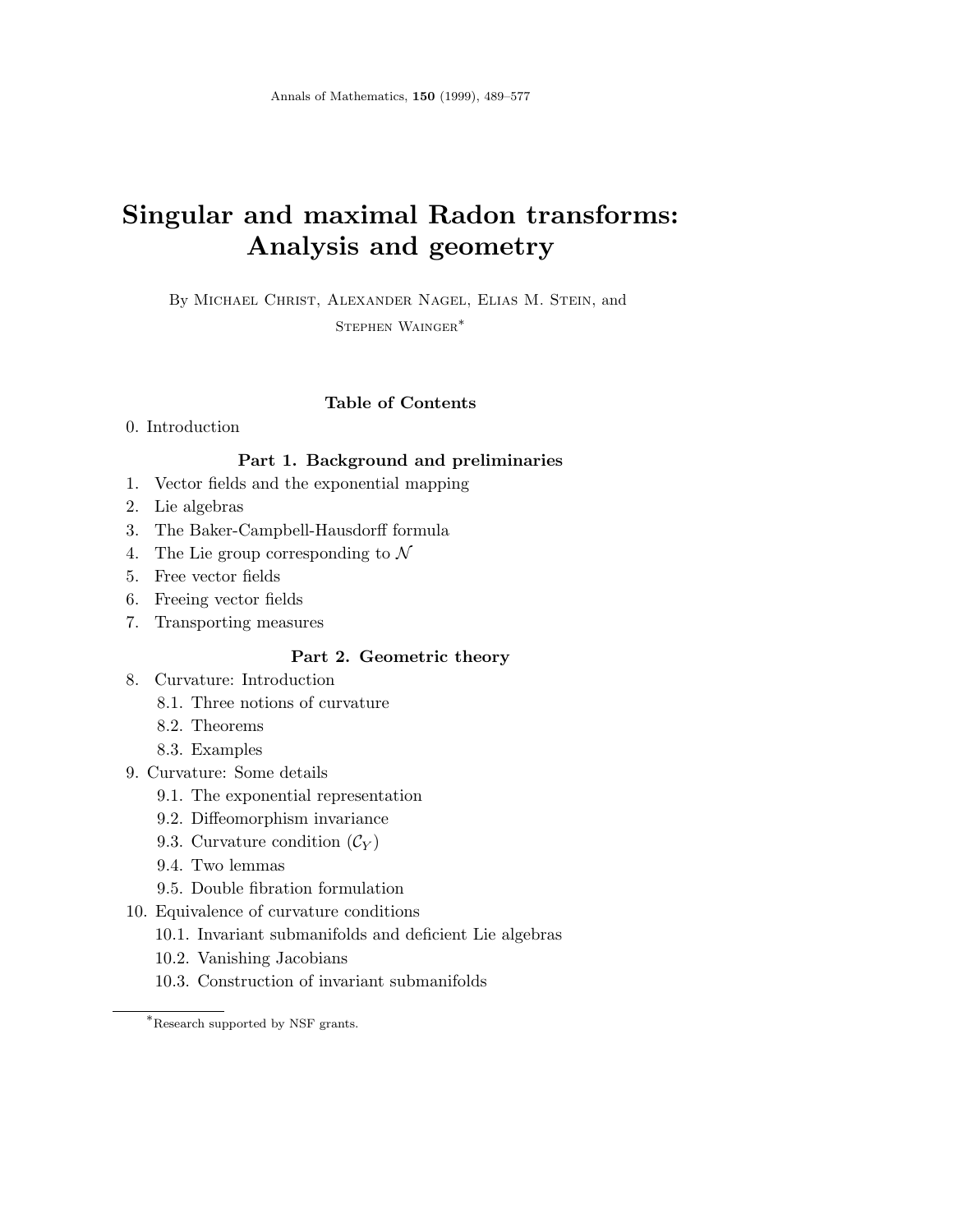# Singular and maximal Radon transforms: Analysis and geometry

By Michael Christ, Alexander Nagel, Elias M. Stein, and Stephen Wainger*

## Table of Contents

0. Introduction

### Part 1. Background and preliminaries

1. Vector fields and the exponential mapping
2. Lie algebras
3. The Baker-Campbell-Hausdorff formula
4. The Lie group corresponding to $\mathcal{N}$
5. Free vector fields
6. Freeing vector fields
7. Transporting measures

### Part 2. Geometric theory

8. Curvature: Introduction
   - 8.1. Three notions of curvature
   - 8.2. Theorems
   - 8.3. Examples
9. Curvature: Some details
   - 9.1. The exponential representation
   - 9.2. Diffeomorphism invariance
   - 9.3. Curvature condition $(\mathcal{C}_Y)$
   - 9.4. Two lemmas
   - 9.5. Double fibration formulation
10. Equivalence of curvature conditions
    - 10.1. Invariant submanifolds and deficient Lie algebras
    - 10.2. Vanishing Jacobians
    - 10.3. Construction of invariant submanifolds

*Research supported by NSF grants.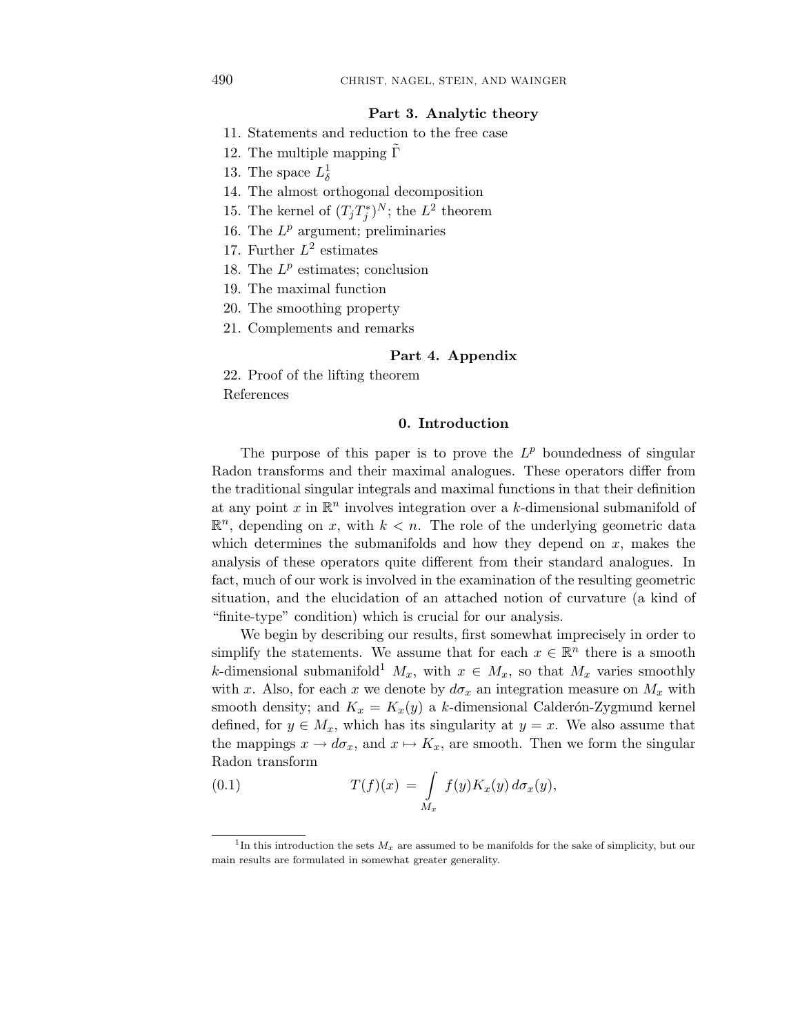**Part 3. Analytic theory**

11. Statements and reduction to the free case
12. The multiple mapping $\tilde{\Gamma}$
13. The space $L^1_\delta$
14. The almost orthogonal decomposition
15. The kernel of $(T_jT_j^*)^N$; the $L^2$ theorem
16. The $L^p$ argument; preliminaries
17. Further $L^2$ estimates
18. The $L^p$ estimates; conclusion
19. The maximal function
20. The smoothing property
21. Complements and remarks

**Part 4. Appendix**

22. Proof of the lifting theorem

References

## 0. Introduction

The purpose of this paper is to prove the $L^p$ boundedness of singular Radon transforms and their maximal analogues. These operators differ from the traditional singular integrals and maximal functions in that their definition at any point $x$ in $\mathbb{R}^n$ involves integration over a $k$-dimensional submanifold of $\mathbb{R}^n$, depending on $x$, with $k < n$. The role of the underlying geometric data which determines the submanifolds and how they depend on $x$, makes the analysis of these operators quite different from their standard analogues. In fact, much of our work is involved in the examination of the resulting geometric situation, and the elucidation of an attached notion of curvature (a kind of "finite-type" condition) which is crucial for our analysis.

We begin by describing our results, first somewhat imprecisely in order to simplify the statements. We assume that for each $x \in \mathbb{R}^n$ there is a smooth $k$-dimensional submanifold[1] $M_x$, with $x \in M_x$, so that $M_x$ varies smoothly with $x$. Also, for each $x$ we denote by $d\sigma_x$ an integration measure on $M_x$ with smooth density; and $K_x = K_x(y)$ a $k$-dimensional Calderón-Zygmund kernel defined, for $y \in M_x$, which has its singularity at $y = x$. We also assume that the mappings $x \to d\sigma_x$, and $x \mapsto K_x$, are smooth. Then we form the singular Radon transform

$$T(f)(x) = \int_{M_x} f(y) K_x(y)\, d\sigma_x(y), \tag{0.1}$$

[1] In this introduction the sets $M_x$ are assumed to be manifolds for the sake of simplicity, but our main results are formulated in somewhat greater generality.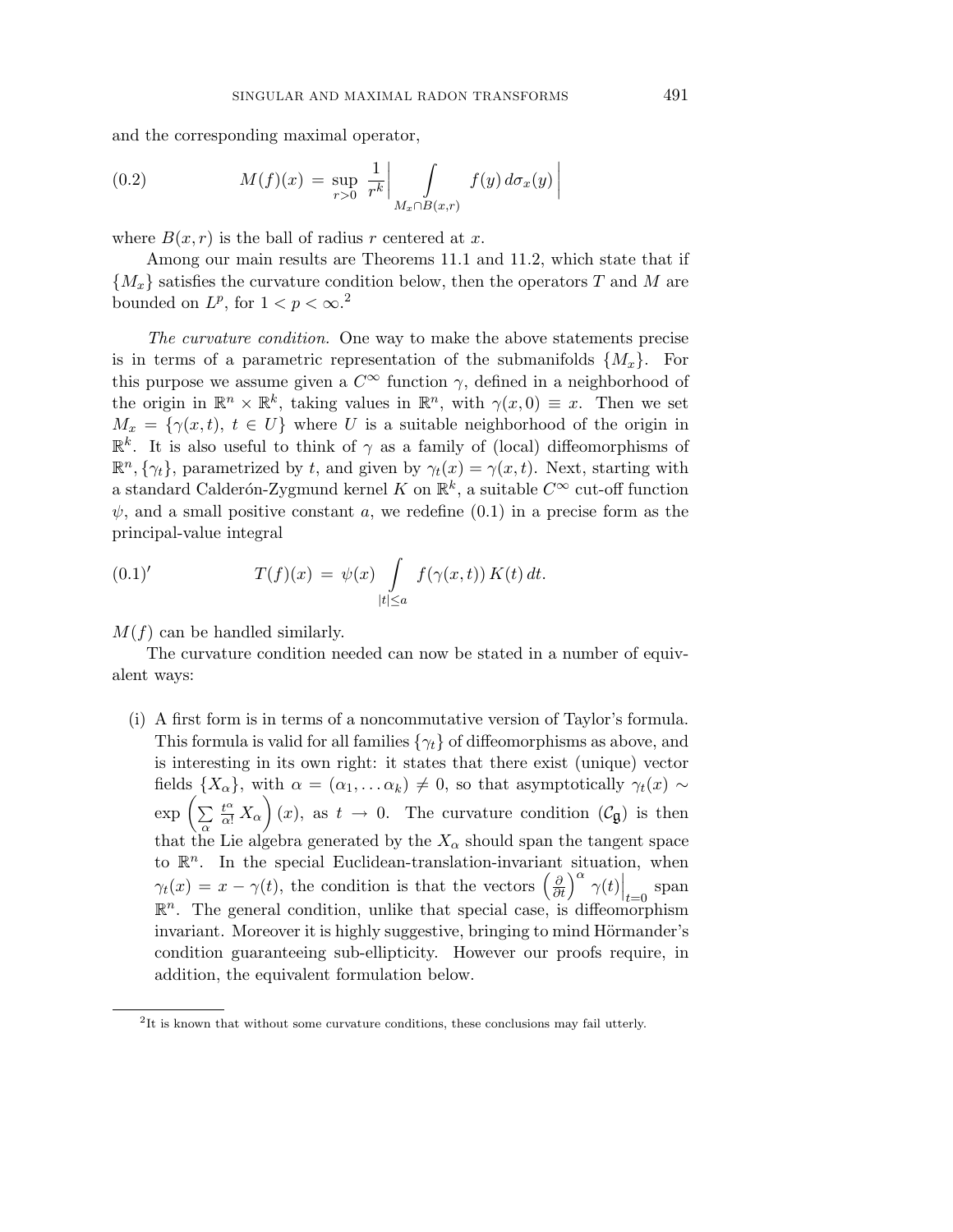and the corresponding maximal operator,

$$M(f)(x) = \sup_{r>0} \frac{1}{r^k} \left| \int_{M_x \cap B(x,r)} f(y)\, d\sigma_x(y) \right| \tag{0.2}$$

where $B(x,r)$ is the ball of radius $r$ centered at $x$.

Among our main results are Theorems 11.1 and 11.2, which state that if $\{M_x\}$ satisfies the curvature condition below, then the operators $T$ and $M$ are bounded on $L^p$, for $1 < p < \infty$.[2]

*The curvature condition.* One way to make the above statements precise is in terms of a parametric representation of the submanifolds $\{M_x\}$. For this purpose we assume given a $C^\infty$ function $\gamma$, defined in a neighborhood of the origin in $\mathbb{R}^n \times \mathbb{R}^k$, taking values in $\mathbb{R}^n$, with $\gamma(x, 0) \equiv x$. Then we set $M_x = \{\gamma(x,t),\ t \in U\}$ where $U$ is a suitable neighborhood of the origin in $\mathbb{R}^k$. It is also useful to think of $\gamma$ as a family of (local) diffeomorphisms of $\mathbb{R}^n, \{\gamma_t\}$, parametrized by $t$, and given by $\gamma_t(x) = \gamma(x,t)$. Next, starting with a standard Calderón-Zygmund kernel $K$ on $\mathbb{R}^k$, a suitable $C^\infty$ cut-off function $\psi$, and a small positive constant $a$, we redefine (0.1) in a precise form as the principal-value integral

$$T(f)(x) = \psi(x) \int_{|t| \le a} f(\gamma(x,t))\, K(t)\, dt. \tag{0.1$'$}$$

$M(f)$ can be handled similarly.

The curvature condition needed can now be stated in a number of equivalent ways:

(i) A first form is in terms of a noncommutative version of Taylor's formula. This formula is valid for all families $\{\gamma_t\}$ of diffeomorphisms as above, and is interesting in its own right: it states that there exist (unique) vector fields $\{X_\alpha\}$, with $\alpha = (\alpha_1, \ldots \alpha_k) \neq 0$, so that asymptotically $\gamma_t(x) \sim \exp\left(\sum_\alpha \frac{t^\alpha}{\alpha!} X_\alpha\right)(x)$, as $t \to 0$. The curvature condition $(\mathcal{C}_{\mathfrak{g}})$ is then that the Lie algebra generated by the $X_\alpha$ should span the tangent space to $\mathbb{R}^n$. In the special Euclidean-translation-invariant situation, when $\gamma_t(x) = x - \gamma(t)$, the condition is that the vectors $\left(\frac{\partial}{\partial t}\right)^\alpha \gamma(t)\Big|_{t=0}$ span $\mathbb{R}^n$. The general condition, unlike that special case, is diffeomorphism invariant. Moreover it is highly suggestive, bringing to mind Hörmander's condition guaranteeing sub-ellipticity. However our proofs require, in addition, the equivalent formulation below.

[2] It is known that without some curvature conditions, these conclusions may fail utterly.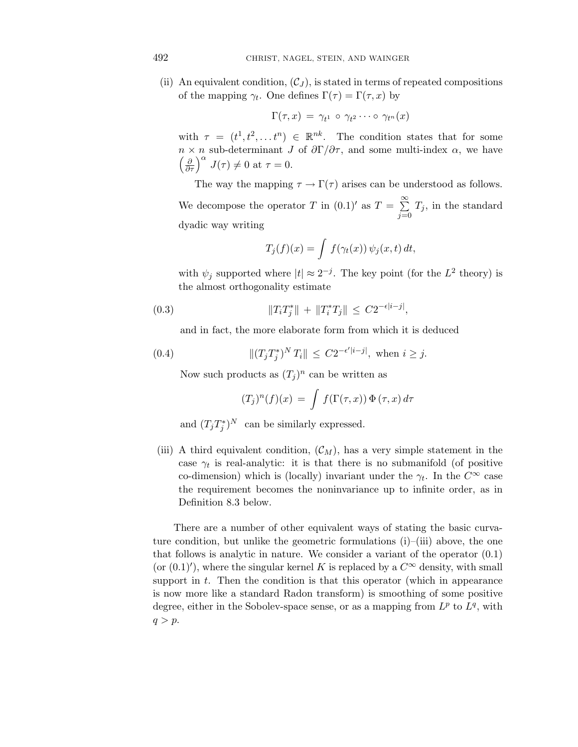(ii) An equivalent condition, $(\mathcal{C}_J)$, is stated in terms of repeated compositions of the mapping $\gamma_t$. One defines $\Gamma(\tau) = \Gamma(\tau, x)$ by

$$\Gamma(\tau, x) \;=\; \gamma_{t^1} \circ \gamma_{t^2} \cdots \circ \gamma_{t^n}(x)$$

with $\tau = (t^1, t^2, \dots t^n) \in \mathbb{R}^{nk}$. The condition states that for some $n \times n$ sub-determinant $J$ of $\partial\Gamma/\partial\tau$, and some multi-index $\alpha$, we have $\left(\frac{\partial}{\partial\tau}\right)^{\alpha} J(\tau) \neq 0$ at $\tau = 0$.

The way the mapping $\tau \to \Gamma(\tau)$ arises can be understood as follows. We decompose the operator $T$ in $(0.1)'$ as $T = \sum_{j=0}^{\infty} T_j$, in the standard dyadic way writing

$$T_j(f)(x) = \int f(\gamma_t(x))\, \psi_j(x,t)\, dt,$$

with $\psi_j$ supported where $|t| \approx 2^{-j}$. The key point (for the $L^2$ theory) is the almost orthogonality estimate

$$\|T_i T_j^*\| \;+\; \|T_i^* T_j\| \;\leq\; C 2^{-\epsilon|i-j|}, \tag{0.3}$$

and in fact, the more elaborate form from which it is deduced

$$\|(T_j T_j^*)^N\, T_i\| \;\leq\; C 2^{-\epsilon'|i-j|}, \text{ when } i \geq j. \tag{0.4}$$

Now such products as $(T_j)^n$ can be written as

$$(T_j)^n(f)(x) \;=\; \int f(\Gamma(\tau, x))\, \Phi\,(\tau, x)\, d\tau$$

and $(T_j T_j^*)^N$ can be similarly expressed.

(iii) A third equivalent condition, $(\mathcal{C}_M)$, has a very simple statement in the case $\gamma_t$ is real-analytic: it is that there is no submanifold (of positive co-dimension) which is (locally) invariant under the $\gamma_t$. In the $C^\infty$ case the requirement becomes the noninvariance up to infinite order, as in Definition 8.3 below.

There are a number of other equivalent ways of stating the basic curvature condition, but unlike the geometric formulations (i)–(iii) above, the one that follows is analytic in nature. We consider a variant of the operator (0.1) (or $(0.1)'$), where the singular kernel $K$ is replaced by a $C^\infty$ density, with small support in $t$. Then the condition is that this operator (which in appearance is now more like a standard Radon transform) is smoothing of some positive degree, either in the Sobolev-space sense, or as a mapping from $L^p$ to $L^q$, with $q > p$.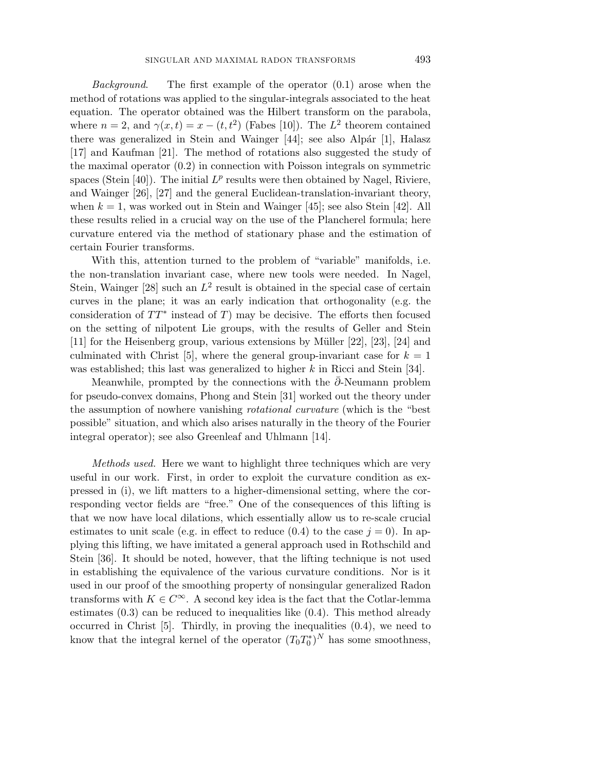*Background*. The first example of the operator (0.1) arose when the method of rotations was applied to the singular-integrals associated to the heat equation. The operator obtained was the Hilbert transform on the parabola, where $n = 2$, and $\gamma(x,t) = x - (t,t^2)$ (Fabes [10]). The $L^2$ theorem contained there was generalized in Stein and Wainger [44]; see also Alpár [1], Halasz [17] and Kaufman [21]. The method of rotations also suggested the study of the maximal operator (0.2) in connection with Poisson integrals on symmetric spaces (Stein [40]). The initial $L^p$ results were then obtained by Nagel, Riviere, and Wainger [26], [27] and the general Euclidean-translation-invariant theory, when $k = 1$, was worked out in Stein and Wainger [45]; see also Stein [42]. All these results relied in a crucial way on the use of the Plancherel formula; here curvature entered via the method of stationary phase and the estimation of certain Fourier transforms.

With this, attention turned to the problem of "variable" manifolds, i.e. the non-translation invariant case, where new tools were needed. In Nagel, Stein, Wainger [28] such an $L^2$ result is obtained in the special case of certain curves in the plane; it was an early indication that orthogonality (e.g. the consideration of $TT^*$ instead of $T$) may be decisive. The efforts then focused on the setting of nilpotent Lie groups, with the results of Geller and Stein [11] for the Heisenberg group, various extensions by Müller [22], [23], [24] and culminated with Christ [5], where the general group-invariant case for $k = 1$ was established; this last was generalized to higher $k$ in Ricci and Stein [34].

Meanwhile, prompted by the connections with the $\bar{\partial}$-Neumann problem for pseudo-convex domains, Phong and Stein [31] worked out the theory under the assumption of nowhere vanishing *rotational curvature* (which is the "best possible" situation, and which also arises naturally in the theory of the Fourier integral operator); see also Greenleaf and Uhlmann [14].

*Methods used.* Here we want to highlight three techniques which are very useful in our work. First, in order to exploit the curvature condition as expressed in (i), we lift matters to a higher-dimensional setting, where the corresponding vector fields are "free." One of the consequences of this lifting is that we now have local dilations, which essentially allow us to re-scale crucial estimates to unit scale (e.g. in effect to reduce (0.4) to the case $j = 0$). In applying this lifting, we have imitated a general approach used in Rothschild and Stein [36]. It should be noted, however, that the lifting technique is not used in establishing the equivalence of the various curvature conditions. Nor is it used in our proof of the smoothing property of nonsingular generalized Radon transforms with $K \in C^\infty$. A second key idea is the fact that the Cotlar-lemma estimates (0.3) can be reduced to inequalities like (0.4). This method already occurred in Christ [5]. Thirdly, in proving the inequalities (0.4), we need to know that the integral kernel of the operator $(T_0 T_0^*)^N$ has some smoothness,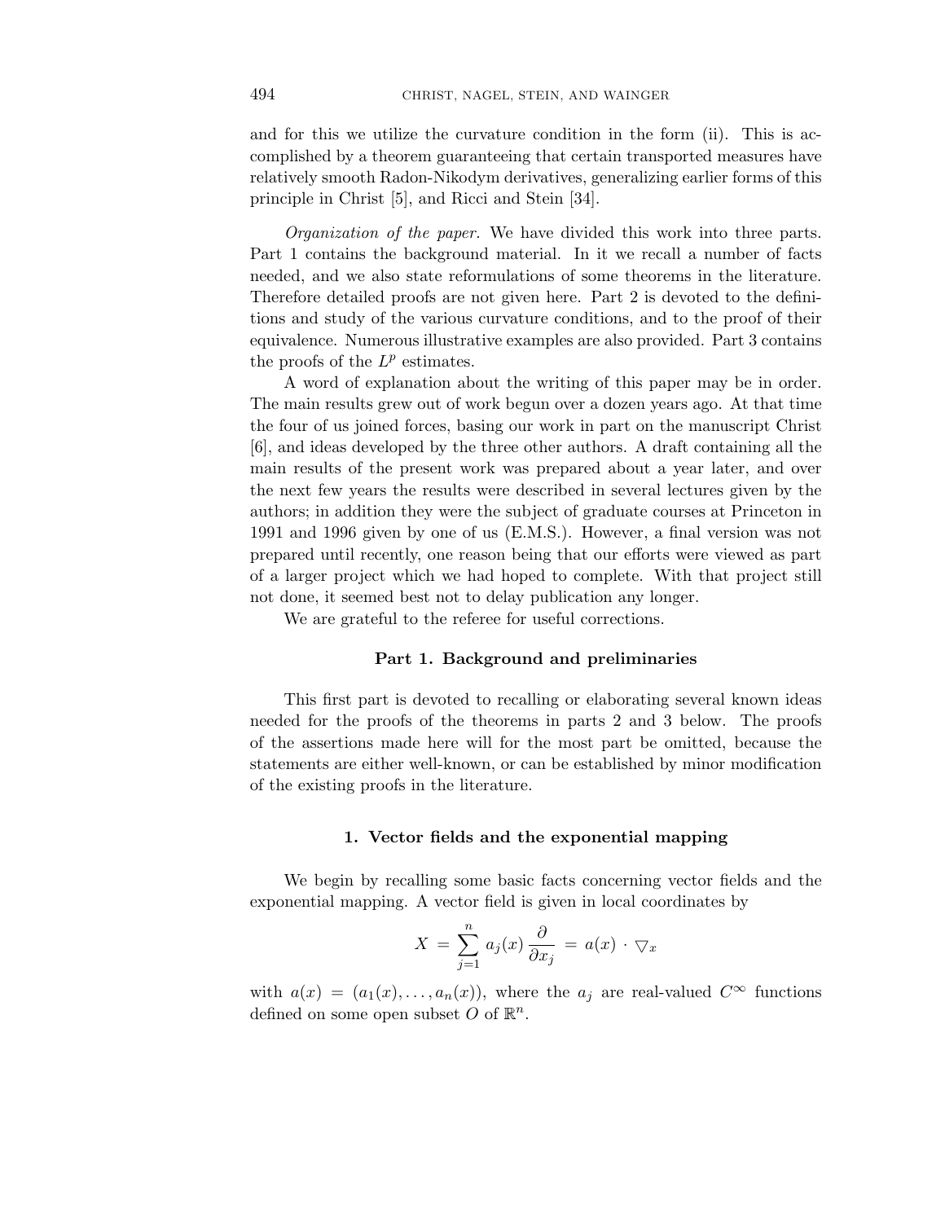and for this we utilize the curvature condition in the form (ii). This is accomplished by a theorem guaranteeing that certain transported measures have relatively smooth Radon-Nikodym derivatives, generalizing earlier forms of this principle in Christ [5], and Ricci and Stein [34].

*Organization of the paper.* We have divided this work into three parts. Part 1 contains the background material. In it we recall a number of facts needed, and we also state reformulations of some theorems in the literature. Therefore detailed proofs are not given here. Part 2 is devoted to the definitions and study of the various curvature conditions, and to the proof of their equivalence. Numerous illustrative examples are also provided. Part 3 contains the proofs of the $L^p$ estimates.

A word of explanation about the writing of this paper may be in order. The main results grew out of work begun over a dozen years ago. At that time the four of us joined forces, basing our work in part on the manuscript Christ [6], and ideas developed by the three other authors. A draft containing all the main results of the present work was prepared about a year later, and over the next few years the results were described in several lectures given by the authors; in addition they were the subject of graduate courses at Princeton in 1991 and 1996 given by one of us (E.M.S.). However, a final version was not prepared until recently, one reason being that our efforts were viewed as part of a larger project which we had hoped to complete. With that project still not done, it seemed best not to delay publication any longer.

We are grateful to the referee for useful corrections.

## Part 1. Background and preliminaries

This first part is devoted to recalling or elaborating several known ideas needed for the proofs of the theorems in parts 2 and 3 below. The proofs of the assertions made here will for the most part be omitted, because the statements are either well-known, or can be established by minor modification of the existing proofs in the literature.

### 1. Vector fields and the exponential mapping

We begin by recalling some basic facts concerning vector fields and the exponential mapping. A vector field is given in local coordinates by

$$X = \sum_{j=1}^{n} a_j(x) \frac{\partial}{\partial x_j} = a(x) \cdot \bigtriangledown_x$$

with $a(x) = (a_1(x), \ldots, a_n(x))$, where the $a_j$ are real-valued $C^\infty$ functions defined on some open subset $O$ of $\mathbb{R}^n$.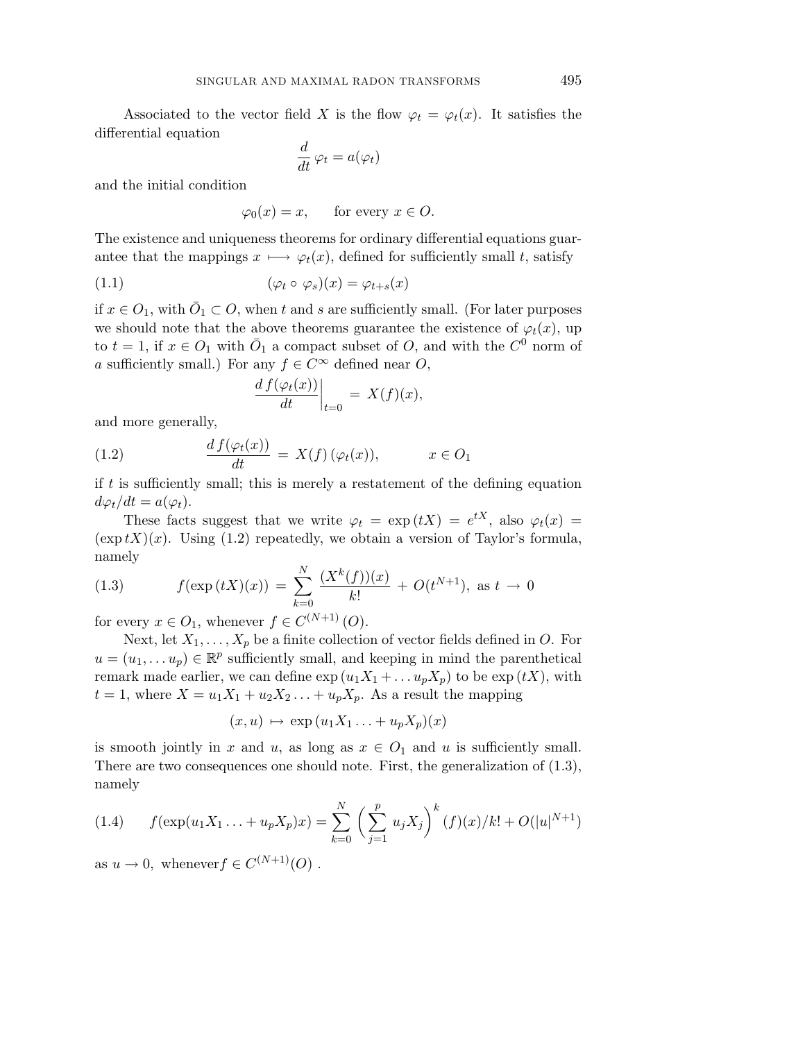Associated to the vector field $X$ is the flow $\varphi_t = \varphi_t(x)$. It satisfies the differential equation

$$\frac{d}{dt}\,\varphi_t = a(\varphi_t)$$

and the initial condition

$$\varphi_0(x) = x, \qquad \text{for every } x \in O.$$

The existence and uniqueness theorems for ordinary differential equations guarantee that the mappings $x \longmapsto \varphi_t(x)$, defined for sufficiently small $t$, satisfy

$$(\varphi_t \circ \varphi_s)(x) = \varphi_{t+s}(x) \tag{1.1}$$

if $x \in O_1$, with $\bar{O}_1 \subset O$, when $t$ and $s$ are sufficiently small. (For later purposes we should note that the above theorems guarantee the existence of $\varphi_t(x)$, up to $t = 1$, if $x \in O_1$ with $\bar{O}_1$ a compact subset of $O$, and with the $C^0$ norm of $a$ sufficiently small.) For any $f \in C^\infty$ defined near $O$,

$$\left.\frac{d\, f(\varphi_t(x))}{dt}\right|_{t=0} = X(f)(x),$$

and more generally,

$$\frac{d\, f(\varphi_t(x))}{dt} = X(f)\,(\varphi_t(x)), \qquad\qquad x \in O_1 \tag{1.2}$$

if $t$ is sufficiently small; this is merely a restatement of the defining equation $d\varphi_t/dt = a(\varphi_t)$.

These facts suggest that we write $\varphi_t = \exp{(tX)} = e^{tX}$, also $\varphi_t(x) = (\exp tX)(x)$. Using (1.2) repeatedly, we obtain a version of Taylor's formula, namely

$$f(\exp{(tX)}(x)) = \sum_{k=0}^{N} \frac{(X^k(f))(x)}{k!} + O(t^{N+1}), \text{ as } t \to 0 \tag{1.3}$$

for every $x \in O_1$, whenever $f \in C^{(N+1)}(O)$.

Next, let $X_1, \ldots, X_p$ be a finite collection of vector fields defined in $O$. For $u = (u_1, \ldots u_p) \in \mathbb{R}^p$ sufficiently small, and keeping in mind the parenthetical remark made earlier, we can define $\exp{(u_1X_1 + \ldots u_pX_p)}$ to be $\exp{(tX)}$, with $t = 1$, where $X = u_1X_1 + u_2X_2 \ldots + u_pX_p$. As a result the mapping

$$(x, u) \mapsto \exp{(u_1X_1 \ldots + u_pX_p)}(x)$$

is smooth jointly in $x$ and $u$, as long as $x \in O_1$ and $u$ is sufficiently small. There are two consequences one should note. First, the generalization of (1.3), namely

$$f(\exp(u_1X_1 \ldots + u_pX_p)x) = \sum_{k=0}^{N} \left(\sum_{j=1}^{p} u_jX_j\right)^k (f)(x)/k! + O(|u|^{N+1}) \tag{1.4}$$

as $u \to 0$, whenever $f \in C^{(N+1)}(O)$ .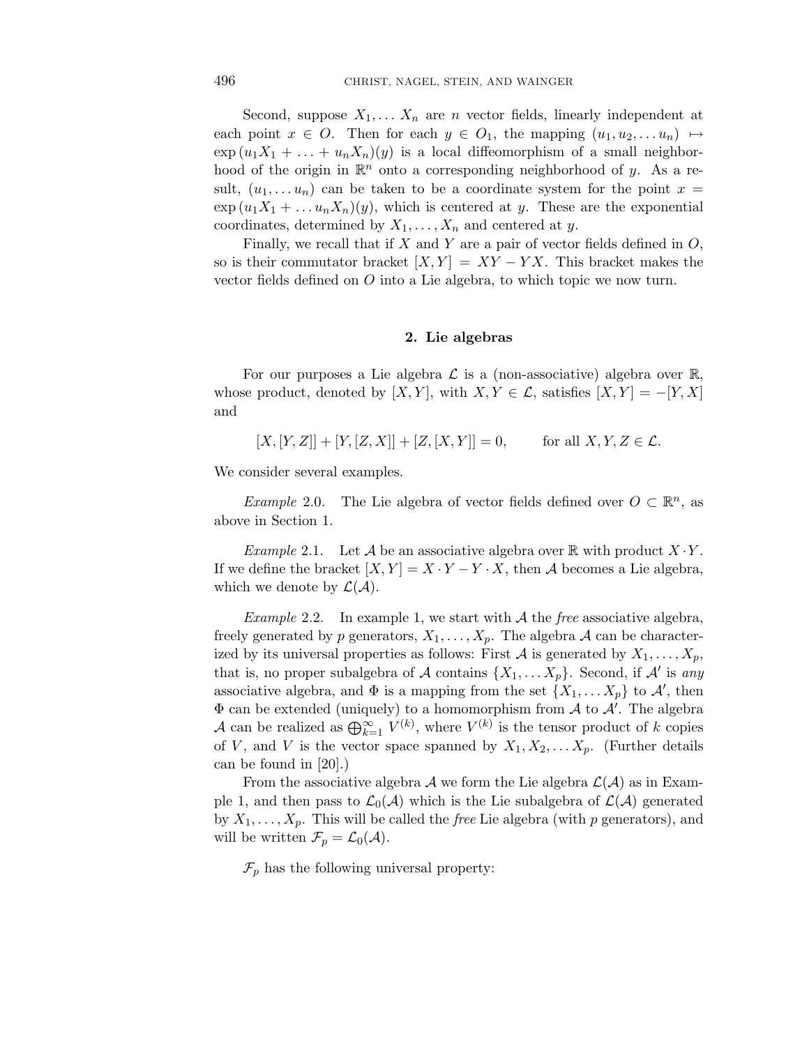Second, suppose $X_1, \dots X_n$ are $n$ vector fields, linearly independent at each point $x \in O$. Then for each $y \in O_1$, the mapping $(u_1, u_2, \dots u_n) \mapsto \exp(u_1 X_1 + \dots + u_n X_n)(y)$ is a local diffeomorphism of a small neighborhood of the origin in $\mathbb{R}^n$ onto a corresponding neighborhood of $y$. As a result, $(u_1, \dots u_n)$ can be taken to be a coordinate system for the point $x = \exp(u_1 X_1 + \dots u_n X_n)(y)$, which is centered at $y$. These are the exponential coordinates, determined by $X_1, \dots, X_n$ and centered at $y$.

Finally, we recall that if $X$ and $Y$ are a pair of vector fields defined in $O$, so is their commutator bracket $[X, Y] = XY - YX$. This bracket makes the vector fields defined on $O$ into a Lie algebra, to which topic we now turn.

## 2. Lie algebras

For our purposes a Lie algebra $\mathcal{L}$ is a (non-associative) algebra over $\mathbb{R}$, whose product, denoted by $[X, Y]$, with $X, Y \in \mathcal{L}$, satisfies $[X, Y] = -[Y, X]$ and

$$[X, [Y, Z]] + [Y, [Z, X]] + [Z, [X, Y]] = 0, \qquad \text{for all } X, Y, Z \in \mathcal{L}.$$

We consider several examples.

*Example* 2.0. The Lie algebra of vector fields defined over $O \subset \mathbb{R}^n$, as above in Section 1.

*Example* 2.1. Let $\mathcal{A}$ be an associative algebra over $\mathbb{R}$ with product $X \cdot Y$. If we define the bracket $[X, Y] = X \cdot Y - Y \cdot X$, then $\mathcal{A}$ becomes a Lie algebra, which we denote by $\mathcal{L}(\mathcal{A})$.

*Example* 2.2. In example 1, we start with $\mathcal{A}$ the *free* associative algebra, freely generated by $p$ generators, $X_1, \dots, X_p$. The algebra $\mathcal{A}$ can be characterized by its universal properties as follows: First $\mathcal{A}$ is generated by $X_1, \dots, X_p$, that is, no proper subalgebra of $\mathcal{A}$ contains $\{X_1, \dots X_p\}$. Second, if $\mathcal{A}'$ is *any* associative algebra, and $\Phi$ is a mapping from the set $\{X_1, \dots X_p\}$ to $\mathcal{A}'$, then $\Phi$ can be extended (uniquely) to a homomorphism from $\mathcal{A}$ to $\mathcal{A}'$. The algebra $\mathcal{A}$ can be realized as $\bigoplus_{k=1}^{\infty} V^{(k)}$, where $V^{(k)}$ is the tensor product of $k$ copies of $V$, and $V$ is the vector space spanned by $X_1, X_2, \dots X_p$. (Further details can be found in [20].)

From the associative algebra $\mathcal{A}$ we form the Lie algebra $\mathcal{L}(\mathcal{A})$ as in Example 1, and then pass to $\mathcal{L}_0(\mathcal{A})$ which is the Lie subalgebra of $\mathcal{L}(\mathcal{A})$ generated by $X_1, \dots, X_p$. This will be called the *free* Lie algebra (with $p$ generators), and will be written $\mathcal{F}_p = \mathcal{L}_0(\mathcal{A})$.

$\mathcal{F}_p$ has the following universal property: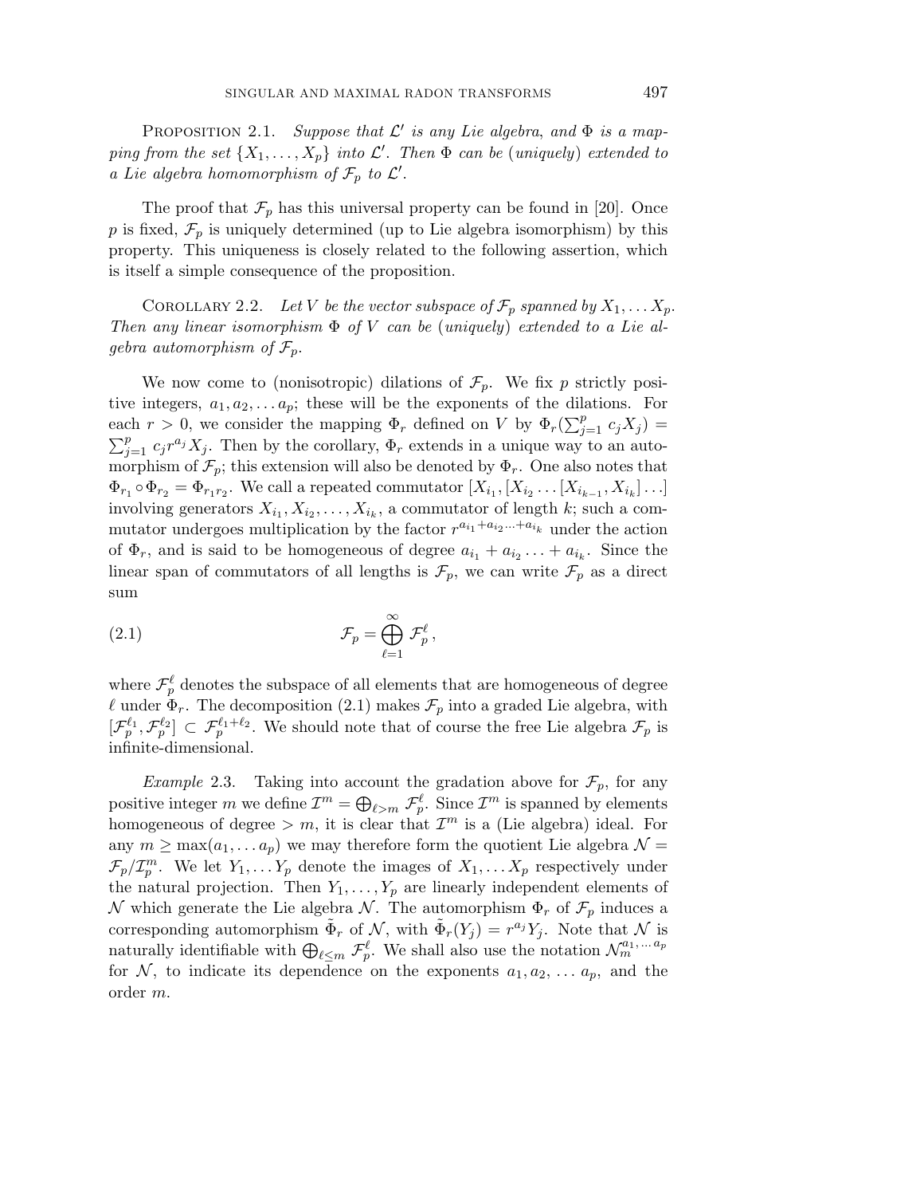Proposition 2.1. *Suppose that $\mathcal{L}'$ is any Lie algebra, and $\Phi$ is a mapping from the set $\{X_1, \ldots, X_p\}$ into $\mathcal{L}'$. Then $\Phi$ can be (uniquely) extended to a Lie algebra homomorphism of $\mathcal{F}_p$ to $\mathcal{L}'$.*

The proof that $\mathcal{F}_p$ has this universal property can be found in [20]. Once $p$ is fixed, $\mathcal{F}_p$ is uniquely determined (up to Lie algebra isomorphism) by this property. This uniqueness is closely related to the following assertion, which is itself a simple consequence of the proposition.

Corollary 2.2. *Let $V$ be the vector subspace of $\mathcal{F}_p$ spanned by $X_1, \ldots X_p$. Then any linear isomorphism $\Phi$ of $V$ can be (uniquely) extended to a Lie algebra automorphism of $\mathcal{F}_p$.*

We now come to (nonisotropic) dilations of $\mathcal{F}_p$. We fix $p$ strictly positive integers, $a_1, a_2, \ldots a_p$; these will be the exponents of the dilations. For each $r > 0$, we consider the mapping $\Phi_r$ defined on $V$ by $\Phi_r(\sum_{j=1}^p c_j X_j) = \sum_{j=1}^p c_j r^{a_j} X_j$. Then by the corollary, $\Phi_r$ extends in a unique way to an automorphism of $\mathcal{F}_p$; this extension will also be denoted by $\Phi_r$. One also notes that $\Phi_{r_1} \circ \Phi_{r_2} = \Phi_{r_1 r_2}$. We call a repeated commutator $[X_{i_1}, [X_{i_2} \ldots [X_{i_{k-1}}, X_{i_k}] \ldots]$ involving generators $X_{i_1}, X_{i_2}, \ldots, X_{i_k}$, a commutator of length $k$; such a commutator undergoes multiplication by the factor $r^{a_{i_1} + a_{i_2} \cdots + a_{i_k}}$ under the action of $\Phi_r$, and is said to be homogeneous of degree $a_{i_1} + a_{i_2} \ldots + a_{i_k}$. Since the linear span of commutators of all lengths is $\mathcal{F}_p$, we can write $\mathcal{F}_p$ as a direct sum

$$\mathcal{F}_p = \bigoplus_{\ell=1}^{\infty} \mathcal{F}_p^\ell \,, \tag{2.1}$$

where $\mathcal{F}_p^\ell$ denotes the subspace of all elements that are homogeneous of degree $\ell$ under $\Phi_r$. The decomposition (2.1) makes $\mathcal{F}_p$ into a graded Lie algebra, with $[\mathcal{F}_p^{\ell_1}, \mathcal{F}_p^{\ell_2}] \subset \mathcal{F}_p^{\ell_1+\ell_2}$. We should note that of course the free Lie algebra $\mathcal{F}_p$ is infinite-dimensional.

*Example* 2.3. Taking into account the gradation above for $\mathcal{F}_p$, for any positive integer $m$ we define $\mathcal{I}^m = \bigoplus_{\ell > m} \mathcal{F}_p^\ell$. Since $\mathcal{I}^m$ is spanned by elements homogeneous of degree $> m$, it is clear that $\mathcal{I}^m$ is a (Lie algebra) ideal. For any $m \geq \max(a_1, \ldots a_p)$ we may therefore form the quotient Lie algebra $\mathcal{N} = \mathcal{F}_p / \mathcal{I}_p^m$. We let $Y_1, \ldots Y_p$ denote the images of $X_1, \ldots X_p$ respectively under the natural projection. Then $Y_1, \ldots, Y_p$ are linearly independent elements of $\mathcal{N}$ which generate the Lie algebra $\mathcal{N}$. The automorphism $\Phi_r$ of $\mathcal{F}_p$ induces a corresponding automorphism $\tilde{\Phi}_r$ of $\mathcal{N}$, with $\tilde{\Phi}_r(Y_j) = r^{a_j} Y_j$. Note that $\mathcal{N}$ is naturally identifiable with $\bigoplus_{\ell \leq m} \mathcal{F}_p^\ell$. We shall also use the notation $\mathcal{N}_m^{a_1, \ldots a_p}$ for $\mathcal{N}$, to indicate its dependence on the exponents $a_1, a_2, \ldots a_p$, and the order $m$.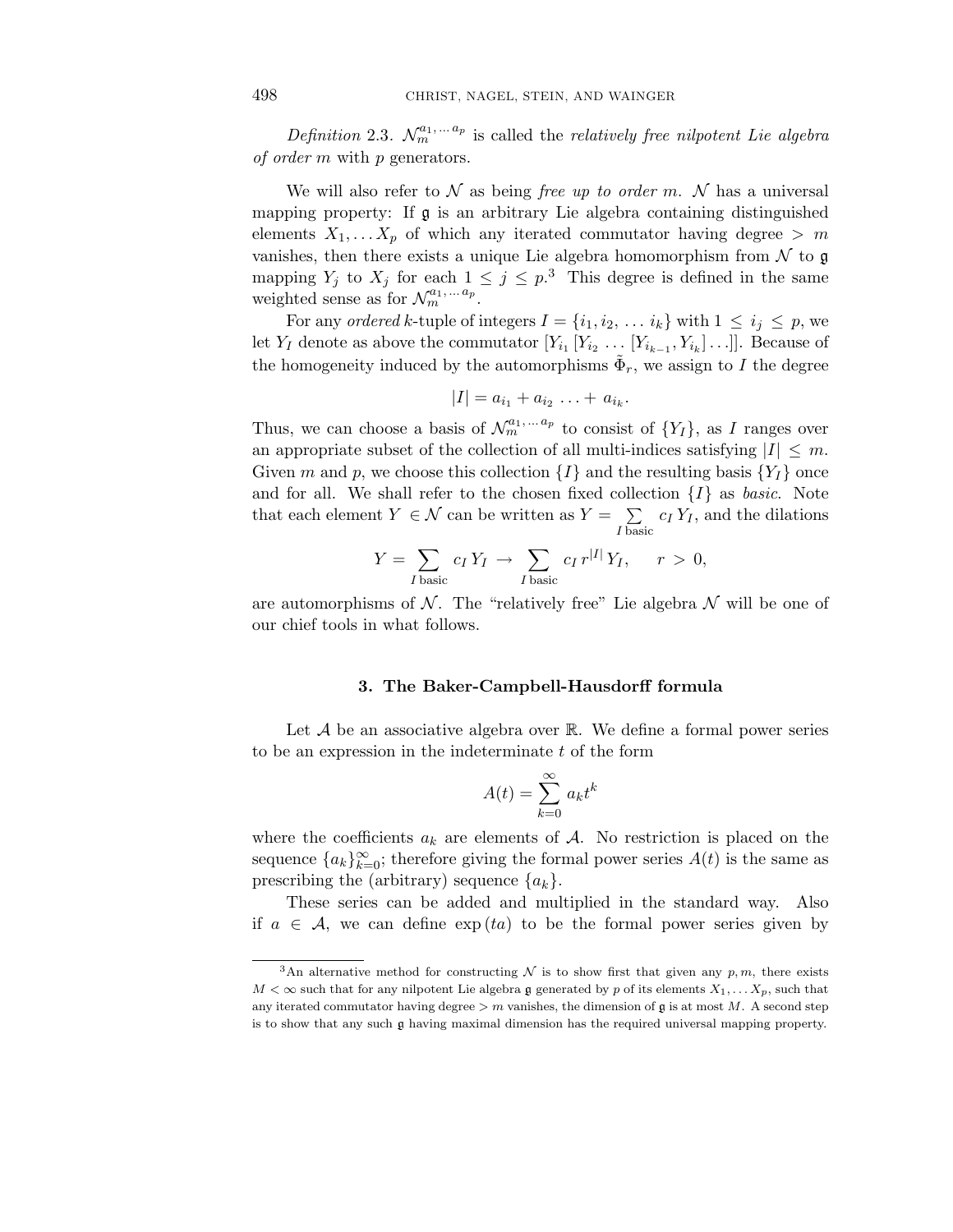*Definition* 2.3. $\mathcal{N}_m^{a_1,\dots a_p}$ is called the *relatively free nilpotent Lie algebra of order* $m$ with $p$ generators.

We will also refer to $\mathcal{N}$ as being *free up to order* $m$. $\mathcal{N}$ has a universal mapping property: If $\mathfrak{g}$ is an arbitrary Lie algebra containing distinguished elements $X_1, \dots X_p$ of which any iterated commutator having degree $> m$ vanishes, then there exists a unique Lie algebra homomorphism from $\mathcal{N}$ to $\mathfrak{g}$ mapping $Y_j$ to $X_j$ for each $1 \le j \le p$.[3] This degree is defined in the same weighted sense as for $\mathcal{N}_m^{a_1,\dots a_p}$.

For any *ordered* $k$-tuple of integers $I = \{i_1, i_2, \dots i_k\}$ with $1 \le i_j \le p$, we let $Y_I$ denote as above the commutator $[Y_{i_1}[Y_{i_2} \dots [Y_{i_{k-1}}, Y_{i_k}]\dots]]$. Because of the homogeneity induced by the automorphisms $\tilde{\Phi}_r$, we assign to $I$ the degree

$$|I| = a_{i_1} + a_{i_2} \dots + a_{i_k}.$$

Thus, we can choose a basis of $\mathcal{N}_m^{a_1,\dots a_p}$ to consist of $\{Y_I\}$, as $I$ ranges over an appropriate subset of the collection of all multi-indices satisfying $|I| \le m$. Given $m$ and $p$, we choose this collection $\{I\}$ and the resulting basis $\{Y_I\}$ once and for all. We shall refer to the chosen fixed collection $\{I\}$ as *basic*. Note that each element $Y \in \mathcal{N}$ can be written as $Y = \sum_{I \text{ basic}} c_I Y_I$, and the dilations

$$Y = \sum_{I \text{ basic}} c_I Y_I \to \sum_{I \text{ basic}} c_I r^{|I|} Y_I, \qquad r > 0,$$

are automorphisms of $\mathcal{N}$. The "relatively free" Lie algebra $\mathcal{N}$ will be one of our chief tools in what follows.

## 3. The Baker-Campbell-Hausdorff formula

Let $\mathcal{A}$ be an associative algebra over $\mathbb{R}$. We define a formal power series to be an expression in the indeterminate $t$ of the form

$$A(t) = \sum_{k=0}^{\infty} a_k t^k$$

where the coefficients $a_k$ are elements of $\mathcal{A}$. No restriction is placed on the sequence $\{a_k\}_{k=0}^{\infty}$; therefore giving the formal power series $A(t)$ is the same as prescribing the (arbitrary) sequence $\{a_k\}$.

These series can be added and multiplied in the standard way. Also if $a \in \mathcal{A}$, we can define $\exp(ta)$ to be the formal power series given by

[3] An alternative method for constructing $\mathcal{N}$ is to show first that given any $p, m$, there exists $M < \infty$ such that for any nilpotent Lie algebra $\mathfrak{g}$ generated by $p$ of its elements $X_1, \dots X_p$, such that any iterated commutator having degree $> m$ vanishes, the dimension of $\mathfrak{g}$ is at most $M$. A second step is to show that any such $\mathfrak{g}$ having maximal dimension has the required universal mapping property.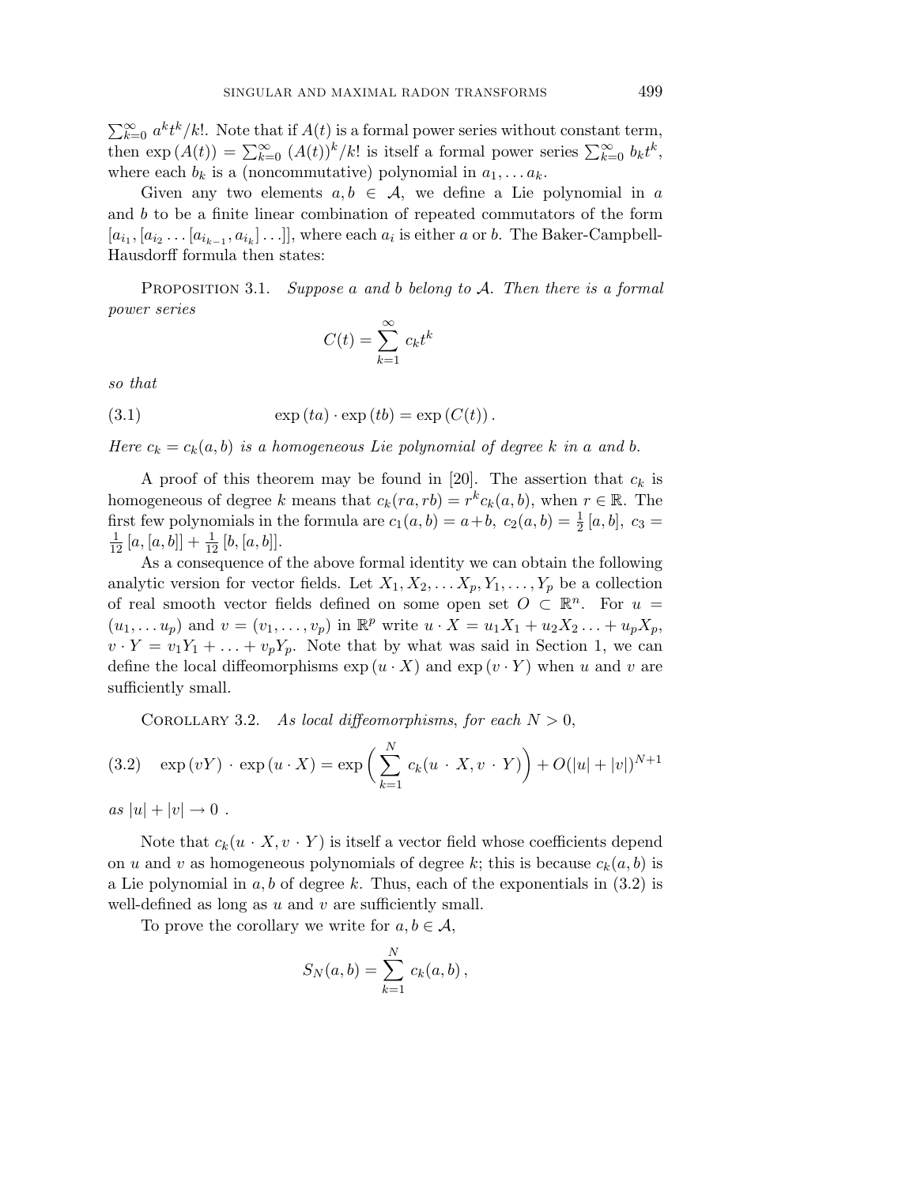$\sum_{k=0}^{\infty} a^k t^k/k!$. Note that if $A(t)$ is a formal power series without constant term, then $\exp(A(t)) = \sum_{k=0}^{\infty} (A(t))^k/k!$ is itself a formal power series $\sum_{k=0}^{\infty} b_k t^k$, where each $b_k$ is a (noncommutative) polynomial in $a_1, \dots a_k$.

Given any two elements $a, b \in \mathcal{A}$, we define a Lie polynomial in $a$ and $b$ to be a finite linear combination of repeated commutators of the form $[a_{i_1}, [a_{i_2} \dots [a_{i_{k-1}}, a_{i_k}] \dots]]$, where each $a_i$ is either $a$ or $b$. The Baker-Campbell-Hausdorff formula then states:

Proposition 3.1. *Suppose $a$ and $b$ belong to $\mathcal{A}$. Then there is a formal power series*

$$C(t) = \sum_{k=1}^{\infty} c_k t^k$$

*so that*

$$\exp(ta) \cdot \exp(tb) = \exp(C(t)). \tag{3.1}$$

*Here $c_k = c_k(a, b)$ is a homogeneous Lie polynomial of degree $k$ in $a$ and $b$.*

A proof of this theorem may be found in [20]. The assertion that $c_k$ is homogeneous of degree $k$ means that $c_k(ra, rb) = r^k c_k(a, b)$, when $r \in \mathbb{R}$. The first few polynomials in the formula are $c_1(a, b) = a + b$, $c_2(a, b) = \frac{1}{2}[a, b]$, $c_3 = \frac{1}{12}[a, [a, b]] + \frac{1}{12}[b, [a, b]]$.

As a consequence of the above formal identity we can obtain the following analytic version for vector fields. Let $X_1, X_2, \dots X_p, Y_1, \dots, Y_p$ be a collection of real smooth vector fields defined on some open set $O \subset \mathbb{R}^n$. For $u = (u_1, \dots u_p)$ and $v = (v_1, \dots, v_p)$ in $\mathbb{R}^p$ write $u \cdot X = u_1 X_1 + u_2 X_2 \dots + u_p X_p$, $v \cdot Y = v_1 Y_1 + \dots + v_p Y_p$. Note that by what was said in Section 1, we can define the local diffeomorphisms $\exp(u \cdot X)$ and $\exp(v \cdot Y)$ when $u$ and $v$ are sufficiently small.

Corollary 3.2. *As local diffeomorphisms, for each $N > 0$,*

$$\exp(vY) \cdot \exp(u \cdot X) = \exp\Big(\sum_{k=1}^{N} c_k(u \cdot X, v \cdot Y)\Big) + O(|u| + |v|)^{N+1} \tag{3.2}$$

*as $|u| + |v| \to 0$.*

Note that $c_k(u \cdot X, v \cdot Y)$ is itself a vector field whose coefficients depend on $u$ and $v$ as homogeneous polynomials of degree $k$; this is because $c_k(a, b)$ is a Lie polynomial in $a, b$ of degree $k$. Thus, each of the exponentials in (3.2) is well-defined as long as $u$ and $v$ are sufficiently small.

To prove the corollary we write for $a, b \in \mathcal{A}$,

$$S_N(a, b) = \sum_{k=1}^{N} c_k(a, b),$$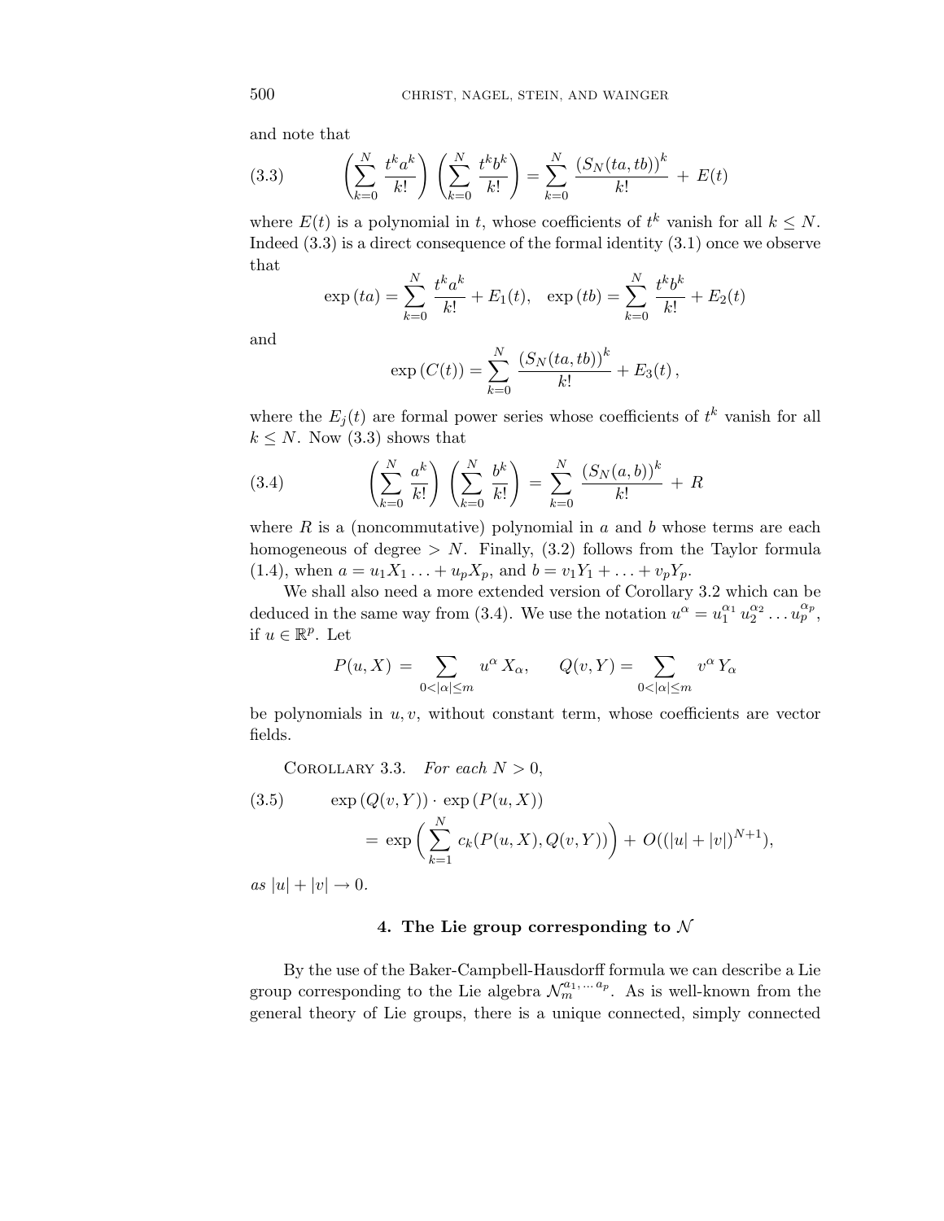and note that

$$\left(\sum_{k=0}^{N} \frac{t^k a^k}{k!}\right) \left(\sum_{k=0}^{N} \frac{t^k b^k}{k!}\right) = \sum_{k=0}^{N} \frac{\left(S_N(ta, tb)\right)^k}{k!} + E(t) \tag{3.3}$$

where $E(t)$ is a polynomial in $t$, whose coefficients of $t^k$ vanish for all $k \leq N$. Indeed (3.3) is a direct consequence of the formal identity (3.1) once we observe that

$$\exp(ta) = \sum_{k=0}^{N} \frac{t^k a^k}{k!} + E_1(t), \quad \exp(tb) = \sum_{k=0}^{N} \frac{t^k b^k}{k!} + E_2(t)$$

and

$$\exp(C(t)) = \sum_{k=0}^{N} \frac{\left(S_N(ta, tb)\right)^k}{k!} + E_3(t),$$

where the $E_j(t)$ are formal power series whose coefficients of $t^k$ vanish for all $k \leq N$. Now (3.3) shows that

$$\left(\sum_{k=0}^{N} \frac{a^k}{k!}\right) \left(\sum_{k=0}^{N} \frac{b^k}{k!}\right) = \sum_{k=0}^{N} \frac{\left(S_N(a, b)\right)^k}{k!} + R \tag{3.4}$$

where $R$ is a (noncommutative) polynomial in $a$ and $b$ whose terms are each homogeneous of degree $> N$. Finally, (3.2) follows from the Taylor formula (1.4), when $a = u_1 X_1 \ldots + u_p X_p$, and $b = v_1 Y_1 + \ldots + v_p Y_p$.

We shall also need a more extended version of Corollary 3.2 which can be deduced in the same way from (3.4). We use the notation $u^\alpha = u_1^{\alpha_1} u_2^{\alpha_2} \ldots u_p^{\alpha_p}$, if $u \in \mathbb{R}^p$. Let

$$P(u, X) = \sum_{0 < |\alpha| \leq m} u^\alpha X_\alpha, \qquad Q(v, Y) = \sum_{0 < |\alpha| \leq m} v^\alpha Y_\alpha$$

be polynomials in $u, v$, without constant term, whose coefficients are vector fields.

Corollary 3.3. *For each $N > 0$,*

$$\begin{aligned} \exp(Q(v, Y)) \cdot \exp(P(u, X)) & \\ = \exp\left(\sum_{k=1}^{N} c_k(P(u, X), Q(v, Y))\right) &+ O((|u| + |v|)^{N+1}), \end{aligned} \tag{3.5}$$

*as $|u| + |v| \to 0$.*

## 4. The Lie group corresponding to $\mathcal{N}$

By the use of the Baker-Campbell-Hausdorff formula we can describe a Lie group corresponding to the Lie algebra $\mathcal{N}_m^{a_1, \ldots a_p}$. As is well-known from the general theory of Lie groups, there is a unique connected, simply connected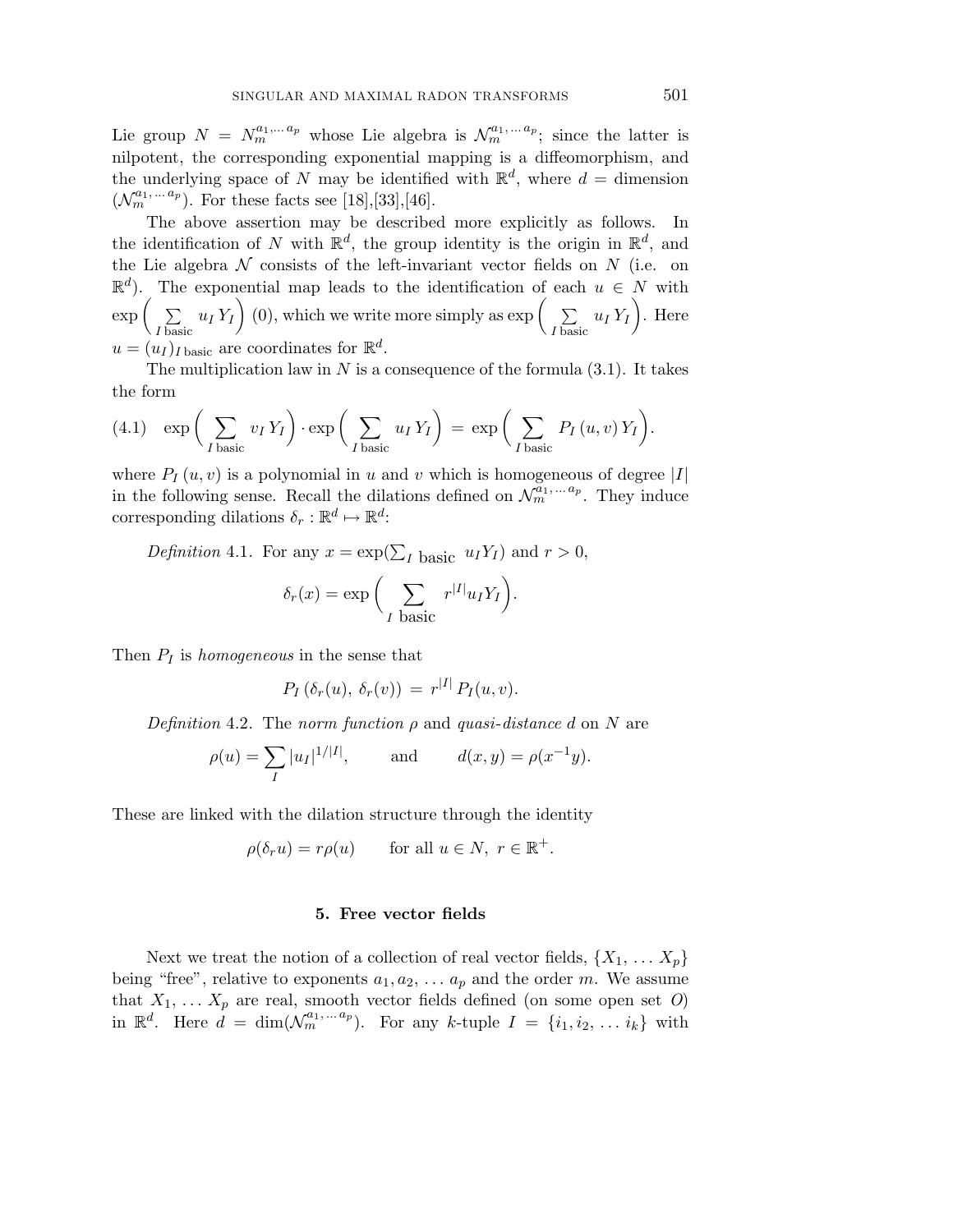Lie group $N = N_m^{a_1,\dots a_p}$ whose Lie algebra is $\mathcal{N}_m^{a_1,\dots a_p}$; since the latter is nilpotent, the corresponding exponential mapping is a diffeomorphism, and the underlying space of $N$ may be identified with $\mathbb{R}^d$, where $d =$ dimension $(\mathcal{N}_m^{a_1,\dots a_p})$. For these facts see [18],[33],[46].

The above assertion may be described more explicitly as follows. In the identification of $N$ with $\mathbb{R}^d$, the group identity is the origin in $\mathbb{R}^d$, and the Lie algebra $\mathcal{N}$ consists of the left-invariant vector fields on $N$ (i.e. on $\mathbb{R}^d$). The exponential map leads to the identification of each $u \in N$ with $\exp\Big(\sum_{I \text{ basic}} u_I\, Y_I\Big)\,(0)$, which we write more simply as $\exp\Big(\sum_{I \text{ basic}} u_I\, Y_I\Big)$. Here $u = (u_I)_{I \text{ basic}}$ are coordinates for $\mathbb{R}^d$.

The multiplication law in $N$ is a consequence of the formula (3.1). It takes the form

$$\exp\Big(\sum_{I \text{ basic}} v_I\, Y_I\Big)\cdot \exp\Big(\sum_{I \text{ basic}} u_I\, Y_I\Big) \;=\; \exp\Big(\sum_{I \text{ basic}} P_I\,(u,v)\, Y_I\Big). \tag{4.1}$$

where $P_I\,(u,v)$ is a polynomial in $u$ and $v$ which is homogeneous of degree $|I|$ in the following sense. Recall the dilations defined on $\mathcal{N}_m^{a_1,\dots a_p}$. They induce corresponding dilations $\delta_r : \mathbb{R}^d \mapsto \mathbb{R}^d$:

*Definition* 4.1. For any $x = \exp(\sum_{I \text{ basic}} u_I Y_I)$ and $r > 0$,

$$\delta_r(x) = \exp\Big(\sum_{I \text{ basic}} r^{|I|} u_I Y_I\Big).$$

Then $P_I$ is *homogeneous* in the sense that

$$P_I\,(\delta_r(u),\, \delta_r(v)) \;=\; r^{|I|}\, P_I(u,v).$$

*Definition* 4.2. The *norm function* $\rho$ and *quasi-distance* $d$ on $N$ are

$$\rho(u) = \sum_I |u_I|^{1/|I|}, \qquad \text{and} \qquad d(x,y) = \rho(x^{-1}y).$$

These are linked with the dilation structure through the identity

$$\rho(\delta_r u) = r\rho(u) \qquad \text{for all } u \in N,\ r \in \mathbb{R}^+.$$

## 5. Free vector fields

Next we treat the notion of a collection of real vector fields, $\{X_1, \dots X_p\}$ being "free", relative to exponents $a_1, a_2, \dots a_p$ and the order $m$. We assume that $X_1, \dots X_p$ are real, smooth vector fields defined (on some open set $O$) in $\mathbb{R}^d$. Here $d = \dim(\mathcal{N}_m^{a_1,\dots a_p})$. For any $k$-tuple $I = \{i_1, i_2, \dots i_k\}$ with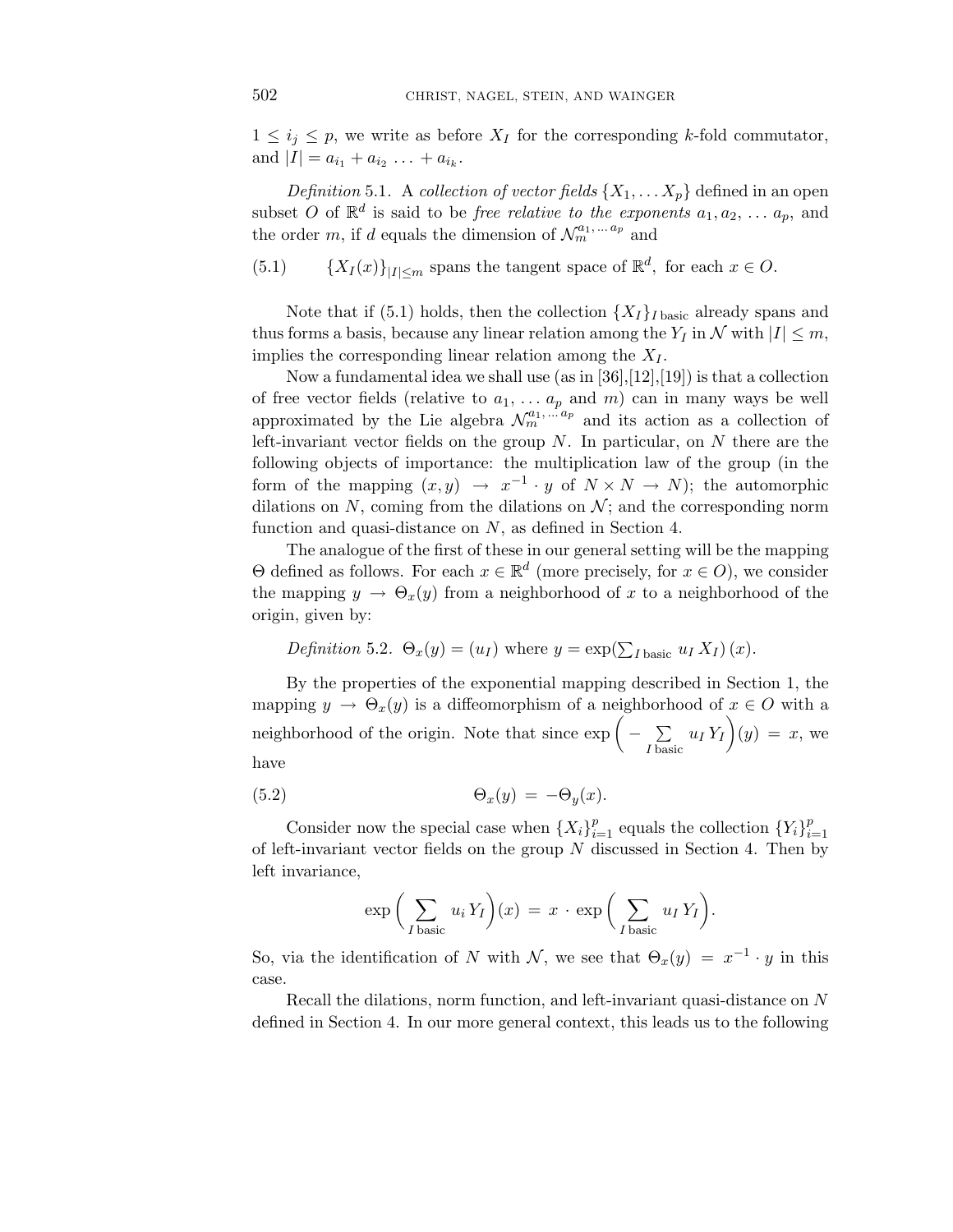$1 \leq i_j \leq p$, we write as before $X_I$ for the corresponding $k$-fold commutator, and $|I| = a_{i_1} + a_{i_2} \ldots + a_{i_k}$.

*Definition* 5.1. A *collection of vector fields* $\{X_1, \ldots X_p\}$ defined in an open subset $O$ of $\mathbb{R}^d$ is said to be *free relative to the exponents* $a_1, a_2, \ldots a_p$, and the order $m$, if $d$ equals the dimension of $\mathcal{N}_m^{a_1, \ldots a_p}$ and

$$\{X_I(x)\}_{|I| \leq m} \text{ spans the tangent space of } \mathbb{R}^d, \text{ for each } x \in O. \tag{5.1}$$

Note that if (5.1) holds, then the collection $\{X_I\}_{I \, \text{basic}}$ already spans and thus forms a basis, because any linear relation among the $Y_I$ in $\mathcal{N}$ with $|I| \leq m$, implies the corresponding linear relation among the $X_I$.

Now a fundamental idea we shall use (as in [36],[12],[19]) is that a collection of free vector fields (relative to $a_1, \ldots a_p$ and $m$) can in many ways be well approximated by the Lie algebra $\mathcal{N}_m^{a_1, \ldots a_p}$ and its action as a collection of left-invariant vector fields on the group $N$. In particular, on $N$ there are the following objects of importance: the multiplication law of the group (in the form of the mapping $(x, y) \rightarrow x^{-1} \cdot y$ of $N \times N \rightarrow N$); the automorphic dilations on $N$, coming from the dilations on $\mathcal{N}$; and the corresponding norm function and quasi-distance on $N$, as defined in Section 4.

The analogue of the first of these in our general setting will be the mapping $\Theta$ defined as follows. For each $x \in \mathbb{R}^d$ (more precisely, for $x \in O$), we consider the mapping $y \rightarrow \Theta_x(y)$ from a neighborhood of $x$ to a neighborhood of the origin, given by:

*Definition* 5.2. $\Theta_x(y) = (u_I)$ where $y = \exp(\sum_{I \, \text{basic}} u_I \, X_I)\,(x)$.

By the properties of the exponential mapping described in Section 1, the mapping $y \rightarrow \Theta_x(y)$ is a diffeomorphism of a neighborhood of $x \in O$ with a neighborhood of the origin. Note that since $\exp\Big(-\sum_{I \, \text{basic}} u_I \, Y_I\Big)(y) = x$, we have

$$\Theta_x(y) = -\Theta_y(x). \tag{5.2}$$

Consider now the special case when $\{X_i\}_{i=1}^p$ equals the collection $\{Y_i\}_{i=1}^p$ of left-invariant vector fields on the group $N$ discussed in Section 4. Then by left invariance,

$$\exp\Big(\sum_{I \, \text{basic}} u_i \, Y_I\Big)(x) = x \cdot \exp\Big(\sum_{I \, \text{basic}} u_I \, Y_I\Big).$$

So, via the identification of $N$ with $\mathcal{N}$, we see that $\Theta_x(y) = x^{-1} \cdot y$ in this case.

Recall the dilations, norm function, and left-invariant quasi-distance on $N$ defined in Section 4. In our more general context, this leads us to the following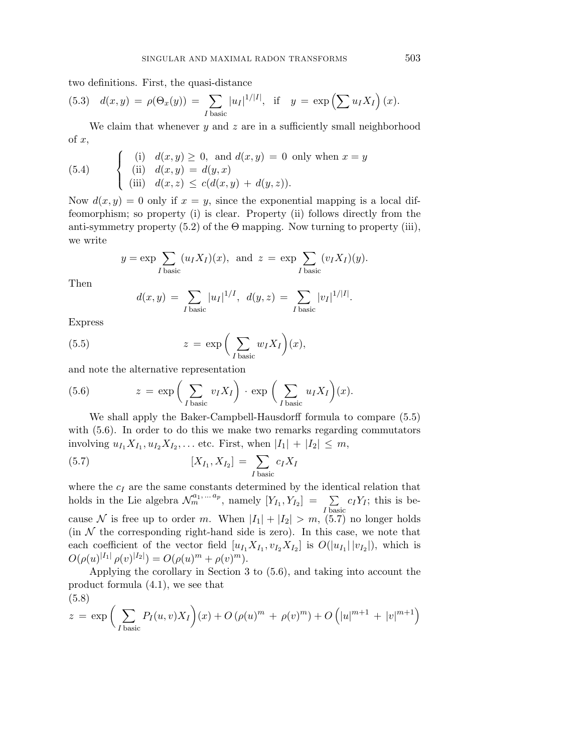two definitions. First, the quasi-distance

$$(5.3)\quad d(x,y) = \rho(\Theta_x(y)) = \sum_{I \text{ basic}} |u_I|^{1/|I|}, \quad \text{if} \quad y = \exp\Big(\sum u_I X_I\Big)(x).$$

We claim that whenever $y$ and $z$ are in a sufficiently small neighborhood of $x$,

$$(5.4)\qquad \begin{cases} \text{(i)} \quad d(x,y) \geq 0, \text{ and } d(x,y) = 0 \text{ only when } x = y \\ \text{(ii)} \quad d(x,y) = d(y,x) \\ \text{(iii)} \quad d(x,z) \leq c(d(x,y) + d(y,z)). \end{cases}$$

Now $d(x,y) = 0$ only if $x = y$, since the exponential mapping is a local diffeomorphism; so property (i) is clear. Property (ii) follows directly from the anti-symmetry property (5.2) of the $\Theta$ mapping. Now turning to property (iii), we write

$$y = \exp \sum_{I \text{ basic}} (u_I X_I)(x), \text{ and } z = \exp \sum_{I \text{ basic}} (v_I X_I)(y).$$

Then

$$d(x,y) = \sum_{I \text{ basic}} |u_I|^{1/I}, \ d(y,z) = \sum_{I \text{ basic}} |v_I|^{1/|I|}.$$

Express

$$(5.5)\qquad z = \exp\Big(\sum_{I \text{ basic}} w_I X_I\Big)(x),$$

and note the alternative representation

$$(5.6)\qquad z = \exp\Big(\sum_{I \text{ basic}} v_I X_I\Big) \cdot \exp\Big(\sum_{I \text{ basic}} u_I X_I\Big)(x).$$

We shall apply the Baker-Campbell-Hausdorff formula to compare (5.5) with (5.6). In order to do this we make two remarks regarding commutators involving $u_{I_1}X_{I_1}, u_{I_2}X_{I_2}, \ldots$ etc. First, when $|I_1| + |I_2| \leq m$,

$$(5.7)\qquad [X_{I_1}, X_{I_2}] = \sum_{I \text{ basic}} c_I X_I$$

where the $c_I$ are the same constants determined by the identical relation that holds in the Lie algebra $\mathcal{N}_m^{a_1,\ldots a_p}$, namely $[Y_{I_1}, Y_{I_2}] = \sum_{I \text{ basic}} c_I Y_I$; this is because $\mathcal{N}$ is free up to order $m$. When $|I_1| + |I_2| > m$, (5.7) no longer holds (in $\mathcal{N}$ the corresponding right-hand side is zero). In this case, we note that each coefficient of the vector field $[u_{I_1}X_{I_1}, v_{I_2}X_{I_2}]$ is $O(|u_{I_1}|\,|v_{I_2}|)$, which is $O(\rho(u)^{|I_1|}\,\rho(v)^{|I_2|}) = O(\rho(u)^m + \rho(v)^m)$.

Applying the corollary in Section 3 to (5.6), and taking into account the product formula (4.1), we see that

$$(5.8)$$
$$z = \exp\Big(\sum_{I \text{ basic}} P_I(u,v) X_I\Big)(x) + O\left(\rho(u)^m + \rho(v)^m\right) + O\left(|u|^{m+1} + |v|^{m+1}\right)$$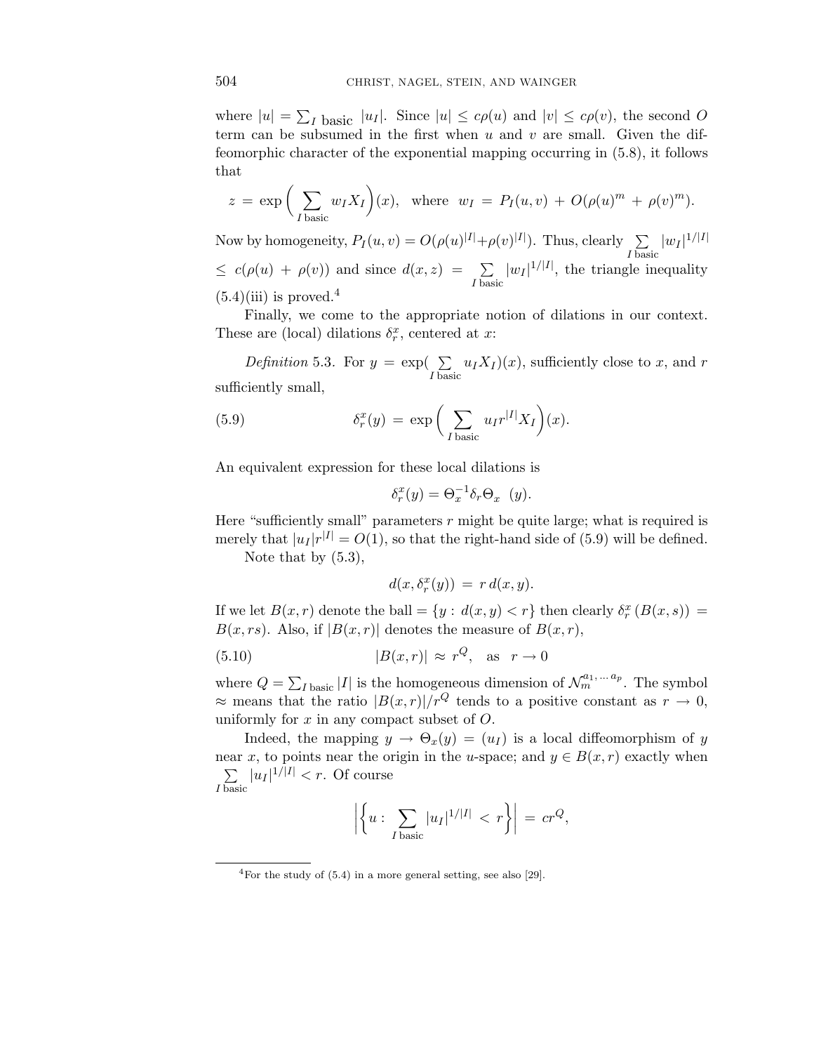where $|u| = \sum_{I \text{ basic}} |u_I|$. Since $|u| \leq c\rho(u)$ and $|v| \leq c\rho(v)$, the second $O$ term can be subsumed in the first when $u$ and $v$ are small. Given the diffeomorphic character of the exponential mapping occurring in (5.8), it follows that

$$z = \exp\Big(\sum_{I \text{ basic}} w_I X_I\Big)(x), \quad \text{where} \quad w_I = P_I(u,v) + O(\rho(u)^m + \rho(v)^m).$$

Now by homogeneity, $P_I(u,v) = O(\rho(u)^{|I|} + \rho(v)^{|I|})$. Thus, clearly $\sum_{I \text{ basic}} |w_I|^{1/|I|} \leq c(\rho(u) + \rho(v))$ and since $d(x,z) = \sum_{I \text{ basic}} |w_I|^{1/|I|}$, the triangle inequality (5.4)(iii) is proved.[4]

Finally, we come to the appropriate notion of dilations in our context. These are (local) dilations $\delta_r^x$, centered at $x$:

*Definition* 5.3. For $y = \exp(\sum_{I \text{ basic}} u_I X_I)(x)$, sufficiently close to $x$, and $r$ sufficiently small,

$$\delta_r^x(y) = \exp\Big(\sum_{I \text{ basic}} u_I r^{|I|} X_I\Big)(x). \tag{5.9}$$

An equivalent expression for these local dilations is

$$\delta_r^x(y) = \Theta_x^{-1} \delta_r \Theta_x \ (y).$$

Here "sufficiently small" parameters $r$ might be quite large; what is required is merely that $|u_I| r^{|I|} = O(1)$, so that the right-hand side of (5.9) will be defined.

Note that by (5.3),

$$d(x, \delta_r^x(y)) = r\, d(x,y).$$

If we let $B(x,r)$ denote the ball $= \{y : d(x,y) < r\}$ then clearly $\delta_r^x(B(x,s)) = B(x,rs)$. Also, if $|B(x,r)|$ denotes the measure of $B(x,r)$,

$$|B(x,r)| \approx r^Q, \quad \text{as} \quad r \to 0 \tag{5.10}$$

where $Q = \sum_{I \text{ basic}} |I|$ is the homogeneous dimension of $\mathcal{N}_m^{a_1, \dots a_p}$. The symbol $\approx$ means that the ratio $|B(x,r)|/r^Q$ tends to a positive constant as $r \to 0$, uniformly for $x$ in any compact subset of $O$.

Indeed, the mapping $y \to \Theta_x(y) = (u_I)$ is a local diffeomorphism of $y$ near $x$, to points near the origin in the $u$-space; and $y \in B(x,r)$ exactly when $\sum_{I \text{ basic}} |u_I|^{1/|I|} < r$. Of course

$$\Big|\Big\{u : \sum_{I \text{ basic}} |u_I|^{1/|I|} < r\Big\}\Big| = cr^Q,$$

[4] For the study of (5.4) in a more general setting, see also [29].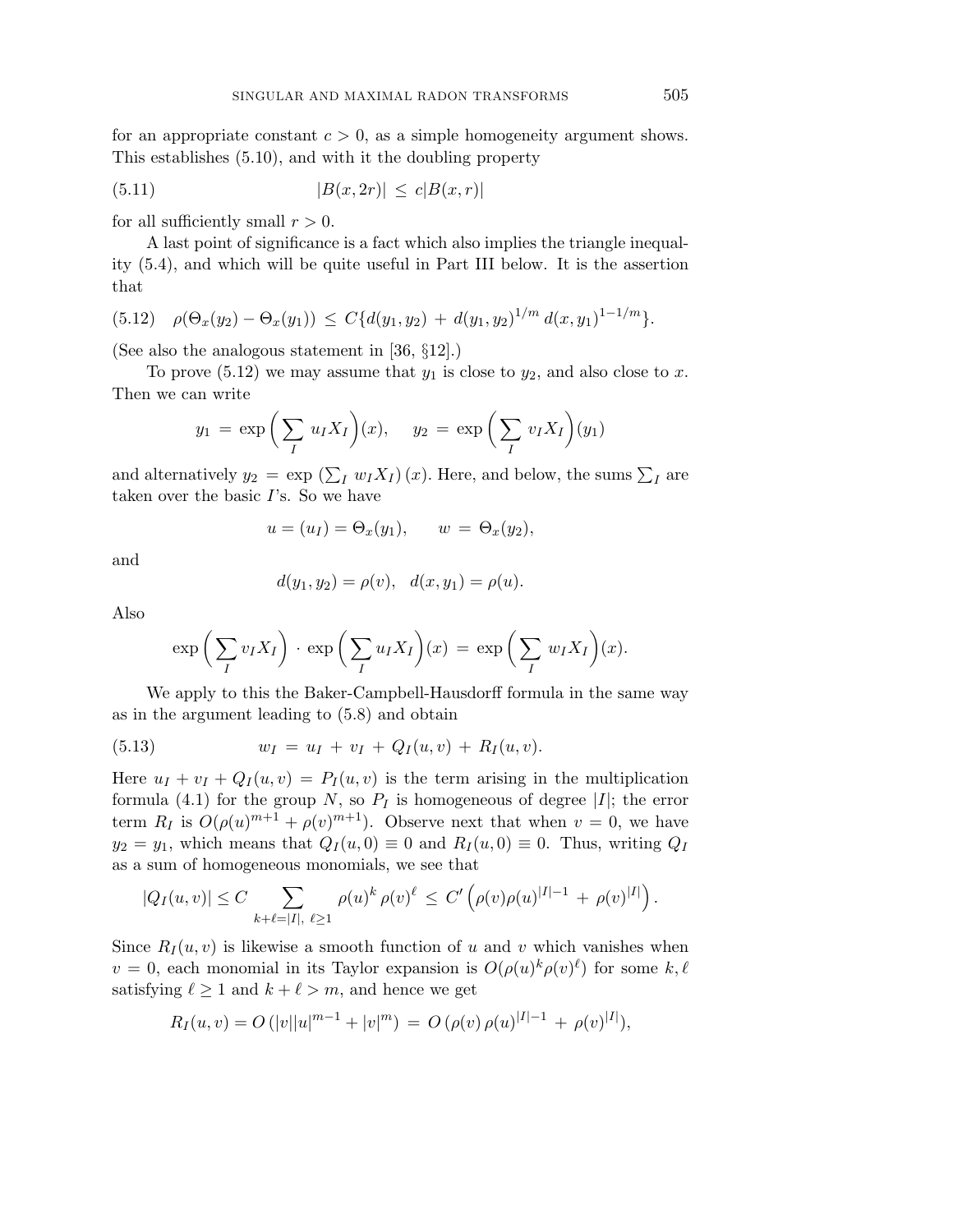for an appropriate constant $c > 0$, as a simple homogeneity argument shows. This establishes (5.10), and with it the doubling property

$$|B(x, 2r)| \leq c|B(x, r)| \tag{5.11}$$

for all sufficiently small $r > 0$.

A last point of significance is a fact which also implies the triangle inequality (5.4), and which will be quite useful in Part III below. It is the assertion that

$$\rho(\Theta_x(y_2) - \Theta_x(y_1)) \leq C\{d(y_1, y_2) + d(y_1, y_2)^{1/m}\, d(x, y_1)^{1-1/m}\}. \tag{5.12}$$

(See also the analogous statement in [36, §12].)

To prove (5.12) we may assume that $y_1$ is close to $y_2$, and also close to $x$. Then we can write

$$y_1 = \exp\Big(\sum_I u_I X_I\Big)(x), \quad y_2 = \exp\Big(\sum_I v_I X_I\Big)(y_1)$$

and alternatively $y_2 = \exp\left(\sum_I w_I X_I\right)(x)$. Here, and below, the sums $\sum_I$ are taken over the basic $I$'s. So we have

$$u = (u_I) = \Theta_x(y_1), \qquad w = \Theta_x(y_2),$$

and

$$d(y_1, y_2) = \rho(v), \quad d(x, y_1) = \rho(u).$$

Also

$$\exp\Big(\sum_I v_I X_I\Big) \cdot \exp\Big(\sum_I u_I X_I\Big)(x) = \exp\Big(\sum_I w_I X_I\Big)(x).$$

We apply to this the Baker-Campbell-Hausdorff formula in the same way as in the argument leading to (5.8) and obtain

$$w_I = u_I + v_I + Q_I(u, v) + R_I(u, v). \tag{5.13}$$

Here $u_I + v_I + Q_I(u, v) = P_I(u, v)$ is the term arising in the multiplication formula (4.1) for the group $N$, so $P_I$ is homogeneous of degree $|I|$; the error term $R_I$ is $O(\rho(u)^{m+1} + \rho(v)^{m+1})$. Observe next that when $v = 0$, we have $y_2 = y_1$, which means that $Q_I(u, 0) \equiv 0$ and $R_I(u, 0) \equiv 0$. Thus, writing $Q_I$ as a sum of homogeneous monomials, we see that

$$|Q_I(u, v)| \leq C \sum_{k+\ell=|I|,\ \ell \geq 1} \rho(u)^k \rho(v)^\ell \leq C' \left(\rho(v)\rho(u)^{|I|-1} + \rho(v)^{|I|}\right).$$

Since $R_I(u, v)$ is likewise a smooth function of $u$ and $v$ which vanishes when $v = 0$, each monomial in its Taylor expansion is $O(\rho(u)^k \rho(v)^\ell)$ for some $k, \ell$ satisfying $\ell \geq 1$ and $k + \ell > m$, and hence we get

$$R_I(u, v) = O\left(|v||u|^{m-1} + |v|^m\right) = O\left(\rho(v)\,\rho(u)^{|I|-1} + \rho(v)^{|I|}\right),$$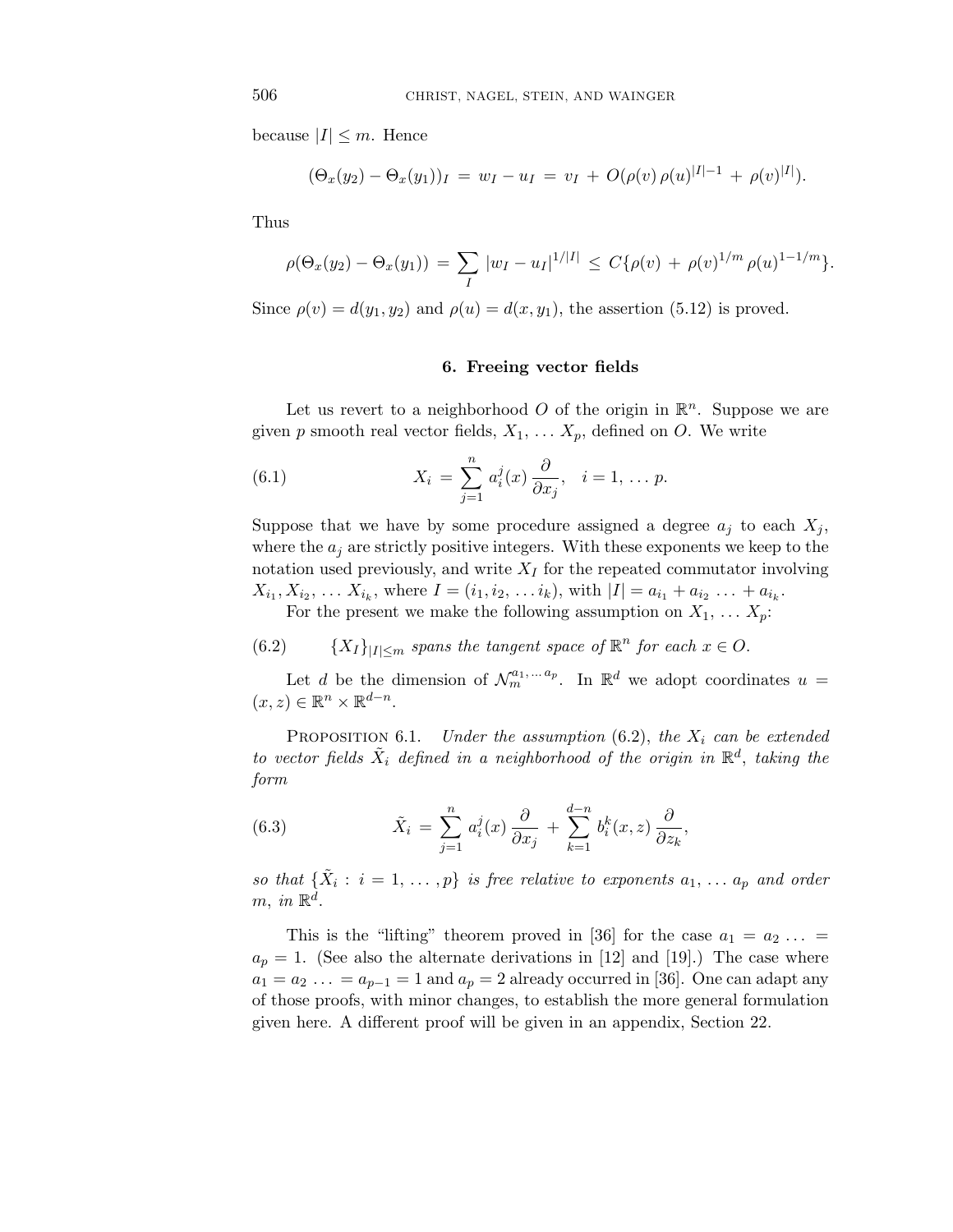because $|I| \leq m$. Hence

$$(\Theta_x(y_2) - \Theta_x(y_1))_I \,=\, w_I - u_I \,=\, v_I \,+\, O(\rho(v)\,\rho(u)^{|I|-1} \,+\, \rho(v)^{|I|}).$$

Thus

$$\rho(\Theta_x(y_2) - \Theta_x(y_1)) \,=\, \sum_I \,|w_I - u_I|^{1/|I|} \,\leq\, C\{\rho(v) \,+\, \rho(v)^{1/m}\,\rho(u)^{1-1/m}\}.$$

Since $\rho(v) = d(y_1, y_2)$ and $\rho(u) = d(x, y_1)$, the assertion (5.12) is proved.

## 6. Freeing vector fields

Let us revert to a neighborhood $O$ of the origin in $\mathbb{R}^n$. Suppose we are given $p$ smooth real vector fields, $X_1, \ldots X_p$, defined on $O$. We write

$$X_i \,=\, \sum_{j=1}^{n} a_i^j(x)\,\frac{\partial}{\partial x_j}, \quad i = 1, \ldots p. \tag{6.1}$$

Suppose that we have by some procedure assigned a degree $a_j$ to each $X_j$, where the $a_j$ are strictly positive integers. With these exponents we keep to the notation used previously, and write $X_I$ for the repeated commutator involving $X_{i_1}, X_{i_2}, \ldots X_{i_k}$, where $I = (i_1, i_2, \ldots i_k)$, with $|I| = a_{i_1} + a_{i_2} \ldots + a_{i_k}$.

For the present we make the following assumption on $X_1, \ldots X_p$:

$$\{X_I\}_{|I|\leq m} \textit{ spans the tangent space of } \mathbb{R}^n \textit{ for each } x \in O. \tag{6.2}$$

Let $d$ be the dimension of $\mathcal{N}_m^{a_1, \ldots a_p}$. In $\mathbb{R}^d$ we adopt coordinates $u = (x, z) \in \mathbb{R}^n \times \mathbb{R}^{d-n}$.

Proposition 6.1. *Under the assumption* (6.2), *the* $X_i$ *can be extended to vector fields* $\tilde{X}_i$ *defined in a neighborhood of the origin in* $\mathbb{R}^d$, *taking the form*

$$\tilde{X}_i \,=\, \sum_{j=1}^{n} a_i^j(x)\,\frac{\partial}{\partial x_j} \,+\, \sum_{k=1}^{d-n} b_i^k(x, z)\,\frac{\partial}{\partial z_k}, \tag{6.3}$$

*so that* $\{\tilde{X}_i \,:\, i = 1, \ldots, p\}$ *is free relative to exponents* $a_1, \ldots a_p$ *and order* $m$, *in* $\mathbb{R}^d$.

This is the "lifting" theorem proved in [36] for the case $a_1 = a_2 \ldots = a_p = 1$. (See also the alternate derivations in [12] and [19].) The case where $a_1 = a_2 \ldots = a_{p-1} = 1$ and $a_p = 2$ already occurred in [36]. One can adapt any of those proofs, with minor changes, to establish the more general formulation given here. A different proof will be given in an appendix, Section 22.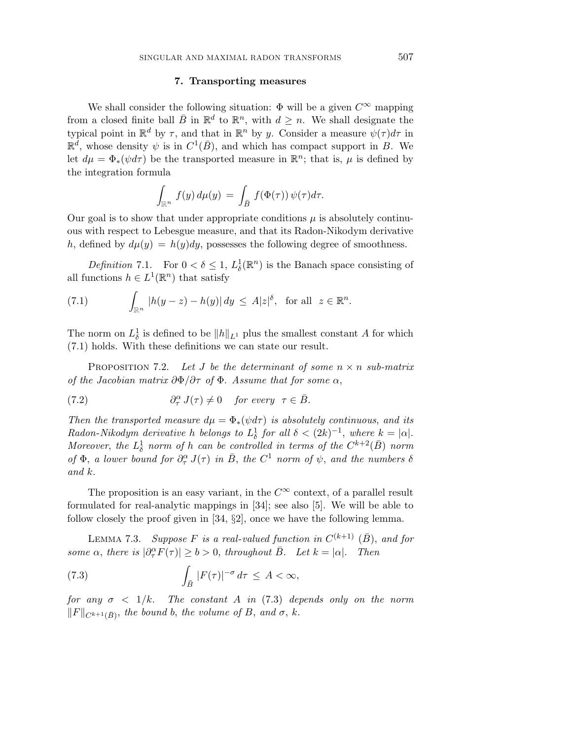## 7. Transporting measures

We shall consider the following situation: $\Phi$ will be a given $C^\infty$ mapping from a closed finite ball $\bar{B}$ in $\mathbb{R}^d$ to $\mathbb{R}^n$, with $d \geq n$. We shall designate the typical point in $\mathbb{R}^d$ by $\tau$, and that in $\mathbb{R}^n$ by $y$. Consider a measure $\psi(\tau)d\tau$ in $\mathbb{R}^d$, whose density $\psi$ is in $C^1(\bar{B})$, and which has compact support in $B$. We let $d\mu = \Phi_*(\psi d\tau)$ be the transported measure in $\mathbb{R}^n$; that is, $\mu$ is defined by the integration formula

$$\int_{\mathbb{R}^n} f(y)\, d\mu(y) \;=\; \int_{\bar{B}} f(\Phi(\tau))\, \psi(\tau) d\tau.$$

Our goal is to show that under appropriate conditions $\mu$ is absolutely continuous with respect to Lebesgue measure, and that its Radon-Nikodym derivative $h$, defined by $d\mu(y) = h(y)dy$, possesses the following degree of smoothness.

*Definition* 7.1. For $0 < \delta \leq 1$, $L^1_\delta(\mathbb{R}^n)$ is the Banach space consisting of all functions $h \in L^1(\mathbb{R}^n)$ that satisfy

$$\int_{\mathbb{R}^n} |h(y-z) - h(y)|\, dy \;\leq\; A|z|^\delta, \quad \text{for all } \; z \in \mathbb{R}^n. \tag{7.1}$$

The norm on $L^1_\delta$ is defined to be $\|h\|_{L^1}$ plus the smallest constant $A$ for which (7.1) holds. With these definitions we can state our result.

Proposition 7.2. *Let $J$ be the determinant of some $n \times n$ sub-matrix of the Jacobian matrix $\partial\Phi/\partial\tau$ of $\Phi$. Assume that for some $\alpha$,*

$$\partial^\alpha_\tau J(\tau) \neq 0 \quad \textit{for every } \; \tau \in \bar{B}. \tag{7.2}$$

*Then the transported measure $d\mu = \Phi_*(\psi d\tau)$ is absolutely continuous, and its Radon-Nikodym derivative $h$ belongs to $L^1_\delta$ for all $\delta < (2k)^{-1}$, where $k = |\alpha|$. Moreover, the $L^1_\delta$ norm of $h$ can be controlled in terms of the $C^{k+2}(\bar{B})$ norm of $\Phi$, a lower bound for $\partial^\alpha_\tau J(\tau)$ in $\bar{B}$, the $C^1$ norm of $\psi$, and the numbers $\delta$ and $k$.*

The proposition is an easy variant, in the $C^\infty$ context, of a parallel result formulated for real-analytic mappings in [34]; see also [5]. We will be able to follow closely the proof given in [34, §2], once we have the following lemma.

Lemma 7.3. *Suppose $F$ is a real-valued function in $C^{(k+1)}$ $(\bar{B})$, and for some $\alpha$, there is $|\partial^\alpha_\tau F(\tau)| \geq b > 0$, throughout $\bar{B}$. Let $k = |\alpha|$. Then*

$$\int_{\bar{B}} |F(\tau)|^{-\sigma}\, d\tau \;\leq\; A < \infty, \tag{7.3}$$

*for any $\sigma < 1/k$. The constant $A$ in (7.3) depends only on the norm $\|F\|_{C^{k+1}(\bar{B})}$, the bound $b$, the volume of $B$, and $\sigma$, $k$.*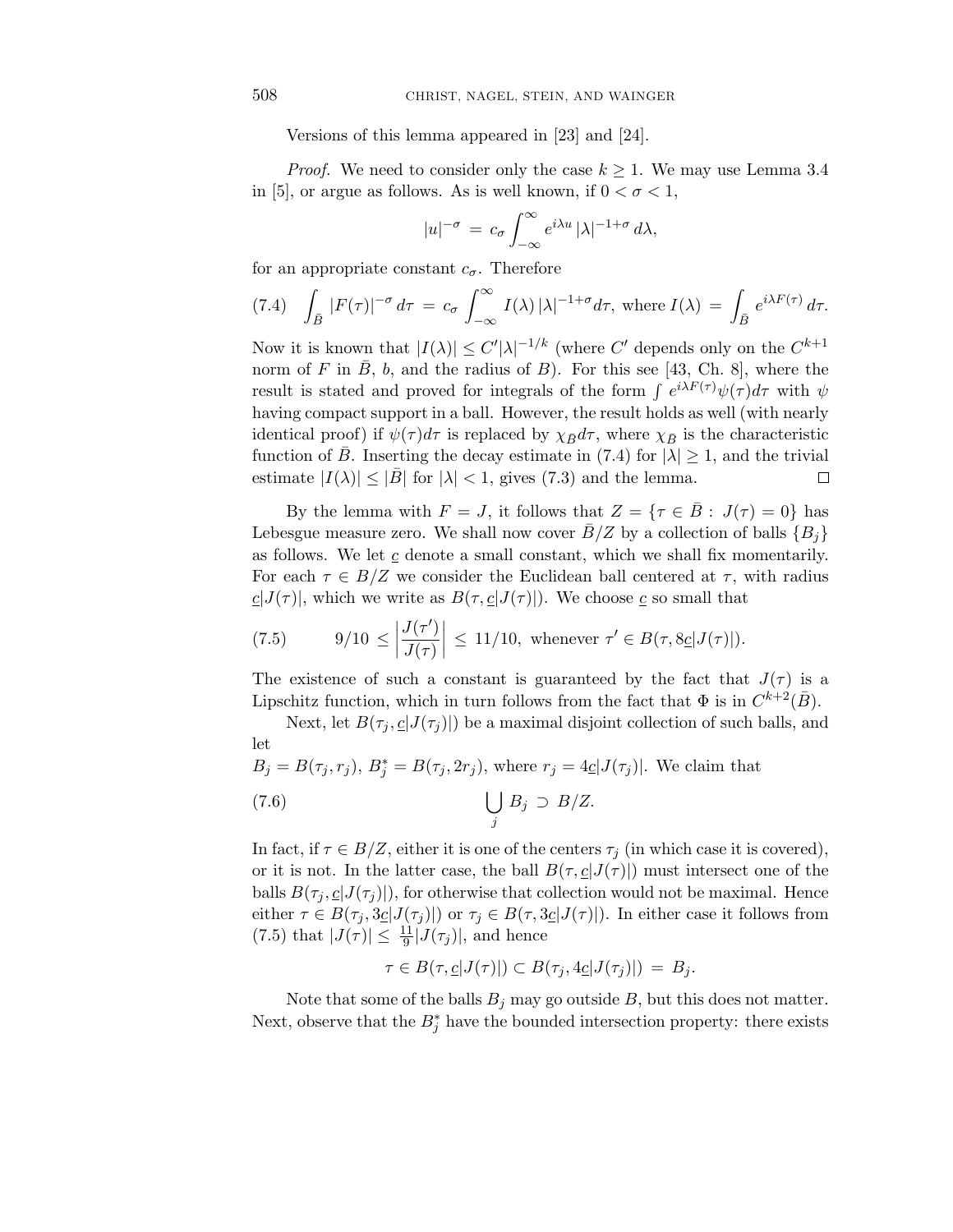Versions of this lemma appeared in [23] and [24].

*Proof.* We need to consider only the case $k \geq 1$. We may use Lemma 3.4 in [5], or argue as follows. As is well known, if $0 < \sigma < 1$,

$$|u|^{-\sigma} = c_\sigma \int_{-\infty}^{\infty} e^{i\lambda u} \, |\lambda|^{-1+\sigma} \, d\lambda,$$

for an appropriate constant $c_\sigma$. Therefore

$$\int_{\bar{B}} |F(\tau)|^{-\sigma} \, d\tau = c_\sigma \int_{-\infty}^{\infty} I(\lambda) \, |\lambda|^{-1+\sigma} d\tau, \text{ where } I(\lambda) = \int_{\bar{B}} e^{i\lambda F(\tau)} \, d\tau. \tag{7.4}$$

Now it is known that $|I(\lambda)| \leq C'|\lambda|^{-1/k}$ (where $C'$ depends only on the $C^{k+1}$ norm of $F$ in $\bar{B}$, $b$, and the radius of $B$). For this see [43, Ch. 8], where the result is stated and proved for integrals of the form $\int e^{i\lambda F(\tau)} \psi(\tau) d\tau$ with $\psi$ having compact support in a ball. However, the result holds as well (with nearly identical proof) if $\psi(\tau)d\tau$ is replaced by $\chi_{\bar{B}} d\tau$, where $\chi_{\bar{B}}$ is the characteristic function of $\bar{B}$. Inserting the decay estimate in (7.4) for $|\lambda| \geq 1$, and the trivial estimate $|I(\lambda)| \leq |\bar{B}|$ for $|\lambda| < 1$, gives (7.3) and the lemma. □

By the lemma with $F = J$, it follows that $Z = \{\tau \in \bar{B} : J(\tau) = 0\}$ has Lebesgue measure zero. We shall now cover $\bar{B}/Z$ by a collection of balls $\{B_j\}$ as follows. We let $\underline{c}$ denote a small constant, which we shall fix momentarily. For each $\tau \in B/Z$ we consider the Euclidean ball centered at $\tau$, with radius $\underline{c}|J(\tau)|$, which we write as $B(\tau, \underline{c}|J(\tau)|)$. We choose $\underline{c}$ so small that

$$9/10 \leq \left| \frac{J(\tau')}{J(\tau)} \right| \leq 11/10, \text{ whenever } \tau' \in B(\tau, 8\underline{c}|J(\tau)|). \tag{7.5}$$

The existence of such a constant is guaranteed by the fact that $J(\tau)$ is a Lipschitz function, which in turn follows from the fact that $\Phi$ is in $C^{k+2}(\bar{B})$.

Next, let $B(\tau_j, \underline{c}|J(\tau_j)|)$ be a maximal disjoint collection of such balls, and let

$B_j = B(\tau_j, r_j)$, $B_j^* = B(\tau_j, 2r_j)$, where $r_j = 4\underline{c}|J(\tau_j)|$. We claim that

$$\bigcup_j B_j \supset B/Z. \tag{7.6}$$

In fact, if $\tau \in B/Z$, either it is one of the centers $\tau_j$ (in which case it is covered), or it is not. In the latter case, the ball $B(\tau, \underline{c}|J(\tau)|)$ must intersect one of the balls $B(\tau_j, \underline{c}|J(\tau_j)|)$, for otherwise that collection would not be maximal. Hence either $\tau \in B(\tau_j, 3\underline{c}|J(\tau_j)|)$ or $\tau_j \in B(\tau, 3\underline{c}|J(\tau)|)$. In either case it follows from (7.5) that $|J(\tau)| \leq \frac{11}{9}|J(\tau_j)|$, and hence

$$\tau \in B(\tau, \underline{c}|J(\tau)|) \subset B(\tau_j, 4\underline{c}|J(\tau_j)|) = B_j.$$

Note that some of the balls $B_j$ may go outside $B$, but this does not matter. Next, observe that the $B_j^*$ have the bounded intersection property: there exists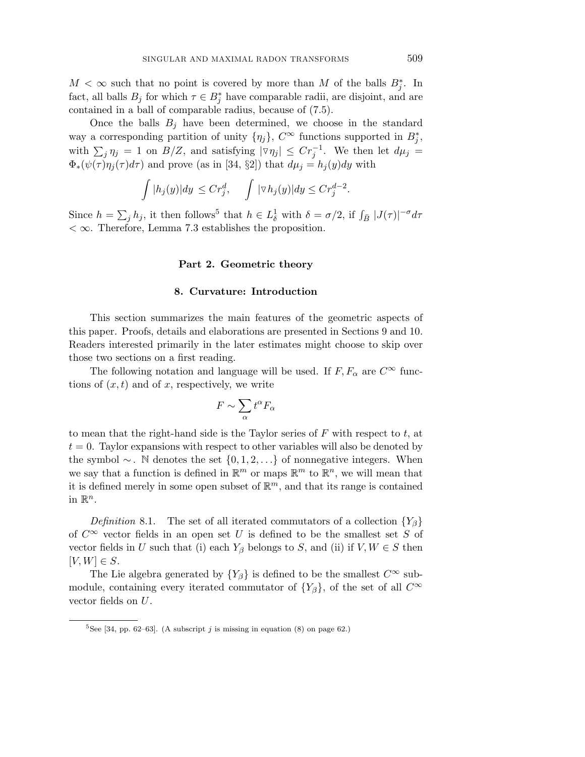$M < \infty$ such that no point is covered by more than $M$ of the balls $B_j^*$. In fact, all balls $B_j$ for which $\tau \in B_j^*$ have comparable radii, are disjoint, and are contained in a ball of comparable radius, because of (7.5).

Once the balls $B_j$ have been determined, we choose in the standard way a corresponding partition of unity $\{\eta_j\}$, $C^\infty$ functions supported in $B_j^*$, with $\sum_j \eta_j = 1$ on $B/Z$, and satisfying $|\nabla \eta_j| \leq C r_j^{-1}$. We then let $d\mu_j = \Phi_*(\psi(\tau)\eta_j(\tau)d\tau)$ and prove (as in [34, §2]) that $d\mu_j = h_j(y)dy$ with

$$\int |h_j(y)|dy \leq C r_j^d, \quad \int |\nabla h_j(y)|dy \leq C r_j^{d-2}.$$

Since $h = \sum_j h_j$, it then follows[5] that $h \in L^1_\delta$ with $\delta = \sigma/2$, if $\int_{\tilde{B}} |J(\tau)|^{-\sigma} d\tau < \infty$. Therefore, Lemma 7.3 establishes the proposition.

# Part 2. Geometric theory

## 8. Curvature: Introduction

This section summarizes the main features of the geometric aspects of this paper. Proofs, details and elaborations are presented in Sections 9 and 10. Readers interested primarily in the later estimates might choose to skip over those two sections on a first reading.

The following notation and language will be used. If $F, F_\alpha$ are $C^\infty$ functions of $(x,t)$ and of $x$, respectively, we write

$$F \sim \sum_\alpha t^\alpha F_\alpha$$

to mean that the right-hand side is the Taylor series of $F$ with respect to $t$, at $t = 0$. Taylor expansions with respect to other variables will also be denoted by the symbol $\sim$. $\mathbb{N}$ denotes the set $\{0, 1, 2, \ldots\}$ of nonnegative integers. When we say that a function is defined in $\mathbb{R}^m$ or maps $\mathbb{R}^m$ to $\mathbb{R}^n$, we will mean that it is defined merely in some open subset of $\mathbb{R}^m$, and that its range is contained in $\mathbb{R}^n$.

*Definition* 8.1. The set of all iterated commutators of a collection $\{Y_\beta\}$ of $C^\infty$ vector fields in an open set $U$ is defined to be the smallest set $S$ of vector fields in $U$ such that (i) each $Y_\beta$ belongs to $S$, and (ii) if $V, W \in S$ then $[V, W] \in S$.

The Lie algebra generated by $\{Y_\beta\}$ is defined to be the smallest $C^\infty$ submodule, containing every iterated commutator of $\{Y_\beta\}$, of the set of all $C^\infty$ vector fields on $U$.

[5] See [34, pp. 62–63]. (A subscript $j$ is missing in equation (8) on page 62.)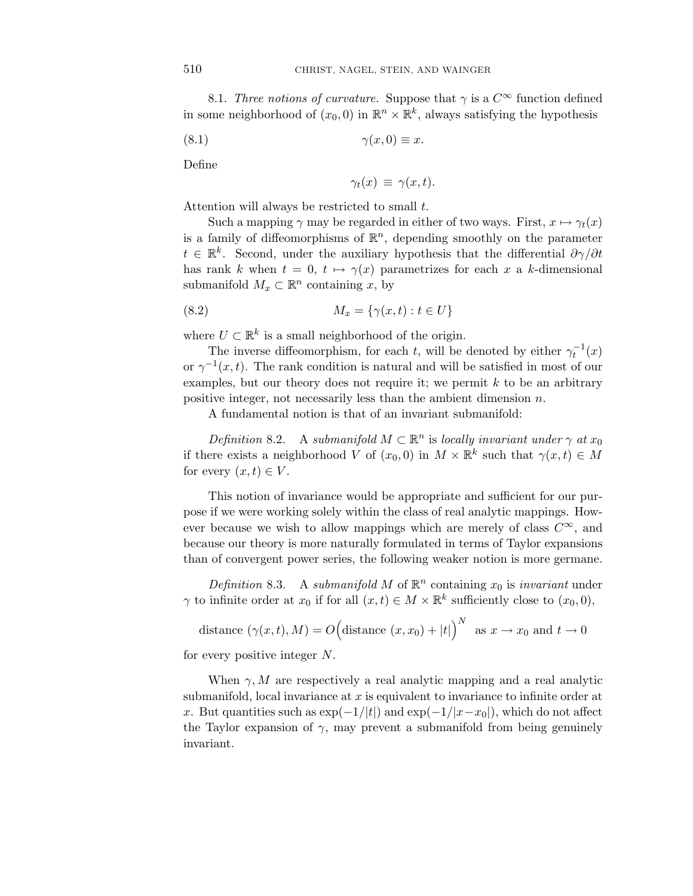8.1. *Three notions of curvature.* Suppose that $\gamma$ is a $C^\infty$ function defined in some neighborhood of $(x_0, 0)$ in $\mathbb{R}^n \times \mathbb{R}^k$, always satisfying the hypothesis

$$\gamma(x, 0) \equiv x. \tag{8.1}$$

Define

$$\gamma_t(x) \equiv \gamma(x, t).$$

Attention will always be restricted to small $t$.

Such a mapping $\gamma$ may be regarded in either of two ways. First, $x \mapsto \gamma_t(x)$ is a family of diffeomorphisms of $\mathbb{R}^n$, depending smoothly on the parameter $t \in \mathbb{R}^k$. Second, under the auxiliary hypothesis that the differential $\partial\gamma/\partial t$ has rank $k$ when $t = 0$, $t \mapsto \gamma(x)$ parametrizes for each $x$ a $k$-dimensional submanifold $M_x \subset \mathbb{R}^n$ containing $x$, by

$$M_x = \{\gamma(x, t) : t \in U\} \tag{8.2}$$

where $U \subset \mathbb{R}^k$ is a small neighborhood of the origin.

The inverse diffeomorphism, for each $t$, will be denoted by either $\gamma_t^{-1}(x)$ or $\gamma^{-1}(x, t)$. The rank condition is natural and will be satisfied in most of our examples, but our theory does not require it; we permit $k$ to be an arbitrary positive integer, not necessarily less than the ambient dimension $n$.

A fundamental notion is that of an invariant submanifold:

*Definition* 8.2. A *submanifold* $M \subset \mathbb{R}^n$ is *locally invariant under* $\gamma$ *at* $x_0$ if there exists a neighborhood $V$ of $(x_0, 0)$ in $M \times \mathbb{R}^k$ such that $\gamma(x, t) \in M$ for every $(x, t) \in V$.

This notion of invariance would be appropriate and sufficient for our purpose if we were working solely within the class of real analytic mappings. However because we wish to allow mappings which are merely of class $C^\infty$, and because our theory is more naturally formulated in terms of Taylor expansions than of convergent power series, the following weaker notion is more germane.

*Definition* 8.3. A *submanifold* $M$ of $\mathbb{R}^n$ containing $x_0$ is *invariant* under $\gamma$ to infinite order at $x_0$ if for all $(x, t) \in M \times \mathbb{R}^k$ sufficiently close to $(x_0, 0)$,

$$\text{distance } (\gamma(x, t), M) = O\Big(\text{distance } (x, x_0) + |t|\Big)^N \quad \text{as } x \to x_0 \text{ and } t \to 0$$

for every positive integer $N$.

When $\gamma, M$ are respectively a real analytic mapping and a real analytic submanifold, local invariance at $x$ is equivalent to invariance to infinite order at $x$. But quantities such as $\exp(-1/|t|)$ and $\exp(-1/|x - x_0|)$, which do not affect the Taylor expansion of $\gamma$, may prevent a submanifold from being genuinely invariant.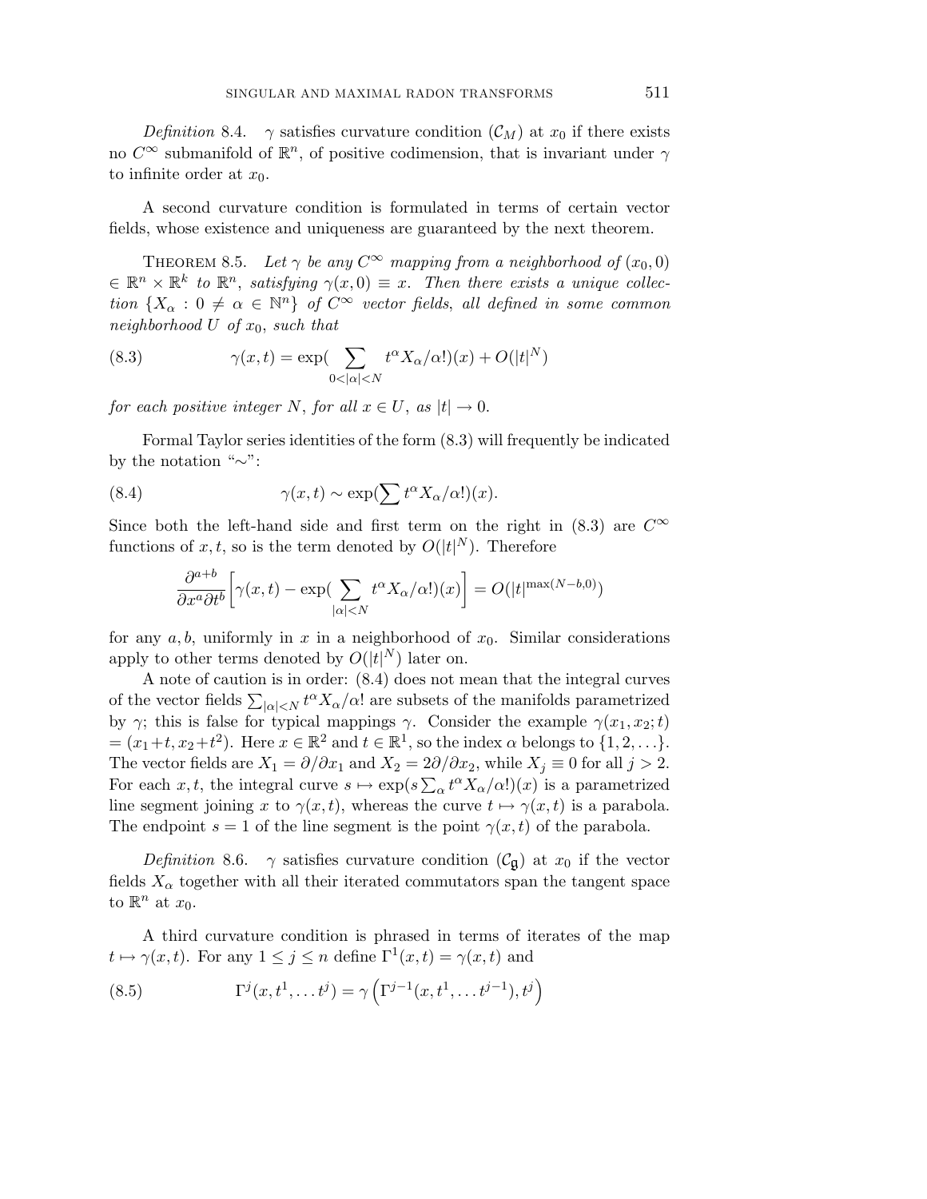*Definition* 8.4. $\gamma$ satisfies curvature condition $(\mathcal{C}_M)$ at $x_0$ if there exists no $C^\infty$ submanifold of $\mathbb{R}^n$, of positive codimension, that is invariant under $\gamma$ to infinite order at $x_0$.

A second curvature condition is formulated in terms of certain vector fields, whose existence and uniqueness are guaranteed by the next theorem.

THEOREM 8.5. *Let $\gamma$ be any $C^\infty$ mapping from a neighborhood of $(x_0, 0) \in \mathbb{R}^n \times \mathbb{R}^k$ to $\mathbb{R}^n$, satisfying $\gamma(x, 0) \equiv x$. Then there exists a unique collection $\{X_\alpha : 0 \neq \alpha \in \mathbb{N}^n\}$ of $C^\infty$ vector fields, all defined in some common neighborhood $U$ of $x_0$, such that*

$$\gamma(x,t) = \exp\Big(\sum_{0<|\alpha|<N} t^\alpha X_\alpha/\alpha!\Big)(x) + O(|t|^N) \tag{8.3}$$

*for each positive integer $N$, for all $x \in U$, as $|t| \to 0$.*

Formal Taylor series identities of the form (8.3) will frequently be indicated by the notation "$\sim$":

$$\gamma(x,t) \sim \exp\Big(\sum t^\alpha X_\alpha/\alpha!\Big)(x). \tag{8.4}$$

Since both the left-hand side and first term on the right in (8.3) are $C^\infty$ functions of $x, t$, so is the term denoted by $O(|t|^N)$. Therefore

$$\frac{\partial^{a+b}}{\partial x^a \partial t^b}\Big[\gamma(x,t) - \exp\Big(\sum_{|\alpha|<N} t^\alpha X_\alpha/\alpha!\Big)(x)\Big] = O(|t|^{\max(N-b,0)})$$

for any $a, b$, uniformly in $x$ in a neighborhood of $x_0$. Similar considerations apply to other terms denoted by $O(|t|^N)$ later on.

A note of caution is in order: (8.4) does not mean that the integral curves of the vector fields $\sum_{|\alpha|<N} t^\alpha X_\alpha/\alpha!$ are subsets of the manifolds parametrized by $\gamma$; this is false for typical mappings $\gamma$. Consider the example $\gamma(x_1, x_2; t) = (x_1+t, x_2+t^2)$. Here $x \in \mathbb{R}^2$ and $t \in \mathbb{R}^1$, so the index $\alpha$ belongs to $\{1, 2, \ldots\}$. The vector fields are $X_1 = \partial/\partial x_1$ and $X_2 = 2\partial/\partial x_2$, while $X_j \equiv 0$ for all $j > 2$. For each $x, t$, the integral curve $s \mapsto \exp(s \sum_\alpha t^\alpha X_\alpha/\alpha!)(x)$ is a parametrized line segment joining $x$ to $\gamma(x,t)$, whereas the curve $t \mapsto \gamma(x,t)$ is a parabola. The endpoint $s = 1$ of the line segment is the point $\gamma(x,t)$ of the parabola.

*Definition* 8.6. $\gamma$ satisfies curvature condition $(\mathcal{C}_{\mathfrak{g}})$ at $x_0$ if the vector fields $X_\alpha$ together with all their iterated commutators span the tangent space to $\mathbb{R}^n$ at $x_0$.

A third curvature condition is phrased in terms of iterates of the map $t \mapsto \gamma(x,t)$. For any $1 \leq j \leq n$ define $\Gamma^1(x,t) = \gamma(x,t)$ and

$$\Gamma^j(x, t^1, \ldots t^j) = \gamma\left(\Gamma^{j-1}(x, t^1, \ldots t^{j-1}), t^j\right) \tag{8.5}$$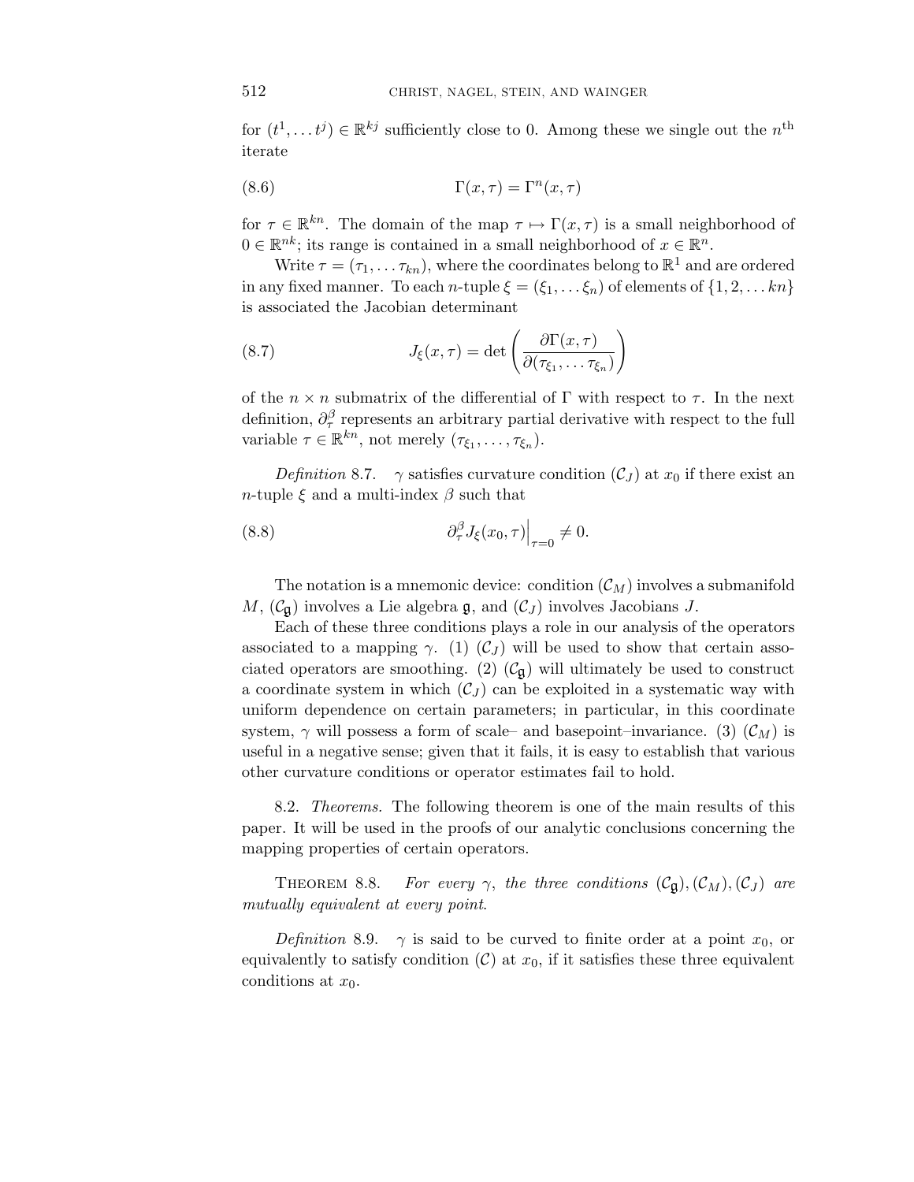for $(t^1, \dots t^j) \in \mathbb{R}^{kj}$ sufficiently close to 0. Among these we single out the $n^{\text{th}}$ iterate

$$\Gamma(x, \tau) = \Gamma^n(x, \tau) \tag{8.6}$$

for $\tau \in \mathbb{R}^{kn}$. The domain of the map $\tau \mapsto \Gamma(x, \tau)$ is a small neighborhood of $0 \in \mathbb{R}^{nk}$; its range is contained in a small neighborhood of $x \in \mathbb{R}^n$.

Write $\tau = (\tau_1, \dots \tau_{kn})$, where the coordinates belong to $\mathbb{R}^1$ and are ordered in any fixed manner. To each $n$-tuple $\xi = (\xi_1, \dots \xi_n)$ of elements of $\{1, 2, \dots kn\}$ is associated the Jacobian determinant

$$J_\xi(x, \tau) = \det\left(\frac{\partial \Gamma(x, \tau)}{\partial(\tau_{\xi_1}, \dots \tau_{\xi_n})}\right) \tag{8.7}$$

of the $n \times n$ submatrix of the differential of $\Gamma$ with respect to $\tau$. In the next definition, $\partial_\tau^\beta$ represents an arbitrary partial derivative with respect to the full variable $\tau \in \mathbb{R}^{kn}$, not merely $(\tau_{\xi_1}, \dots, \tau_{\xi_n})$.

*Definition* 8.7. $\gamma$ satisfies curvature condition $(\mathcal{C}_J)$ at $x_0$ if there exist an $n$-tuple $\xi$ and a multi-index $\beta$ such that

$$\partial_\tau^\beta J_\xi(x_0, \tau)\Big|_{\tau=0} \neq 0. \tag{8.8}$$

The notation is a mnemonic device: condition $(\mathcal{C}_M)$ involves a submanifold $M$, $(\mathcal{C}_{\mathfrak{g}})$ involves a Lie algebra $\mathfrak{g}$, and $(\mathcal{C}_J)$ involves Jacobians $J$.

Each of these three conditions plays a role in our analysis of the operators associated to a mapping $\gamma$. (1) $(\mathcal{C}_J)$ will be used to show that certain associated operators are smoothing. (2) $(\mathcal{C}_{\mathfrak{g}})$ will ultimately be used to construct a coordinate system in which $(\mathcal{C}_J)$ can be exploited in a systematic way with uniform dependence on certain parameters; in particular, in this coordinate system, $\gamma$ will possess a form of scale– and basepoint–invariance. (3) $(\mathcal{C}_M)$ is useful in a negative sense; given that it fails, it is easy to establish that various other curvature conditions or operator estimates fail to hold.

8.2. *Theorems.* The following theorem is one of the main results of this paper. It will be used in the proofs of our analytic conclusions concerning the mapping properties of certain operators.

THEOREM 8.8. *For every $\gamma$, the three conditions $(\mathcal{C}_{\mathfrak{g}}), (\mathcal{C}_M), (\mathcal{C}_J)$ are mutually equivalent at every point.*

*Definition* 8.9. $\gamma$ is said to be curved to finite order at a point $x_0$, or equivalently to satisfy condition $(\mathcal{C})$ at $x_0$, if it satisfies these three equivalent conditions at $x_0$.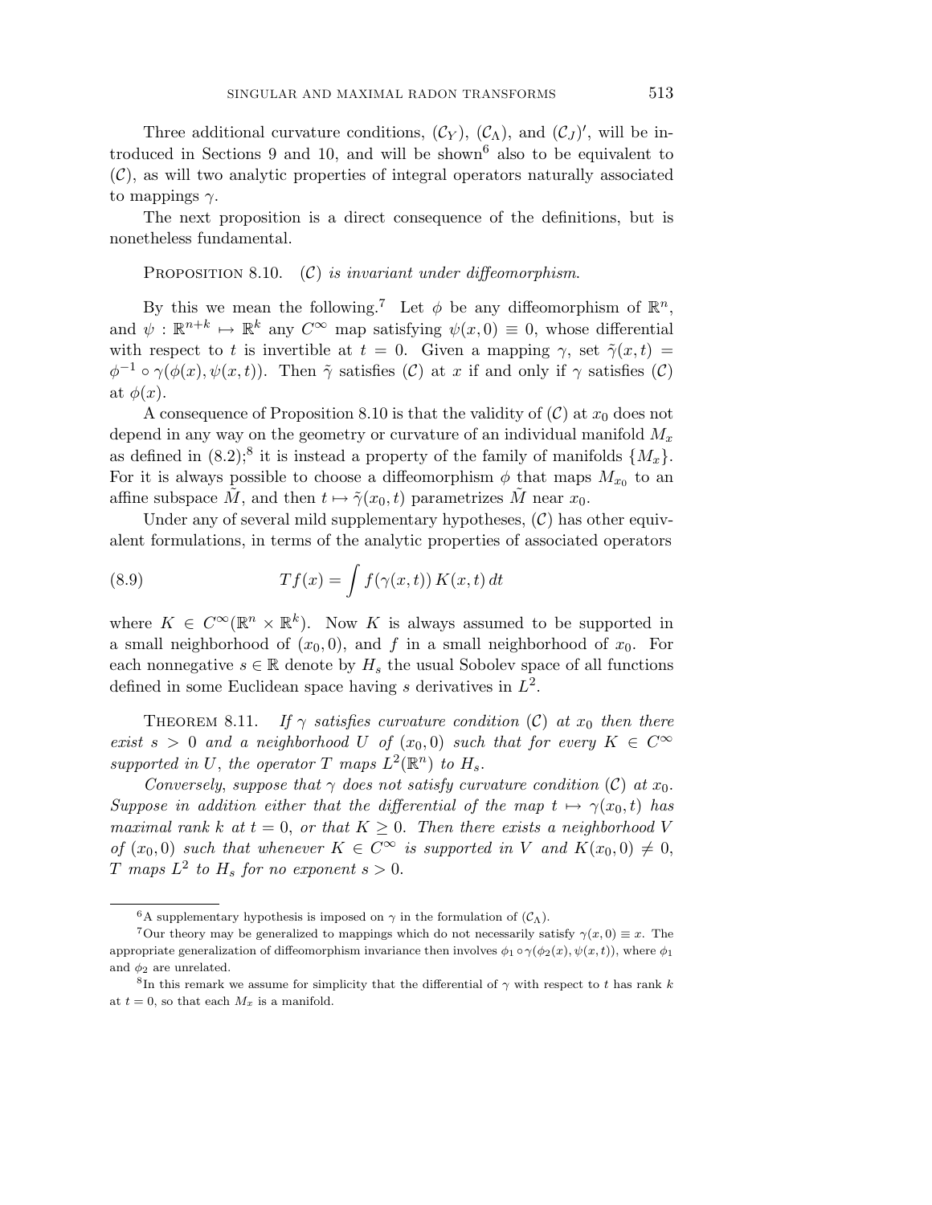Three additional curvature conditions, $(\mathcal{C}_Y)$, $(\mathcal{C}_\Lambda)$, and $(\mathcal{C}_J)'$, will be introduced in Sections 9 and 10, and will be shown[6] also to be equivalent to $(\mathcal{C})$, as will two analytic properties of integral operators naturally associated to mappings $\gamma$.

The next proposition is a direct consequence of the definitions, but is nonetheless fundamental.

PROPOSITION 8.10. *$(\mathcal{C})$ is invariant under diffeomorphism.*

By this we mean the following.[7] Let $\phi$ be any diffeomorphism of $\mathbb{R}^n$, and $\psi : \mathbb{R}^{n+k} \mapsto \mathbb{R}^k$ any $C^\infty$ map satisfying $\psi(x, 0) \equiv 0$, whose differential with respect to $t$ is invertible at $t = 0$. Given a mapping $\gamma$, set $\tilde{\gamma}(x, t) = \phi^{-1} \circ \gamma(\phi(x), \psi(x, t))$. Then $\tilde{\gamma}$ satisfies $(\mathcal{C})$ at $x$ if and only if $\gamma$ satisfies $(\mathcal{C})$ at $\phi(x)$.

A consequence of Proposition 8.10 is that the validity of $(\mathcal{C})$ at $x_0$ does not depend in any way on the geometry or curvature of an individual manifold $M_x$ as defined in (8.2);[8] it is instead a property of the family of manifolds $\{M_x\}$. For it is always possible to choose a diffeomorphism $\phi$ that maps $M_{x_0}$ to an affine subspace $\tilde{M}$, and then $t \mapsto \tilde{\gamma}(x_0, t)$ parametrizes $\tilde{M}$ near $x_0$.

Under any of several mild supplementary hypotheses, $(\mathcal{C})$ has other equivalent formulations, in terms of the analytic properties of associated operators

$$Tf(x) = \int f(\gamma(x, t))\, K(x, t)\, dt \tag{8.9}$$

where $K \in C^\infty(\mathbb{R}^n \times \mathbb{R}^k)$. Now $K$ is always assumed to be supported in a small neighborhood of $(x_0, 0)$, and $f$ in a small neighborhood of $x_0$. For each nonnegative $s \in \mathbb{R}$ denote by $H_s$ the usual Sobolev space of all functions defined in some Euclidean space having $s$ derivatives in $L^2$.

THEOREM 8.11. *If $\gamma$ satisfies curvature condition $(\mathcal{C})$ at $x_0$ then there exist $s > 0$ and a neighborhood $U$ of $(x_0, 0)$ such that for every $K \in C^\infty$ supported in $U$, the operator $T$ maps $L^2(\mathbb{R}^n)$ to $H_s$.*

*Conversely, suppose that $\gamma$ does not satisfy curvature condition $(\mathcal{C})$ at $x_0$. Suppose in addition either that the differential of the map $t \mapsto \gamma(x_0, t)$ has maximal rank $k$ at $t = 0$, or that $K \geq 0$. Then there exists a neighborhood $V$ of $(x_0, 0)$ such that whenever $K \in C^\infty$ is supported in $V$ and $K(x_0, 0) \neq 0$, $T$ maps $L^2$ to $H_s$ for no exponent $s > 0$.*

---

[6] A supplementary hypothesis is imposed on $\gamma$ in the formulation of $(\mathcal{C}_\Lambda)$.

[7] Our theory may be generalized to mappings which do not necessarily satisfy $\gamma(x, 0) \equiv x$. The appropriate generalization of diffeomorphism invariance then involves $\phi_1 \circ \gamma(\phi_2(x), \psi(x, t))$, where $\phi_1$ and $\phi_2$ are unrelated.

[8] In this remark we assume for simplicity that the differential of $\gamma$ with respect to $t$ has rank $k$ at $t = 0$, so that each $M_x$ is a manifold.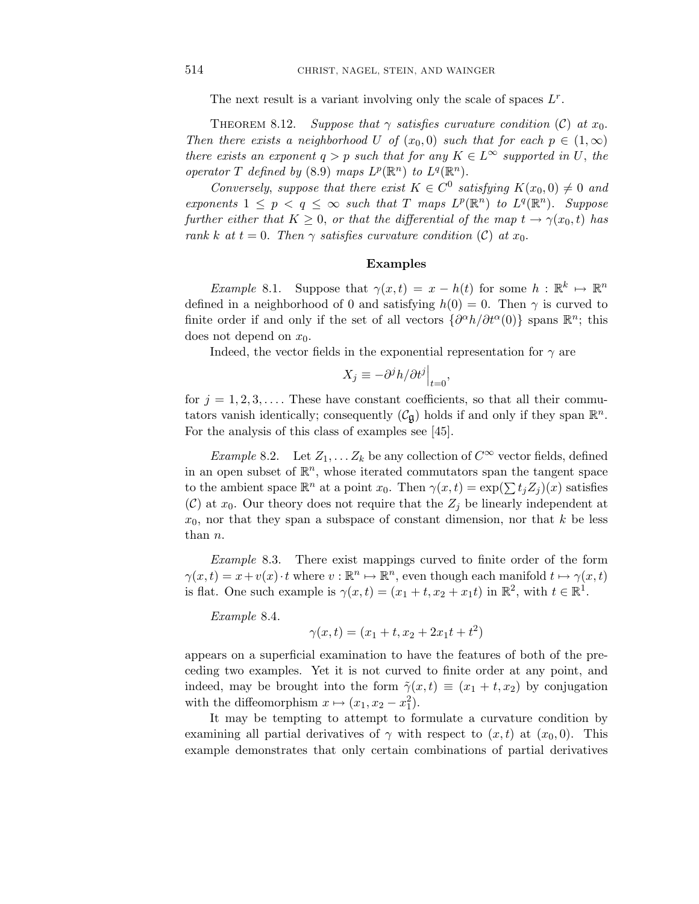The next result is a variant involving only the scale of spaces $L^r$.

Theorem 8.12. *Suppose that $\gamma$ satisfies curvature condition $(\mathcal{C})$ at $x_0$. Then there exists a neighborhood $U$ of $(x_0, 0)$ such that for each $p \in (1, \infty)$ there exists an exponent $q > p$ such that for any $K \in L^\infty$ supported in $U$, the operator $T$ defined by (8.9) maps $L^p(\mathbb{R}^n)$ to $L^q(\mathbb{R}^n)$.*

*Conversely, suppose that there exist $K \in C^0$ satisfying $K(x_0, 0) \neq 0$ and exponents $1 \leq p < q \leq \infty$ such that $T$ maps $L^p(\mathbb{R}^n)$ to $L^q(\mathbb{R}^n)$. Suppose further either that $K \geq 0$, or that the differential of the map $t \to \gamma(x_0, t)$ has rank $k$ at $t = 0$. Then $\gamma$ satisfies curvature condition $(\mathcal{C})$ at $x_0$.*

## Examples

*Example* 8.1. Suppose that $\gamma(x,t) = x - h(t)$ for some $h : \mathbb{R}^k \mapsto \mathbb{R}^n$ defined in a neighborhood of 0 and satisfying $h(0) = 0$. Then $\gamma$ is curved to finite order if and only if the set of all vectors $\{\partial^\alpha h/\partial t^\alpha(0)\}$ spans $\mathbb{R}^n$; this does not depend on $x_0$.

Indeed, the vector fields in the exponential representation for $\gamma$ are

$$X_j \equiv -\partial^j h/\partial t^j\Big|_{t=0},$$

for $j = 1, 2, 3, \ldots$. These have constant coefficients, so that all their commutators vanish identically; consequently $(\mathcal{C}_{\mathfrak{g}})$ holds if and only if they span $\mathbb{R}^n$. For the analysis of this class of examples see [45].

*Example* 8.2. Let $Z_1, \ldots Z_k$ be any collection of $C^\infty$ vector fields, defined in an open subset of $\mathbb{R}^n$, whose iterated commutators span the tangent space to the ambient space $\mathbb{R}^n$ at a point $x_0$. Then $\gamma(x,t) = \exp(\sum t_j Z_j)(x)$ satisfies $(\mathcal{C})$ at $x_0$. Our theory does not require that the $Z_j$ be linearly independent at $x_0$, nor that they span a subspace of constant dimension, nor that $k$ be less than $n$.

*Example* 8.3. There exist mappings curved to finite order of the form $\gamma(x,t) = x + v(x) \cdot t$ where $v : \mathbb{R}^n \mapsto \mathbb{R}^n$, even though each manifold $t \mapsto \gamma(x,t)$ is flat. One such example is $\gamma(x,t) = (x_1 + t, x_2 + x_1 t)$ in $\mathbb{R}^2$, with $t \in \mathbb{R}^1$.

*Example* 8.4.

$$\gamma(x,t) = (x_1 + t, x_2 + 2x_1 t + t^2)$$

appears on a superficial examination to have the features of both of the preceding two examples. Yet it is not curved to finite order at any point, and indeed, may be brought into the form $\tilde{\gamma}(x,t) \equiv (x_1 + t, x_2)$ by conjugation with the diffeomorphism $x \mapsto (x_1, x_2 - x_1^2)$.

It may be tempting to attempt to formulate a curvature condition by examining all partial derivatives of $\gamma$ with respect to $(x,t)$ at $(x_0, 0)$. This example demonstrates that only certain combinations of partial derivatives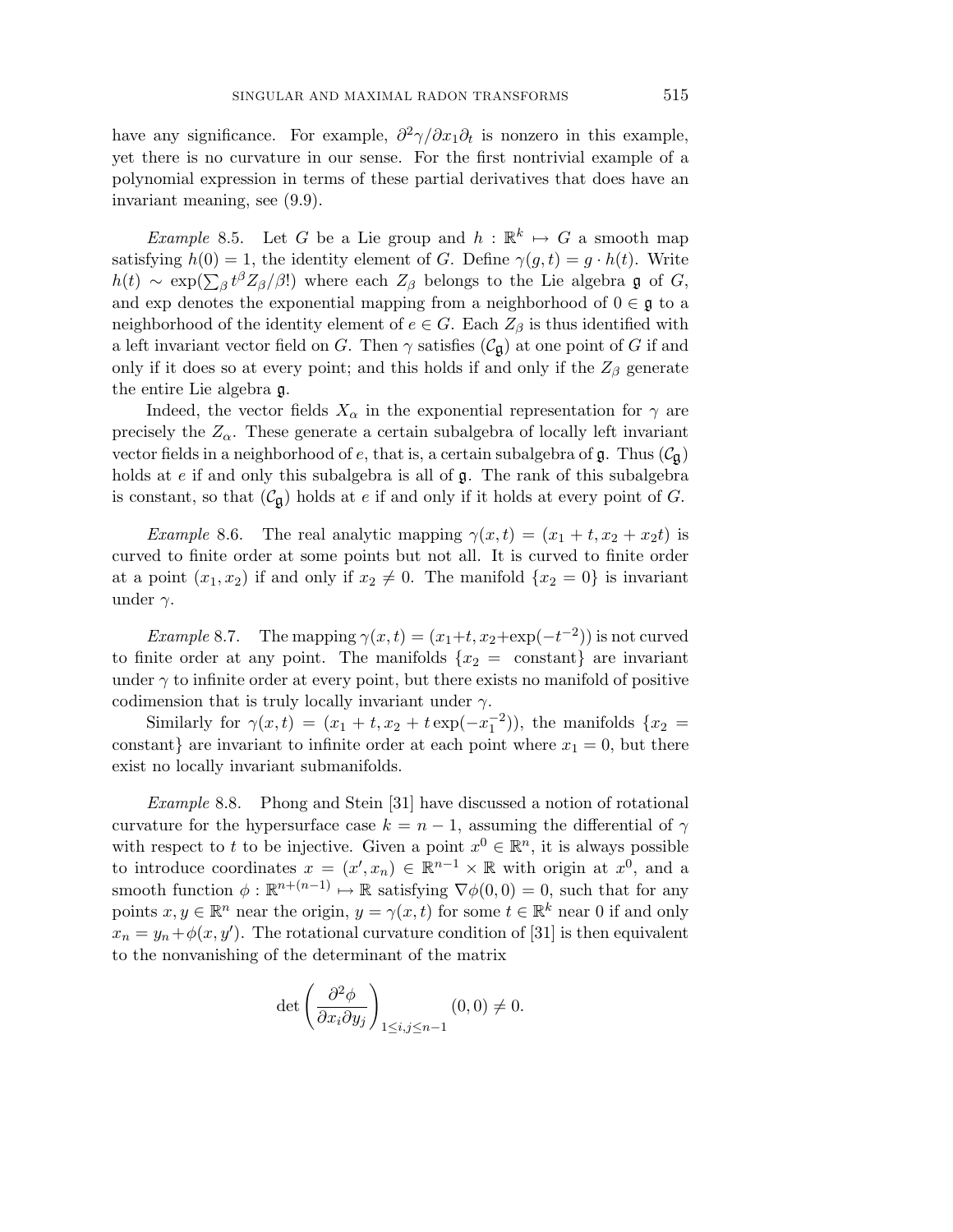have any significance. For example, $\partial^2\gamma/\partial x_1\partial_t$ is nonzero in this example, yet there is no curvature in our sense. For the first nontrivial example of a polynomial expression in terms of these partial derivatives that does have an invariant meaning, see (9.9).

*Example* 8.5. Let $G$ be a Lie group and $h : \mathbb{R}^k \mapsto G$ a smooth map satisfying $h(0) = 1$, the identity element of $G$. Define $\gamma(g, t) = g \cdot h(t)$. Write $h(t) \sim \exp(\sum_\beta t^\beta Z_\beta/\beta!)$ where each $Z_\beta$ belongs to the Lie algebra $\mathfrak{g}$ of $G$, and exp denotes the exponential mapping from a neighborhood of $0 \in \mathfrak{g}$ to a neighborhood of the identity element of $e \in G$. Each $Z_\beta$ is thus identified with a left invariant vector field on $G$. Then $\gamma$ satisfies $(\mathcal{C}_\mathfrak{g})$ at one point of $G$ if and only if it does so at every point; and this holds if and only if the $Z_\beta$ generate the entire Lie algebra $\mathfrak{g}$.

Indeed, the vector fields $X_\alpha$ in the exponential representation for $\gamma$ are precisely the $Z_\alpha$. These generate a certain subalgebra of locally left invariant vector fields in a neighborhood of $e$, that is, a certain subalgebra of $\mathfrak{g}$. Thus $(\mathcal{C}_\mathfrak{g})$ holds at $e$ if and only this subalgebra is all of $\mathfrak{g}$. The rank of this subalgebra is constant, so that $(\mathcal{C}_\mathfrak{g})$ holds at $e$ if and only if it holds at every point of $G$.

*Example* 8.6. The real analytic mapping $\gamma(x, t) = (x_1 + t, x_2 + x_2 t)$ is curved to finite order at some points but not all. It is curved to finite order at a point $(x_1, x_2)$ if and only if $x_2 \neq 0$. The manifold $\{x_2 = 0\}$ is invariant under $\gamma$.

*Example* 8.7. The mapping $\gamma(x, t) = (x_1+t, x_2+\exp(-t^{-2}))$ is not curved to finite order at any point. The manifolds $\{x_2 = \text{ constant}\}$ are invariant under $\gamma$ to infinite order at every point, but there exists no manifold of positive codimension that is truly locally invariant under $\gamma$.

Similarly for $\gamma(x, t) = (x_1 + t, x_2 + t\exp(-x_1^{-2}))$, the manifolds $\{x_2 = \text{constant}\}$ are invariant to infinite order at each point where $x_1 = 0$, but there exist no locally invariant submanifolds.

*Example* 8.8. Phong and Stein [31] have discussed a notion of rotational curvature for the hypersurface case $k = n - 1$, assuming the differential of $\gamma$ with respect to $t$ to be injective. Given a point $x^0 \in \mathbb{R}^n$, it is always possible to introduce coordinates $x = (x', x_n) \in \mathbb{R}^{n-1} \times \mathbb{R}$ with origin at $x^0$, and a smooth function $\phi : \mathbb{R}^{n+(n-1)} \mapsto \mathbb{R}$ satisfying $\nabla\phi(0, 0) = 0$, such that for any points $x, y \in \mathbb{R}^n$ near the origin, $y = \gamma(x, t)$ for some $t \in \mathbb{R}^k$ near 0 if and only $x_n = y_n + \phi(x, y')$. The rotational curvature condition of [31] is then equivalent to the nonvanishing of the determinant of the matrix

$$\det\left(\frac{\partial^2\phi}{\partial x_i \partial y_j}\right)_{1\leq i,j\leq n-1}(0, 0) \neq 0.$$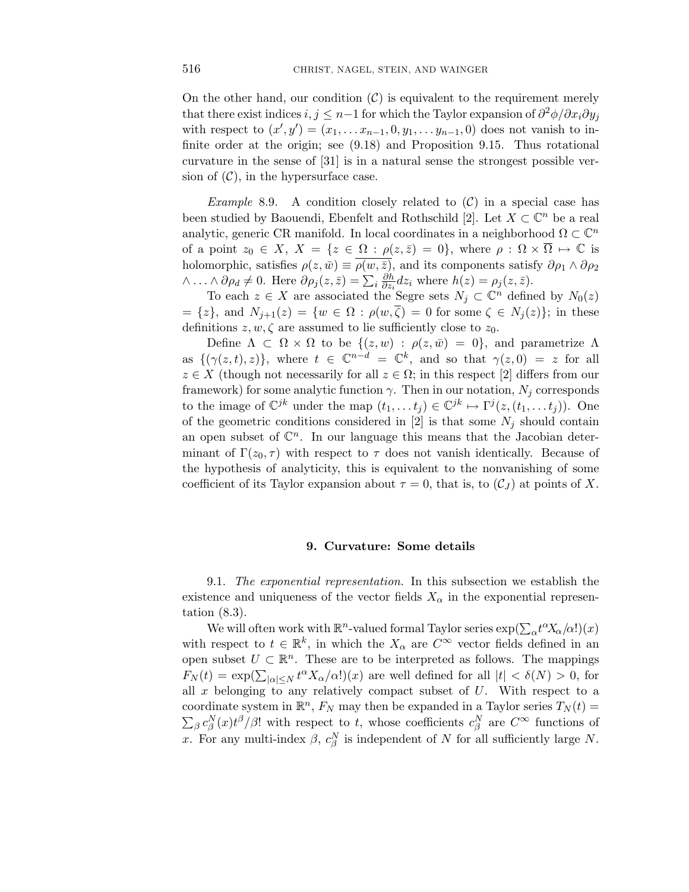On the other hand, our condition $(\mathcal{C})$ is equivalent to the requirement merely that there exist indices $i, j \le n-1$ for which the Taylor expansion of $\partial^2\phi/\partial x_i \partial y_j$ with respect to $(x', y') = (x_1, \dots x_{n-1}, 0, y_1, \dots y_{n-1}, 0)$ does not vanish to infinite order at the origin; see (9.18) and Proposition 9.15. Thus rotational curvature in the sense of [31] is in a natural sense the strongest possible version of $(\mathcal{C})$, in the hypersurface case.

*Example* 8.9. A condition closely related to $(\mathcal{C})$ in a special case has been studied by Baouendi, Ebenfelt and Rothschild [2]. Let $X \subset \mathbb{C}^n$ be a real analytic, generic CR manifold. In local coordinates in a neighborhood $\Omega \subset \mathbb{C}^n$ of a point $z_0 \in X$, $X = \{z \in \Omega : \rho(z, \bar{z}) = 0\}$, where $\rho : \Omega \times \overline{\Omega} \mapsto \mathbb{C}$ is holomorphic, satisfies $\rho(z, \bar{w}) \equiv \overline{\rho(w, \bar{z})}$, and its components satisfy $\partial \rho_1 \wedge \partial \rho_2 \wedge \dots \wedge \partial \rho_d \neq 0$. Here $\partial \rho_j(z, \bar{z}) = \sum_i \frac{\partial h}{\partial z_i} dz_i$ where $h(z) = \rho_j(z, \bar{z})$.

To each $z \in X$ are associated the Segre sets $N_j \subset \mathbb{C}^n$ defined by $N_0(z) = \{z\}$, and $N_{j+1}(z) = \{w \in \Omega : \rho(w, \overline{\zeta}) = 0 \text{ for some } \zeta \in N_j(z)\}$; in these definitions $z, w, \zeta$ are assumed to lie sufficiently close to $z_0$.

Define $\Lambda \subset \Omega \times \Omega$ to be $\{(z, w) : \rho(z, \bar{w}) = 0\}$, and parametrize $\Lambda$ as $\{(\gamma(z,t), z)\}$, where $t \in \mathbb{C}^{n-d} = \mathbb{C}^k$, and so that $\gamma(z, 0) = z$ for all $z \in X$ (though not necessarily for all $z \in \Omega$; in this respect [2] differs from our framework) for some analytic function $\gamma$. Then in our notation, $N_j$ corresponds to the image of $\mathbb{C}^{jk}$ under the map $(t_1, \dots t_j) \in \mathbb{C}^{jk} \mapsto \Gamma^j(z, (t_1, \dots t_j))$. One of the geometric conditions considered in [2] is that some $N_j$ should contain an open subset of $\mathbb{C}^n$. In our language this means that the Jacobian determinant of $\Gamma(z_0, \tau)$ with respect to $\tau$ does not vanish identically. Because of the hypothesis of analyticity, this is equivalent to the nonvanishing of some coefficient of its Taylor expansion about $\tau = 0$, that is, to $(\mathcal{C}_J)$ at points of $X$.

## 9. Curvature: Some details

9.1. *The exponential representation.* In this subsection we establish the existence and uniqueness of the vector fields $X_\alpha$ in the exponential representation (8.3).

We will often work with $\mathbb{R}^n$-valued formal Taylor series $\exp(\sum_\alpha t^\alpha X_\alpha/\alpha!)(x)$ with respect to $t \in \mathbb{R}^k$, in which the $X_\alpha$ are $C^\infty$ vector fields defined in an open subset $U \subset \mathbb{R}^n$. These are to be interpreted as follows. The mappings $F_N(t) = \exp(\sum_{|\alpha| \le N} t^\alpha X_\alpha/\alpha!)(x)$ are well defined for all $|t| < \delta(N) > 0$, for all $x$ belonging to any relatively compact subset of $U$. With respect to a coordinate system in $\mathbb{R}^n$, $F_N$ may then be expanded in a Taylor series $T_N(t) = \sum_\beta c^N_\beta(x) t^\beta/\beta!$ with respect to $t$, whose coefficients $c^N_\beta$ are $C^\infty$ functions of $x$. For any multi-index $\beta$, $c^N_\beta$ is independent of $N$ for all sufficiently large $N$.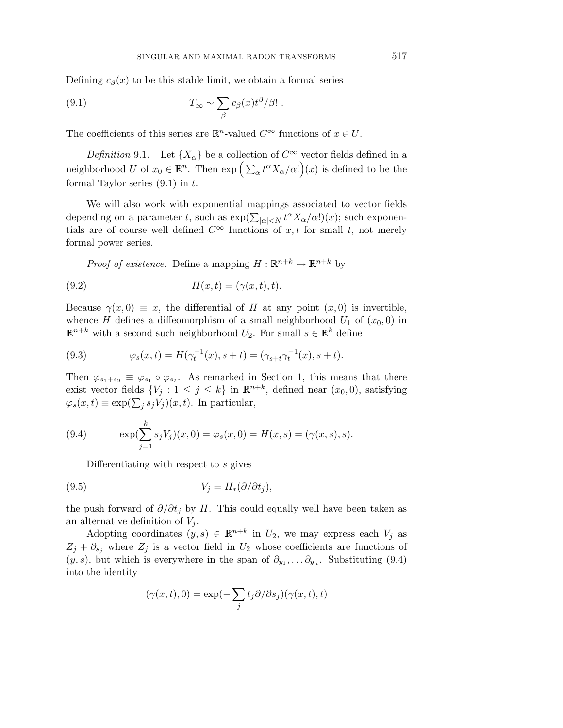Defining $c_\beta(x)$ to be this stable limit, we obtain a formal series

$$T_\infty \sim \sum_\beta c_\beta(x) t^\beta/\beta! \ . \tag{9.1}$$

The coefficients of this series are $\mathbb{R}^n$-valued $C^\infty$ functions of $x \in U$.

*Definition* 9.1. Let $\{X_\alpha\}$ be a collection of $C^\infty$ vector fields defined in a neighborhood $U$ of $x_0 \in \mathbb{R}^n$. Then $\exp\Big(\sum_\alpha t^\alpha X_\alpha/\alpha!\Big)(x)$ is defined to be the formal Taylor series (9.1) in $t$.

We will also work with exponential mappings associated to vector fields depending on a parameter $t$, such as $\exp(\sum_{|\alpha|<N} t^\alpha X_\alpha/\alpha!)(x)$; such exponentials are of course well defined $C^\infty$ functions of $x, t$ for small $t$, not merely formal power series.

*Proof of existence.* Define a mapping $H : \mathbb{R}^{n+k} \mapsto \mathbb{R}^{n+k}$ by

$$H(x,t) = (\gamma(x,t), t). \tag{9.2}$$

Because $\gamma(x,0) \equiv x$, the differential of $H$ at any point $(x,0)$ is invertible, whence $H$ defines a diffeomorphism of a small neighborhood $U_1$ of $(x_0,0)$ in $\mathbb{R}^{n+k}$ with a second such neighborhood $U_2$. For small $s \in \mathbb{R}^k$ define

$$\varphi_s(x,t) = H(\gamma_t^{-1}(x), s+t) = (\gamma_{s+t}\gamma_t^{-1}(x), s+t). \tag{9.3}$$

Then $\varphi_{s_1+s_2} \equiv \varphi_{s_1} \circ \varphi_{s_2}$. As remarked in Section 1, this means that there exist vector fields $\{V_j : 1 \le j \le k\}$ in $\mathbb{R}^{n+k}$, defined near $(x_0,0)$, satisfying $\varphi_s(x,t) \equiv \exp(\sum_j s_j V_j)(x,t)$. In particular,

$$\exp(\sum_{j=1}^k s_j V_j)(x,0) = \varphi_s(x,0) = H(x,s) = (\gamma(x,s), s). \tag{9.4}$$

Differentiating with respect to $s$ gives

$$V_j = H_*(\partial/\partial t_j), \tag{9.5}$$

the push forward of $\partial/\partial t_j$ by $H$. This could equally well have been taken as an alternative definition of $V_j$.

Adopting coordinates $(y,s) \in \mathbb{R}^{n+k}$ in $U_2$, we may express each $V_j$ as $Z_j + \partial_{s_j}$ where $Z_j$ is a vector field in $U_2$ whose coefficients are functions of $(y,s)$, but which is everywhere in the span of $\partial_{y_1}, \dots \partial_{y_n}$. Substituting (9.4) into the identity

$$(\gamma(x,t), 0) = \exp(-\sum_j t_j \partial/\partial s_j)(\gamma(x,t), t)$$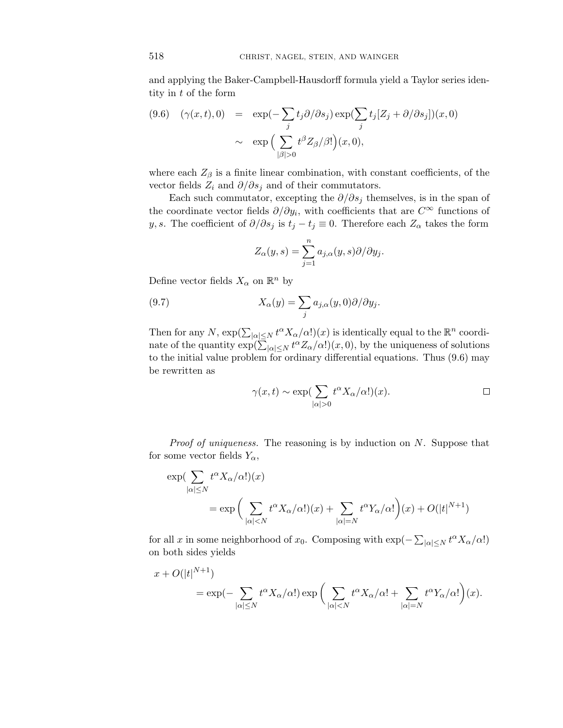and applying the Baker-Campbell-Hausdorff formula yield a Taylor series identity in $t$ of the form

$$
\begin{aligned}
(9.6) \quad (\gamma(x,t),0) &= \exp(-\sum_j t_j \partial/\partial s_j) \exp(\sum_j t_j [Z_j + \partial/\partial s_j])(x,0) \\
&\sim \exp\Big(\sum_{|\beta|>0} t^\beta Z_\beta/\beta!\Big)(x,0),
\end{aligned}
$$

where each $Z_\beta$ is a finite linear combination, with constant coefficients, of the vector fields $Z_i$ and $\partial/\partial s_j$ and of their commutators.

Each such commutator, excepting the $\partial/\partial s_j$ themselves, is in the span of the coordinate vector fields $\partial/\partial y_i$, with coefficients that are $C^\infty$ functions of $y, s$. The coefficient of $\partial/\partial s_j$ is $t_j - t_j \equiv 0$. Therefore each $Z_\alpha$ takes the form

$$
Z_\alpha(y,s) = \sum_{j=1}^{n} a_{j,\alpha}(y,s)\partial/\partial y_j.
$$

Define vector fields $X_\alpha$ on $\mathbb{R}^n$ by

$$
(9.7) \qquad X_\alpha(y) = \sum_j a_{j,\alpha}(y,0)\partial/\partial y_j.
$$

Then for any $N$, $\exp(\sum_{|\alpha|\le N} t^\alpha X_\alpha/\alpha!)(x)$ is identically equal to the $\mathbb{R}^n$ coordinate of the quantity $\exp(\sum_{|\alpha|\le N} t^\alpha Z_\alpha/\alpha!)(x,0)$, by the uniqueness of solutions to the initial value problem for ordinary differential equations. Thus (9.6) may be rewritten as

$$
\gamma(x,t) \sim \exp(\sum_{|\alpha|>0} t^\alpha X_\alpha/\alpha!)(x). \qquad \square
$$

*Proof of uniqueness.* The reasoning is by induction on $N$. Suppose that for some vector fields $Y_\alpha$,

$$
\begin{aligned}
&\exp(\sum_{|\alpha|\le N} t^\alpha X_\alpha/\alpha!)(x) \\
&\qquad = \exp\Big(\sum_{|\alpha|<N} t^\alpha X_\alpha/\alpha!)(x) + \sum_{|\alpha|=N} t^\alpha Y_\alpha/\alpha!\Big)(x) + O(|t|^{N+1})
\end{aligned}
$$

for all $x$ in some neighborhood of $x_0$. Composing with $\exp(-\sum_{|\alpha|\le N} t^\alpha X_\alpha/\alpha!)$ on both sides yields

$$
\begin{aligned}
&x + O(|t|^{N+1}) \\
&\qquad = \exp(-\sum_{|\alpha|\le N} t^\alpha X_\alpha/\alpha!) \exp\Big(\sum_{|\alpha|<N} t^\alpha X_\alpha/\alpha! + \sum_{|\alpha|=N} t^\alpha Y_\alpha/\alpha!\Big)(x).
\end{aligned}
$$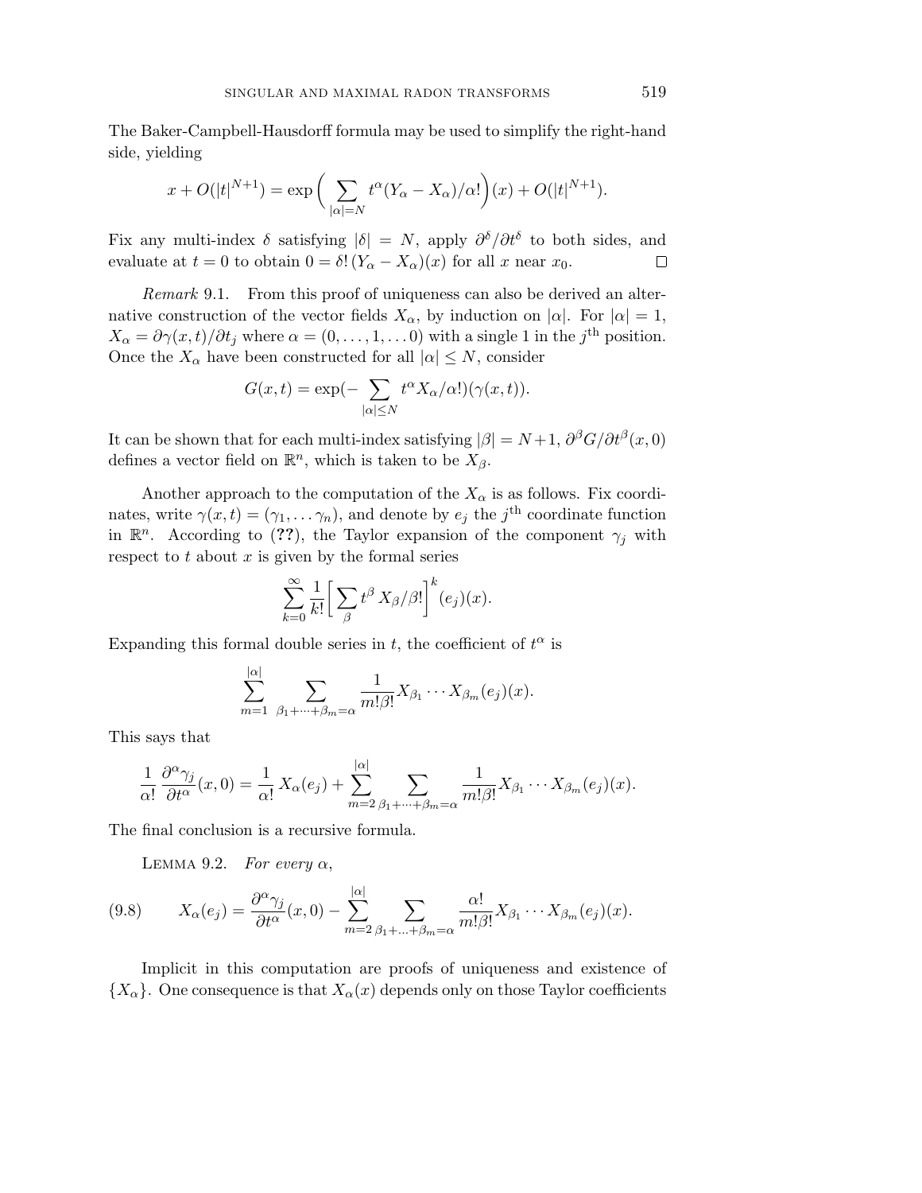The Baker-Campbell-Hausdorff formula may be used to simplify the right-hand side, yielding

$$x + O(|t|^{N+1}) = \exp\Big( \sum_{|\alpha|=N} t^\alpha (Y_\alpha - X_\alpha)/\alpha! \Big)(x) + O(|t|^{N+1}).$$

Fix any multi-index $\delta$ satisfying $|\delta| = N$, apply $\partial^\delta/\partial t^\delta$ to both sides, and evaluate at $t = 0$ to obtain $0 = \delta!\,(Y_\alpha - X_\alpha)(x)$ for all $x$ near $x_0$. □

*Remark* 9.1. From this proof of uniqueness can also be derived an alternative construction of the vector fields $X_\alpha$, by induction on $|\alpha|$. For $|\alpha| = 1$, $X_\alpha = \partial\gamma(x,t)/\partial t_j$ where $\alpha = (0,\dots,1,\dots 0)$ with a single 1 in the $j^{\text{th}}$ position. Once the $X_\alpha$ have been constructed for all $|\alpha| \le N$, consider

$$G(x,t) = \exp(-\sum_{|\alpha|\le N} t^\alpha X_\alpha/\alpha!)(\gamma(x,t)).$$

It can be shown that for each multi-index satisfying $|\beta| = N+1$, $\partial^\beta G/\partial t^\beta(x,0)$ defines a vector field on $\mathbb{R}^n$, which is taken to be $X_\beta$.

Another approach to the computation of the $X_\alpha$ is as follows. Fix coordinates, write $\gamma(x,t) = (\gamma_1, \dots \gamma_n)$, and denote by $e_j$ the $j^{\text{th}}$ coordinate function in $\mathbb{R}^n$. According to (**??**), the Taylor expansion of the component $\gamma_j$ with respect to $t$ about $x$ is given by the formal series

$$\sum_{k=0}^\infty \frac{1}{k!}\Big[ \sum_\beta t^\beta\, X_\beta/\beta! \Big]^k (e_j)(x).$$

Expanding this formal double series in $t$, the coefficient of $t^\alpha$ is

$$\sum_{m=1}^{|\alpha|} \sum_{\beta_1+\cdots+\beta_m=\alpha} \frac{1}{m!\beta!} X_{\beta_1}\cdots X_{\beta_m}(e_j)(x).$$

This says that

$$\frac{1}{\alpha!}\frac{\partial^\alpha \gamma_j}{\partial t^\alpha}(x,0) = \frac{1}{\alpha!}\,X_\alpha(e_j) + \sum_{m=2}^{|\alpha|} \sum_{\beta_1+\cdots+\beta_m=\alpha} \frac{1}{m!\beta!} X_{\beta_1}\cdots X_{\beta_m}(e_j)(x).$$

The final conclusion is a recursive formula.

Lemma 9.2. *For every* $\alpha$,

$$X_\alpha(e_j) = \frac{\partial^\alpha \gamma_j}{\partial t^\alpha}(x,0) - \sum_{m=2}^{|\alpha|} \sum_{\beta_1+\ldots+\beta_m=\alpha} \frac{\alpha!}{m!\beta!} X_{\beta_1}\cdots X_{\beta_m}(e_j)(x). \tag{9.8}$$

Implicit in this computation are proofs of uniqueness and existence of $\{X_\alpha\}$. One consequence is that $X_\alpha(x)$ depends only on those Taylor coefficients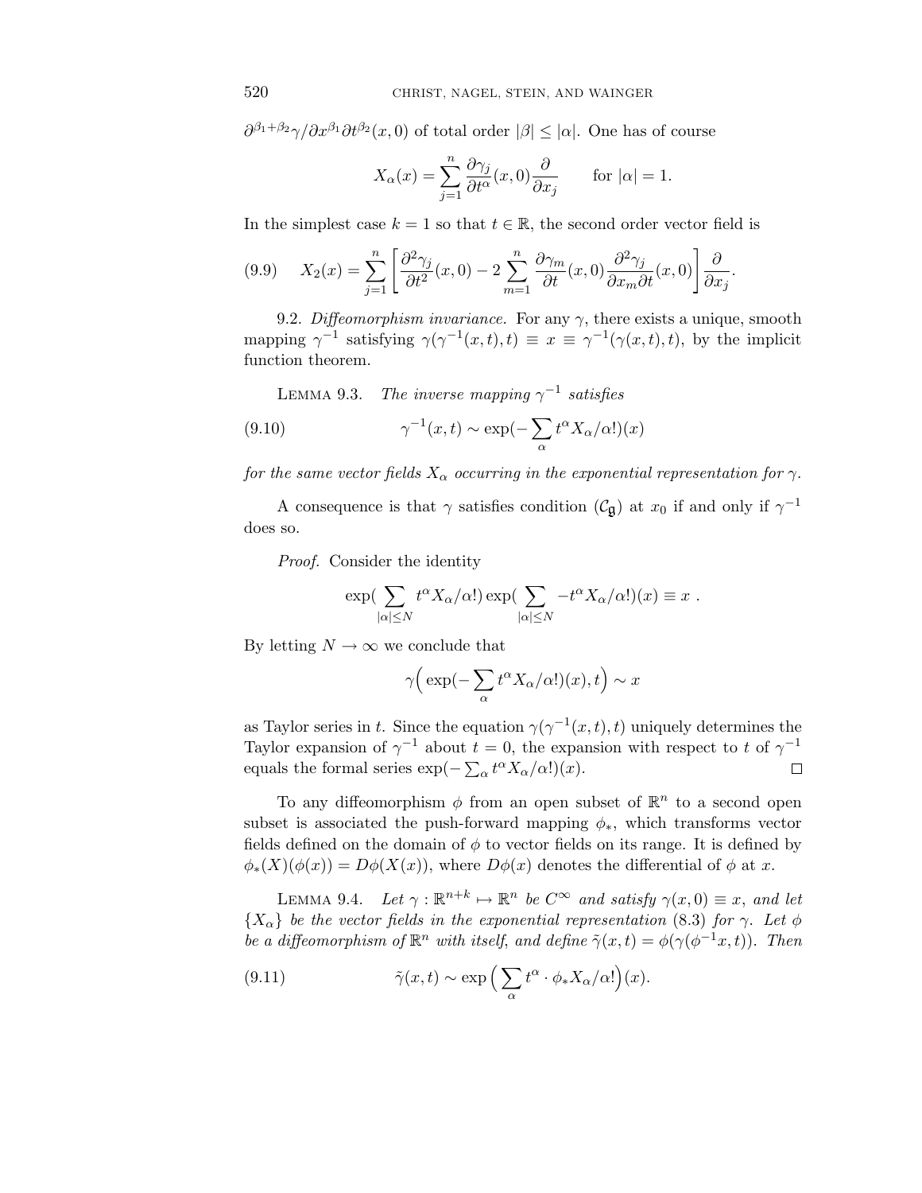$\partial^{\beta_1+\beta_2}\gamma/\partial x^{\beta_1}\partial t^{\beta_2}(x,0)$ of total order $|\beta| \le |\alpha|$. One has of course

$$X_\alpha(x) = \sum_{j=1}^{n} \frac{\partial \gamma_j}{\partial t^\alpha}(x,0)\frac{\partial}{\partial x_j} \qquad \text{for } |\alpha| = 1.$$

In the simplest case $k = 1$ so that $t \in \mathbb{R}$, the second order vector field is

$$X_2(x) = \sum_{j=1}^{n} \left[ \frac{\partial^2 \gamma_j}{\partial t^2}(x,0) - 2\sum_{m=1}^{n} \frac{\partial \gamma_m}{\partial t}(x,0)\frac{\partial^2 \gamma_j}{\partial x_m \partial t}(x,0)\right]\frac{\partial}{\partial x_j}. \tag{9.9}$$

9.2. *Diffeomorphism invariance.* For any $\gamma$, there exists a unique, smooth mapping $\gamma^{-1}$ satisfying $\gamma(\gamma^{-1}(x,t),t) \equiv x \equiv \gamma^{-1}(\gamma(x,t),t)$, by the implicit function theorem.

Lemma 9.3. *The inverse mapping $\gamma^{-1}$ satisfies*

$$\gamma^{-1}(x,t) \sim \exp(-\sum_\alpha t^\alpha X_\alpha/\alpha!)(x) \tag{9.10}$$

*for the same vector fields $X_\alpha$ occurring in the exponential representation for $\gamma$.*

A consequence is that $\gamma$ satisfies condition $(\mathcal{C}_{\mathfrak{g}})$ at $x_0$ if and only if $\gamma^{-1}$ does so.

*Proof.* Consider the identity

$$\exp(\sum_{|\alpha|\le N} t^\alpha X_\alpha/\alpha!)\exp(\sum_{|\alpha|\le N} -t^\alpha X_\alpha/\alpha!)(x) \equiv x\ .$$

By letting $N \to \infty$ we conclude that

$$\gamma\Big(\exp(-\sum_\alpha t^\alpha X_\alpha/\alpha!)(x), t\Big) \sim x$$

as Taylor series in $t$. Since the equation $\gamma(\gamma^{-1}(x,t),t)$ uniquely determines the Taylor expansion of $\gamma^{-1}$ about $t = 0$, the expansion with respect to $t$ of $\gamma^{-1}$ equals the formal series $\exp(-\sum_\alpha t^\alpha X_\alpha/\alpha!)(x)$. □

To any diffeomorphism $\phi$ from an open subset of $\mathbb{R}^n$ to a second open subset is associated the push-forward mapping $\phi_*$, which transforms vector fields defined on the domain of $\phi$ to vector fields on its range. It is defined by $\phi_*(X)(\phi(x)) = D\phi(X(x))$, where $D\phi(x)$ denotes the differential of $\phi$ at $x$.

Lemma 9.4. *Let $\gamma : \mathbb{R}^{n+k} \mapsto \mathbb{R}^n$ be $C^\infty$ and satisfy $\gamma(x,0) \equiv x$, and let $\{X_\alpha\}$ be the vector fields in the exponential representation* (8.3) *for $\gamma$. Let $\phi$ be a diffeomorphism of $\mathbb{R}^n$ with itself, and define $\tilde\gamma(x,t) = \phi(\gamma(\phi^{-1}x,t))$. Then*

$$\tilde\gamma(x,t) \sim \exp\Big(\sum_\alpha t^\alpha \cdot \phi_* X_\alpha/\alpha!\Big)(x). \tag{9.11}$$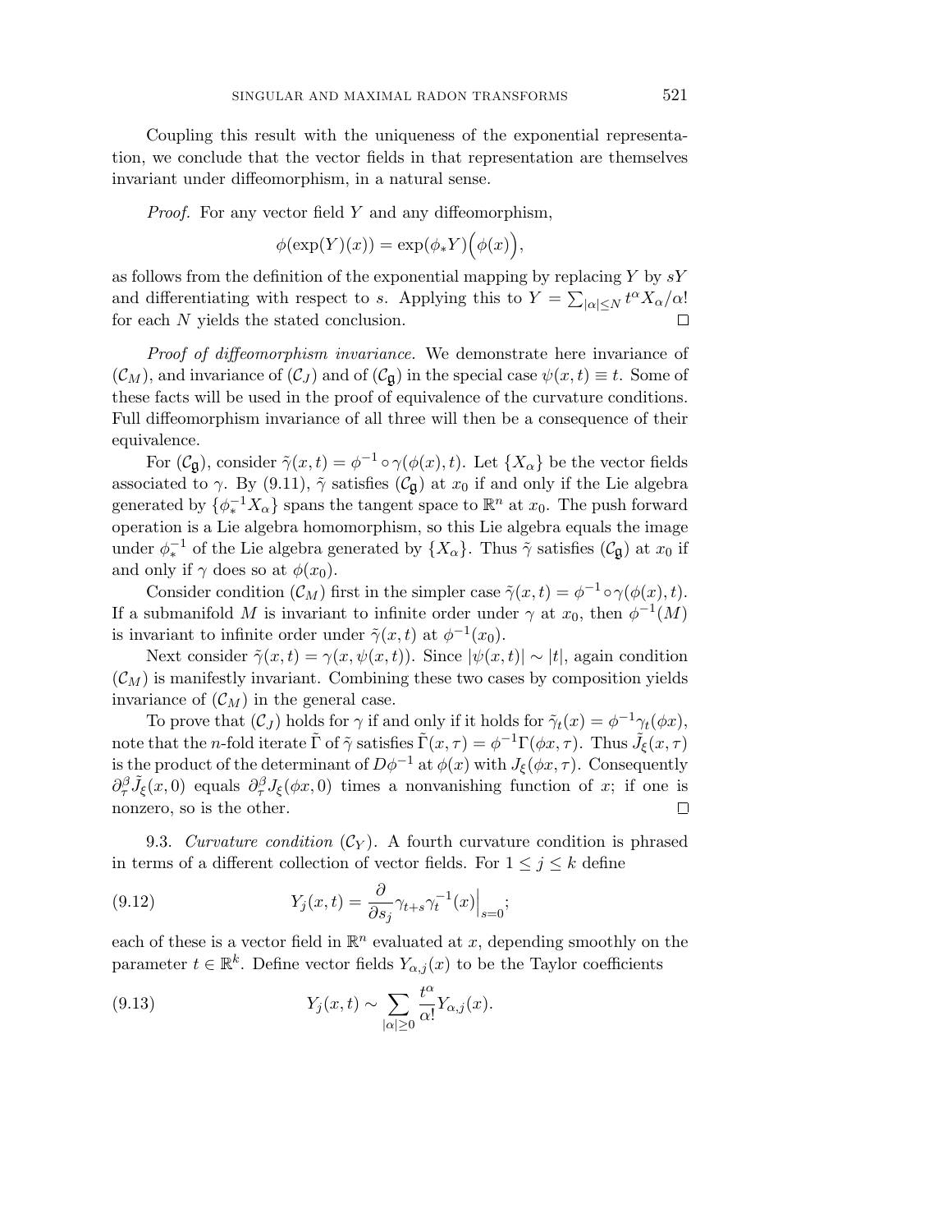Coupling this result with the uniqueness of the exponential representation, we conclude that the vector fields in that representation are themselves invariant under diffeomorphism, in a natural sense.

*Proof.* For any vector field $Y$ and any diffeomorphism,

$$\phi(\exp(Y)(x)) = \exp(\phi_* Y)\Big(\phi(x)\Big),$$

as follows from the definition of the exponential mapping by replacing $Y$ by $sY$ and differentiating with respect to $s$. Applying this to $Y = \sum_{|\alpha| \le N} t^\alpha X_\alpha / \alpha!$ for each $N$ yields the stated conclusion. $\square$

*Proof of diffeomorphism invariance.* We demonstrate here invariance of $(\mathcal{C}_M)$, and invariance of $(\mathcal{C}_J)$ and of $(\mathcal{C}_{\mathfrak{g}})$ in the special case $\psi(x,t) \equiv t$. Some of these facts will be used in the proof of equivalence of the curvature conditions. Full diffeomorphism invariance of all three will then be a consequence of their equivalence.

For $(\mathcal{C}_{\mathfrak{g}})$, consider $\tilde\gamma(x,t) = \phi^{-1} \circ \gamma(\phi(x), t)$. Let $\{X_\alpha\}$ be the vector fields associated to $\gamma$. By (9.11), $\tilde\gamma$ satisfies $(\mathcal{C}_{\mathfrak{g}})$ at $x_0$ if and only if the Lie algebra generated by $\{\phi_*^{-1} X_\alpha\}$ spans the tangent space to $\mathbb{R}^n$ at $x_0$. The push forward operation is a Lie algebra homomorphism, so this Lie algebra equals the image under $\phi_*^{-1}$ of the Lie algebra generated by $\{X_\alpha\}$. Thus $\tilde\gamma$ satisfies $(\mathcal{C}_{\mathfrak{g}})$ at $x_0$ if and only if $\gamma$ does so at $\phi(x_0)$.

Consider condition $(\mathcal{C}_M)$ first in the simpler case $\tilde\gamma(x,t) = \phi^{-1} \circ \gamma(\phi(x), t)$. If a submanifold $M$ is invariant to infinite order under $\gamma$ at $x_0$, then $\phi^{-1}(M)$ is invariant to infinite order under $\tilde\gamma(x,t)$ at $\phi^{-1}(x_0)$.

Next consider $\tilde\gamma(x,t) = \gamma(x, \psi(x,t))$. Since $|\psi(x,t)| \sim |t|$, again condition $(\mathcal{C}_M)$ is manifestly invariant. Combining these two cases by composition yields invariance of $(\mathcal{C}_M)$ in the general case.

To prove that $(\mathcal{C}_J)$ holds for $\gamma$ if and only if it holds for $\tilde\gamma_t(x) = \phi^{-1}\gamma_t(\phi x)$, note that the $n$-fold iterate $\tilde\Gamma$ of $\tilde\gamma$ satisfies $\tilde\Gamma(x,\tau) = \phi^{-1}\Gamma(\phi x, \tau)$. Thus $\tilde J_\xi(x,\tau)$ is the product of the determinant of $D\phi^{-1}$ at $\phi(x)$ with $J_\xi(\phi x, \tau)$. Consequently $\partial_\tau^\beta \tilde J_\xi(x,0)$ equals $\partial_\tau^\beta J_\xi(\phi x, 0)$ times a nonvanishing function of $x$; if one is nonzero, so is the other. $\square$

9.3. *Curvature condition* $(\mathcal{C}_Y)$. A fourth curvature condition is phrased in terms of a different collection of vector fields. For $1 \le j \le k$ define

$$Y_j(x,t) = \frac{\partial}{\partial s_j} \gamma_{t+s}\gamma_t^{-1}(x)\Big|_{s=0}; \tag{9.12}$$

each of these is a vector field in $\mathbb{R}^n$ evaluated at $x$, depending smoothly on the parameter $t \in \mathbb{R}^k$. Define vector fields $Y_{\alpha,j}(x)$ to be the Taylor coefficients

$$Y_j(x,t) \sim \sum_{|\alpha| \ge 0} \frac{t^\alpha}{\alpha!} Y_{\alpha,j}(x). \tag{9.13}$$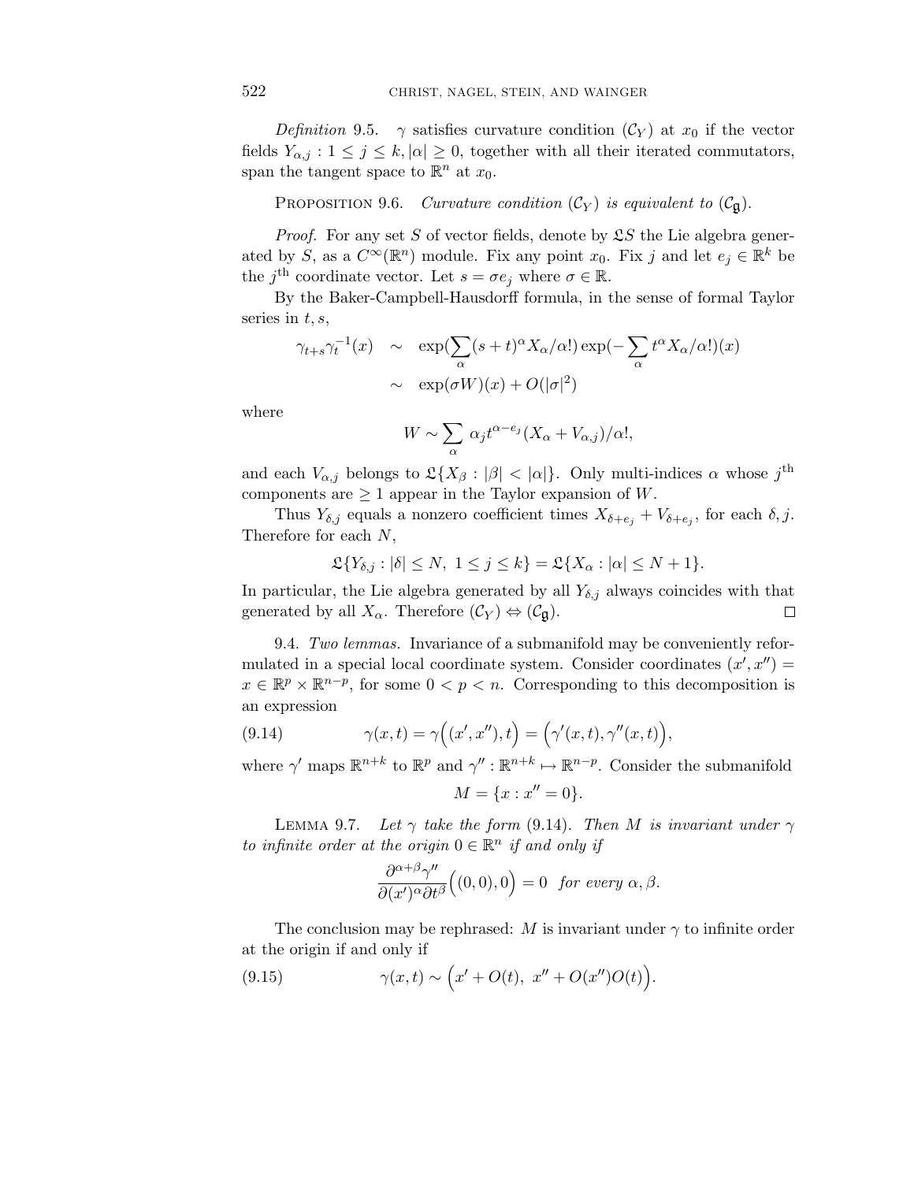*Definition* 9.5. $\gamma$ satisfies curvature condition $(\mathcal{C}_Y)$ at $x_0$ if the vector fields $Y_{\alpha,j} : 1 \le j \le k, |\alpha| \ge 0$, together with all their iterated commutators, span the tangent space to $\mathbb{R}^n$ at $x_0$.

PROPOSITION 9.6. *Curvature condition* $(\mathcal{C}_Y)$ *is equivalent to* $(\mathcal{C}_{\mathfrak{g}})$.

*Proof.* For any set $S$ of vector fields, denote by $\mathfrak{L}S$ the Lie algebra generated by $S$, as a $C^\infty(\mathbb{R}^n)$ module. Fix any point $x_0$. Fix $j$ and let $e_j \in \mathbb{R}^k$ be the $j^{\text{th}}$ coordinate vector. Let $s = \sigma e_j$ where $\sigma \in \mathbb{R}$.

By the Baker-Campbell-Hausdorff formula, in the sense of formal Taylor series in $t, s$,

$$\begin{aligned}
\gamma_{t+s}\gamma_t^{-1}(x) &\sim \exp(\sum_\alpha (s+t)^\alpha X_\alpha/\alpha!) \exp(-\sum_\alpha t^\alpha X_\alpha/\alpha!)(x) \\
&\sim \exp(\sigma W)(x) + O(|\sigma|^2)
\end{aligned}$$

where

$$W \sim \sum_\alpha \alpha_j t^{\alpha - e_j}(X_\alpha + V_{\alpha,j})/\alpha!,$$

and each $V_{\alpha,j}$ belongs to $\mathfrak{L}\{X_\beta : |\beta| < |\alpha|\}$. Only multi-indices $\alpha$ whose $j^{\text{th}}$ components are $\ge 1$ appear in the Taylor expansion of $W$.

Thus $Y_{\delta,j}$ equals a nonzero coefficient times $X_{\delta+e_j} + V_{\delta+e_j}$, for each $\delta, j$. Therefore for each $N$,

$$\mathfrak{L}\{Y_{\delta,j} : |\delta| \le N,\ 1 \le j \le k\} = \mathfrak{L}\{X_\alpha : |\alpha| \le N+1\}.$$

In particular, the Lie algebra generated by all $Y_{\delta,j}$ always coincides with that generated by all $X_\alpha$. Therefore $(\mathcal{C}_Y) \Leftrightarrow (\mathcal{C}_{\mathfrak{g}})$. $\square$

9.4. *Two lemmas.* Invariance of a submanifold may be conveniently reformulated in a special local coordinate system. Consider coordinates $(x', x'') = x \in \mathbb{R}^p \times \mathbb{R}^{n-p}$, for some $0 < p < n$. Corresponding to this decomposition is an expression

$$\gamma(x,t) = \gamma\Big((x', x''), t\Big) = \Big(\gamma'(x,t), \gamma''(x,t)\Big), \tag{9.14}$$

where $\gamma'$ maps $\mathbb{R}^{n+k}$ to $\mathbb{R}^p$ and $\gamma'' : \mathbb{R}^{n+k} \mapsto \mathbb{R}^{n-p}$. Consider the submanifold

$$M = \{x : x'' = 0\}.$$

LEMMA 9.7. *Let* $\gamma$ *take the form* (9.14). *Then* $M$ *is invariant under* $\gamma$ *to infinite order at the origin* $0 \in \mathbb{R}^n$ *if and only if*

$$\frac{\partial^{\alpha+\beta}\gamma''}{\partial (x')^\alpha \partial t^\beta}\Big((0,0),0\Big) = 0 \quad \textit{for every } \alpha, \beta.$$

The conclusion may be rephrased: $M$ is invariant under $\gamma$ to infinite order at the origin if and only if

$$\gamma(x,t) \sim \Big(x' + O(t),\ x'' + O(x'')O(t)\Big). \tag{9.15}$$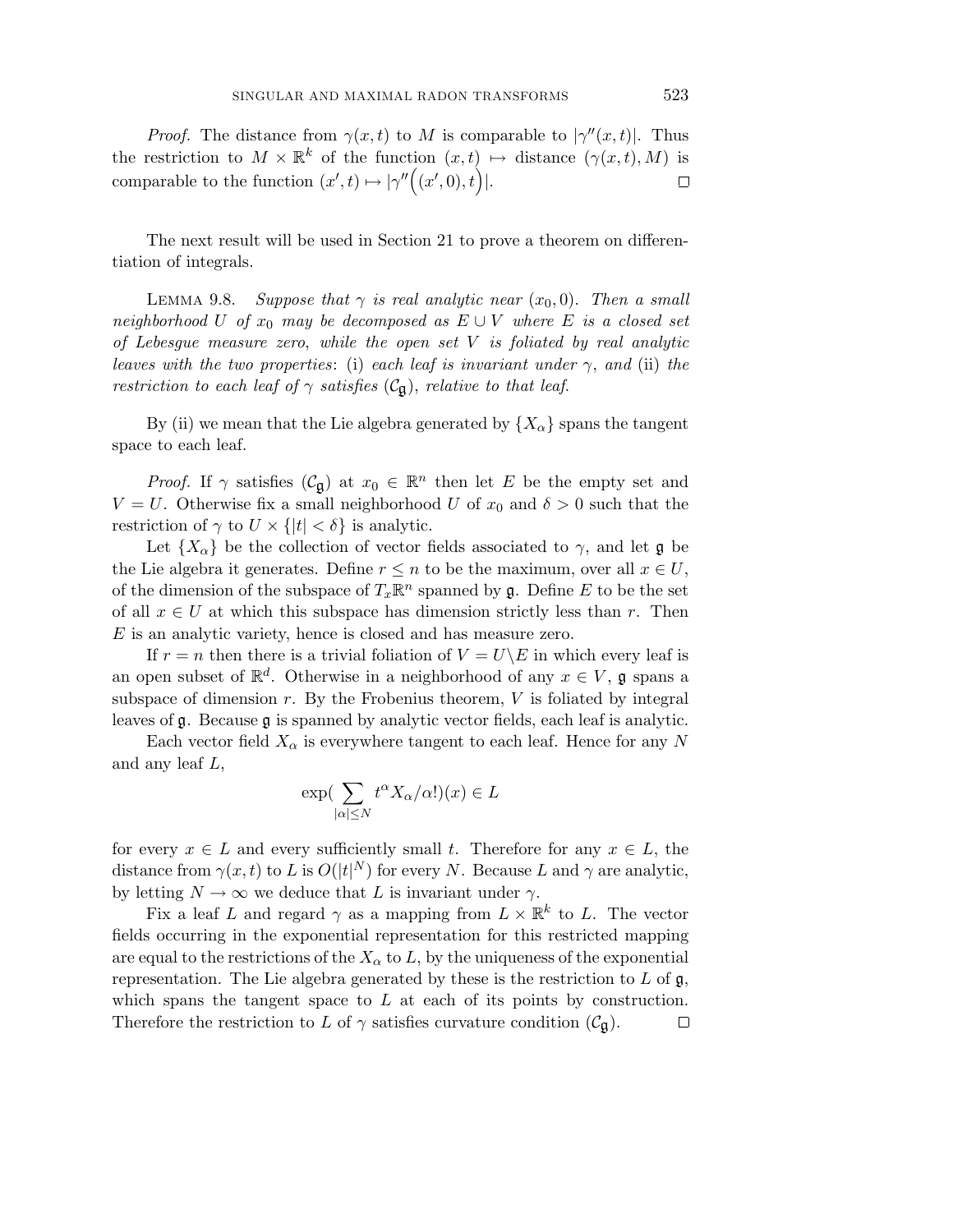*Proof.* The distance from $\gamma(x,t)$ to $M$ is comparable to $|\gamma''(x,t)|$. Thus the restriction to $M \times \mathbb{R}^k$ of the function $(x,t) \mapsto$ distance $(\gamma(x,t), M)$ is comparable to the function $(x',t) \mapsto \left|\gamma''\Big((x',0),t\Big)\right|$. $\square$

The next result will be used in Section 21 to prove a theorem on differentiation of integrals.

LEMMA 9.8. *Suppose that $\gamma$ is real analytic near $(x_0, 0)$. Then a small neighborhood $U$ of $x_0$ may be decomposed as $E \cup V$ where $E$ is a closed set of Lebesgue measure zero, while the open set $V$ is foliated by real analytic leaves with the two properties*: (i) *each leaf is invariant under $\gamma$, and* (ii) *the restriction to each leaf of $\gamma$ satisfies $(\mathcal{C}_{\mathfrak{g}})$, relative to that leaf.*

By (ii) we mean that the Lie algebra generated by $\{X_\alpha\}$ spans the tangent space to each leaf.

*Proof.* If $\gamma$ satisfies $(\mathcal{C}_{\mathfrak{g}})$ at $x_0 \in \mathbb{R}^n$ then let $E$ be the empty set and $V = U$. Otherwise fix a small neighborhood $U$ of $x_0$ and $\delta > 0$ such that the restriction of $\gamma$ to $U \times \{|t| < \delta\}$ is analytic.

Let $\{X_\alpha\}$ be the collection of vector fields associated to $\gamma$, and let $\mathfrak{g}$ be the Lie algebra it generates. Define $r \le n$ to be the maximum, over all $x \in U$, of the dimension of the subspace of $T_x\mathbb{R}^n$ spanned by $\mathfrak{g}$. Define $E$ to be the set of all $x \in U$ at which this subspace has dimension strictly less than $r$. Then $E$ is an analytic variety, hence is closed and has measure zero.

If $r = n$ then there is a trivial foliation of $V = U \backslash E$ in which every leaf is an open subset of $\mathbb{R}^d$. Otherwise in a neighborhood of any $x \in V$, $\mathfrak{g}$ spans a subspace of dimension $r$. By the Frobenius theorem, $V$ is foliated by integral leaves of $\mathfrak{g}$. Because $\mathfrak{g}$ is spanned by analytic vector fields, each leaf is analytic.

Each vector field $X_\alpha$ is everywhere tangent to each leaf. Hence for any $N$ and any leaf $L$,

$$\exp\Big(\sum_{|\alpha| \le N} t^\alpha X_\alpha/\alpha!\Big)(x) \in L$$

for every $x \in L$ and every sufficiently small $t$. Therefore for any $x \in L$, the distance from $\gamma(x,t)$ to $L$ is $O(|t|^N)$ for every $N$. Because $L$ and $\gamma$ are analytic, by letting $N \to \infty$ we deduce that $L$ is invariant under $\gamma$.

Fix a leaf $L$ and regard $\gamma$ as a mapping from $L \times \mathbb{R}^k$ to $L$. The vector fields occurring in the exponential representation for this restricted mapping are equal to the restrictions of the $X_\alpha$ to $L$, by the uniqueness of the exponential representation. The Lie algebra generated by these is the restriction to $L$ of $\mathfrak{g}$, which spans the tangent space to $L$ at each of its points by construction. Therefore the restriction to $L$ of $\gamma$ satisfies curvature condition $(\mathcal{C}_{\mathfrak{g}})$. $\square$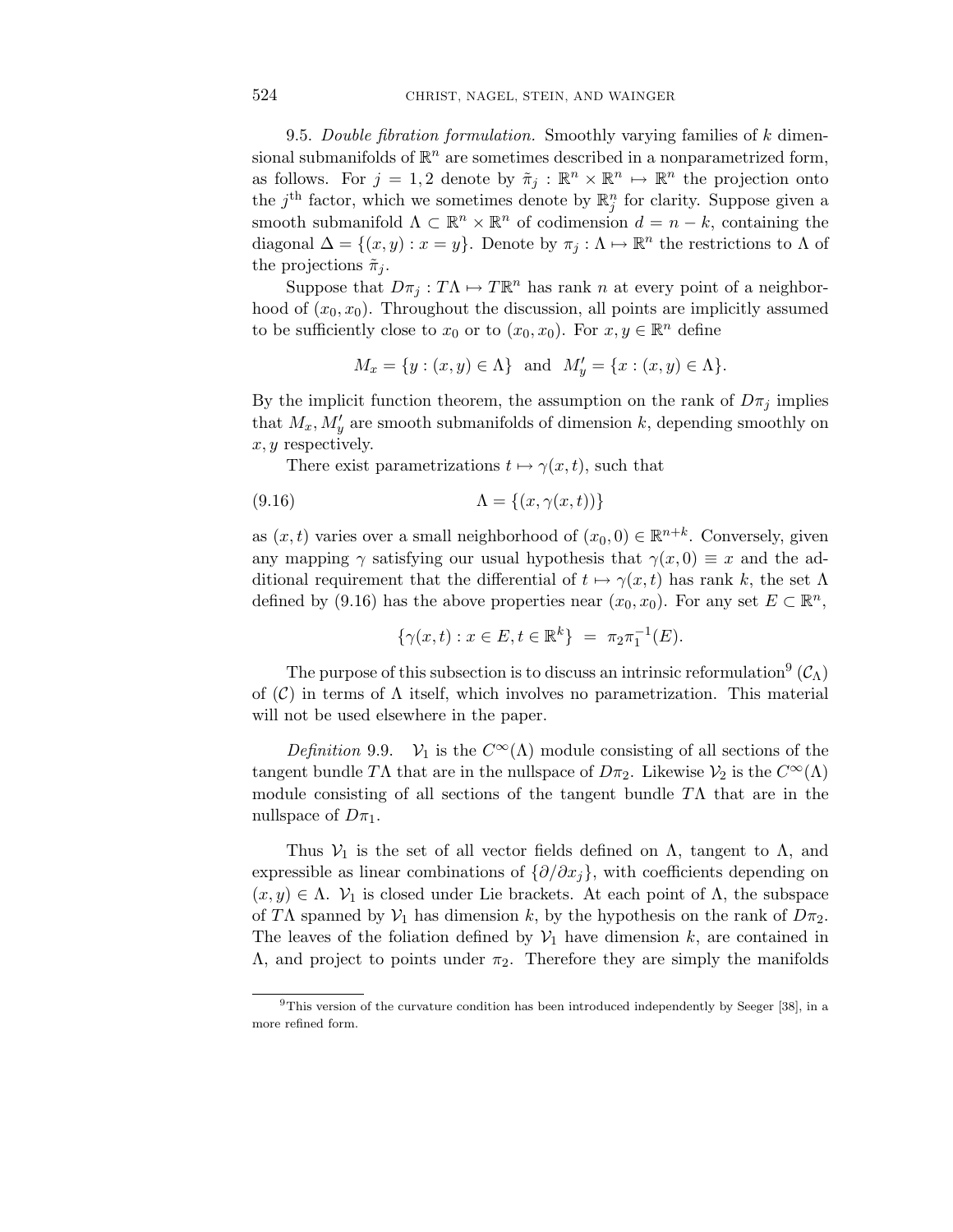9.5. *Double fibration formulation.* Smoothly varying families of $k$ dimensional submanifolds of $\mathbb{R}^n$ are sometimes described in a nonparametrized form, as follows. For $j = 1, 2$ denote by $\tilde{\pi}_j : \mathbb{R}^n \times \mathbb{R}^n \mapsto \mathbb{R}^n$ the projection onto the $j^{\text{th}}$ factor, which we sometimes denote by $\mathbb{R}^n_j$ for clarity. Suppose given a smooth submanifold $\Lambda \subset \mathbb{R}^n \times \mathbb{R}^n$ of codimension $d = n - k$, containing the diagonal $\Delta = \{(x, y) : x = y\}$. Denote by $\pi_j : \Lambda \mapsto \mathbb{R}^n$ the restrictions to $\Lambda$ of the projections $\tilde{\pi}_j$.

Suppose that $D\pi_j : T\Lambda \mapsto T\mathbb{R}^n$ has rank $n$ at every point of a neighborhood of $(x_0, x_0)$. Throughout the discussion, all points are implicitly assumed to be sufficiently close to $x_0$ or to $(x_0, x_0)$. For $x, y \in \mathbb{R}^n$ define

$$M_x = \{y : (x, y) \in \Lambda\} \quad \text{and} \quad M'_y = \{x : (x, y) \in \Lambda\}.$$

By the implicit function theorem, the assumption on the rank of $D\pi_j$ implies that $M_x, M'_y$ are smooth submanifolds of dimension $k$, depending smoothly on $x, y$ respectively.

There exist parametrizations $t \mapsto \gamma(x, t)$, such that

$$\Lambda = \{(x, \gamma(x, t))\} \tag{9.16}$$

as $(x, t)$ varies over a small neighborhood of $(x_0, 0) \in \mathbb{R}^{n+k}$. Conversely, given any mapping $\gamma$ satisfying our usual hypothesis that $\gamma(x, 0) \equiv x$ and the additional requirement that the differential of $t \mapsto \gamma(x, t)$ has rank $k$, the set $\Lambda$ defined by (9.16) has the above properties near $(x_0, x_0)$. For any set $E \subset \mathbb{R}^n$,

$$\{\gamma(x, t) : x \in E, t \in \mathbb{R}^k\} \;=\; \pi_2 \pi_1^{-1}(E).$$

The purpose of this subsection is to discuss an intrinsic reformulation[9] $(\mathcal{C}_\Lambda)$ of $(\mathcal{C})$ in terms of $\Lambda$ itself, which involves no parametrization. This material will not be used elsewhere in the paper.

*Definition* 9.9. $\mathcal{V}_1$ is the $C^\infty(\Lambda)$ module consisting of all sections of the tangent bundle $T\Lambda$ that are in the nullspace of $D\pi_2$. Likewise $\mathcal{V}_2$ is the $C^\infty(\Lambda)$ module consisting of all sections of the tangent bundle $T\Lambda$ that are in the nullspace of $D\pi_1$.

Thus $\mathcal{V}_1$ is the set of all vector fields defined on $\Lambda$, tangent to $\Lambda$, and expressible as linear combinations of $\{\partial/\partial x_j\}$, with coefficients depending on $(x, y) \in \Lambda$. $\mathcal{V}_1$ is closed under Lie brackets. At each point of $\Lambda$, the subspace of $T\Lambda$ spanned by $\mathcal{V}_1$ has dimension $k$, by the hypothesis on the rank of $D\pi_2$. The leaves of the foliation defined by $\mathcal{V}_1$ have dimension $k$, are contained in $\Lambda$, and project to points under $\pi_2$. Therefore they are simply the manifolds

---

[9] This version of the curvature condition has been introduced independently by Seeger [38], in a more refined form.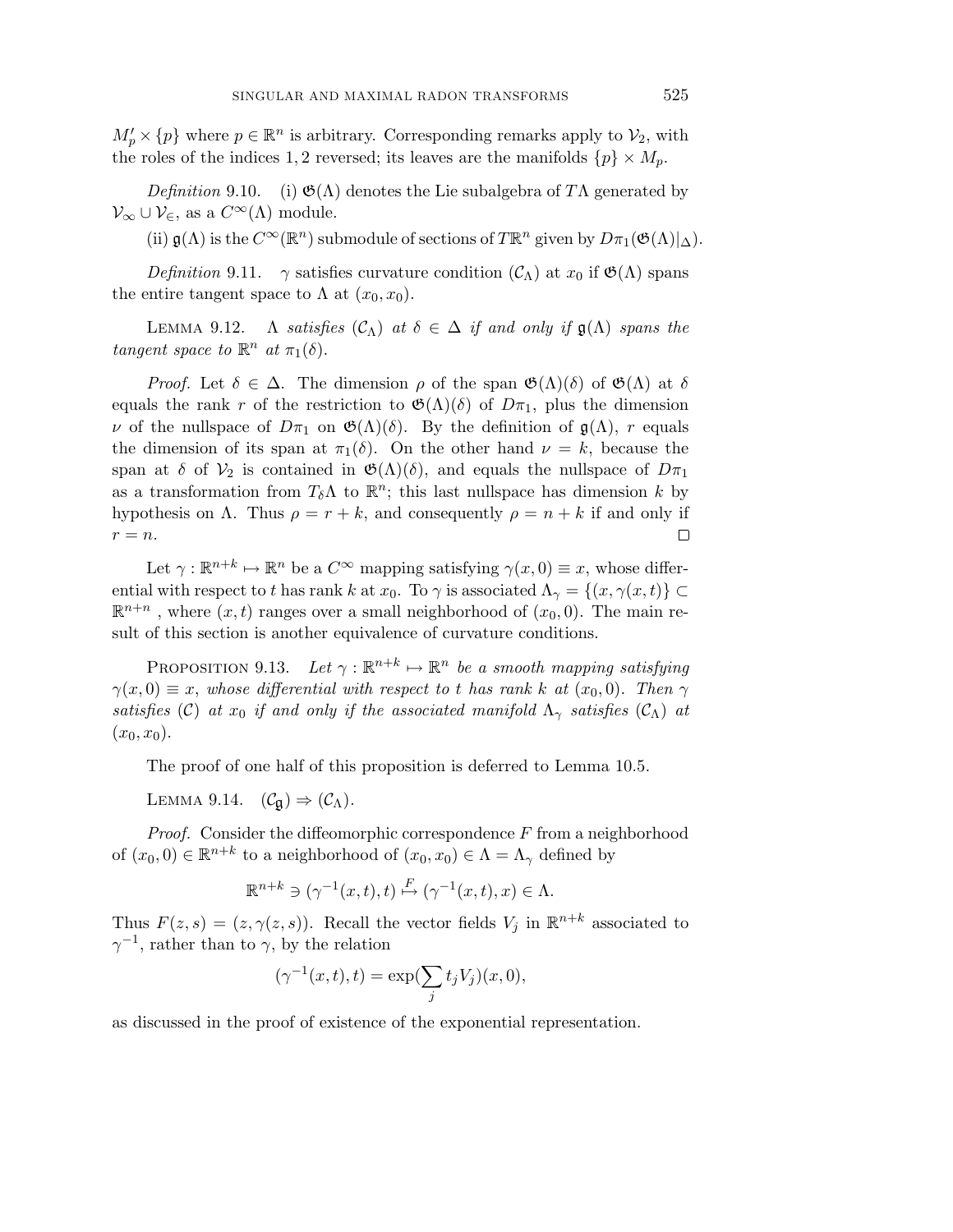$M_p' \times \{p\}$ where $p \in \mathbb{R}^n$ is arbitrary. Corresponding remarks apply to $\mathcal{V}_2$, with the roles of the indices $1, 2$ reversed; its leaves are the manifolds $\{p\} \times M_p$.

*Definition* 9.10. (i) $\mathfrak{G}(\Lambda)$ denotes the Lie subalgebra of $T\Lambda$ generated by $\mathcal{V}_\infty \cup \mathcal{V}_\in$, as a $C^\infty(\Lambda)$ module.

(ii) $\mathfrak{g}(\Lambda)$ is the $C^\infty(\mathbb{R}^n)$ submodule of sections of $T\mathbb{R}^n$ given by $D\pi_1(\mathfrak{G}(\Lambda)|_\Delta)$.

*Definition* 9.11. $\gamma$ satisfies curvature condition $(\mathcal{C}_\Lambda)$ at $x_0$ if $\mathfrak{G}(\Lambda)$ spans the entire tangent space to $\Lambda$ at $(x_0, x_0)$.

Lemma 9.12. *$\Lambda$ satisfies $(\mathcal{C}_\Lambda)$ at $\delta \in \Delta$ if and only if $\mathfrak{g}(\Lambda)$ spans the tangent space to $\mathbb{R}^n$ at $\pi_1(\delta)$.*

*Proof.* Let $\delta \in \Delta$. The dimension $\rho$ of the span $\mathfrak{G}(\Lambda)(\delta)$ of $\mathfrak{G}(\Lambda)$ at $\delta$ equals the rank $r$ of the restriction to $\mathfrak{G}(\Lambda)(\delta)$ of $D\pi_1$, plus the dimension $\nu$ of the nullspace of $D\pi_1$ on $\mathfrak{G}(\Lambda)(\delta)$. By the definition of $\mathfrak{g}(\Lambda)$, $r$ equals the dimension of its span at $\pi_1(\delta)$. On the other hand $\nu = k$, because the span at $\delta$ of $\mathcal{V}_2$ is contained in $\mathfrak{G}(\Lambda)(\delta)$, and equals the nullspace of $D\pi_1$ as a transformation from $T_\delta\Lambda$ to $\mathbb{R}^n$; this last nullspace has dimension $k$ by hypothesis on $\Lambda$. Thus $\rho = r + k$, and consequently $\rho = n + k$ if and only if $r = n$. $\square$

Let $\gamma : \mathbb{R}^{n+k} \mapsto \mathbb{R}^n$ be a $C^\infty$ mapping satisfying $\gamma(x, 0) \equiv x$, whose differential with respect to $t$ has rank $k$ at $x_0$. To $\gamma$ is associated $\Lambda_\gamma = \{(x, \gamma(x,t)\} \subset \mathbb{R}^{n+n}$ , where $(x,t)$ ranges over a small neighborhood of $(x_0, 0)$. The main result of this section is another equivalence of curvature conditions.

Proposition 9.13. *Let $\gamma : \mathbb{R}^{n+k} \mapsto \mathbb{R}^n$ be a smooth mapping satisfying $\gamma(x, 0) \equiv x$, whose differential with respect to $t$ has rank $k$ at $(x_0, 0)$. Then $\gamma$ satisfies $(\mathcal{C})$ at $x_0$ if and only if the associated manifold $\Lambda_\gamma$ satisfies $(\mathcal{C}_\Lambda)$ at $(x_0, x_0)$.*

The proof of one half of this proposition is deferred to Lemma 10.5.

Lemma 9.14. $(\mathcal{C}_\mathfrak{g}) \Rightarrow (\mathcal{C}_\Lambda)$.

*Proof.* Consider the diffeomorphic correspondence $F$ from a neighborhood of $(x_0, 0) \in \mathbb{R}^{n+k}$ to a neighborhood of $(x_0, x_0) \in \Lambda = \Lambda_\gamma$ defined by

$$\mathbb{R}^{n+k} \ni (\gamma^{-1}(x,t), t) \overset{F}{\mapsto} (\gamma^{-1}(x,t), x) \in \Lambda.$$

Thus $F(z,s) = (z, \gamma(z,s))$. Recall the vector fields $V_j$ in $\mathbb{R}^{n+k}$ associated to $\gamma^{-1}$, rather than to $\gamma$, by the relation

$$(\gamma^{-1}(x,t), t) = \exp(\sum_j t_j V_j)(x, 0),$$

as discussed in the proof of existence of the exponential representation.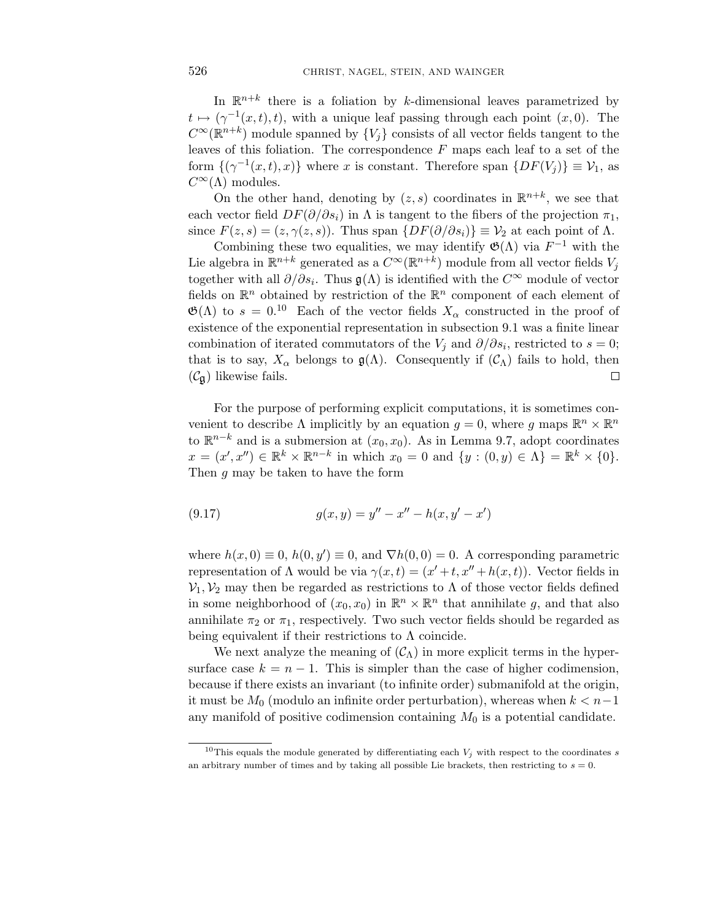In $\mathbb{R}^{n+k}$ there is a foliation by $k$-dimensional leaves parametrized by $t \mapsto (\gamma^{-1}(x,t), t)$, with a unique leaf passing through each point $(x, 0)$. The $C^\infty(\mathbb{R}^{n+k})$ module spanned by $\{V_j\}$ consists of all vector fields tangent to the leaves of this foliation. The correspondence $F$ maps each leaf to a set of the form $\{(\gamma^{-1}(x,t), x)\}$ where $x$ is constant. Therefore span $\{DF(V_j)\} \equiv \mathcal{V}_1$, as $C^\infty(\Lambda)$ modules.

On the other hand, denoting by $(z, s)$ coordinates in $\mathbb{R}^{n+k}$, we see that each vector field $DF(\partial/\partial s_i)$ in $\Lambda$ is tangent to the fibers of the projection $\pi_1$, since $F(z,s) = (z, \gamma(z,s))$. Thus span $\{DF(\partial/\partial s_i)\} \equiv \mathcal{V}_2$ at each point of $\Lambda$.

Combining these two equalities, we may identify $\mathfrak{G}(\Lambda)$ via $F^{-1}$ with the Lie algebra in $\mathbb{R}^{n+k}$ generated as a $C^\infty(\mathbb{R}^{n+k})$ module from all vector fields $V_j$ together with all $\partial/\partial s_i$. Thus $\mathfrak{g}(\Lambda)$ is identified with the $C^\infty$ module of vector fields on $\mathbb{R}^n$ obtained by restriction of the $\mathbb{R}^n$ component of each element of $\mathfrak{G}(\Lambda)$ to $s = 0$.[10] Each of the vector fields $X_\alpha$ constructed in the proof of existence of the exponential representation in subsection 9.1 was a finite linear combination of iterated commutators of the $V_j$ and $\partial/\partial s_i$, restricted to $s = 0$; that is to say, $X_\alpha$ belongs to $\mathfrak{g}(\Lambda)$. Consequently if $(\mathcal{C}_\Lambda)$ fails to hold, then $(\mathcal{C}_\mathfrak{g})$ likewise fails. $\square$

For the purpose of performing explicit computations, it is sometimes convenient to describe $\Lambda$ implicitly by an equation $g = 0$, where $g$ maps $\mathbb{R}^n \times \mathbb{R}^n$ to $\mathbb{R}^{n-k}$ and is a submersion at $(x_0, x_0)$. As in Lemma 9.7, adopt coordinates $x = (x', x'') \in \mathbb{R}^k \times \mathbb{R}^{n-k}$ in which $x_0 = 0$ and $\{y : (0, y) \in \Lambda\} = \mathbb{R}^k \times \{0\}$. Then $g$ may be taken to have the form

$$g(x,y) = y'' - x'' - h(x, y' - x') \tag{9.17}$$

where $h(x, 0) \equiv 0$, $h(0, y') \equiv 0$, and $\nabla h(0,0) = 0$. A corresponding parametric representation of $\Lambda$ would be via $\gamma(x,t) = (x' + t, x'' + h(x,t))$. Vector fields in $\mathcal{V}_1, \mathcal{V}_2$ may then be regarded as restrictions to $\Lambda$ of those vector fields defined in some neighborhood of $(x_0, x_0)$ in $\mathbb{R}^n \times \mathbb{R}^n$ that annihilate $g$, and that also annihilate $\pi_2$ or $\pi_1$, respectively. Two such vector fields should be regarded as being equivalent if their restrictions to $\Lambda$ coincide.

We next analyze the meaning of $(\mathcal{C}_\Lambda)$ in more explicit terms in the hypersurface case $k = n-1$. This is simpler than the case of higher codimension, because if there exists an invariant (to infinite order) submanifold at the origin, it must be $M_0$ (modulo an infinite order perturbation), whereas when $k < n-1$ any manifold of positive codimension containing $M_0$ is a potential candidate.

---

[10] This equals the module generated by differentiating each $V_j$ with respect to the coordinates $s$ an arbitrary number of times and by taking all possible Lie brackets, then restricting to $s = 0$.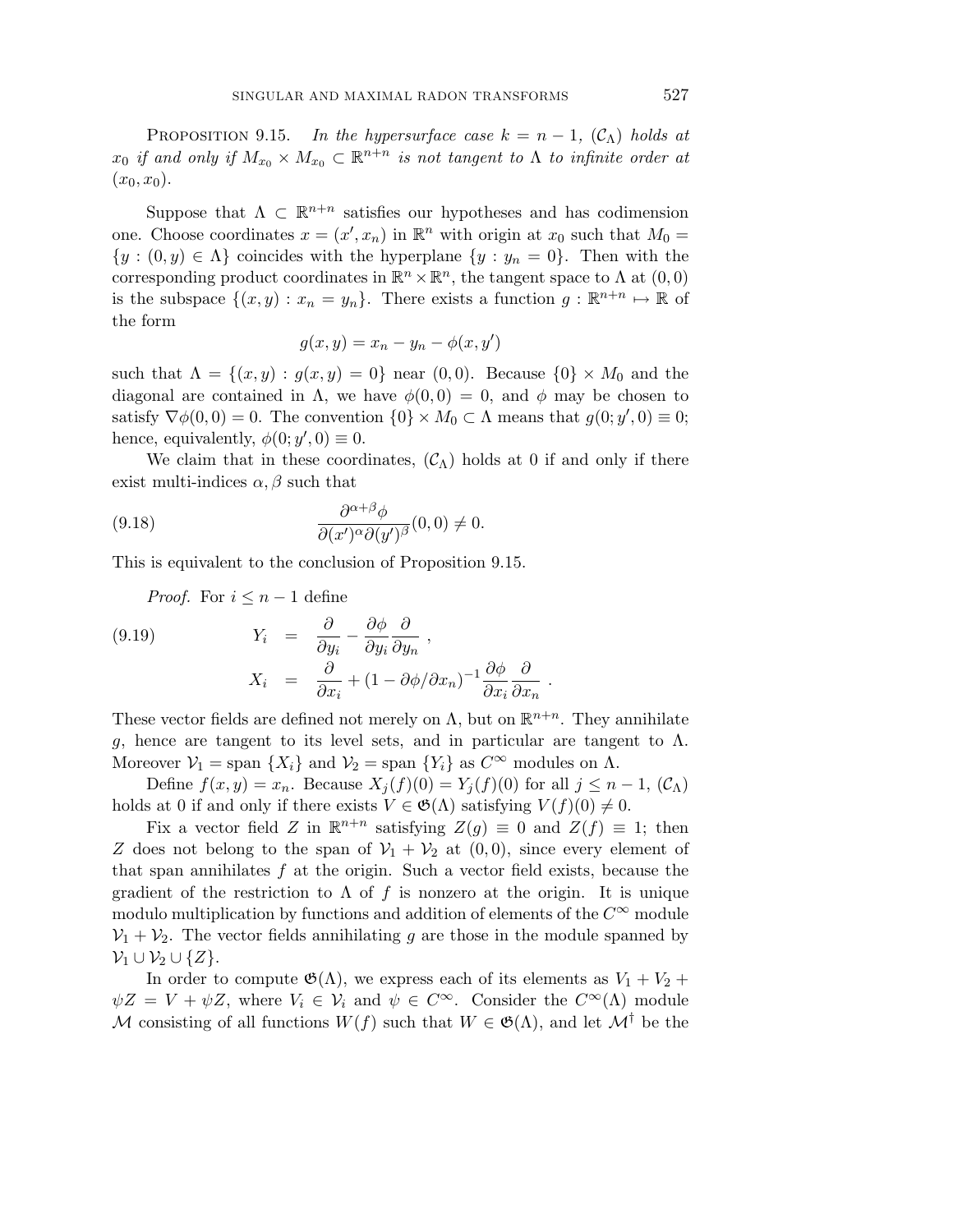Proposition 9.15. *In the hypersurface case $k = n-1$, $(\mathcal{C}_\Lambda)$ holds at $x_0$ if and only if $M_{x_0} \times M_{x_0} \subset \mathbb{R}^{n+n}$ is not tangent to $\Lambda$ to infinite order at $(x_0, x_0)$.*

Suppose that $\Lambda \subset \mathbb{R}^{n+n}$ satisfies our hypotheses and has codimension one. Choose coordinates $x = (x', x_n)$ in $\mathbb{R}^n$ with origin at $x_0$ such that $M_0 = \{y : (0, y) \in \Lambda\}$ coincides with the hyperplane $\{y : y_n = 0\}$. Then with the corresponding product coordinates in $\mathbb{R}^n \times \mathbb{R}^n$, the tangent space to $\Lambda$ at $(0,0)$ is the subspace $\{(x,y) : x_n = y_n\}$. There exists a function $g : \mathbb{R}^{n+n} \mapsto \mathbb{R}$ of the form

$$g(x,y) = x_n - y_n - \phi(x, y')$$

such that $\Lambda = \{(x,y) : g(x,y) = 0\}$ near $(0,0)$. Because $\{0\} \times M_0$ and the diagonal are contained in $\Lambda$, we have $\phi(0,0) = 0$, and $\phi$ may be chosen to satisfy $\nabla\phi(0,0) = 0$. The convention $\{0\} \times M_0 \subset \Lambda$ means that $g(0; y', 0) \equiv 0$; hence, equivalently, $\phi(0; y', 0) \equiv 0$.

We claim that in these coordinates, $(\mathcal{C}_\Lambda)$ holds at 0 if and only if there exist multi-indices $\alpha, \beta$ such that

$$\frac{\partial^{\alpha+\beta}\phi}{\partial (x')^\alpha \partial (y')^\beta}(0,0) \neq 0. \tag{9.18}$$

This is equivalent to the conclusion of Proposition 9.15.

*Proof.* For $i \leq n-1$ define

$$\begin{aligned} Y_i &= \frac{\partial}{\partial y_i} - \frac{\partial \phi}{\partial y_i}\frac{\partial}{\partial y_n}\ , \\ X_i &= \frac{\partial}{\partial x_i} + (1 - \partial\phi/\partial x_n)^{-1}\frac{\partial \phi}{\partial x_i}\frac{\partial}{\partial x_n}\ . \end{aligned} \tag{9.19}$$

These vector fields are defined not merely on $\Lambda$, but on $\mathbb{R}^{n+n}$. They annihilate $g$, hence are tangent to its level sets, and in particular are tangent to $\Lambda$. Moreover $\mathcal{V}_1 = \text{span}\,\{X_i\}$ and $\mathcal{V}_2 = \text{span}\,\{Y_i\}$ as $C^\infty$ modules on $\Lambda$.

Define $f(x,y) = x_n$. Because $X_j(f)(0) = Y_j(f)(0)$ for all $j \leq n-1$, $(\mathcal{C}_\Lambda)$ holds at 0 if and only if there exists $V \in \mathfrak{G}(\Lambda)$ satisfying $V(f)(0) \neq 0$.

Fix a vector field $Z$ in $\mathbb{R}^{n+n}$ satisfying $Z(g) \equiv 0$ and $Z(f) \equiv 1$; then $Z$ does not belong to the span of $\mathcal{V}_1 + \mathcal{V}_2$ at $(0,0)$, since every element of that span annihilates $f$ at the origin. Such a vector field exists, because the gradient of the restriction to $\Lambda$ of $f$ is nonzero at the origin. It is unique modulo multiplication by functions and addition of elements of the $C^\infty$ module $\mathcal{V}_1 + \mathcal{V}_2$. The vector fields annihilating $g$ are those in the module spanned by $\mathcal{V}_1 \cup \mathcal{V}_2 \cup \{Z\}$.

In order to compute $\mathfrak{G}(\Lambda)$, we express each of its elements as $V_1 + V_2 + \psi Z = V + \psi Z$, where $V_i \in \mathcal{V}_i$ and $\psi \in C^\infty$. Consider the $C^\infty(\Lambda)$ module $\mathcal{M}$ consisting of all functions $W(f)$ such that $W \in \mathfrak{G}(\Lambda)$, and let $\mathcal{M}^\dagger$ be the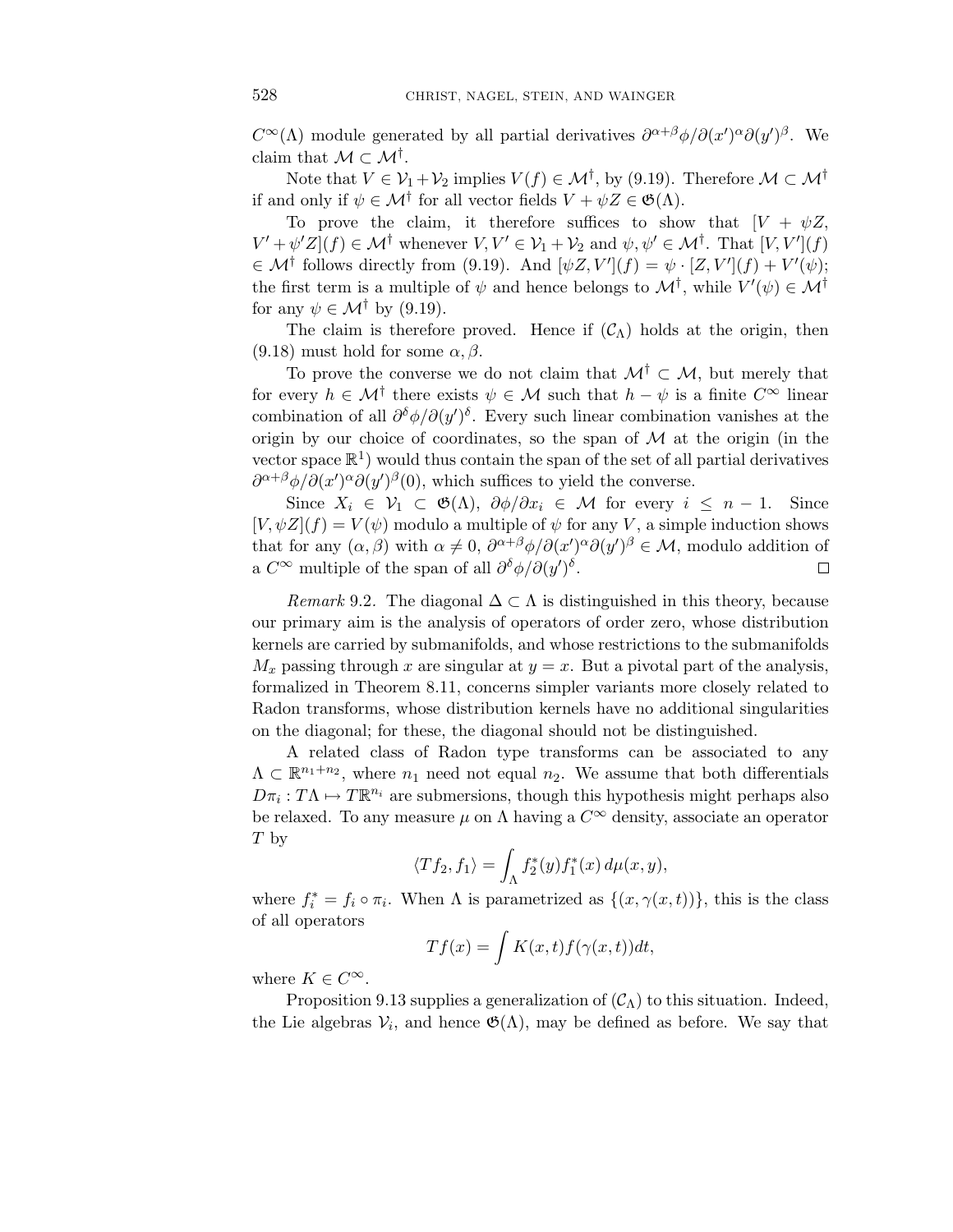$C^\infty(\Lambda)$ module generated by all partial derivatives $\partial^{\alpha+\beta}\phi/\partial(x')^\alpha\partial(y')^\beta$. We claim that $\mathcal{M} \subset \mathcal{M}^\dagger$.

Note that $V \in \mathcal{V}_1+\mathcal{V}_2$ implies $V(f) \in \mathcal{M}^\dagger$, by (9.19). Therefore $\mathcal{M} \subset \mathcal{M}^\dagger$ if and only if $\psi \in \mathcal{M}^\dagger$ for all vector fields $V + \psi Z \in \mathfrak{G}(\Lambda)$.

To prove the claim, it therefore suffices to show that $[V + \psi Z, V' + \psi' Z](f) \in \mathcal{M}^\dagger$ whenever $V, V' \in \mathcal{V}_1 + \mathcal{V}_2$ and $\psi, \psi' \in \mathcal{M}^\dagger$. That $[V, V'](f) \in \mathcal{M}^\dagger$ follows directly from (9.19). And $[\psi Z, V'](f) = \psi \cdot [Z, V'](f) + V'(\psi)$; the first term is a multiple of $\psi$ and hence belongs to $\mathcal{M}^\dagger$, while $V'(\psi) \in \mathcal{M}^\dagger$ for any $\psi \in \mathcal{M}^\dagger$ by (9.19).

The claim is therefore proved. Hence if $(\mathcal{C}_\Lambda)$ holds at the origin, then (9.18) must hold for some $\alpha, \beta$.

To prove the converse we do not claim that $\mathcal{M}^\dagger \subset \mathcal{M}$, but merely that for every $h \in \mathcal{M}^\dagger$ there exists $\psi \in \mathcal{M}$ such that $h - \psi$ is a finite $C^\infty$ linear combination of all $\partial^\delta\phi/\partial(y')^\delta$. Every such linear combination vanishes at the origin by our choice of coordinates, so the span of $\mathcal{M}$ at the origin (in the vector space $\mathbb{R}^1$) would thus contain the span of the set of all partial derivatives $\partial^{\alpha+\beta}\phi/\partial(x')^\alpha\partial(y')^\beta(0)$, which suffices to yield the converse.

Since $X_i \in \mathcal{V}_1 \subset \mathfrak{G}(\Lambda)$, $\partial\phi/\partial x_i \in \mathcal{M}$ for every $i \leq n-1$. Since $[V, \psi Z](f) = V(\psi)$ modulo a multiple of $\psi$ for any $V$, a simple induction shows that for any $(\alpha, \beta)$ with $\alpha \neq 0$, $\partial^{\alpha+\beta}\phi/\partial(x')^\alpha\partial(y')^\beta \in \mathcal{M}$, modulo addition of a $C^\infty$ multiple of the span of all $\partial^\delta\phi/\partial(y')^\delta$. $\square$

*Remark* 9.2. The diagonal $\Delta \subset \Lambda$ is distinguished in this theory, because our primary aim is the analysis of operators of order zero, whose distribution kernels are carried by submanifolds, and whose restrictions to the submanifolds $M_x$ passing through $x$ are singular at $y = x$. But a pivotal part of the analysis, formalized in Theorem 8.11, concerns simpler variants more closely related to Radon transforms, whose distribution kernels have no additional singularities on the diagonal; for these, the diagonal should not be distinguished.

A related class of Radon type transforms can be associated to any $\Lambda \subset \mathbb{R}^{n_1+n_2}$, where $n_1$ need not equal $n_2$. We assume that both differentials $D\pi_i : T\Lambda \mapsto T\mathbb{R}^{n_i}$ are submersions, though this hypothesis might perhaps also be relaxed. To any measure $\mu$ on $\Lambda$ having a $C^\infty$ density, associate an operator $T$ by

$$\langle Tf_2, f_1\rangle = \int_\Lambda f_2^*(y) f_1^*(x)\, d\mu(x,y),$$

where $f_i^* = f_i \circ \pi_i$. When $\Lambda$ is parametrized as $\{(x, \gamma(x,t))\}$, this is the class of all operators

$$Tf(x) = \int K(x,t) f(\gamma(x,t))dt,$$

where $K \in C^\infty$.

Proposition 9.13 supplies a generalization of $(\mathcal{C}_\Lambda)$ to this situation. Indeed, the Lie algebras $\mathcal{V}_i$, and hence $\mathfrak{G}(\Lambda)$, may be defined as before. We say that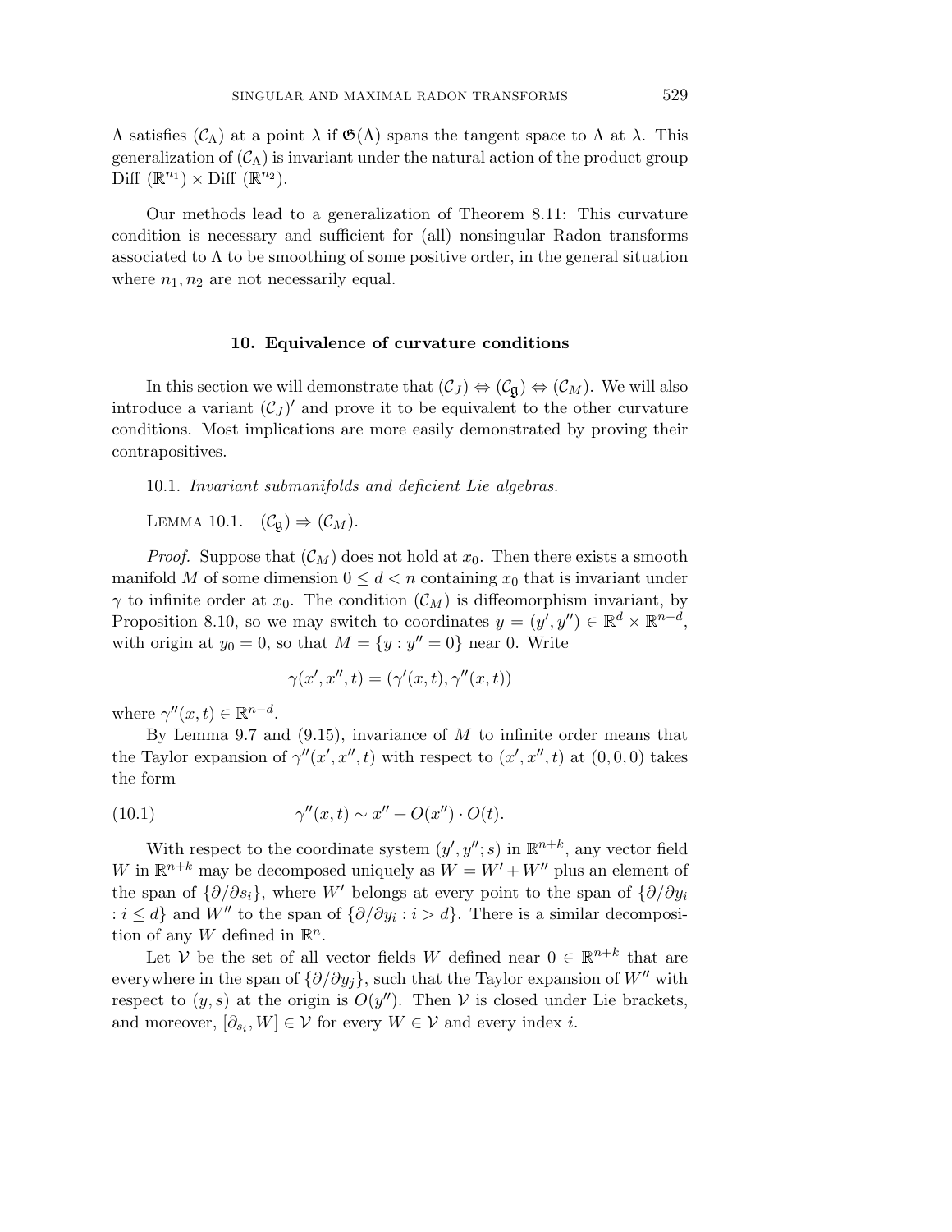$\Lambda$ satisfies $(\mathcal{C}_\Lambda)$ at a point $\lambda$ if $\mathfrak{G}(\Lambda)$ spans the tangent space to $\Lambda$ at $\lambda$. This generalization of $(\mathcal{C}_\Lambda)$ is invariant under the natural action of the product group Diff $(\mathbb{R}^{n_1}) \times$ Diff $(\mathbb{R}^{n_2})$.

Our methods lead to a generalization of Theorem 8.11: This curvature condition is necessary and sufficient for (all) nonsingular Radon transforms associated to $\Lambda$ to be smoothing of some positive order, in the general situation where $n_1, n_2$ are not necessarily equal.

## 10. Equivalence of curvature conditions

In this section we will demonstrate that $(\mathcal{C}_J) \Leftrightarrow (\mathcal{C}_\mathfrak{g}) \Leftrightarrow (\mathcal{C}_M)$. We will also introduce a variant $(\mathcal{C}_J)'$ and prove it to be equivalent to the other curvature conditions. Most implications are more easily demonstrated by proving their contrapositives.

10.1. *Invariant submanifolds and deficient Lie algebras.*

Lemma 10.1. $(\mathcal{C}_\mathfrak{g}) \Rightarrow (\mathcal{C}_M)$.

*Proof.* Suppose that $(\mathcal{C}_M)$ does not hold at $x_0$. Then there exists a smooth manifold $M$ of some dimension $0 \le d < n$ containing $x_0$ that is invariant under $\gamma$ to infinite order at $x_0$. The condition $(\mathcal{C}_M)$ is diffeomorphism invariant, by Proposition 8.10, so we may switch to coordinates $y = (y', y'') \in \mathbb{R}^d \times \mathbb{R}^{n-d}$, with origin at $y_0 = 0$, so that $M = \{y : y'' = 0\}$ near 0. Write

$$\gamma(x', x'', t) = (\gamma'(x,t), \gamma''(x,t))$$

where $\gamma''(x,t) \in \mathbb{R}^{n-d}$.

By Lemma 9.7 and (9.15), invariance of $M$ to infinite order means that the Taylor expansion of $\gamma''(x', x'', t)$ with respect to $(x', x'', t)$ at $(0,0,0)$ takes the form

$$\gamma''(x,t) \sim x'' + O(x'') \cdot O(t). \tag{10.1}$$

With respect to the coordinate system $(y', y''; s)$ in $\mathbb{R}^{n+k}$, any vector field $W$ in $\mathbb{R}^{n+k}$ may be decomposed uniquely as $W = W' + W''$ plus an element of the span of $\{\partial/\partial s_i\}$, where $W'$ belongs at every point to the span of $\{\partial/\partial y_i : i \le d\}$ and $W''$ to the span of $\{\partial/\partial y_i : i > d\}$. There is a similar decomposition of any $W$ defined in $\mathbb{R}^n$.

Let $\mathcal{V}$ be the set of all vector fields $W$ defined near $0 \in \mathbb{R}^{n+k}$ that are everywhere in the span of $\{\partial/\partial y_j\}$, such that the Taylor expansion of $W''$ with respect to $(y, s)$ at the origin is $O(y'')$. Then $\mathcal{V}$ is closed under Lie brackets, and moreover, $[\partial_{s_i}, W] \in \mathcal{V}$ for every $W \in \mathcal{V}$ and every index $i$.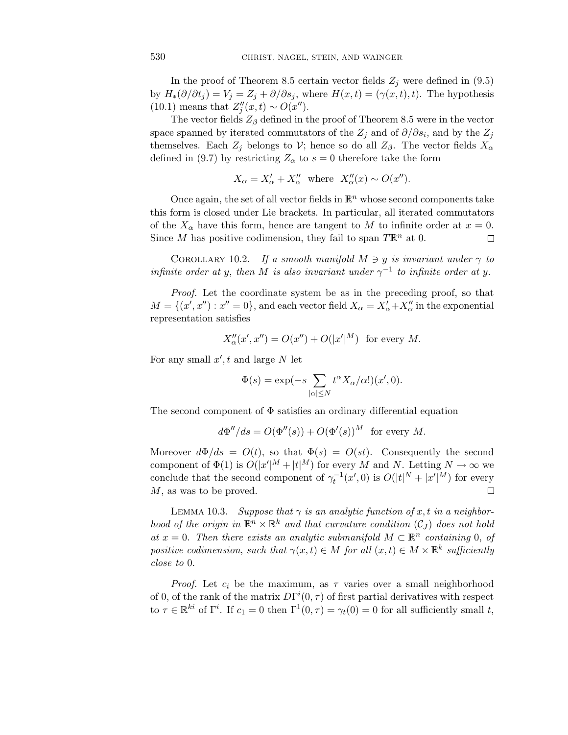In the proof of Theorem 8.5 certain vector fields $Z_j$ were defined in (9.5) by $H_*(\partial/\partial t_j) = V_j = Z_j + \partial/\partial s_j$, where $H(x,t) = (\gamma(x,t),t)$. The hypothesis (10.1) means that $Z_j''(x,t) \sim O(x'')$.

The vector fields $Z_\beta$ defined in the proof of Theorem 8.5 were in the vector space spanned by iterated commutators of the $Z_j$ and of $\partial/\partial s_i$, and by the $Z_j$ themselves. Each $Z_j$ belongs to $\mathcal{V}$; hence so do all $Z_\beta$. The vector fields $X_\alpha$ defined in (9.7) by restricting $Z_\alpha$ to $s = 0$ therefore take the form

$$X_\alpha = X_\alpha' + X_\alpha'' \ \text{ where } \ X_\alpha''(x) \sim O(x'').$$

Once again, the set of all vector fields in $\mathbb{R}^n$ whose second components take this form is closed under Lie brackets. In particular, all iterated commutators of the $X_\alpha$ have this form, hence are tangent to $M$ to infinite order at $x = 0$. Since $M$ has positive codimension, they fail to span $T\mathbb{R}^n$ at 0. $\square$

Corollary 10.2. *If a smooth manifold $M \ni y$ is invariant under $\gamma$ to infinite order at $y$, then $M$ is also invariant under $\gamma^{-1}$ to infinite order at $y$.*

*Proof.* Let the coordinate system be as in the preceding proof, so that $M = \{(x', x'') : x'' = 0\}$, and each vector field $X_\alpha = X_\alpha' + X_\alpha''$ in the exponential representation satisfies

$$X_\alpha''(x', x'') = O(x'') + O(|x'|^M) \ \text{ for every } M.$$

For any small $x', t$ and large $N$ let

$$\Phi(s) = \exp(-s \sum_{|\alpha| \le N} t^\alpha X_\alpha/\alpha!)(x', 0).$$

The second component of $\Phi$ satisfies an ordinary differential equation

$$d\Phi''/ds = O(\Phi''(s)) + O(\Phi'(s))^M \ \text{ for every } M.$$

Moreover $d\Phi/ds = O(t)$, so that $\Phi(s) = O(st)$. Consequently the second component of $\Phi(1)$ is $O(|x'|^M + |t|^M)$ for every $M$ and $N$. Letting $N \to \infty$ we conclude that the second component of $\gamma_t^{-1}(x', 0)$ is $O(|t|^N + |x'|^M)$ for every $M$, as was to be proved. $\square$

Lemma 10.3. *Suppose that $\gamma$ is an analytic function of $x, t$ in a neighborhood of the origin in $\mathbb{R}^n \times \mathbb{R}^k$ and that curvature condition $(\mathcal{C}_J)$ does not hold at $x = 0$. Then there exists an analytic submanifold $M \subset \mathbb{R}^n$ containing 0, of positive codimension, such that $\gamma(x,t) \in M$ for all $(x,t) \in M \times \mathbb{R}^k$ sufficiently close to 0.*

*Proof.* Let $c_i$ be the maximum, as $\tau$ varies over a small neighborhood of 0, of the rank of the matrix $D\Gamma^i(0, \tau)$ of first partial derivatives with respect to $\tau \in \mathbb{R}^{ki}$ of $\Gamma^i$. If $c_1 = 0$ then $\Gamma^1(0, \tau) = \gamma_t(0) = 0$ for all sufficiently small $t$,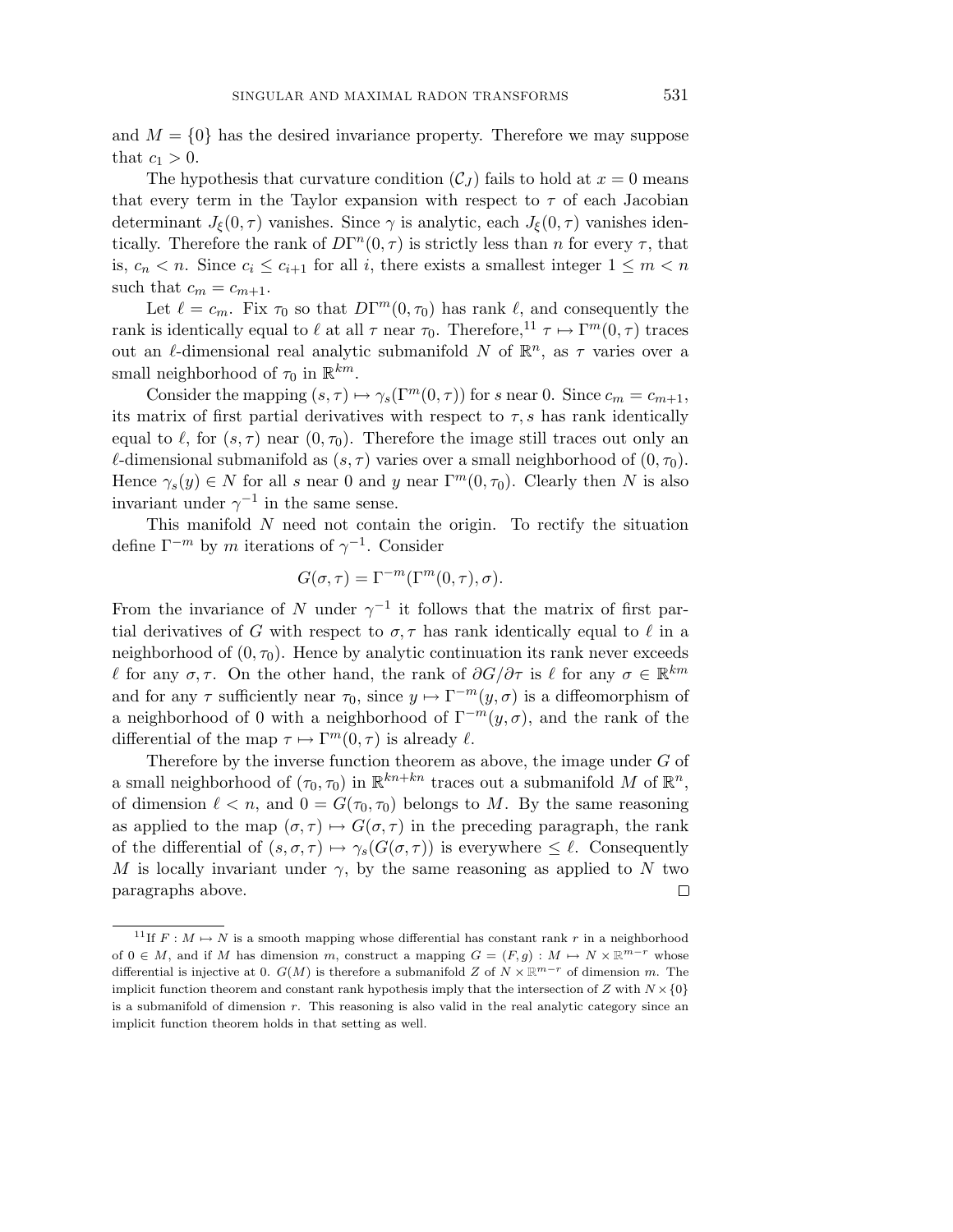and $M = \{0\}$ has the desired invariance property. Therefore we may suppose that $c_1 > 0$.

The hypothesis that curvature condition $(\mathcal{C}_J)$ fails to hold at $x = 0$ means that every term in the Taylor expansion with respect to $\tau$ of each Jacobian determinant $J_\xi(0, \tau)$ vanishes. Since $\gamma$ is analytic, each $J_\xi(0, \tau)$ vanishes identically. Therefore the rank of $D\Gamma^n(0, \tau)$ is strictly less than $n$ for every $\tau$, that is, $c_n < n$. Since $c_i \le c_{i+1}$ for all $i$, there exists a smallest integer $1 \le m < n$ such that $c_m = c_{m+1}$.

Let $\ell = c_m$. Fix $\tau_0$ so that $D\Gamma^m(0, \tau_0)$ has rank $\ell$, and consequently the rank is identically equal to $\ell$ at all $\tau$ near $\tau_0$. Therefore,[11] $\tau \mapsto \Gamma^m(0, \tau)$ traces out an $\ell$-dimensional real analytic submanifold $N$ of $\mathbb{R}^n$, as $\tau$ varies over a small neighborhood of $\tau_0$ in $\mathbb{R}^{km}$.

Consider the mapping $(s, \tau) \mapsto \gamma_s(\Gamma^m(0, \tau))$ for $s$ near 0. Since $c_m = c_{m+1}$, its matrix of first partial derivatives with respect to $\tau, s$ has rank identically equal to $\ell$, for $(s, \tau)$ near $(0, \tau_0)$. Therefore the image still traces out only an $\ell$-dimensional submanifold as $(s, \tau)$ varies over a small neighborhood of $(0, \tau_0)$. Hence $\gamma_s(y) \in N$ for all $s$ near 0 and $y$ near $\Gamma^m(0, \tau_0)$. Clearly then $N$ is also invariant under $\gamma^{-1}$ in the same sense.

This manifold $N$ need not contain the origin. To rectify the situation define $\Gamma^{-m}$ by $m$ iterations of $\gamma^{-1}$. Consider

$$G(\sigma, \tau) = \Gamma^{-m}(\Gamma^m(0, \tau), \sigma).$$

From the invariance of $N$ under $\gamma^{-1}$ it follows that the matrix of first partial derivatives of $G$ with respect to $\sigma, \tau$ has rank identically equal to $\ell$ in a neighborhood of $(0, \tau_0)$. Hence by analytic continuation its rank never exceeds $\ell$ for any $\sigma, \tau$. On the other hand, the rank of $\partial G/\partial \tau$ is $\ell$ for any $\sigma \in \mathbb{R}^{km}$ and for any $\tau$ sufficiently near $\tau_0$, since $y \mapsto \Gamma^{-m}(y, \sigma)$ is a diffeomorphism of a neighborhood of 0 with a neighborhood of $\Gamma^{-m}(y, \sigma)$, and the rank of the differential of the map $\tau \mapsto \Gamma^m(0, \tau)$ is already $\ell$.

Therefore by the inverse function theorem as above, the image under $G$ of a small neighborhood of $(\tau_0, \tau_0)$ in $\mathbb{R}^{kn+kn}$ traces out a submanifold $M$ of $\mathbb{R}^n$, of dimension $\ell < n$, and $0 = G(\tau_0, \tau_0)$ belongs to $M$. By the same reasoning as applied to the map $(\sigma, \tau) \mapsto G(\sigma, \tau)$ in the preceding paragraph, the rank of the differential of $(s, \sigma, \tau) \mapsto \gamma_s(G(\sigma, \tau))$ is everywhere $\le \ell$. Consequently $M$ is locally invariant under $\gamma$, by the same reasoning as applied to $N$ two paragraphs above. $\square$

[11] If $F : M \mapsto N$ is a smooth mapping whose differential has constant rank $r$ in a neighborhood of $0 \in M$, and if $M$ has dimension $m$, construct a mapping $G = (F, g) : M \mapsto N \times \mathbb{R}^{m-r}$ whose differential is injective at 0. $G(M)$ is therefore a submanifold $Z$ of $N \times \mathbb{R}^{m-r}$ of dimension $m$. The implicit function theorem and constant rank hypothesis imply that the intersection of $Z$ with $N \times \{0\}$ is a submanifold of dimension $r$. This reasoning is also valid in the real analytic category since an implicit function theorem holds in that setting as well.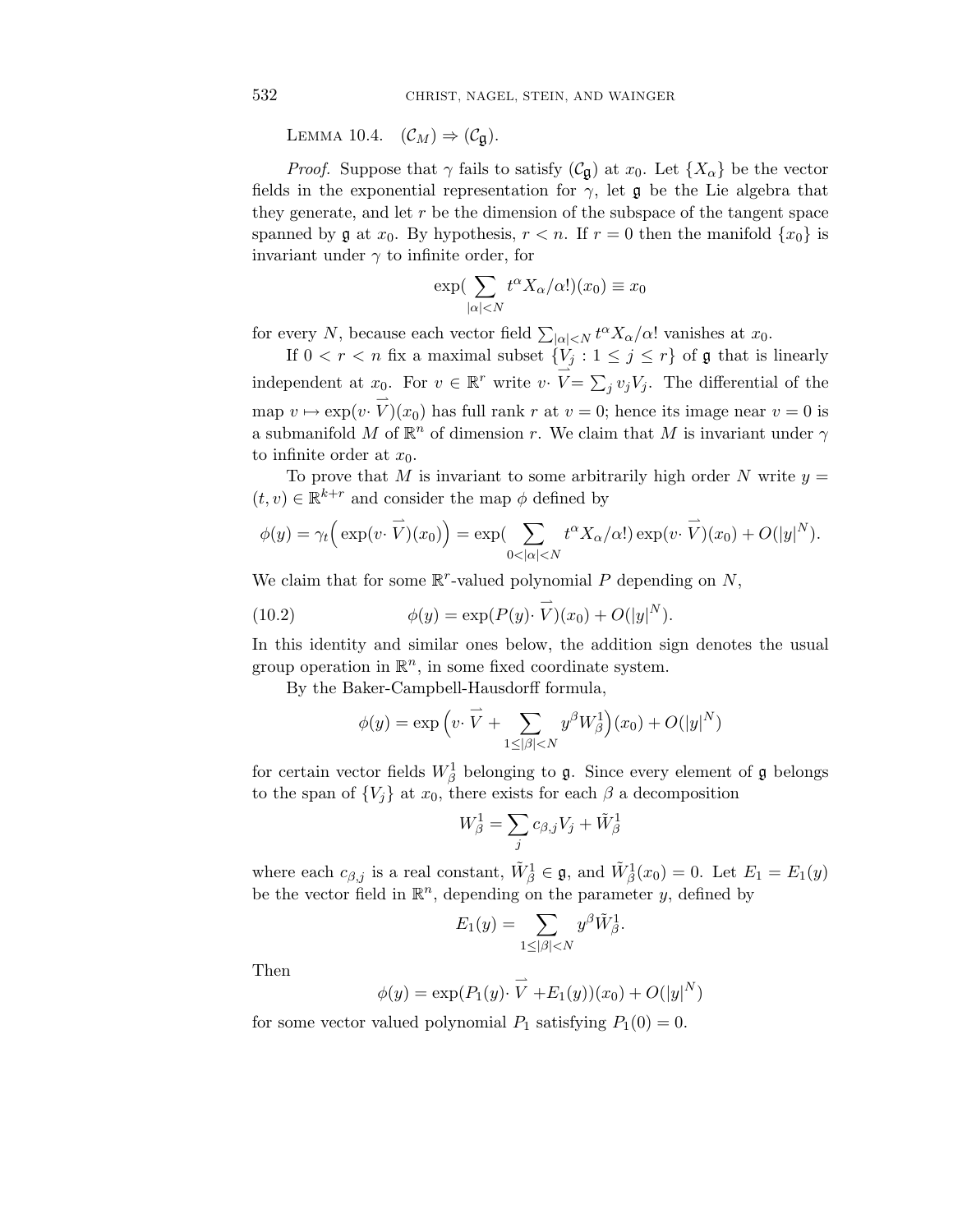Lemma 10.4. $(\mathcal{C}_M) \Rightarrow (\mathcal{C}_{\mathfrak{g}})$.

*Proof.* Suppose that $\gamma$ fails to satisfy $(\mathcal{C}_{\mathfrak{g}})$ at $x_0$. Let $\{X_\alpha\}$ be the vector fields in the exponential representation for $\gamma$, let $\mathfrak{g}$ be the Lie algebra that they generate, and let $r$ be the dimension of the subspace of the tangent space spanned by $\mathfrak{g}$ at $x_0$. By hypothesis, $r < n$. If $r = 0$ then the manifold $\{x_0\}$ is invariant under $\gamma$ to infinite order, for

$$\exp\Big(\sum_{|\alpha|<N} t^\alpha X_\alpha/\alpha!\Big)(x_0) \equiv x_0$$

for every $N$, because each vector field $\sum_{|\alpha|<N} t^\alpha X_\alpha/\alpha!$ vanishes at $x_0$.

If $0 < r < n$ fix a maximal subset $\{V_j : 1 \le j \le r\}$ of $\mathfrak{g}$ that is linearly independent at $x_0$. For $v \in \mathbb{R}^r$ write $v\cdot \vec{V} = \sum_j v_j V_j$. The differential of the map $v \mapsto \exp(v\cdot \vec{V})(x_0)$ has full rank $r$ at $v = 0$; hence its image near $v = 0$ is a submanifold $M$ of $\mathbb{R}^n$ of dimension $r$. We claim that $M$ is invariant under $\gamma$ to infinite order at $x_0$.

To prove that $M$ is invariant to some arbitrarily high order $N$ write $y = (t, v) \in \mathbb{R}^{k+r}$ and consider the map $\phi$ defined by

$$\phi(y) = \gamma_t\Big(\exp(v\cdot \vec{V})(x_0)\Big) = \exp\Big(\sum_{0<|\alpha|<N} t^\alpha X_\alpha/\alpha!\Big)\exp(v\cdot \vec{V})(x_0) + O(|y|^N).$$

We claim that for some $\mathbb{R}^r$-valued polynomial $P$ depending on $N$,

$$\phi(y) = \exp(P(y)\cdot \vec{V})(x_0) + O(|y|^N). \tag{10.2}$$

In this identity and similar ones below, the addition sign denotes the usual group operation in $\mathbb{R}^n$, in some fixed coordinate system.

By the Baker-Campbell-Hausdorff formula,

$$\phi(y) = \exp\Big(v\cdot \vec{V} + \sum_{1\le|\beta|<N} y^\beta W^1_\beta\Big)(x_0) + O(|y|^N)$$

for certain vector fields $W^1_\beta$ belonging to $\mathfrak{g}$. Since every element of $\mathfrak{g}$ belongs to the span of $\{V_j\}$ at $x_0$, there exists for each $\beta$ a decomposition

$$W^1_\beta = \sum_j c_{\beta,j} V_j + \tilde{W}^1_\beta$$

where each $c_{\beta,j}$ is a real constant, $\tilde{W}^1_\beta \in \mathfrak{g}$, and $\tilde{W}^1_\beta(x_0) = 0$. Let $E_1 = E_1(y)$ be the vector field in $\mathbb{R}^n$, depending on the parameter $y$, defined by

$$E_1(y) = \sum_{1\le|\beta|<N} y^\beta \tilde{W}^1_\beta.$$

Then

$$\phi(y) = \exp(P_1(y)\cdot \vec{V} + E_1(y))(x_0) + O(|y|^N)$$

for some vector valued polynomial $P_1$ satisfying $P_1(0) = 0$.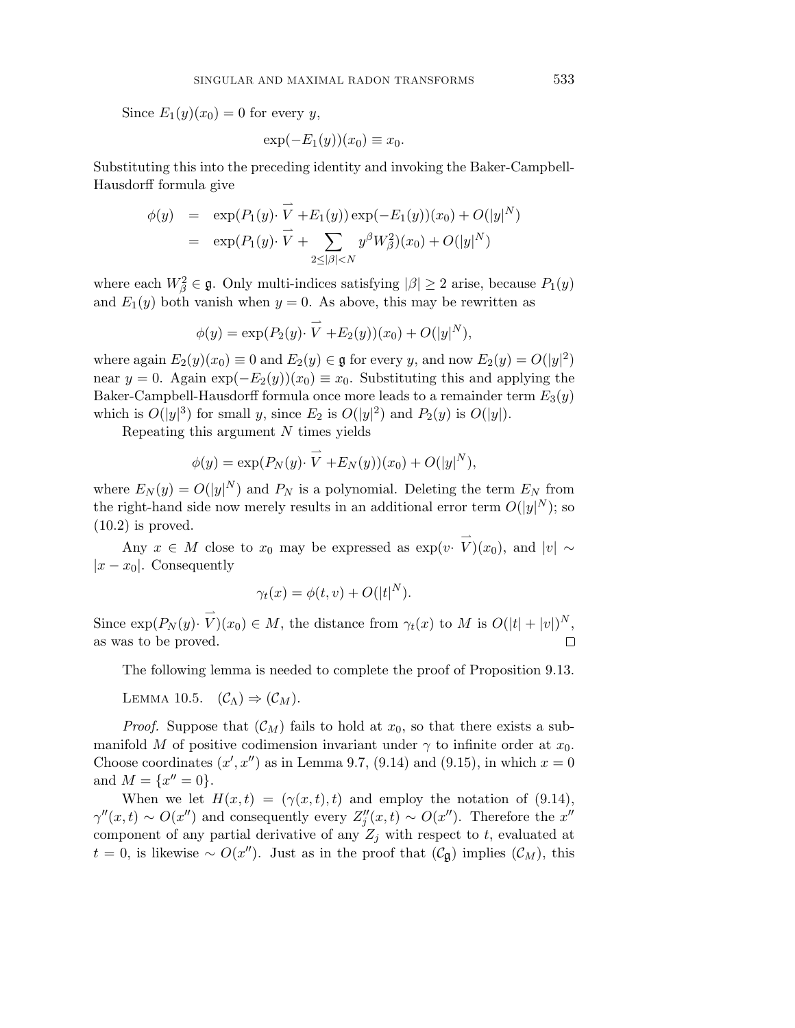Since $E_1(y)(x_0) = 0$ for every $y$,

$$\exp(-E_1(y))(x_0) \equiv x_0.$$

Substituting this into the preceding identity and invoking the Baker-Campbell-Hausdorff formula give

$$\begin{aligned}
\phi(y) &= \exp(P_1(y)\cdot \vec{V} + E_1(y))\exp(-E_1(y))(x_0) + O(|y|^N) \\
&= \exp(P_1(y)\cdot \vec{V} + \sum_{2\le|\beta|<N} y^\beta W^2_\beta)(x_0) + O(|y|^N)
\end{aligned}$$

where each $W^2_\beta \in \mathfrak{g}$. Only multi-indices satisfying $|\beta| \ge 2$ arise, because $P_1(y)$ and $E_1(y)$ both vanish when $y = 0$. As above, this may be rewritten as

$$\phi(y) = \exp(P_2(y)\cdot \vec{V} + E_2(y))(x_0) + O(|y|^N),$$

where again $E_2(y)(x_0) \equiv 0$ and $E_2(y) \in \mathfrak{g}$ for every $y$, and now $E_2(y) = O(|y|^2)$ near $y = 0$. Again $\exp(-E_2(y))(x_0) \equiv x_0$. Substituting this and applying the Baker-Campbell-Hausdorff formula once more leads to a remainder term $E_3(y)$ which is $O(|y|^3)$ for small $y$, since $E_2$ is $O(|y|^2)$ and $P_2(y)$ is $O(|y|)$.

Repeating this argument $N$ times yields

$$\phi(y) = \exp(P_N(y)\cdot \vec{V} + E_N(y))(x_0) + O(|y|^N),$$

where $E_N(y) = O(|y|^N)$ and $P_N$ is a polynomial. Deleting the term $E_N$ from the right-hand side now merely results in an additional error term $O(|y|^N)$; so (10.2) is proved.

Any $x \in M$ close to $x_0$ may be expressed as $\exp(v\cdot \vec{V})(x_0)$, and $|v| \sim |x - x_0|$. Consequently

$$\gamma_t(x) = \phi(t, v) + O(|t|^N).$$

Since $\exp(P_N(y)\cdot \vec{V})(x_0) \in M$, the distance from $\gamma_t(x)$ to $M$ is $O(|t| + |v|)^N$, as was to be proved. □

The following lemma is needed to complete the proof of Proposition 9.13.

Lemma 10.5. $(\mathcal{C}_\Lambda) \Rightarrow (\mathcal{C}_M)$.

*Proof.* Suppose that $(\mathcal{C}_M)$ fails to hold at $x_0$, so that there exists a submanifold $M$ of positive codimension invariant under $\gamma$ to infinite order at $x_0$. Choose coordinates $(x', x'')$ as in Lemma 9.7, (9.14) and (9.15), in which $x = 0$ and $M = \{x'' = 0\}$.

When we let $H(x,t) = (\gamma(x,t), t)$ and employ the notation of (9.14), $\gamma''(x,t) \sim O(x'')$ and consequently every $Z''_j(x,t) \sim O(x'')$. Therefore the $x''$ component of any partial derivative of any $Z_j$ with respect to $t$, evaluated at $t = 0$, is likewise $\sim O(x'')$. Just as in the proof that $(\mathcal{C}_{\mathfrak{g}})$ implies $(\mathcal{C}_M)$, this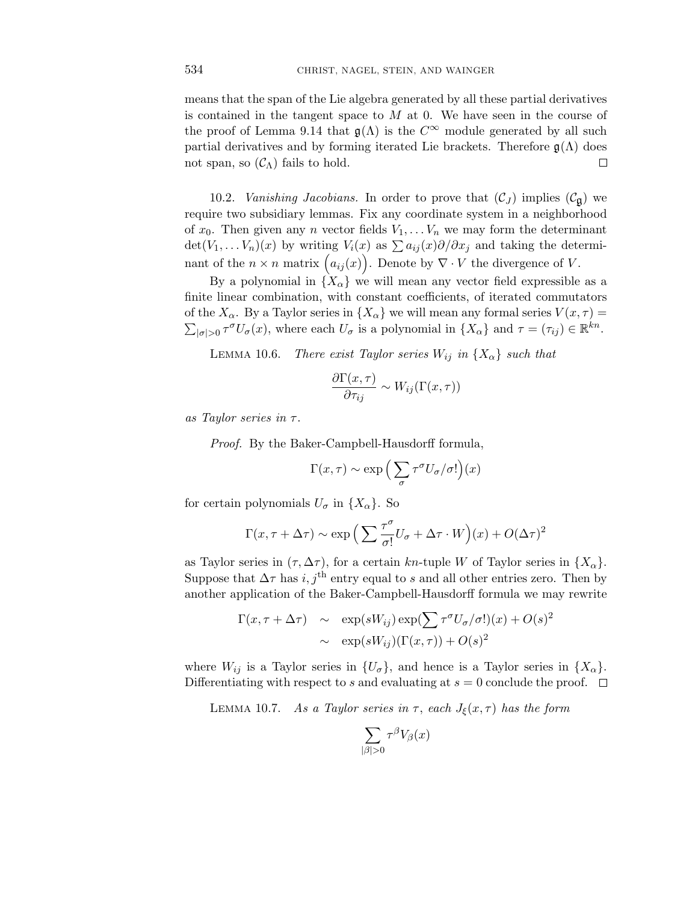means that the span of the Lie algebra generated by all these partial derivatives is contained in the tangent space to $M$ at 0. We have seen in the course of the proof of Lemma 9.14 that $\mathfrak{g}(\Lambda)$ is the $C^\infty$ module generated by all such partial derivatives and by forming iterated Lie brackets. Therefore $\mathfrak{g}(\Lambda)$ does not span, so $(\mathcal{C}_\Lambda)$ fails to hold. □

10.2. *Vanishing Jacobians.* In order to prove that $(\mathcal{C}_J)$ implies $(\mathcal{C}_\mathfrak{g})$ we require two subsidiary lemmas. Fix any coordinate system in a neighborhood of $x_0$. Then given any $n$ vector fields $V_1, \dots V_n$ we may form the determinant $\det(V_1, \dots V_n)(x)$ by writing $V_i(x)$ as $\sum a_{ij}(x)\partial/\partial x_j$ and taking the determinant of the $n \times n$ matrix $\Big(a_{ij}(x)\Big)$. Denote by $\nabla \cdot V$ the divergence of $V$.

By a polynomial in $\{X_\alpha\}$ we will mean any vector field expressible as a finite linear combination, with constant coefficients, of iterated commutators of the $X_\alpha$. By a Taylor series in $\{X_\alpha\}$ we will mean any formal series $V(x,\tau) = \sum_{|\sigma|>0} \tau^\sigma U_\sigma(x)$, where each $U_\sigma$ is a polynomial in $\{X_\alpha\}$ and $\tau = (\tau_{ij}) \in \mathbb{R}^{kn}$.

Lemma 10.6. *There exist Taylor series $W_{ij}$ in $\{X_\alpha\}$ such that*

$$\frac{\partial \Gamma(x,\tau)}{\partial \tau_{ij}} \sim W_{ij}(\Gamma(x,\tau))$$

*as Taylor series in $\tau$.*

*Proof.* By the Baker-Campbell-Hausdorff formula,

$$\Gamma(x,\tau) \sim \exp\Big(\sum_\sigma \tau^\sigma U_\sigma/\sigma!\Big)(x)$$

for certain polynomials $U_\sigma$ in $\{X_\alpha\}$. So

$$\Gamma(x,\tau+\Delta\tau) \sim \exp\Big(\sum \frac{\tau^\sigma}{\sigma!} U_\sigma + \Delta\tau \cdot W\Big)(x) + O(\Delta\tau)^2$$

as Taylor series in $(\tau, \Delta\tau)$, for a certain $kn$-tuple $W$ of Taylor series in $\{X_\alpha\}$. Suppose that $\Delta\tau$ has $i, j^{\text{th}}$ entry equal to $s$ and all other entries zero. Then by another application of the Baker-Campbell-Hausdorff formula we may rewrite

$$\begin{aligned} \Gamma(x,\tau+\Delta\tau) \quad &\sim \quad \exp(sW_{ij})\exp(\textstyle\sum \tau^\sigma U_\sigma/\sigma!)(x) + O(s)^2 \\ &\sim \quad \exp(sW_{ij})(\Gamma(x,\tau)) + O(s)^2 \end{aligned}$$

where $W_{ij}$ is a Taylor series in $\{U_\sigma\}$, and hence is a Taylor series in $\{X_\alpha\}$. Differentiating with respect to $s$ and evaluating at $s=0$ conclude the proof. □

Lemma 10.7. *As a Taylor series in $\tau$, each $J_\xi(x,\tau)$ has the form*

$$\sum_{|\beta|>0} \tau^\beta V_\beta(x)$$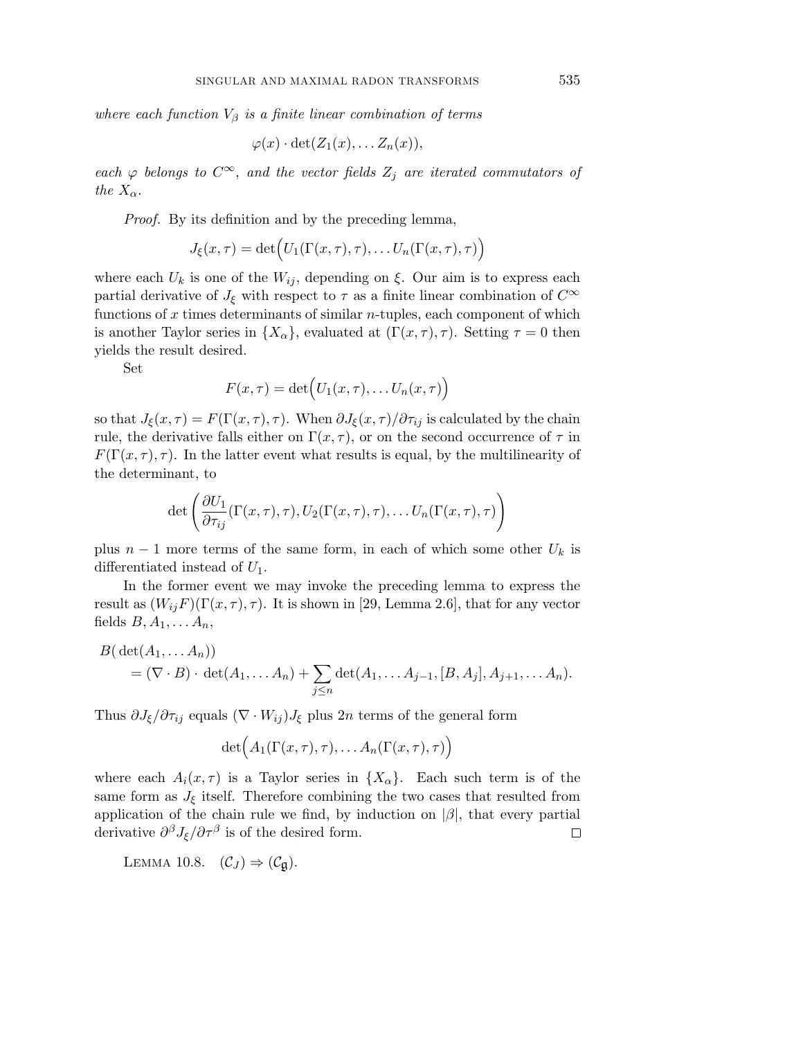*where each function $V_\beta$ is a finite linear combination of terms*

$$\varphi(x) \cdot \det(Z_1(x), \dots Z_n(x)),$$

*each $\varphi$ belongs to $C^\infty$, and the vector fields $Z_j$ are iterated commutators of the $X_\alpha$.*

*Proof.* By its definition and by the preceding lemma,

$$J_\xi(x,\tau) = \det\Big(U_1(\Gamma(x,\tau),\tau), \dots U_n(\Gamma(x,\tau),\tau)\Big)$$

where each $U_k$ is one of the $W_{ij}$, depending on $\xi$. Our aim is to express each partial derivative of $J_\xi$ with respect to $\tau$ as a finite linear combination of $C^\infty$ functions of $x$ times determinants of similar $n$-tuples, each component of which is another Taylor series in $\{X_\alpha\}$, evaluated at $(\Gamma(x,\tau),\tau)$. Setting $\tau = 0$ then yields the result desired.

Set

$$F(x,\tau) = \det\Big(U_1(x,\tau), \dots U_n(x,\tau)\Big)$$

so that $J_\xi(x,\tau) = F(\Gamma(x,\tau),\tau)$. When $\partial J_\xi(x,\tau)/\partial\tau_{ij}$ is calculated by the chain rule, the derivative falls either on $\Gamma(x,\tau)$, or on the second occurrence of $\tau$ in $F(\Gamma(x,\tau),\tau)$. In the latter event what results is equal, by the multilinearity of the determinant, to

$$\det\left(\frac{\partial U_1}{\partial \tau_{ij}}(\Gamma(x,\tau),\tau), U_2(\Gamma(x,\tau),\tau), \dots U_n(\Gamma(x,\tau),\tau)\right)$$

plus $n-1$ more terms of the same form, in each of which some other $U_k$ is differentiated instead of $U_1$.

In the former event we may invoke the preceding lemma to express the result as $(W_{ij}F)(\Gamma(x,\tau),\tau)$. It is shown in [29, Lemma 2.6], that for any vector fields $B, A_1, \dots A_n$,

$$\begin{aligned} &B(\det(A_1, \dots A_n)) \\ &\quad = (\nabla \cdot B) \cdot \det(A_1, \dots A_n) + \sum_{j \le n} \det(A_1, \dots A_{j-1}, [B, A_j], A_{j+1}, \dots A_n). \end{aligned}$$

Thus $\partial J_\xi/\partial\tau_{ij}$ equals $(\nabla \cdot W_{ij})J_\xi$ plus $2n$ terms of the general form

$$\det\Big(A_1(\Gamma(x,\tau),\tau), \dots A_n(\Gamma(x,\tau),\tau)\Big)$$

where each $A_i(x,\tau)$ is a Taylor series in $\{X_\alpha\}$. Each such term is of the same form as $J_\xi$ itself. Therefore combining the two cases that resulted from application of the chain rule we find, by induction on $|\beta|$, that every partial derivative $\partial^\beta J_\xi/\partial\tau^\beta$ is of the desired form. $\square$

Lemma 10.8. $(\mathcal{C}_J) \Rightarrow (\mathcal{C}_{\mathfrak{g}})$.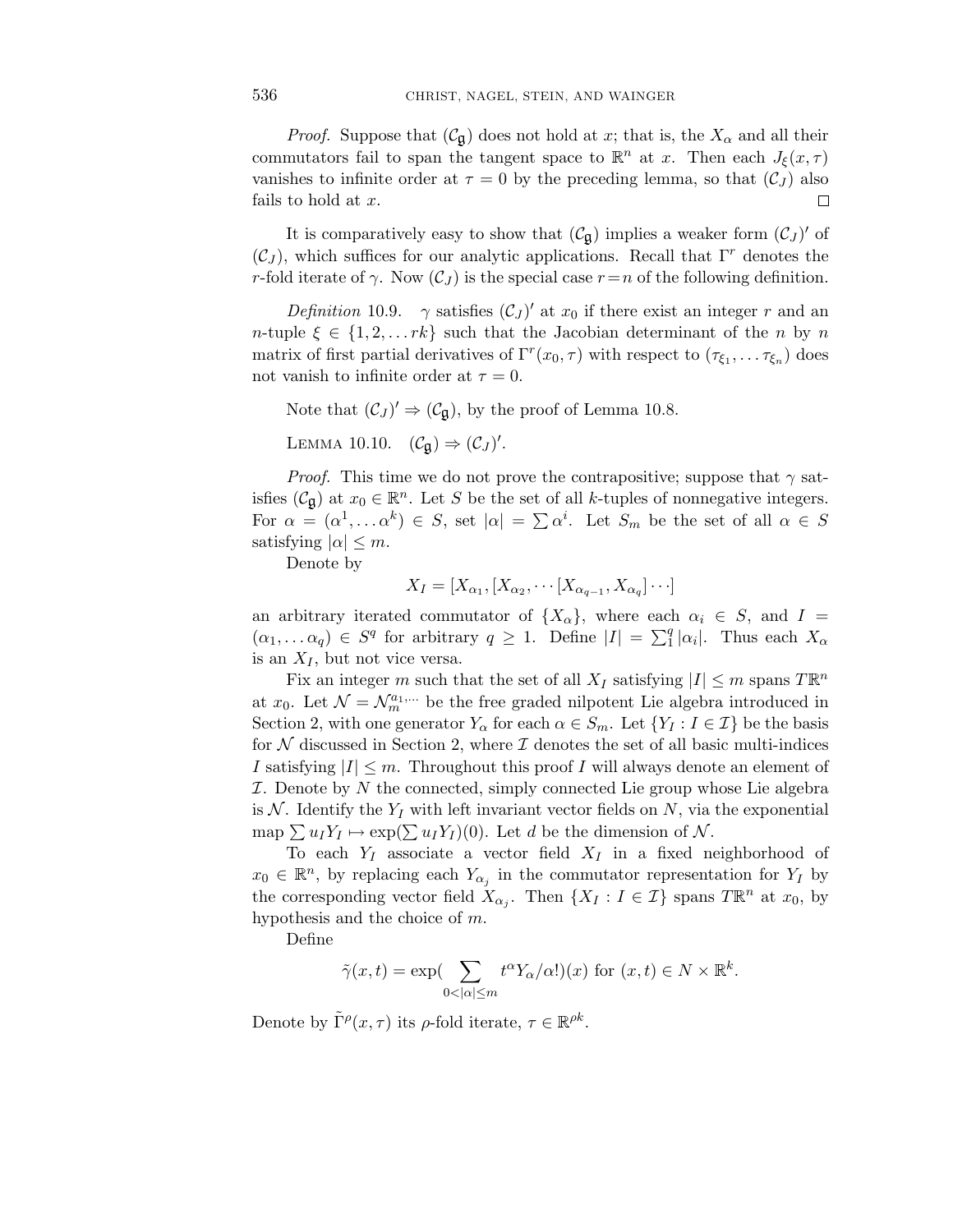*Proof.* Suppose that $(\mathcal{C}_\mathfrak{g})$ does not hold at $x$; that is, the $X_\alpha$ and all their commutators fail to span the tangent space to $\mathbb{R}^n$ at $x$. Then each $J_\xi(x,\tau)$ vanishes to infinite order at $\tau = 0$ by the preceding lemma, so that $(\mathcal{C}_J)$ also fails to hold at $x$. □

It is comparatively easy to show that $(\mathcal{C}_\mathfrak{g})$ implies a weaker form $(\mathcal{C}_J)'$ of $(\mathcal{C}_J)$, which suffices for our analytic applications. Recall that $\Gamma^r$ denotes the $r$-fold iterate of $\gamma$. Now $(\mathcal{C}_J)$ is the special case $r = n$ of the following definition.

*Definition* 10.9. $\gamma$ satisfies $(\mathcal{C}_J)'$ at $x_0$ if there exist an integer $r$ and an $n$-tuple $\xi \in \{1, 2, \dots rk\}$ such that the Jacobian determinant of the $n$ by $n$ matrix of first partial derivatives of $\Gamma^r(x_0, \tau)$ with respect to $(\tau_{\xi_1}, \dots \tau_{\xi_n})$ does not vanish to infinite order at $\tau = 0$.

Note that $(\mathcal{C}_J)' \Rightarrow (\mathcal{C}_\mathfrak{g})$, by the proof of Lemma 10.8.

Lemma 10.10. $(\mathcal{C}_\mathfrak{g}) \Rightarrow (\mathcal{C}_J)'$.

*Proof.* This time we do not prove the contrapositive; suppose that $\gamma$ satisfies $(\mathcal{C}_\mathfrak{g})$ at $x_0 \in \mathbb{R}^n$. Let $S$ be the set of all $k$-tuples of nonnegative integers. For $\alpha = (\alpha^1, \dots \alpha^k) \in S$, set $|\alpha| = \sum \alpha^i$. Let $S_m$ be the set of all $\alpha \in S$ satisfying $|\alpha| \le m$.

Denote by

$$X_I = [X_{\alpha_1}, [X_{\alpha_2}, \cdots [X_{\alpha_{q-1}}, X_{\alpha_q}] \cdots]$$

an arbitrary iterated commutator of $\{X_\alpha\}$, where each $\alpha_i \in S$, and $I = (\alpha_1, \dots \alpha_q) \in S^q$ for arbitrary $q \ge 1$. Define $|I| = \sum_1^q |\alpha_i|$. Thus each $X_\alpha$ is an $X_I$, but not vice versa.

Fix an integer $m$ such that the set of all $X_I$ satisfying $|I| \le m$ spans $T\mathbb{R}^n$ at $x_0$. Let $\mathcal{N} = \mathcal{N}_m^{a_1,\cdots}$ be the free graded nilpotent Lie algebra introduced in Section 2, with one generator $Y_\alpha$ for each $\alpha \in S_m$. Let $\{Y_I : I \in \mathcal{I}\}$ be the basis for $\mathcal{N}$ discussed in Section 2, where $\mathcal{I}$ denotes the set of all basic multi-indices $I$ satisfying $|I| \le m$. Throughout this proof $I$ will always denote an element of $\mathcal{I}$. Denote by $N$ the connected, simply connected Lie group whose Lie algebra is $\mathcal{N}$. Identify the $Y_I$ with left invariant vector fields on $N$, via the exponential map $\sum u_I Y_I \mapsto \exp(\sum u_I Y_I)(0)$. Let $d$ be the dimension of $\mathcal{N}$.

To each $Y_I$ associate a vector field $X_I$ in a fixed neighborhood of $x_0 \in \mathbb{R}^n$, by replacing each $Y_{\alpha_j}$ in the commutator representation for $Y_I$ by the corresponding vector field $X_{\alpha_j}$. Then $\{X_I : I \in \mathcal{I}\}$ spans $T\mathbb{R}^n$ at $x_0$, by hypothesis and the choice of $m$.

Define

$$\tilde{\gamma}(x,t) = \exp\Big(\sum_{0<|\alpha|\le m} t^\alpha Y_\alpha/\alpha!\Big)(x) \text{ for } (x,t) \in N \times \mathbb{R}^k.$$

Denote by $\tilde{\Gamma}^\rho(x,\tau)$ its $\rho$-fold iterate, $\tau \in \mathbb{R}^{\rho k}$.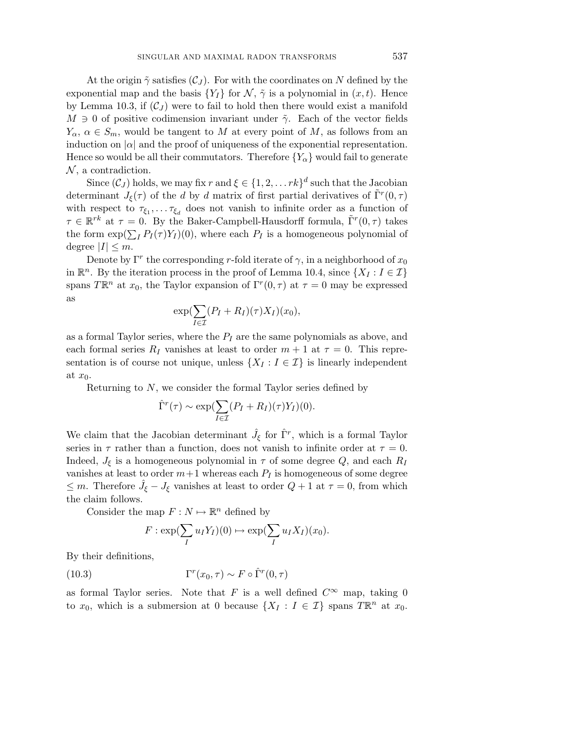At the origin $\tilde{\gamma}$ satisfies $(\mathcal{C}_J)$. For with the coordinates on $N$ defined by the exponential map and the basis $\{Y_I\}$ for $\mathcal{N}$, $\tilde{\gamma}$ is a polynomial in $(x, t)$. Hence by Lemma 10.3, if $(\mathcal{C}_J)$ were to fail to hold then there would exist a manifold $M \ni 0$ of positive codimension invariant under $\tilde{\gamma}$. Each of the vector fields $Y_\alpha$, $\alpha \in S_m$, would be tangent to $M$ at every point of $M$, as follows from an induction on $|\alpha|$ and the proof of uniqueness of the exponential representation. Hence so would be all their commutators. Therefore $\{Y_\alpha\}$ would fail to generate $\mathcal{N}$, a contradiction.

Since $(\mathcal{C}_J)$ holds, we may fix $r$ and $\xi \in \{1, 2, \dots rk\}^d$ such that the Jacobian determinant $J_\xi(\tau)$ of the $d$ by $d$ matrix of first partial derivatives of $\tilde{\Gamma}^r(0, \tau)$ with respect to $\tau_{\xi_1}, \dots \tau_{\xi_d}$ does not vanish to infinite order as a function of $\tau \in \mathbb{R}^{rk}$ at $\tau = 0$. By the Baker-Campbell-Hausdorff formula, $\tilde{\Gamma}^r(0, \tau)$ takes the form $\exp(\sum_I P_I(\tau) Y_I)(0)$, where each $P_I$ is a homogeneous polynomial of degree $|I| \le m$.

Denote by $\Gamma^r$ the corresponding $r$-fold iterate of $\gamma$, in a neighborhood of $x_0$ in $\mathbb{R}^n$. By the iteration process in the proof of Lemma 10.4, since $\{X_I : I \in \mathcal{I}\}$ spans $T\mathbb{R}^n$ at $x_0$, the Taylor expansion of $\Gamma^r(0, \tau)$ at $\tau = 0$ may be expressed as

$$\exp(\sum_{I \in \mathcal{I}} (P_I + R_I)(\tau) X_I)(x_0),$$

as a formal Taylor series, where the $P_I$ are the same polynomials as above, and each formal series $R_I$ vanishes at least to order $m + 1$ at $\tau = 0$. This representation is of course not unique, unless $\{X_I : I \in \mathcal{I}\}$ is linearly independent at $x_0$.

Returning to $N$, we consider the formal Taylor series defined by

$$\hat{\Gamma}^r(\tau) \sim \exp(\sum_{I \in \mathcal{I}} (P_I + R_I)(\tau) Y_I)(0).$$

We claim that the Jacobian determinant $\hat{J}_\xi$ for $\hat{\Gamma}^r$, which is a formal Taylor series in $\tau$ rather than a function, does not vanish to infinite order at $\tau = 0$. Indeed, $J_\xi$ is a homogeneous polynomial in $\tau$ of some degree $Q$, and each $R_I$ vanishes at least to order $m+1$ whereas each $P_I$ is homogeneous of some degree $\le m$. Therefore $\hat{J}_\xi - J_\xi$ vanishes at least to order $Q + 1$ at $\tau = 0$, from which the claim follows.

Consider the map $F : N \mapsto \mathbb{R}^n$ defined by

$$F : \exp(\sum_I u_I Y_I)(0) \mapsto \exp(\sum_I u_I X_I)(x_0).$$

By their definitions,

$$\Gamma^r(x_0, \tau) \sim F \circ \hat{\Gamma}^r(0, \tau) \tag{10.3}$$

as formal Taylor series. Note that $F$ is a well defined $C^\infty$ map, taking 0 to $x_0$, which is a submersion at 0 because $\{X_I : I \in \mathcal{I}\}$ spans $T\mathbb{R}^n$ at $x_0$.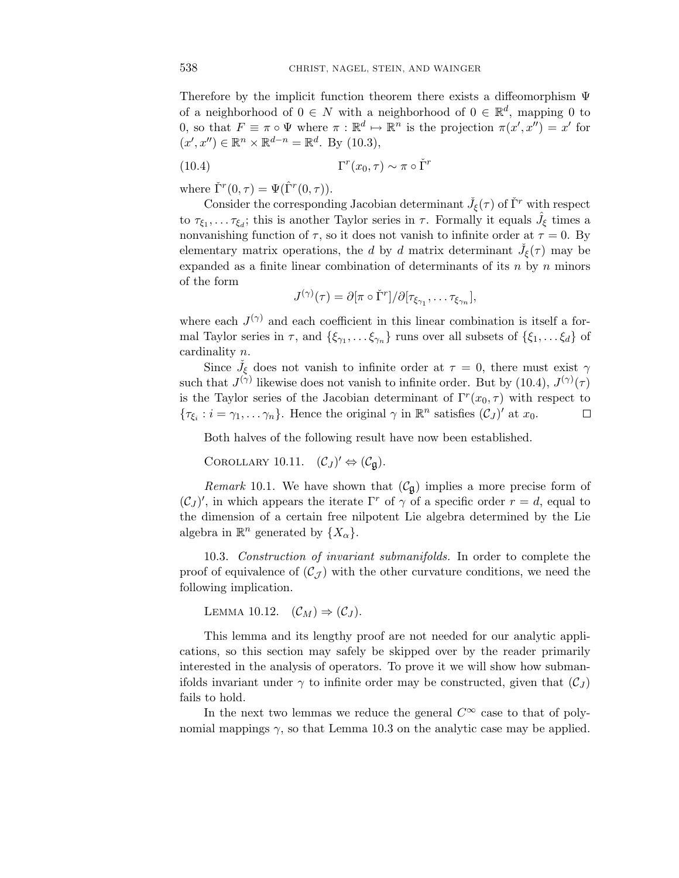Therefore by the implicit function theorem there exists a diffeomorphism $\Psi$ of a neighborhood of $0 \in N$ with a neighborhood of $0 \in \mathbb{R}^d$, mapping 0 to 0, so that $F \equiv \pi \circ \Psi$ where $\pi : \mathbb{R}^d \mapsto \mathbb{R}^n$ is the projection $\pi(x', x'') = x'$ for $(x', x'') \in \mathbb{R}^n \times \mathbb{R}^{d-n} = \mathbb{R}^d$. By (10.3),

$$\Gamma^r(x_0, \tau) \sim \pi \circ \check{\Gamma}^r \tag{10.4}$$

where $\check{\Gamma}^r(0, \tau) = \Psi(\hat{\Gamma}^r(0, \tau))$.

Consider the corresponding Jacobian determinant $\check{J}_\xi(\tau)$ of $\check{\Gamma}^r$ with respect to $\tau_{\xi_1}, \dots \tau_{\xi_d}$; this is another Taylor series in $\tau$. Formally it equals $\hat{J}_\xi$ times a nonvanishing function of $\tau$, so it does not vanish to infinite order at $\tau = 0$. By elementary matrix operations, the $d$ by $d$ matrix determinant $\check{J}_\xi(\tau)$ may be expanded as a finite linear combination of determinants of its $n$ by $n$ minors of the form

$$J^{(\gamma)}(\tau) = \partial[\pi \circ \check{\Gamma}^r] / \partial[\tau_{\xi_{\gamma_1}}, \dots \tau_{\xi_{\gamma_n}}],$$

where each $J^{(\gamma)}$ and each coefficient in this linear combination is itself a formal Taylor series in $\tau$, and $\{\xi_{\gamma_1}, \dots \xi_{\gamma_n}\}$ runs over all subsets of $\{\xi_1, \dots \xi_d\}$ of cardinality $n$.

Since $\check{J}_\xi$ does not vanish to infinite order at $\tau = 0$, there must exist $\gamma$ such that $J^{(\gamma)}$ likewise does not vanish to infinite order. But by (10.4), $J^{(\gamma)}(\tau)$ is the Taylor series of the Jacobian determinant of $\Gamma^r(x_0, \tau)$ with respect to $\{\tau_{\xi_i} : i = \gamma_1, \dots \gamma_n\}$. Hence the original $\gamma$ in $\mathbb{R}^n$ satisfies $(\mathcal{C}_J)'$ at $x_0$. $\square$

Both halves of the following result have now been established.

COROLLARY 10.11. $(\mathcal{C}_J)' \Leftrightarrow (\mathcal{C}_{\mathfrak{g}})$.

*Remark* 10.1. We have shown that $(\mathcal{C}_{\mathfrak{g}})$ implies a more precise form of $(\mathcal{C}_J)'$, in which appears the iterate $\Gamma^r$ of $\gamma$ of a specific order $r = d$, equal to the dimension of a certain free nilpotent Lie algebra determined by the Lie algebra in $\mathbb{R}^n$ generated by $\{X_\alpha\}$.

10.3. *Construction of invariant submanifolds.* In order to complete the proof of equivalence of $(\mathcal{C}_{\mathcal{J}})$ with the other curvature conditions, we need the following implication.

LEMMA 10.12. $(\mathcal{C}_M) \Rightarrow (\mathcal{C}_J)$.

This lemma and its lengthy proof are not needed for our analytic applications, so this section may safely be skipped over by the reader primarily interested in the analysis of operators. To prove it we will show how submanifolds invariant under $\gamma$ to infinite order may be constructed, given that $(\mathcal{C}_J)$ fails to hold.

In the next two lemmas we reduce the general $C^\infty$ case to that of polynomial mappings $\gamma$, so that Lemma 10.3 on the analytic case may be applied.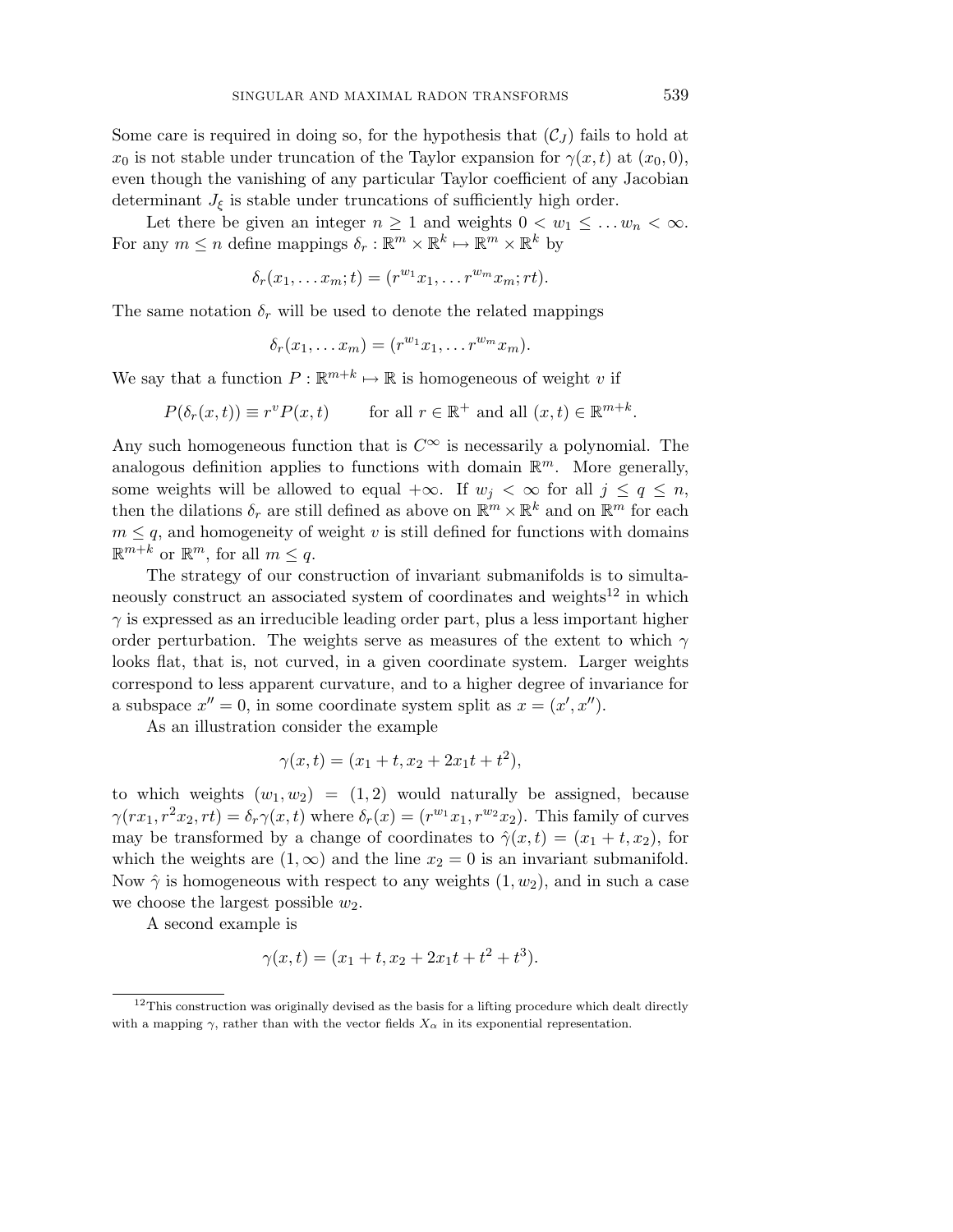Some care is required in doing so, for the hypothesis that $(\mathcal{C}_J)$ fails to hold at $x_0$ is not stable under truncation of the Taylor expansion for $\gamma(x,t)$ at $(x_0,0)$, even though the vanishing of any particular Taylor coefficient of any Jacobian determinant $J_\xi$ is stable under truncations of sufficiently high order.

Let there be given an integer $n \geq 1$ and weights $0 < w_1 \leq \dots w_n < \infty$. For any $m \leq n$ define mappings $\delta_r : \mathbb{R}^m \times \mathbb{R}^k \mapsto \mathbb{R}^m \times \mathbb{R}^k$ by

$$\delta_r(x_1, \dots x_m; t) = (r^{w_1}x_1, \dots r^{w_m}x_m; rt).$$

The same notation $\delta_r$ will be used to denote the related mappings

$$\delta_r(x_1, \dots x_m) = (r^{w_1}x_1, \dots r^{w_m}x_m).$$

We say that a function $P : \mathbb{R}^{m+k} \mapsto \mathbb{R}$ is homogeneous of weight $v$ if

$$P(\delta_r(x,t)) \equiv r^v P(x,t) \qquad \text{for all } r \in \mathbb{R}^+ \text{ and all } (x,t) \in \mathbb{R}^{m+k}.$$

Any such homogeneous function that is $C^\infty$ is necessarily a polynomial. The analogous definition applies to functions with domain $\mathbb{R}^m$. More generally, some weights will be allowed to equal $+\infty$. If $w_j < \infty$ for all $j \leq q \leq n$, then the dilations $\delta_r$ are still defined as above on $\mathbb{R}^m \times \mathbb{R}^k$ and on $\mathbb{R}^m$ for each $m \leq q$, and homogeneity of weight $v$ is still defined for functions with domains $\mathbb{R}^{m+k}$ or $\mathbb{R}^m$, for all $m \leq q$.

The strategy of our construction of invariant submanifolds is to simultaneously construct an associated system of coordinates and weights[12] in which $\gamma$ is expressed as an irreducible leading order part, plus a less important higher order perturbation. The weights serve as measures of the extent to which $\gamma$ looks flat, that is, not curved, in a given coordinate system. Larger weights correspond to less apparent curvature, and to a higher degree of invariance for a subspace $x'' = 0$, in some coordinate system split as $x = (x', x'')$.

As an illustration consider the example

$$\gamma(x,t) = (x_1 + t, x_2 + 2x_1 t + t^2),$$

to which weights $(w_1, w_2) = (1, 2)$ would naturally be assigned, because $\gamma(rx_1, r^2x_2, rt) = \delta_r\gamma(x,t)$ where $\delta_r(x) = (r^{w_1}x_1, r^{w_2}x_2)$. This family of curves may be transformed by a change of coordinates to $\hat{\gamma}(x,t) = (x_1 + t, x_2)$, for which the weights are $(1, \infty)$ and the line $x_2 = 0$ is an invariant submanifold. Now $\hat{\gamma}$ is homogeneous with respect to any weights $(1, w_2)$, and in such a case we choose the largest possible $w_2$.

A second example is

$$\gamma(x,t) = (x_1 + t, x_2 + 2x_1 t + t^2 + t^3).$$

[12] This construction was originally devised as the basis for a lifting procedure which dealt directly with a mapping $\gamma$, rather than with the vector fields $X_\alpha$ in its exponential representation.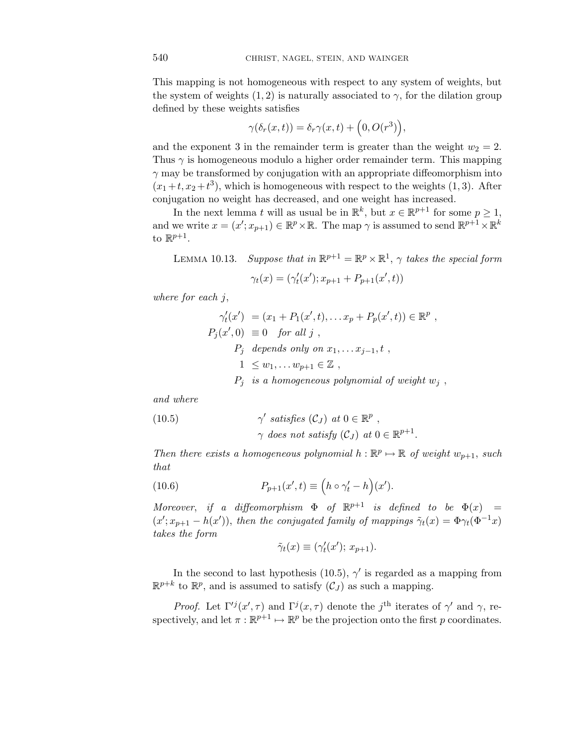This mapping is not homogeneous with respect to any system of weights, but the system of weights $(1, 2)$ is naturally associated to $\gamma$, for the dilation group defined by these weights satisfies

$$\gamma(\delta_r(x,t)) = \delta_r \gamma(x,t) + \Big(0, O(r^3)\Big),$$

and the exponent 3 in the remainder term is greater than the weight $w_2 = 2$. Thus $\gamma$ is homogeneous modulo a higher order remainder term. This mapping $\gamma$ may be transformed by conjugation with an appropriate diffeomorphism into $(x_1 + t, x_2 + t^3)$, which is homogeneous with respect to the weights $(1, 3)$. After conjugation no weight has decreased, and one weight has increased.

In the next lemma $t$ will as usual be in $\mathbb{R}^k$, but $x \in \mathbb{R}^{p+1}$ for some $p \geq 1$, and we write $x = (x'; x_{p+1}) \in \mathbb{R}^p \times \mathbb{R}$. The map $\gamma$ is assumed to send $\mathbb{R}^{p+1} \times \mathbb{R}^k$ to $\mathbb{R}^{p+1}$.

Lemma 10.13. *Suppose that in $\mathbb{R}^{p+1} = \mathbb{R}^p \times \mathbb{R}^1$, $\gamma$ takes the special form*

$$\gamma_t(x) = (\gamma_t'(x'); x_{p+1} + P_{p+1}(x', t))$$

*where for each $j$,*

$$\begin{aligned}
\gamma_t'(x') &= (x_1 + P_1(x',t), \dots x_p + P_p(x',t)) \in \mathbb{R}^p \ , \\
P_j(x', 0) &\equiv 0 \quad \textit{for all } j \ , \\
P_j & \ \textit{depends only on } x_1, \dots x_{j-1}, t \ , \\
1 &\leq w_1, \dots w_{p+1} \in \mathbb{Z} \ , \\
P_j & \ \textit{is a homogeneous polynomial of weight } w_j \ ,
\end{aligned}$$

*and where*

$$\begin{aligned}
&\gamma' \textit{ satisfies } (\mathcal{C}_J) \textit{ at } 0 \in \mathbb{R}^p \ , \\
&\gamma \textit{ does not satisfy } (\mathcal{C}_J) \textit{ at } 0 \in \mathbb{R}^{p+1}.
\end{aligned} \tag{10.5}$$

*Then there exists a homogeneous polynomial $h : \mathbb{R}^p \mapsto \mathbb{R}$ of weight $w_{p+1}$, such that*

$$P_{p+1}(x', t) \equiv \Big(h \circ \gamma_t' - h\Big)(x'). \tag{10.6}$$

*Moreover, if a diffeomorphism $\Phi$ of $\mathbb{R}^{p+1}$ is defined to be $\Phi(x) = (x'; x_{p+1} - h(x'))$, then the conjugated family of mappings $\tilde{\gamma}_t(x) = \Phi \gamma_t(\Phi^{-1} x)$ takes the form*

$$\tilde{\gamma}_t(x) \equiv (\gamma_t'(x'); \ x_{p+1}).$$

In the second to last hypothesis (10.5), $\gamma'$ is regarded as a mapping from $\mathbb{R}^{p+k}$ to $\mathbb{R}^p$, and is assumed to satisfy $(\mathcal{C}_J)$ as such a mapping.

*Proof.* Let $\Gamma'^j(x', \tau)$ and $\Gamma^j(x, \tau)$ denote the $j^{\text{th}}$ iterates of $\gamma'$ and $\gamma$, respectively, and let $\pi : \mathbb{R}^{p+1} \mapsto \mathbb{R}^p$ be the projection onto the first $p$ coordinates.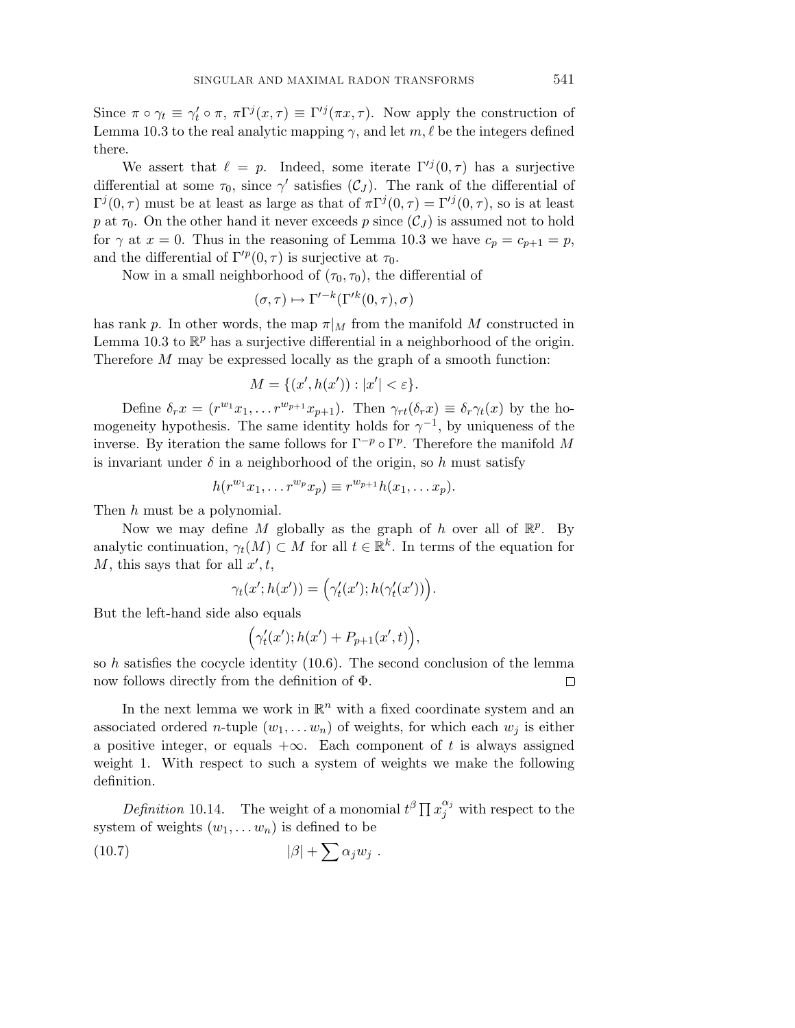Since $\pi \circ \gamma_t \equiv \gamma'_t \circ \pi$, $\pi\Gamma^j(x,\tau) \equiv \Gamma'^j(\pi x, \tau)$. Now apply the construction of Lemma 10.3 to the real analytic mapping $\gamma$, and let $m, \ell$ be the integers defined there.

We assert that $\ell = p$. Indeed, some iterate $\Gamma'^j(0,\tau)$ has a surjective differential at some $\tau_0$, since $\gamma'$ satisfies $(\mathcal{C}_J)$. The rank of the differential of $\Gamma^j(0,\tau)$ must be at least as large as that of $\pi\Gamma^j(0,\tau) = \Gamma'^j(0,\tau)$, so is at least $p$ at $\tau_0$. On the other hand it never exceeds $p$ since $(\mathcal{C}_J)$ is assumed not to hold for $\gamma$ at $x = 0$. Thus in the reasoning of Lemma 10.3 we have $c_p = c_{p+1} = p$, and the differential of $\Gamma'^p(0,\tau)$ is surjective at $\tau_0$.

Now in a small neighborhood of $(\tau_0, \tau_0)$, the differential of

$$(\sigma, \tau) \mapsto \Gamma'^{-k}(\Gamma'^k(0,\tau), \sigma)$$

has rank $p$. In other words, the map $\pi|_M$ from the manifold $M$ constructed in Lemma 10.3 to $\mathbb{R}^p$ has a surjective differential in a neighborhood of the origin. Therefore $M$ may be expressed locally as the graph of a smooth function:

$$M = \{(x', h(x')) : |x'| < \varepsilon\}.$$

Define $\delta_r x = (r^{w_1}x_1, \dots r^{w_{p+1}}x_{p+1})$. Then $\gamma_{rt}(\delta_r x) \equiv \delta_r \gamma_t(x)$ by the homogeneity hypothesis. The same identity holds for $\gamma^{-1}$, by uniqueness of the inverse. By iteration the same follows for $\Gamma^{-p} \circ \Gamma^p$. Therefore the manifold $M$ is invariant under $\delta$ in a neighborhood of the origin, so $h$ must satisfy

$$h(r^{w_1}x_1, \dots r^{w_p}x_p) \equiv r^{w_{p+1}} h(x_1, \dots x_p).$$

Then $h$ must be a polynomial.

Now we may define $M$ globally as the graph of $h$ over all of $\mathbb{R}^p$. By analytic continuation, $\gamma_t(M) \subset M$ for all $t \in \mathbb{R}^k$. In terms of the equation for $M$, this says that for all $x', t$,

$$\gamma_t(x'; h(x')) = \Big(\gamma'_t(x'); h(\gamma'_t(x'))\Big).$$

But the left-hand side also equals

$$\Big(\gamma'_t(x'); h(x') + P_{p+1}(x', t)\Big),$$

so $h$ satisfies the cocycle identity (10.6). The second conclusion of the lemma now follows directly from the definition of $\Phi$. $\square$

In the next lemma we work in $\mathbb{R}^n$ with a fixed coordinate system and an associated ordered $n$-tuple $(w_1, \dots w_n)$ of weights, for which each $w_j$ is either a positive integer, or equals $+\infty$. Each component of $t$ is always assigned weight 1. With respect to such a system of weights we make the following definition.

*Definition* 10.14. The weight of a monomial $t^\beta \prod x_j^{\alpha_j}$ with respect to the system of weights $(w_1, \dots w_n)$ is defined to be

$$|\beta| + \sum \alpha_j w_j \; . \tag{10.7}$$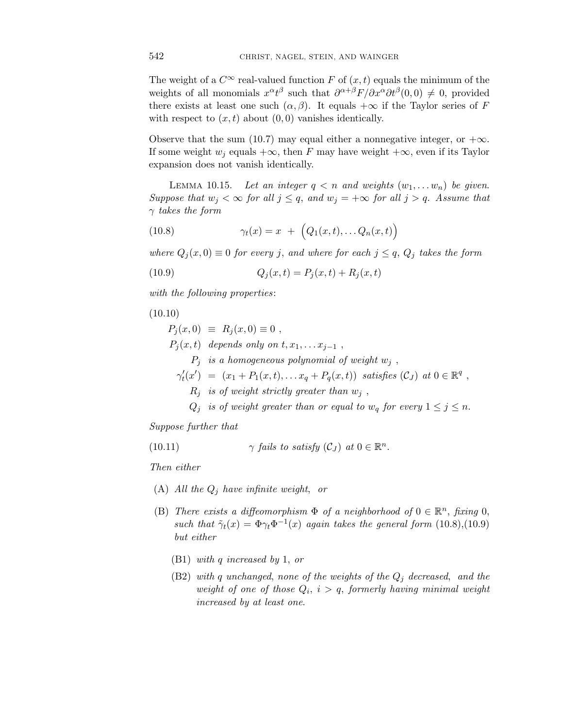The weight of a $C^\infty$ real-valued function $F$ of $(x,t)$ equals the minimum of the weights of all monomials $x^\alpha t^\beta$ such that $\partial^{\alpha+\beta}F/\partial x^\alpha \partial t^\beta(0,0) \neq 0$, provided there exists at least one such $(\alpha,\beta)$. It equals $+\infty$ if the Taylor series of $F$ with respect to $(x,t)$ about $(0,0)$ vanishes identically.

Observe that the sum (10.7) may equal either a nonnegative integer, or $+\infty$. If some weight $w_j$ equals $+\infty$, then $F$ may have weight $+\infty$, even if its Taylor expansion does not vanish identically.

LEMMA 10.15. *Let an integer $q < n$ and weights $(w_1, \dots w_n)$ be given. Suppose that $w_j < \infty$ for all $j \leq q$, and $w_j = +\infty$ for all $j > q$. Assume that $\gamma$ takes the form*

$$\gamma_t(x) = x \; + \; \Big(Q_1(x,t), \dots Q_n(x,t)\Big) \tag{10.8}$$

*where $Q_j(x,0) \equiv 0$ for every $j$, and where for each $j \leq q$, $Q_j$ takes the form*

$$Q_j(x,t) = P_j(x,t) + R_j(x,t) \tag{10.9}$$

*with the following properties*:

(10.10)

$P_j(x,0) \;\equiv\; R_j(x,0) \equiv 0$ ,

$P_j(x,t)$ *depends only on* $t, x_1, \dots x_{j-1}$ ,

$P_j$ *is a homogeneous polynomial of weight* $w_j$ ,

$\gamma'_t(x') \;=\; (x_1 + P_1(x,t), \dots x_q + P_q(x,t))$ *satisfies* $(\mathcal{C}_J)$ *at* $0 \in \mathbb{R}^q$ ,

$R_j$ *is of weight strictly greater than* $w_j$ ,

$Q_j$ *is of weight greater than or equal to* $w_q$ *for every* $1 \leq j \leq n$.

*Suppose further that*

$$\gamma \text{ fails to satisfy } (\mathcal{C}_J) \text{ at } 0 \in \mathbb{R}^n. \tag{10.11}$$

*Then either*

- (A) *All the $Q_j$ have infinite weight, or*
- (B) *There exists a diffeomorphism $\Phi$ of a neighborhood of $0 \in \mathbb{R}^n$, fixing $0$, such that $\tilde{\gamma}_t(x) = \Phi\gamma_t\Phi^{-1}(x)$ again takes the general form (10.8),(10.9) but either*
  - (B1) *with $q$ increased by $1$, or*
  - (B2) *with $q$ unchanged, none of the weights of the $Q_j$ decreased, and the weight of one of those $Q_i$, $i > q$, formerly having minimal weight increased by at least one.*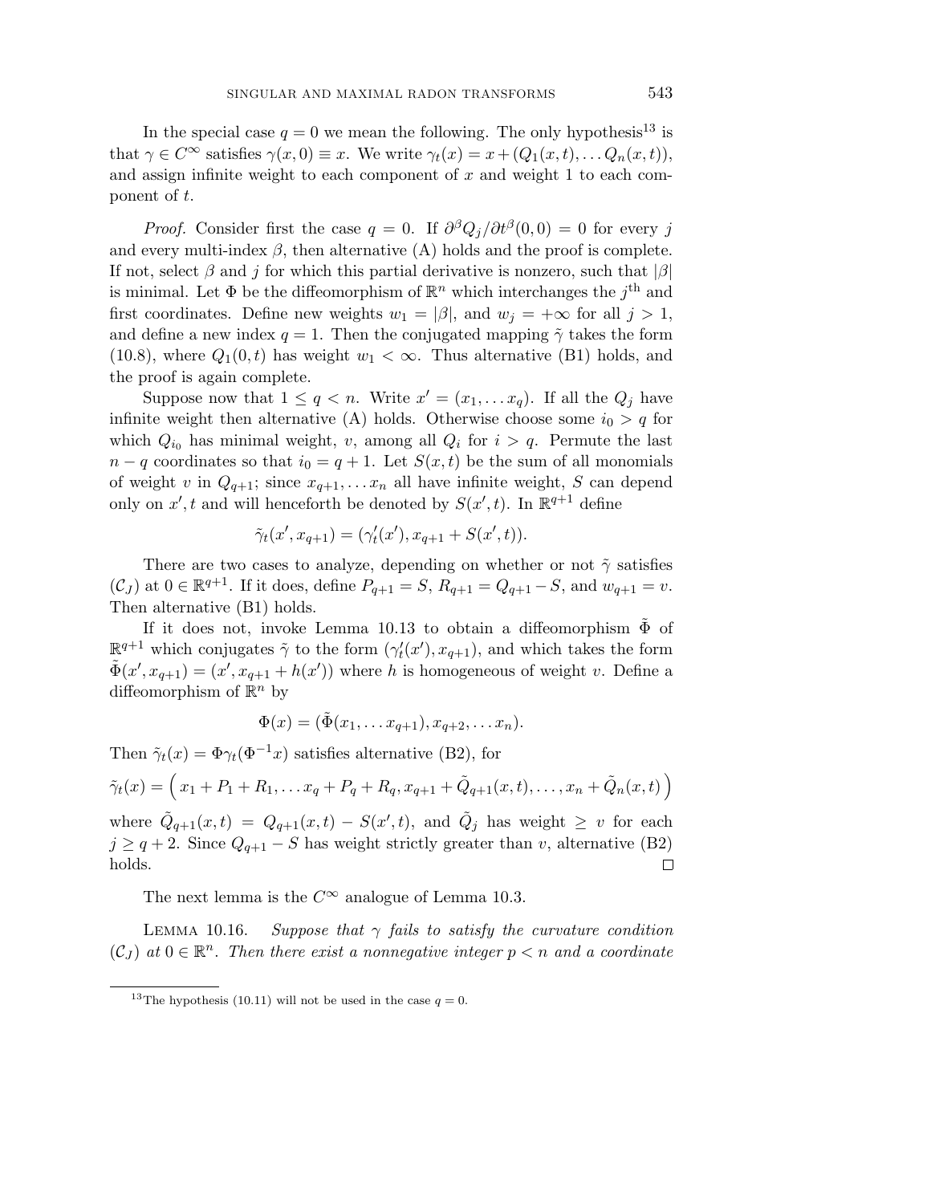In the special case $q = 0$ we mean the following. The only hypothesis[13] is that $\gamma \in C^\infty$ satisfies $\gamma(x, 0) \equiv x$. We write $\gamma_t(x) = x + (Q_1(x,t), \dots Q_n(x,t))$, and assign infinite weight to each component of $x$ and weight 1 to each component of $t$.

*Proof.* Consider first the case $q = 0$. If $\partial^\beta Q_j / \partial t^\beta(0,0) = 0$ for every $j$ and every multi-index $\beta$, then alternative (A) holds and the proof is complete. If not, select $\beta$ and $j$ for which this partial derivative is nonzero, such that $|\beta|$ is minimal. Let $\Phi$ be the diffeomorphism of $\mathbb{R}^n$ which interchanges the $j^{\text{th}}$ and first coordinates. Define new weights $w_1 = |\beta|$, and $w_j = +\infty$ for all $j > 1$, and define a new index $q = 1$. Then the conjugated mapping $\tilde{\gamma}$ takes the form (10.8), where $Q_1(0,t)$ has weight $w_1 < \infty$. Thus alternative (B1) holds, and the proof is again complete.

Suppose now that $1 \leq q < n$. Write $x' = (x_1, \dots x_q)$. If all the $Q_j$ have infinite weight then alternative (A) holds. Otherwise choose some $i_0 > q$ for which $Q_{i_0}$ has minimal weight, $v$, among all $Q_i$ for $i > q$. Permute the last $n - q$ coordinates so that $i_0 = q + 1$. Let $S(x,t)$ be the sum of all monomials of weight $v$ in $Q_{q+1}$; since $x_{q+1}, \dots x_n$ all have infinite weight, $S$ can depend only on $x', t$ and will henceforth be denoted by $S(x', t)$. In $\mathbb{R}^{q+1}$ define

$$\tilde{\gamma}_t(x', x_{q+1}) = (\gamma'_t(x'), x_{q+1} + S(x', t)).$$

There are two cases to analyze, depending on whether or not $\tilde{\gamma}$ satisfies $(\mathcal{C}_J)$ at $0 \in \mathbb{R}^{q+1}$. If it does, define $P_{q+1} = S$, $R_{q+1} = Q_{q+1} - S$, and $w_{q+1} = v$. Then alternative (B1) holds.

If it does not, invoke Lemma 10.13 to obtain a diffeomorphism $\tilde{\Phi}$ of $\mathbb{R}^{q+1}$ which conjugates $\tilde{\gamma}$ to the form $(\gamma'_t(x'), x_{q+1})$, and which takes the form $\tilde{\Phi}(x', x_{q+1}) = (x', x_{q+1} + h(x'))$ where $h$ is homogeneous of weight $v$. Define a diffeomorphism of $\mathbb{R}^n$ by

$$\Phi(x) = (\tilde{\Phi}(x_1, \dots x_{q+1}), x_{q+2}, \dots x_n).$$

Then $\tilde{\gamma}_t(x) = \Phi \gamma_t(\Phi^{-1} x)$ satisfies alternative (B2), for

$$\tilde{\gamma}_t(x) = \Big( x_1 + P_1 + R_1, \dots x_q + P_q + R_q, x_{q+1} + \tilde{Q}_{q+1}(x,t), \dots, x_n + \tilde{Q}_n(x,t) \Big)$$

where $\tilde{Q}_{q+1}(x,t) = Q_{q+1}(x,t) - S(x',t)$, and $\tilde{Q}_j$ has weight $\geq v$ for each $j \geq q+2$. Since $Q_{q+1} - S$ has weight strictly greater than $v$, alternative (B2) holds. □

The next lemma is the $C^\infty$ analogue of Lemma 10.3.

Lemma 10.16. *Suppose that $\gamma$ fails to satisfy the curvature condition $(\mathcal{C}_J)$ at $0 \in \mathbb{R}^n$. Then there exist a nonnegative integer $p < n$ and a coordinate*

[13] The hypothesis (10.11) will not be used in the case $q = 0$.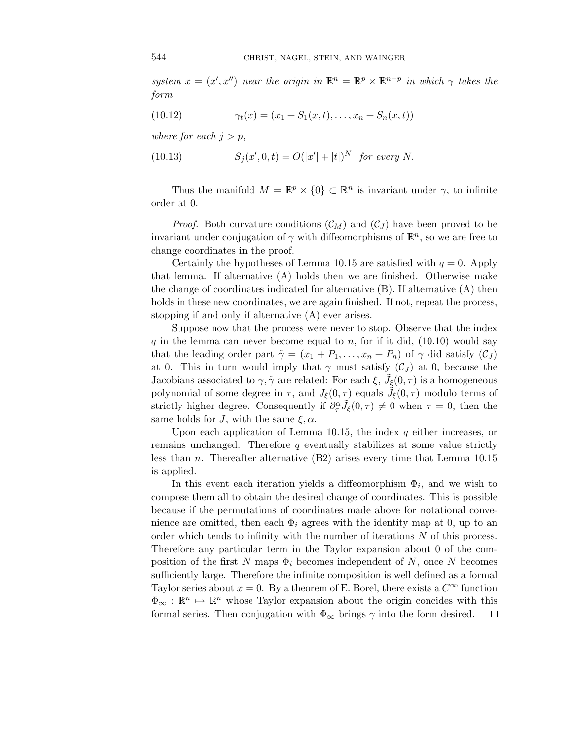*system $x = (x', x'')$ near the origin in $\mathbb{R}^n = \mathbb{R}^p \times \mathbb{R}^{n-p}$ in which $\gamma$ takes the form*

$$\gamma_t(x) = (x_1 + S_1(x,t), \ldots, x_n + S_n(x,t)) \tag{10.12}$$

*where for each $j > p$,*

$$S_j(x', 0, t) = O(|x'| + |t|)^N \quad \textit{for every } N. \tag{10.13}$$

Thus the manifold $M = \mathbb{R}^p \times \{0\} \subset \mathbb{R}^n$ is invariant under $\gamma$, to infinite order at 0.

*Proof.* Both curvature conditions $(\mathcal{C}_M)$ and $(\mathcal{C}_J)$ have been proved to be invariant under conjugation of $\gamma$ with diffeomorphisms of $\mathbb{R}^n$, so we are free to change coordinates in the proof.

Certainly the hypotheses of Lemma 10.15 are satisfied with $q = 0$. Apply that lemma. If alternative (A) holds then we are finished. Otherwise make the change of coordinates indicated for alternative (B). If alternative (A) then holds in these new coordinates, we are again finished. If not, repeat the process, stopping if and only if alternative (A) ever arises.

Suppose now that the process were never to stop. Observe that the index $q$ in the lemma can never become equal to $n$, for if it did, (10.10) would say that the leading order part $\tilde{\gamma} = (x_1 + P_1, \ldots, x_n + P_n)$ of $\gamma$ did satisfy $(\mathcal{C}_J)$ at 0. This in turn would imply that $\gamma$ must satisfy $(\mathcal{C}_J)$ at 0, because the Jacobians associated to $\gamma, \tilde{\gamma}$ are related: For each $\xi$, $\tilde{J}_\xi(0,\tau)$ is a homogeneous polynomial of some degree in $\tau$, and $J_\xi(0,\tau)$ equals $\tilde{J}_\xi(0,\tau)$ modulo terms of strictly higher degree. Consequently if $\partial_\tau^\alpha \tilde{J}_\xi(0,\tau) \neq 0$ when $\tau = 0$, then the same holds for $J$, with the same $\xi, \alpha$.

Upon each application of Lemma 10.15, the index $q$ either increases, or remains unchanged. Therefore $q$ eventually stabilizes at some value strictly less than $n$. Thereafter alternative (B2) arises every time that Lemma 10.15 is applied.

In this event each iteration yields a diffeomorphism $\Phi_i$, and we wish to compose them all to obtain the desired change of coordinates. This is possible because if the permutations of coordinates made above for notational convenience are omitted, then each $\Phi_i$ agrees with the identity map at 0, up to an order which tends to infinity with the number of iterations $N$ of this process. Therefore any particular term in the Taylor expansion about 0 of the composition of the first $N$ maps $\Phi_i$ becomes independent of $N$, once $N$ becomes sufficiently large. Therefore the infinite composition is well defined as a formal Taylor series about $x = 0$. By a theorem of E. Borel, there exists a $C^\infty$ function $\Phi_\infty : \mathbb{R}^n \mapsto \mathbb{R}^n$ whose Taylor expansion about the origin concides with this formal series. Then conjugation with $\Phi_\infty$ brings $\gamma$ into the form desired. $\square$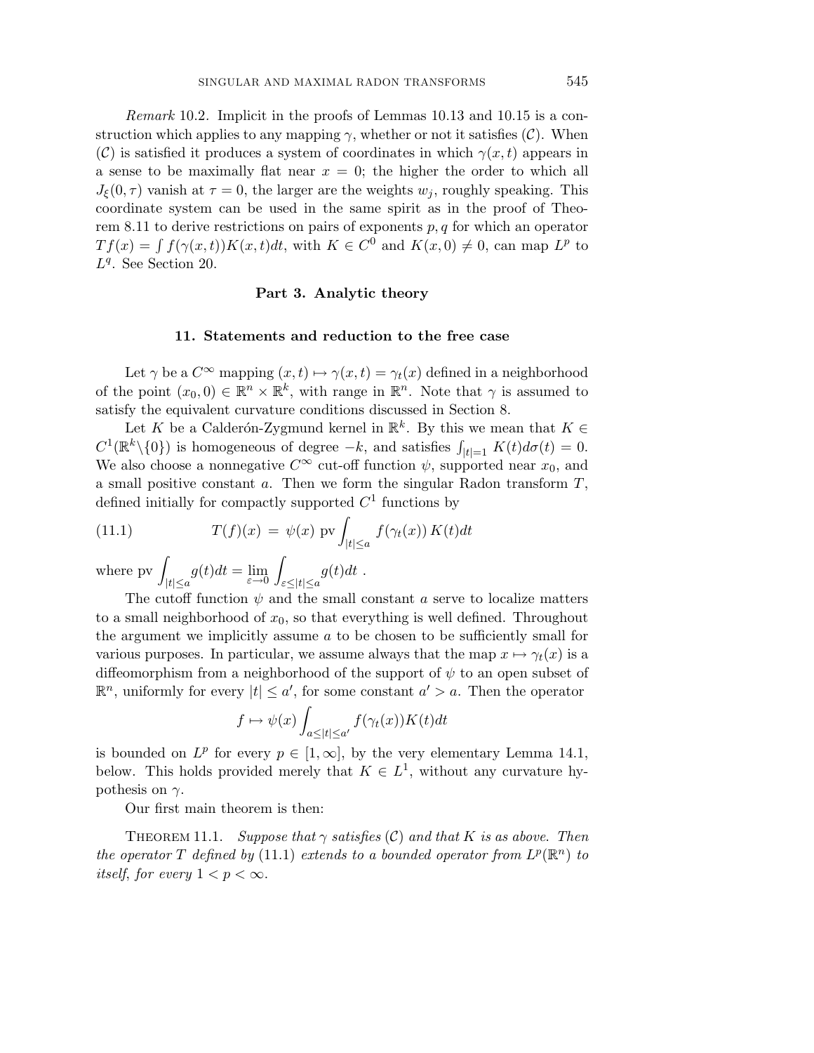*Remark* 10.2. Implicit in the proofs of Lemmas 10.13 and 10.15 is a construction which applies to any mapping $\gamma$, whether or not it satisfies $(\mathcal{C})$. When $(\mathcal{C})$ is satisfied it produces a system of coordinates in which $\gamma(x,t)$ appears in a sense to be maximally flat near $x = 0$; the higher the order to which all $J_\xi(0,\tau)$ vanish at $\tau = 0$, the larger are the weights $w_j$, roughly speaking. This coordinate system can be used in the same spirit as in the proof of Theorem 8.11 to derive restrictions on pairs of exponents $p, q$ for which an operator $Tf(x) = \int f(\gamma(x,t))K(x,t)dt$, with $K \in C^0$ and $K(x,0) \neq 0$, can map $L^p$ to $L^q$. See Section 20.

## Part 3. Analytic theory

### 11. Statements and reduction to the free case

Let $\gamma$ be a $C^\infty$ mapping $(x,t) \mapsto \gamma(x,t) = \gamma_t(x)$ defined in a neighborhood of the point $(x_0, 0) \in \mathbb{R}^n \times \mathbb{R}^k$, with range in $\mathbb{R}^n$. Note that $\gamma$ is assumed to satisfy the equivalent curvature conditions discussed in Section 8.

Let $K$ be a Calderón-Zygmund kernel in $\mathbb{R}^k$. By this we mean that $K \in C^1(\mathbb{R}^k \backslash \{0\})$ is homogeneous of degree $-k$, and satisfies $\int_{|t|=1} K(t)d\sigma(t) = 0$. We also choose a nonnegative $C^\infty$ cut-off function $\psi$, supported near $x_0$, and a small positive constant $a$. Then we form the singular Radon transform $T$, defined initially for compactly supported $C^1$ functions by

$$T(f)(x) \,=\, \psi(x) \;\text{pv} \int_{|t|\le a} f(\gamma_t(x))\, K(t)dt \tag{11.1}$$

where $\text{pv} \displaystyle\int_{|t|\le a} g(t)dt = \lim_{\varepsilon\to 0} \int_{\varepsilon\le|t|\le a} g(t)dt$ .

The cutoff function $\psi$ and the small constant $a$ serve to localize matters to a small neighborhood of $x_0$, so that everything is well defined. Throughout the argument we implicitly assume $a$ to be chosen to be sufficiently small for various purposes. In particular, we assume always that the map $x \mapsto \gamma_t(x)$ is a diffeomorphism from a neighborhood of the support of $\psi$ to an open subset of $\mathbb{R}^n$, uniformly for every $|t| \le a'$, for some constant $a' > a$. Then the operator

$$f \mapsto \psi(x) \int_{a\le|t|\le a'} f(\gamma_t(x))K(t)dt$$

is bounded on $L^p$ for every $p \in [1, \infty]$, by the very elementary Lemma 14.1, below. This holds provided merely that $K \in L^1$, without any curvature hypothesis on $\gamma$.

Our first main theorem is then:

Theorem 11.1. *Suppose that $\gamma$ satisfies $(\mathcal{C})$ and that $K$ is as above. Then the operator $T$ defined by (11.1) extends to a bounded operator from $L^p(\mathbb{R}^n)$ to itself, for every $1 < p < \infty$.*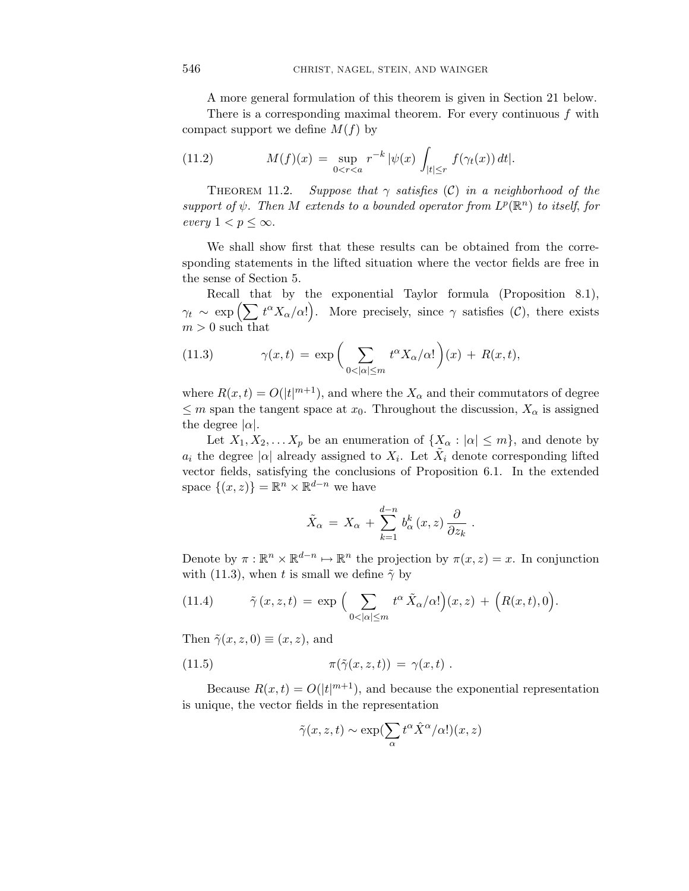A more general formulation of this theorem is given in Section 21 below.

There is a corresponding maximal theorem. For every continuous $f$ with compact support we define $M(f)$ by

$$M(f)(x) \,=\, \sup_{0<r<a} r^{-k}\,|\psi(x) \int_{|t|\le r} f(\gamma_t(x))\,dt|. \tag{11.2}$$

Theorem 11.2. *Suppose that $\gamma$ satisfies $(\mathcal{C})$ in a neighborhood of the support of $\psi$. Then $M$ extends to a bounded operator from $L^p(\mathbb{R}^n)$ to itself, for every $1 < p \le \infty$.*

We shall show first that these results can be obtained from the corresponding statements in the lifted situation where the vector fields are free in the sense of Section 5.

Recall that by the exponential Taylor formula (Proposition 8.1), $\gamma_t \sim \exp\Big(\sum t^\alpha X_\alpha/\alpha!\Big)$. More precisely, since $\gamma$ satisfies $(\mathcal{C})$, there exists $m > 0$ such that

$$\gamma(x,t) \,=\, \exp\Big(\sum_{0<|\alpha|\le m} t^\alpha X_\alpha/\alpha!\Big)(x) \,+\, R(x,t), \tag{11.3}$$

where $R(x,t) = O(|t|^{m+1})$, and where the $X_\alpha$ and their commutators of degree $\le m$ span the tangent space at $x_0$. Throughout the discussion, $X_\alpha$ is assigned the degree $|\alpha|$.

Let $X_1, X_2, \ldots X_p$ be an enumeration of $\{X_\alpha : |\alpha| \le m\}$, and denote by $a_i$ the degree $|\alpha|$ already assigned to $X_i$. Let $\tilde{X}_i$ denote corresponding lifted vector fields, satisfying the conclusions of Proposition 6.1. In the extended space $\{(x,z)\} = \mathbb{R}^n \times \mathbb{R}^{d-n}$ we have

$$\tilde{X}_\alpha \,=\, X_\alpha \,+\, \sum_{k=1}^{d-n} b_\alpha^k\,(x,z)\,\frac{\partial}{\partial z_k}\;.$$

Denote by $\pi : \mathbb{R}^n \times \mathbb{R}^{d-n} \mapsto \mathbb{R}^n$ the projection by $\pi(x,z) = x$. In conjunction with (11.3), when $t$ is small we define $\tilde{\gamma}$ by

$$\tilde{\gamma}\,(x,z,t) \,=\, \exp\Big(\sum_{0<|\alpha|\le m} t^\alpha\,\tilde{X}_\alpha/\alpha!\Big)(x,z) \,+\, \Big(R(x,t),0\Big). \tag{11.4}$$

Then $\tilde{\gamma}(x,z,0) \equiv (x,z)$, and

$$\pi(\tilde{\gamma}(x,z,t)) \,=\, \gamma(x,t)\;. \tag{11.5}$$

Because $R(x,t) = O(|t|^{m+1})$, and because the exponential representation is unique, the vector fields in the representation

$$\tilde{\gamma}(x,z,t) \sim \exp(\sum_\alpha t^\alpha \hat{X}^\alpha/\alpha!)(x,z)$$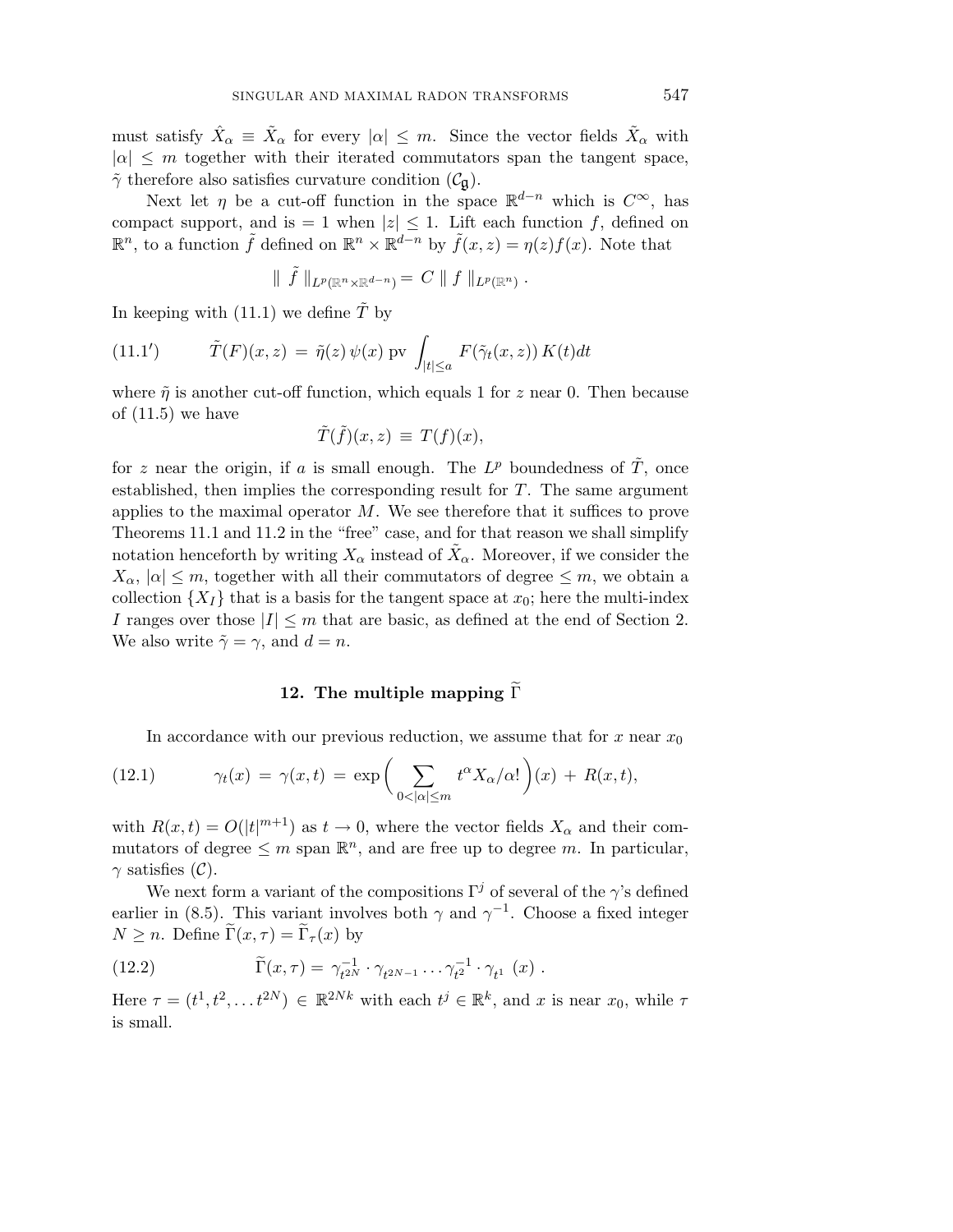must satisfy $\hat{X}_\alpha \equiv \tilde{X}_\alpha$ for every $|\alpha| \leq m$. Since the vector fields $\tilde{X}_\alpha$ with $|\alpha| \leq m$ together with their iterated commutators span the tangent space, $\tilde{\gamma}$ therefore also satisfies curvature condition $(\mathcal{C}_\mathfrak{g})$.

Next let $\eta$ be a cut-off function in the space $\mathbb{R}^{d-n}$ which is $C^\infty$, has compact support, and is $= 1$ when $|z| \leq 1$. Lift each function $f$, defined on $\mathbb{R}^n$, to a function $\tilde{f}$ defined on $\mathbb{R}^n \times \mathbb{R}^{d-n}$ by $\tilde{f}(x,z) = \eta(z) f(x)$. Note that

$$\| \tilde{f} \|_{L^p(\mathbb{R}^n \times \mathbb{R}^{d-n})} = C \| f \|_{L^p(\mathbb{R}^n)} .$$

In keeping with (11.1) we define $\tilde{T}$ by

$$\tilde{T}(F)(x,z) = \tilde{\eta}(z)\, \psi(x) \text{ pv} \int_{|t| \leq a} F(\tilde{\gamma}_t(x,z))\, K(t) dt \tag{11.1$'$}$$

where $\tilde{\eta}$ is another cut-off function, which equals 1 for $z$ near 0. Then because of (11.5) we have

$$\tilde{T}(\tilde{f})(x,z) \equiv T(f)(x),$$

for $z$ near the origin, if $a$ is small enough. The $L^p$ boundedness of $\tilde{T}$, once established, then implies the corresponding result for $T$. The same argument applies to the maximal operator $M$. We see therefore that it suffices to prove Theorems 11.1 and 11.2 in the "free" case, and for that reason we shall simplify notation henceforth by writing $X_\alpha$ instead of $\tilde{X}_\alpha$. Moreover, if we consider the $X_\alpha$, $|\alpha| \leq m$, together with all their commutators of degree $\leq m$, we obtain a collection $\{X_I\}$ that is a basis for the tangent space at $x_0$; here the multi-index $I$ ranges over those $|I| \leq m$ that are basic, as defined at the end of Section 2. We also write $\tilde{\gamma} = \gamma$, and $d = n$.

## 12. The multiple mapping $\widetilde{\Gamma}$

In accordance with our previous reduction, we assume that for $x$ near $x_0$

$$\gamma_t(x) = \gamma(x,t) = \exp\Big( \sum_{0 < |\alpha| \leq m} t^\alpha X_\alpha / \alpha! \Big)(x) + R(x,t), \tag{12.1}$$

with $R(x,t) = O(|t|^{m+1})$ as $t \to 0$, where the vector fields $X_\alpha$ and their commutators of degree $\leq m$ span $\mathbb{R}^n$, and are free up to degree $m$. In particular, $\gamma$ satisfies $(\mathcal{C})$.

We next form a variant of the compositions $\Gamma^j$ of several of the $\gamma$'s defined earlier in (8.5). This variant involves both $\gamma$ and $\gamma^{-1}$. Choose a fixed integer $N \geq n$. Define $\widetilde{\Gamma}(x,\tau) = \widetilde{\Gamma}_\tau(x)$ by

$$\widetilde{\Gamma}(x,\tau) = \gamma^{-1}_{t^{2N}} \cdot \gamma_{t^{2N-1}} \cdots \gamma^{-1}_{t^2} \cdot \gamma_{t^1}\ (x) . \tag{12.2}$$

Here $\tau = (t^1, t^2, \ldots t^{2N}) \in \mathbb{R}^{2Nk}$ with each $t^j \in \mathbb{R}^k$, and $x$ is near $x_0$, while $\tau$ is small.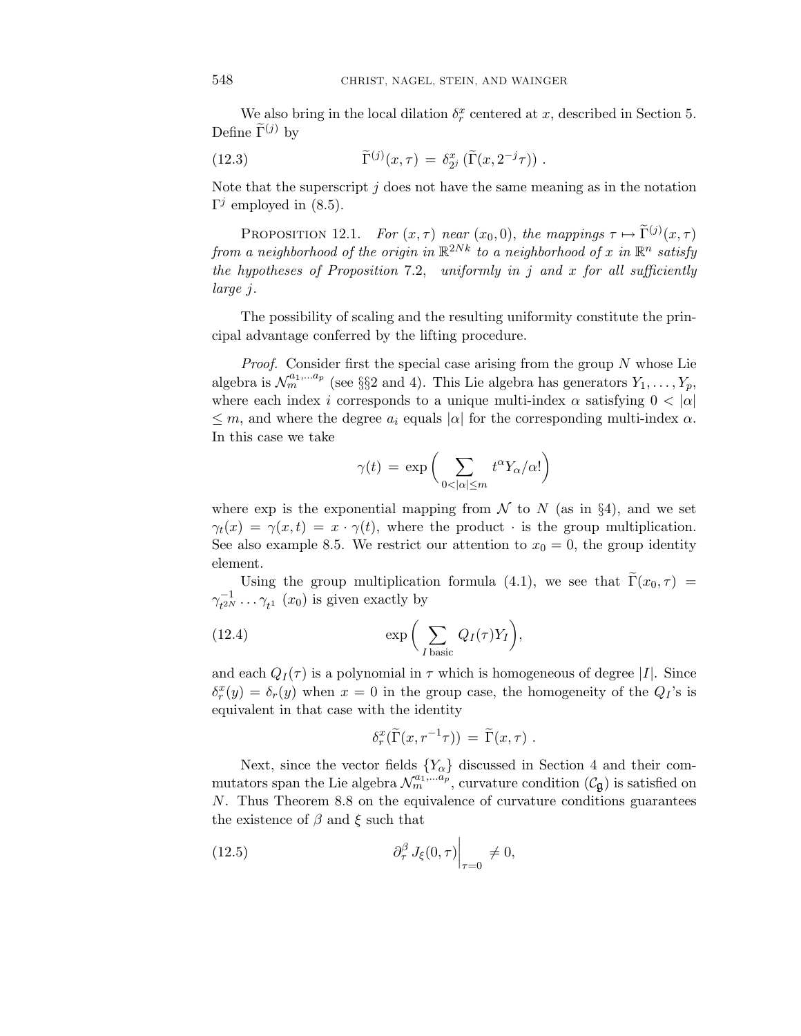We also bring in the local dilation $\delta_r^x$ centered at $x$, described in Section 5. Define $\widetilde{\Gamma}^{(j)}$ by

$$\widetilde{\Gamma}^{(j)}(x,\tau) \;=\; \delta_{2^j}^x\left(\widetilde{\Gamma}(x, 2^{-j}\tau)\right) . \tag{12.3}$$

Note that the superscript $j$ does not have the same meaning as in the notation $\Gamma^j$ employed in (8.5).

Proposition 12.1. *For $(x,\tau)$ near $(x_0, 0)$, the mappings $\tau \mapsto \widetilde{\Gamma}^{(j)}(x,\tau)$ from a neighborhood of the origin in $\mathbb{R}^{2Nk}$ to a neighborhood of $x$ in $\mathbb{R}^n$ satisfy the hypotheses of Proposition* 7.2, *uniformly in $j$ and $x$ for all sufficiently large $j$.*

The possibility of scaling and the resulting uniformity constitute the principal advantage conferred by the lifting procedure.

*Proof.* Consider first the special case arising from the group $N$ whose Lie algebra is $\mathcal{N}_m^{a_1,\ldots a_p}$ (see §§2 and 4). This Lie algebra has generators $Y_1, \ldots, Y_p$, where each index $i$ corresponds to a unique multi-index $\alpha$ satisfying $0 < |\alpha| \leq m$, and where the degree $a_i$ equals $|\alpha|$ for the corresponding multi-index $\alpha$. In this case we take

$$\gamma(t) \;=\; \exp\bigg(\sum_{0<|\alpha|\leq m} t^\alpha Y_\alpha/\alpha!\bigg)$$

where exp is the exponential mapping from $\mathcal{N}$ to $N$ (as in §4), and we set $\gamma_t(x) = \gamma(x,t) = x \cdot \gamma(t)$, where the product $\cdot$ is the group multiplication. See also example 8.5. We restrict our attention to $x_0 = 0$, the group identity element.

Using the group multiplication formula (4.1), we see that $\widetilde{\Gamma}(x_0, \tau) = \gamma_{t^{2N}}^{-1} \ldots \gamma_{t^1}\ (x_0)$ is given exactly by

$$\exp\bigg(\sum_{I \text{ basic}} Q_I(\tau) Y_I\bigg), \tag{12.4}$$

and each $Q_I(\tau)$ is a polynomial in $\tau$ which is homogeneous of degree $|I|$. Since $\delta_r^x(y) = \delta_r(y)$ when $x = 0$ in the group case, the homogeneity of the $Q_I$'s is equivalent in that case with the identity

$$\delta_r^x(\widetilde{\Gamma}(x, r^{-1}\tau)) \;=\; \widetilde{\Gamma}(x,\tau) \;.$$

Next, since the vector fields $\{Y_\alpha\}$ discussed in Section 4 and their commutators span the Lie algebra $\mathcal{N}_m^{a_1,\ldots a_p}$, curvature condition $(\mathcal{C}_{\mathfrak{g}})$ is satisfied on $N$. Thus Theorem 8.8 on the equivalence of curvature conditions guarantees the existence of $\beta$ and $\xi$ such that

$$\partial_\tau^\beta\, J_\xi(0,\tau)\bigg|_{\tau=0} \neq 0, \tag{12.5}$$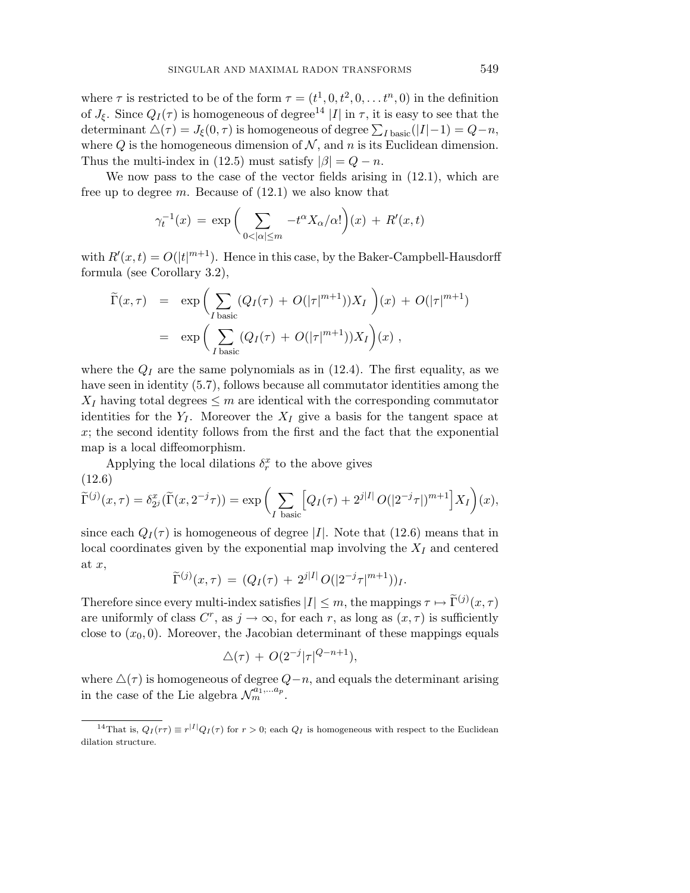where $\tau$ is restricted to be of the form $\tau = (t^1, 0, t^2, 0, \dots t^n, 0)$ in the definition of $J_\xi$. Since $Q_I(\tau)$ is homogeneous of degree[14] $|I|$ in $\tau$, it is easy to see that the determinant $\triangle(\tau) = J_\xi(0,\tau)$ is homogeneous of degree $\sum_{I \text{ basic}}(|I|-1) = Q-n$, where $Q$ is the homogeneous dimension of $\mathcal{N}$, and $n$ is its Euclidean dimension. Thus the multi-index in (12.5) must satisfy $|\beta| = Q-n$.

We now pass to the case of the vector fields arising in (12.1), which are free up to degree $m$. Because of (12.1) we also know that

$$\gamma_t^{-1}(x) = \exp\Big(\sum_{0<|\alpha|\le m} -t^\alpha X_\alpha/\alpha!\Big)(x) + R'(x,t)$$

with $R'(x,t) = O(|t|^{m+1})$. Hence in this case, by the Baker-Campbell-Hausdorff formula (see Corollary 3.2),

$$\begin{aligned}
\widetilde{\Gamma}(x,\tau) &= \exp\Big(\sum_{I \text{ basic}} (Q_I(\tau) + O(|\tau|^{m+1}))X_I\Big)(x) + O(|\tau|^{m+1}) \\
&= \exp\Big(\sum_{I \text{ basic}} (Q_I(\tau) + O(|\tau|^{m+1}))X_I\Big)(x)\ ,
\end{aligned}$$

where the $Q_I$ are the same polynomials as in (12.4). The first equality, as we have seen in identity (5.7), follows because all commutator identities among the $X_I$ having total degrees $\le m$ are identical with the corresponding commutator identities for the $Y_I$. Moreover the $X_I$ give a basis for the tangent space at $x$; the second identity follows from the first and the fact that the exponential map is a local diffeomorphism.

Applying the local dilations $\delta_r^x$ to the above gives

(12.6)
$$\widetilde{\Gamma}^{(j)}(x,\tau) = \delta^x_{2^j}(\widetilde{\Gamma}(x,2^{-j}\tau)) = \exp\Big(\sum_{I \text{ basic}} \Big[Q_I(\tau) + 2^{j|I|}\,O(|2^{-j}\tau|)^{m+1}\Big]X_I\Big)(x),$$

since each $Q_I(\tau)$ is homogeneous of degree $|I|$. Note that (12.6) means that in local coordinates given by the exponential map involving the $X_I$ and centered at $x$,

$$\widetilde{\Gamma}^{(j)}(x,\tau) = (Q_I(\tau) + 2^{j|I|}\,O(|2^{-j}\tau|^{m+1}))_I.$$

Therefore since every multi-index satisfies $|I| \le m$, the mappings $\tau \mapsto \widetilde{\Gamma}^{(j)}(x,\tau)$ are uniformly of class $C^r$, as $j \to \infty$, for each $r$, as long as $(x,\tau)$ is sufficiently close to $(x_0, 0)$. Moreover, the Jacobian determinant of these mappings equals

$$\triangle(\tau) + O(2^{-j}|\tau|^{Q-n+1}),$$

where $\triangle(\tau)$ is homogeneous of degree $Q-n$, and equals the determinant arising in the case of the Lie algebra $\mathcal{N}_m^{a_1,\dots a_p}$.

[14] That is, $Q_I(r\tau) \equiv r^{|I|}Q_I(\tau)$ for $r>0$; each $Q_I$ is homogeneous with respect to the Euclidean dilation structure.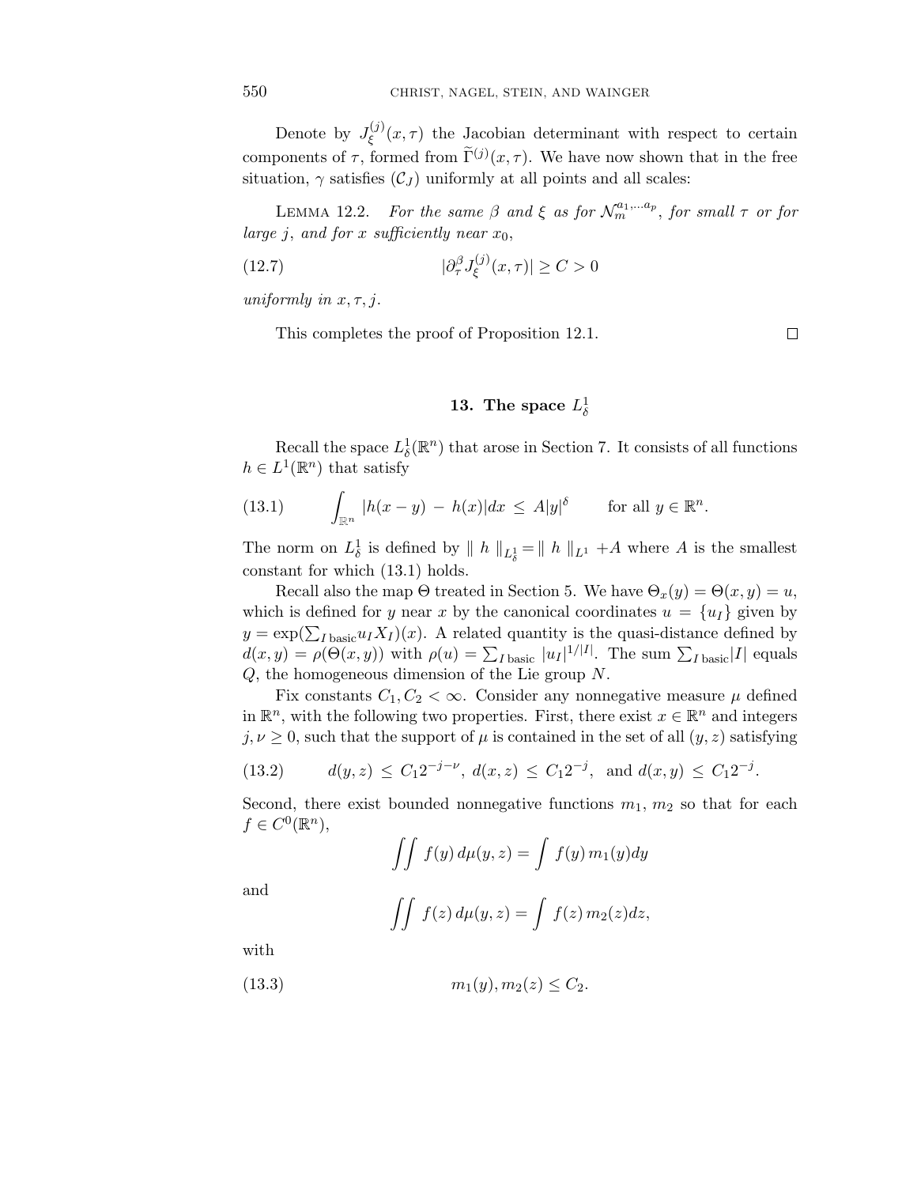Denote by $J_\xi^{(j)}(x,\tau)$ the Jacobian determinant with respect to certain components of $\tau$, formed from $\widetilde{\Gamma}^{(j)}(x,\tau)$. We have now shown that in the free situation, $\gamma$ satisfies $(\mathcal{C}_J)$ uniformly at all points and all scales:

Lemma 12.2. *For the same $\beta$ and $\xi$ as for $\mathcal{N}_m^{a_1,\ldots a_p}$, for small $\tau$ or for large $j$, and for $x$ sufficiently near $x_0$,*

$$|\partial_\tau^\beta J_\xi^{(j)}(x,\tau)| \geq C > 0 \tag{12.7}$$

*uniformly in $x, \tau, j$.*

This completes the proof of Proposition 12.1. □

## 13. The space $L^1_\delta$

Recall the space $L^1_\delta(\mathbb{R}^n)$ that arose in Section 7. It consists of all functions $h \in L^1(\mathbb{R}^n)$ that satisfy

$$\int_{\mathbb{R}^n} |h(x-y) - h(x)|dx \leq A|y|^\delta \qquad \text{for all } y \in \mathbb{R}^n. \tag{13.1}$$

The norm on $L^1_\delta$ is defined by $\| h \|_{L^1_\delta} = \| h \|_{L^1} + A$ where $A$ is the smallest constant for which (13.1) holds.

Recall also the map $\Theta$ treated in Section 5. We have $\Theta_x(y) = \Theta(x,y) = u$, which is defined for $y$ near $x$ by the canonical coordinates $u = \{u_I\}$ given by $y = \exp(\sum_{I \text{ basic}} u_I X_I)(x)$. A related quantity is the quasi-distance defined by $d(x,y) = \rho(\Theta(x,y))$ with $\rho(u) = \sum_{I \text{ basic}} |u_I|^{1/|I|}$. The sum $\sum_{I \text{ basic}} |I|$ equals $Q$, the homogeneous dimension of the Lie group $N$.

Fix constants $C_1, C_2 < \infty$. Consider any nonnegative measure $\mu$ defined in $\mathbb{R}^n$, with the following two properties. First, there exist $x \in \mathbb{R}^n$ and integers $j, \nu \geq 0$, such that the support of $\mu$ is contained in the set of all $(y,z)$ satisfying

$$d(y,z) \leq C_1 2^{-j-\nu}, \; d(x,z) \leq C_1 2^{-j}, \; \text{ and } d(x,y) \leq C_1 2^{-j}. \tag{13.2}$$

Second, there exist bounded nonnegative functions $m_1$, $m_2$ so that for each $f \in C^0(\mathbb{R}^n)$,

$$\iint f(y)\, d\mu(y,z) = \int f(y)\, m_1(y) dy$$

and

$$\iint f(z)\, d\mu(y,z) = \int f(z)\, m_2(z) dz,$$

with

$$m_1(y), m_2(z) \leq C_2. \tag{13.3}$$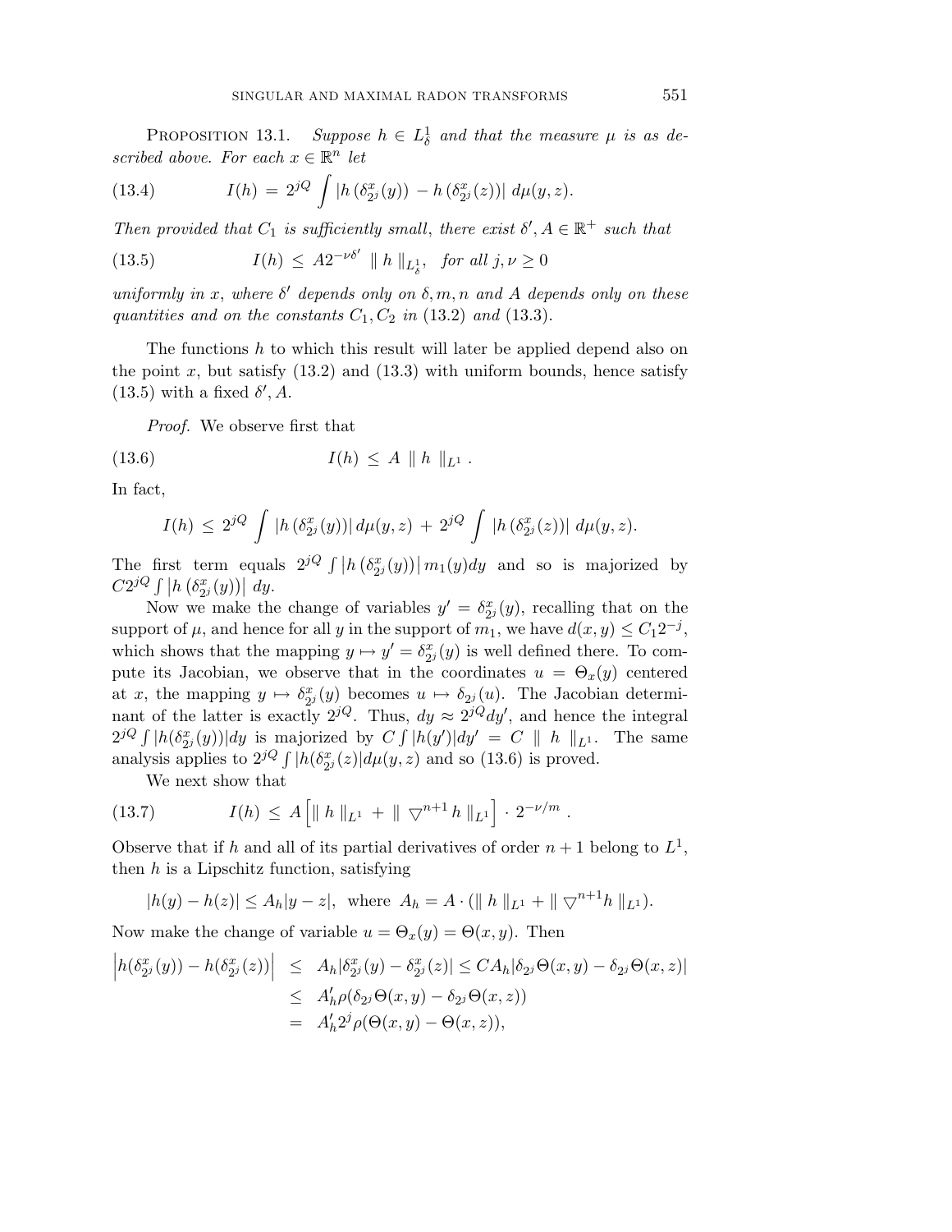**Proposition 13.1.** *Suppose $h \in L^1_\delta$ and that the measure $\mu$ is as described above. For each $x \in \mathbb{R}^n$ let*

$$I(h) \,=\, 2^{jQ} \int \left| h\left(\delta^x_{2^j}(y)\right) \,-\, h\left(\delta^x_{2^j}(z)\right)\right| \, d\mu(y,z). \tag{13.4}$$

*Then provided that $C_1$ is sufficiently small, there exist $\delta', A \in \mathbb{R}^+$ such that*

$$I(h) \,\leq\, A 2^{-\nu\delta'} \,\parallel h \parallel_{L^1_\delta}, \quad \textit{for all } j, \nu \geq 0 \tag{13.5}$$

*uniformly in $x$, where $\delta'$ depends only on $\delta, m, n$ and $A$ depends only on these quantities and on the constants $C_1, C_2$ in* (13.2) *and* (13.3).

The functions $h$ to which this result will later be applied depend also on the point $x$, but satisfy (13.2) and (13.3) with uniform bounds, hence satisfy (13.5) with a fixed $\delta', A$.

*Proof.* We observe first that

$$I(h) \,\leq\, A \,\parallel h \parallel_{L^1}. \tag{13.6}$$

In fact,

$$I(h) \,\leq\, 2^{jQ} \int \left| h\left(\delta^x_{2^j}(y)\right)\right| d\mu(y,z) \,+\, 2^{jQ} \int \left| h\left(\delta^x_{2^j}(z)\right)\right| \, d\mu(y,z).$$

The first term equals $2^{jQ} \int \left| h\left(\delta^x_{2^j}(y)\right)\right| m_1(y) dy$ and so is majorized by $C 2^{jQ} \int \left| h\left(\delta^x_{2^j}(y)\right)\right| \, dy$.

Now we make the change of variables $y' = \delta^x_{2^j}(y)$, recalling that on the support of $\mu$, and hence for all $y$ in the support of $m_1$, we have $d(x,y) \leq C_1 2^{-j}$, which shows that the mapping $y \mapsto y' = \delta^x_{2^j}(y)$ is well defined there. To compute its Jacobian, we observe that in the coordinates $u = \Theta_x(y)$ centered at $x$, the mapping $y \mapsto \delta^x_{2^j}(y)$ becomes $u \mapsto \delta_{2^j}(u)$. The Jacobian determinant of the latter is exactly $2^{jQ}$. Thus, $dy \approx 2^{jQ} dy'$, and hence the integral $2^{jQ} \int |h(\delta^x_{2^j}(y))| dy$ is majorized by $C \int |h(y')| dy' = C \,\parallel h \parallel_{L^1}$. The same analysis applies to $2^{jQ} \int |h(\delta^x_{2^j}(z)| d\mu(y,z)$ and so (13.6) is proved.

We next show that

$$I(h) \,\leq\, A \left[ \parallel h \parallel_{L^1} \,+\, \parallel \bigtriangledown^{n+1} h \parallel_{L^1} \right] \cdot 2^{-\nu/m}. \tag{13.7}$$

Observe that if $h$ and all of its partial derivatives of order $n+1$ belong to $L^1$, then $h$ is a Lipschitz function, satisfying

$$|h(y) - h(z)| \leq A_h |y - z|, \text{ where } A_h = A \cdot (\parallel h \parallel_{L^1} + \parallel \bigtriangledown^{n+1} h \parallel_{L^1}).$$

Now make the change of variable $u = \Theta_x(y) = \Theta(x,y)$. Then

$$\begin{aligned}
\left| h(\delta^x_{2^j}(y)) - h(\delta^x_{2^j}(z)) \right| &\leq A_h |\delta^x_{2^j}(y) - \delta^x_{2^j}(z)| \leq C A_h |\delta_{2^j}\Theta(x,y) - \delta_{2^j}\Theta(x,z)| \\
&\leq A'_h \rho(\delta_{2^j}\Theta(x,y) - \delta_{2^j}\Theta(x,z)) \\
&= A'_h 2^j \rho(\Theta(x,y) - \Theta(x,z)),
\end{aligned}$$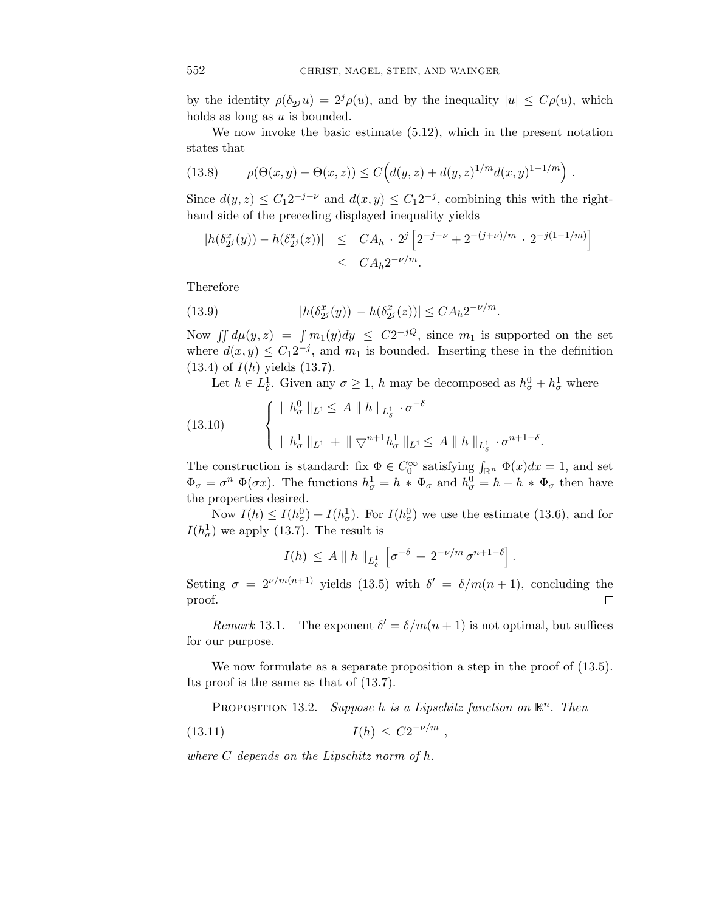by the identity $\rho(\delta_{2^j} u) = 2^j \rho(u)$, and by the inequality $|u| \leq C\rho(u)$, which holds as long as $u$ is bounded.

We now invoke the basic estimate (5.12), which in the present notation states that

$$\rho(\Theta(x,y) - \Theta(x,z)) \leq C\Big(d(y,z) + d(y,z)^{1/m} d(x,y)^{1-1/m}\Big) \ . \tag{13.8}$$

Since $d(y,z) \leq C_1 2^{-j-\nu}$ and $d(x,y) \leq C_1 2^{-j}$, combining this with the right-hand side of the preceding displayed inequality yields

$$\begin{aligned} |h(\delta^x_{2^j}(y)) - h(\delta^x_{2^j}(z))| &\leq CA_h \cdot 2^j \left[2^{-j-\nu} + 2^{-(j+\nu)/m} \cdot 2^{-j(1-1/m)}\right] \\ &\leq CA_h 2^{-\nu/m}. \end{aligned}$$

Therefore

$$|h(\delta^x_{2^j}(y)) - h(\delta^x_{2^j}(z))| \leq CA_h 2^{-\nu/m}. \tag{13.9}$$

Now $\iint d\mu(y,z) = \int m_1(y) dy \leq C 2^{-jQ}$, since $m_1$ is supported on the set where $d(x,y) \leq C_1 2^{-j}$, and $m_1$ is bounded. Inserting these in the definition (13.4) of $I(h)$ yields (13.7).

Let $h \in L^1_\delta$. Given any $\sigma \geq 1$, $h$ may be decomposed as $h^0_\sigma + h^1_\sigma$ where

$$\begin{cases} \| h^0_\sigma \|_{L^1} \leq A \| h \|_{L^1_\delta} \cdot \sigma^{-\delta} \\ \\ \| h^1_\sigma \|_{L^1} + \| \bigtriangledown^{n+1} h^1_\sigma \|_{L^1} \leq A \| h \|_{L^1_\delta} \cdot \sigma^{n+1-\delta}. \end{cases} \tag{13.10}$$

The construction is standard: fix $\Phi \in C^\infty_0$ satisfying $\int_{\mathbb{R}^n} \Phi(x) dx = 1$, and set $\Phi_\sigma = \sigma^n \Phi(\sigma x)$. The functions $h^1_\sigma = h * \Phi_\sigma$ and $h^0_\sigma = h - h * \Phi_\sigma$ then have the properties desired.

Now $I(h) \leq I(h^0_\sigma) + I(h^1_\sigma)$. For $I(h^0_\sigma)$ we use the estimate (13.6), and for $I(h^1_\sigma)$ we apply (13.7). The result is

$$I(h) \leq A \| h \|_{L^1_\delta} \left[\sigma^{-\delta} + 2^{-\nu/m} \sigma^{n+1-\delta}\right].$$

Setting $\sigma = 2^{\nu/m(n+1)}$ yields (13.5) with $\delta' = \delta/m(n+1)$, concluding the proof. □

*Remark* 13.1. The exponent $\delta' = \delta/m(n+1)$ is not optimal, but suffices for our purpose.

We now formulate as a separate proposition a step in the proof of (13.5). Its proof is the same as that of (13.7).

PROPOSITION 13.2. *Suppose $h$ is a Lipschitz function on $\mathbb{R}^n$. Then*

$$I(h) \leq C 2^{-\nu/m} \ , \tag{13.11}$$

*where $C$ depends on the Lipschitz norm of $h$.*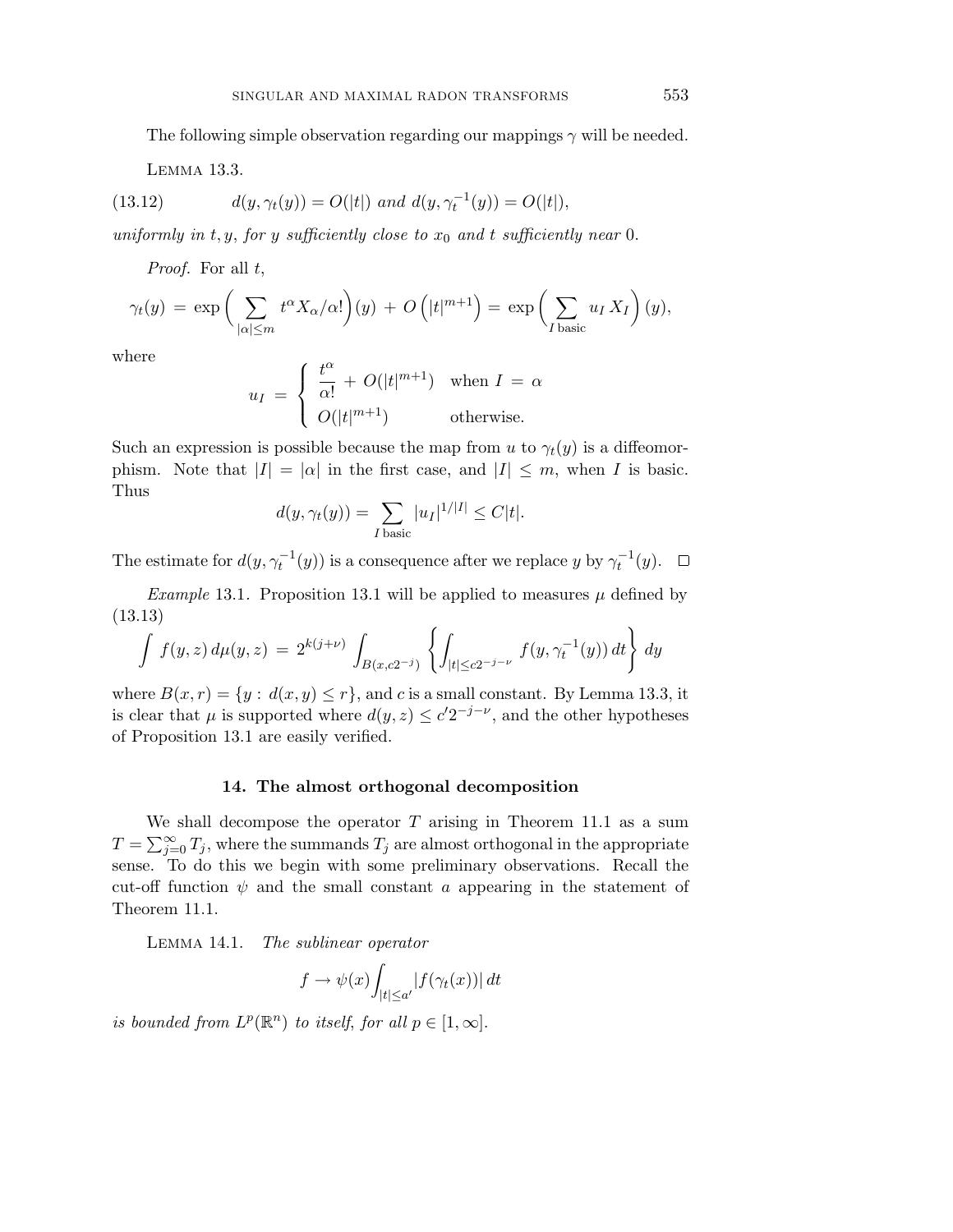The following simple observation regarding our mappings $\gamma$ will be needed.

Lemma 13.3.

$$d(y, \gamma_t(y)) = O(|t|) \text{ and } d(y, \gamma_t^{-1}(y)) = O(|t|), \tag{13.12}$$

*uniformly in $t, y$, for $y$ sufficiently close to $x_0$ and $t$ sufficiently near* 0.

*Proof.* For all $t$,

$$\gamma_t(y) \;=\; \exp\Big( \sum_{|\alpha|\le m} t^\alpha X_\alpha/\alpha! \Big)(y) \;+\; O\left(|t|^{m+1}\right) = \exp\Big( \sum_{I \text{ basic}} u_I \, X_I \Big)(y),$$

where

$$u_I \;=\; \begin{cases} \dfrac{t^\alpha}{\alpha!} \;+\; O(|t|^{m+1}) & \text{when } I \;=\; \alpha \\ O(|t|^{m+1}) & \text{otherwise.} \end{cases}$$

Such an expression is possible because the map from $u$ to $\gamma_t(y)$ is a diffeomorphism. Note that $|I| = |\alpha|$ in the first case, and $|I| \le m$, when $I$ is basic. Thus

$$d(y, \gamma_t(y)) = \sum_{I \text{ basic}} |u_I|^{1/|I|} \le C|t|.$$

The estimate for $d(y, \gamma_t^{-1}(y))$ is a consequence after we replace $y$ by $\gamma_t^{-1}(y)$. $\square$

*Example* 13.1. Proposition 13.1 will be applied to measures $\mu$ defined by (13.13)

$$\int f(y,z)\, d\mu(y,z) \;=\; 2^{k(j+\nu)} \int_{B(x, c2^{-j})} \left\{ \int_{|t|\le c2^{-j-\nu}} f(y, \gamma_t^{-1}(y))\, dt \right\} dy$$

where $B(x,r) = \{y : \, d(x,y) \le r\}$, and $c$ is a small constant. By Lemma 13.3, it is clear that $\mu$ is supported where $d(y,z) \le c' 2^{-j-\nu}$, and the other hypotheses of Proposition 13.1 are easily verified.

## 14. The almost orthogonal decomposition

We shall decompose the operator $T$ arising in Theorem 11.1 as a sum $T = \sum_{j=0}^\infty T_j$, where the summands $T_j$ are almost orthogonal in the appropriate sense. To do this we begin with some preliminary observations. Recall the cut-off function $\psi$ and the small constant $a$ appearing in the statement of Theorem 11.1.

Lemma 14.1. *The sublinear operator*

$$f \to \psi(x) \int_{|t|\le a'} |f(\gamma_t(x))|\, dt$$

*is bounded from $L^p(\mathbb{R}^n)$ to itself, for all $p \in [1, \infty]$.*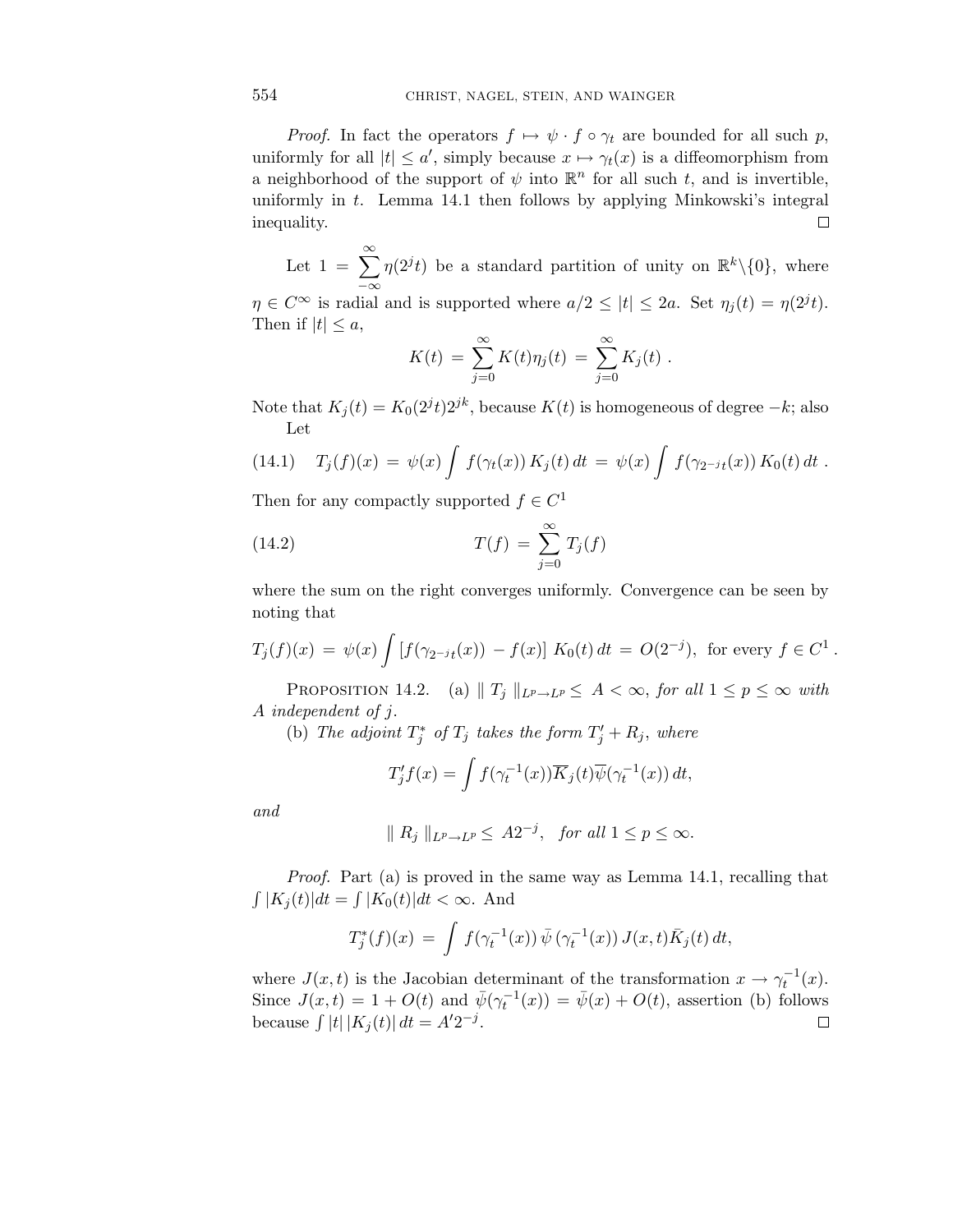*Proof.* In fact the operators $f \mapsto \psi \cdot f \circ \gamma_t$ are bounded for all such $p$, uniformly for all $|t| \le a'$, simply because $x \mapsto \gamma_t(x)$ is a diffeomorphism from a neighborhood of the support of $\psi$ into $\mathbb{R}^n$ for all such $t$, and is invertible, uniformly in $t$. Lemma 14.1 then follows by applying Minkowski's integral inequality. □

Let $1 = \sum_{-\infty}^{\infty} \eta(2^j t)$ be a standard partition of unity on $\mathbb{R}^k \backslash \{0\}$, where $\eta \in C^\infty$ is radial and is supported where $a/2 \le |t| \le 2a$. Set $\eta_j(t) = \eta(2^j t)$. Then if $|t| \le a$,

$$K(t) = \sum_{j=0}^{\infty} K(t)\eta_j(t) = \sum_{j=0}^{\infty} K_j(t) .$$

Note that $K_j(t) = K_0(2^j t) 2^{jk}$, because $K(t)$ is homogeneous of degree $-k$; also
Let

$$T_j(f)(x) = \psi(x) \int f(\gamma_t(x)) \, K_j(t) \, dt = \psi(x) \int f(\gamma_{2^{-j}t}(x)) \, K_0(t) \, dt . \tag{14.1}$$

Then for any compactly supported $f \in C^1$

$$T(f) = \sum_{j=0}^{\infty} T_j(f) \tag{14.2}$$

where the sum on the right converges uniformly. Convergence can be seen by noting that

$$T_j(f)(x) = \psi(x) \int [f(\gamma_{2^{-j}t}(x)) - f(x)] \, K_0(t) \, dt = O(2^{-j}), \text{ for every } f \in C^1 .$$

PROPOSITION 14.2. (a) $\| T_j \|_{L^p \to L^p} \le A < \infty$, *for all* $1 \le p \le \infty$ *with* $A$ *independent of* $j$.

(b) *The adjoint* $T_j^*$ *of* $T_j$ *takes the form* $T_j' + R_j$, *where*

$$T_j' f(x) = \int f(\gamma_t^{-1}(x)) \overline{K}_j(t) \overline{\psi}(\gamma_t^{-1}(x)) \, dt,$$

*and*

$$\| R_j \|_{L^p \to L^p} \le A 2^{-j}, \quad \textit{for all } 1 \le p \le \infty.$$

*Proof.* Part (a) is proved in the same way as Lemma 14.1, recalling that $\int |K_j(t)| dt = \int |K_0(t)| dt < \infty$. And

$$T_j^*(f)(x) = \int f(\gamma_t^{-1}(x)) \, \bar{\psi} \, (\gamma_t^{-1}(x)) \, J(x,t) \bar{K}_j(t) \, dt,$$

where $J(x,t)$ is the Jacobian determinant of the transformation $x \to \gamma_t^{-1}(x)$. Since $J(x,t) = 1 + O(t)$ and $\bar{\psi}(\gamma_t^{-1}(x)) = \bar{\psi}(x) + O(t)$, assertion (b) follows because $\int |t| \, |K_j(t)| \, dt = A' 2^{-j}$. □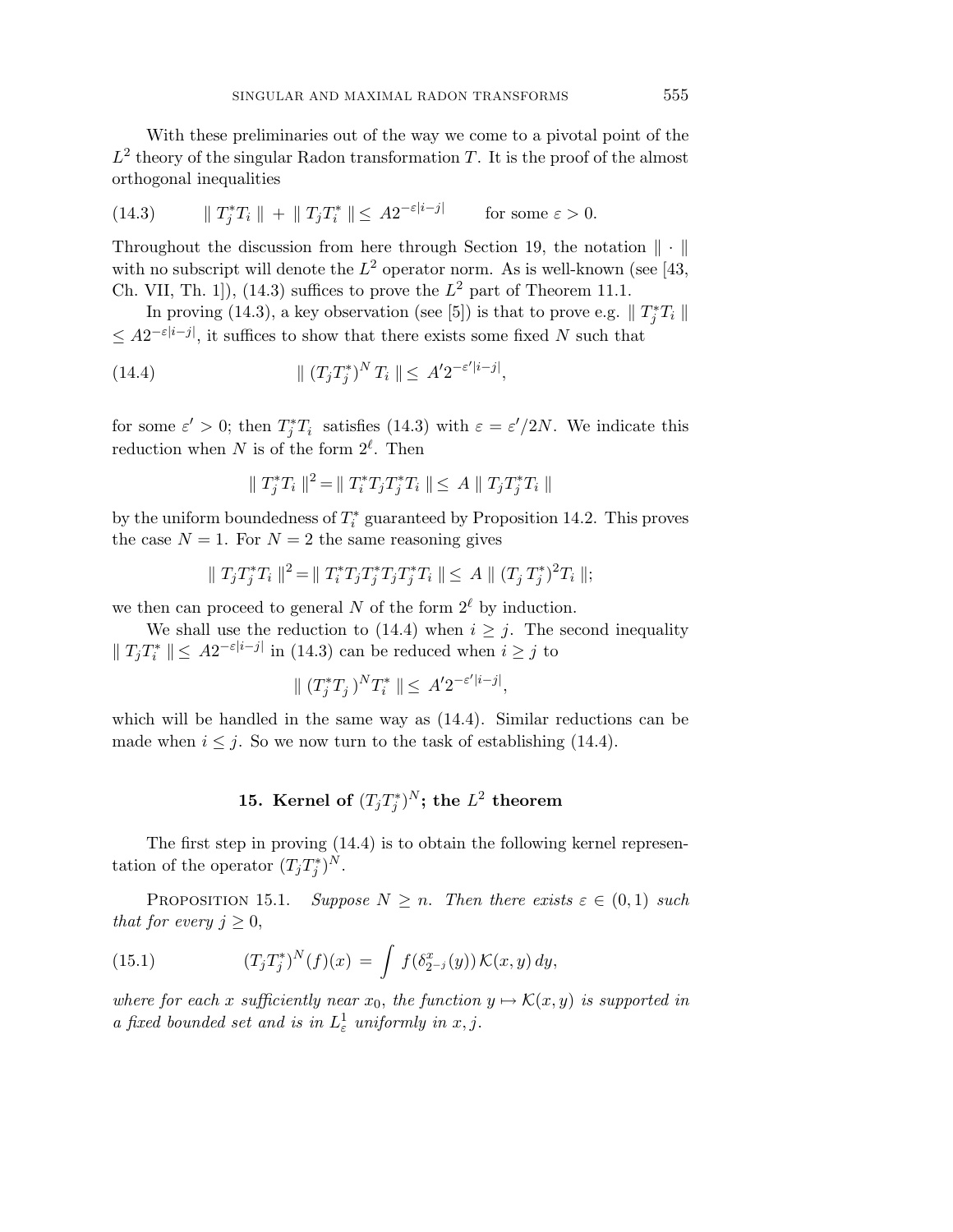With these preliminaries out of the way we come to a pivotal point of the $L^2$ theory of the singular Radon transformation $T$. It is the proof of the almost orthogonal inequalities

$$\| T_j^* T_i \| + \| T_j T_i^* \| \leq A 2^{-\varepsilon |i-j|} \qquad \text{for some } \varepsilon > 0. \tag{14.3}$$

Throughout the discussion from here through Section 19, the notation $\| \cdot \|$ with no subscript will denote the $L^2$ operator norm. As is well-known (see [43, Ch. VII, Th. 1]), (14.3) suffices to prove the $L^2$ part of Theorem 11.1.

In proving (14.3), a key observation (see [5]) is that to prove e.g. $\| T_j^* T_i \| \leq A 2^{-\varepsilon |i-j|}$, it suffices to show that there exists some fixed $N$ such that

$$\| (T_j T_j^*)^N T_i \| \leq A' 2^{-\varepsilon' |i-j|}, \tag{14.4}$$

for some $\varepsilon' > 0$; then $T_j^* T_i$ satisfies (14.3) with $\varepsilon = \varepsilon'/2N$. We indicate this reduction when $N$ is of the form $2^\ell$. Then

$$\| T_j^* T_i \|^2 = \| T_i^* T_j T_j^* T_i \| \leq A \| T_j T_j^* T_i \|$$

by the uniform boundedness of $T_i^*$ guaranteed by Proposition 14.2. This proves the case $N = 1$. For $N = 2$ the same reasoning gives

$$\| T_j T_j^* T_i \|^2 = \| T_i^* T_j T_j^* T_j T_j^* T_i \| \leq A \| (T_j T_j^*)^2 T_i \|;$$

we then can proceed to general $N$ of the form $2^\ell$ by induction.

We shall use the reduction to (14.4) when $i \geq j$. The second inequality $\| T_j T_i^* \| \leq A 2^{-\varepsilon |i-j|}$ in (14.3) can be reduced when $i \geq j$ to

$$\| (T_j^* T_j)^N T_i^* \| \leq A' 2^{-\varepsilon' |i-j|},$$

which will be handled in the same way as (14.4). Similar reductions can be made when $i \leq j$. So we now turn to the task of establishing (14.4).

## 15. Kernel of $(T_j T_j^*)^N$; the $L^2$ theorem

The first step in proving (14.4) is to obtain the following kernel representation of the operator $(T_j T_j^*)^N$.

Proposition 15.1. *Suppose $N \geq n$. Then there exists $\varepsilon \in (0, 1)$ such that for every $j \geq 0$,*

$$(T_j T_j^*)^N (f)(x) = \int f(\delta^x_{2^{-j}}(y)) \, \mathcal{K}(x, y) \, dy, \tag{15.1}$$

*where for each $x$ sufficiently near $x_0$, the function $y \mapsto \mathcal{K}(x, y)$ is supported in a fixed bounded set and is in $L^1_\varepsilon$ uniformly in $x, j$.*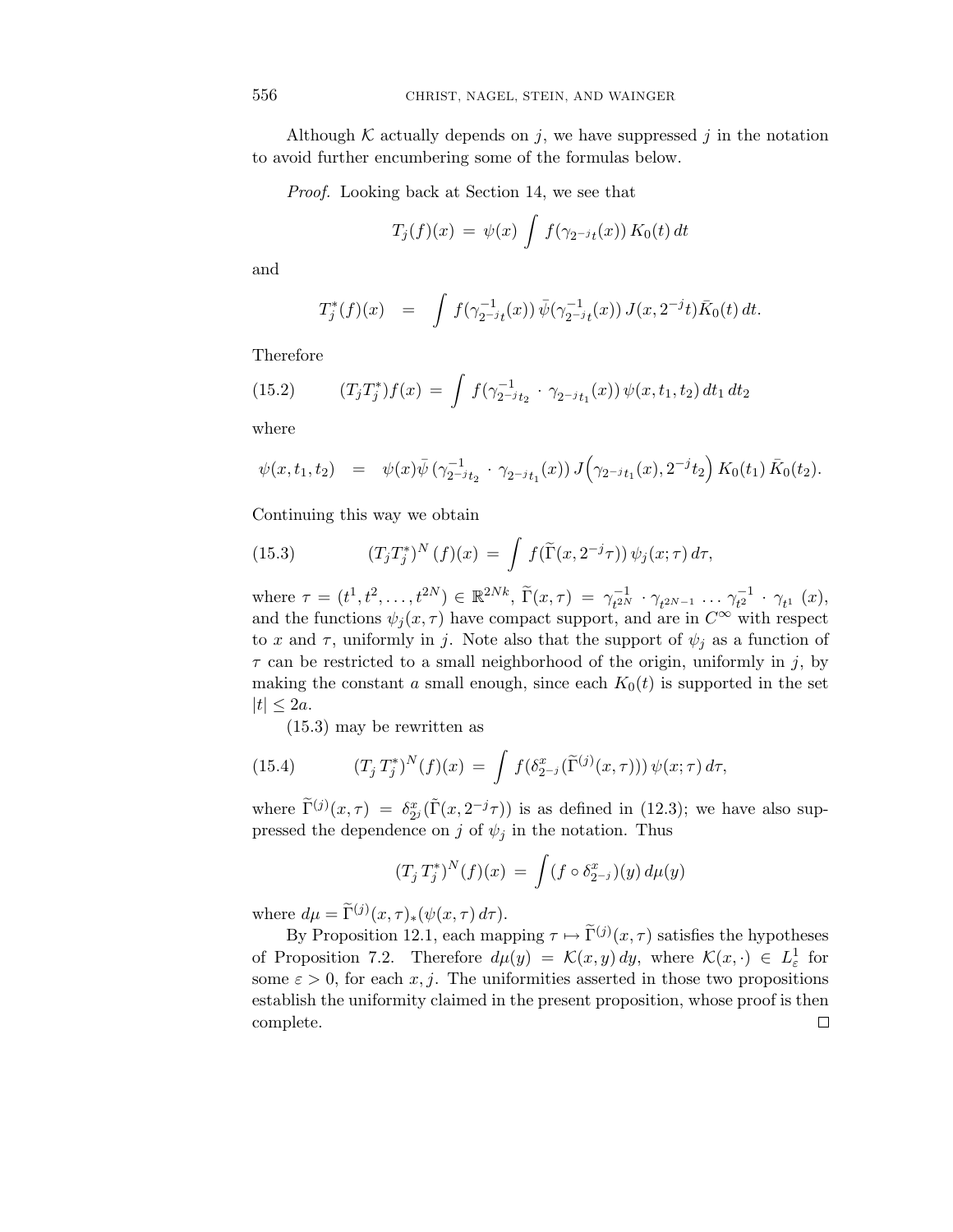Although $\mathcal{K}$ actually depends on $j$, we have suppressed $j$ in the notation to avoid further encumbering some of the formulas below.

*Proof.* Looking back at Section 14, we see that

$$T_j(f)(x) = \psi(x) \int f(\gamma_{2^{-j}t}(x))\, K_0(t)\, dt$$

and

$$T_j^*(f)(x) \;\;=\;\; \int f(\gamma_{2^{-j}t}^{-1}(x))\, \bar{\psi}(\gamma_{2^{-j}t}^{-1}(x))\, J(x, 2^{-j}t) \bar{K}_0(t)\, dt.$$

Therefore

$$(T_j T_j^*) f(x) = \int f(\gamma_{2^{-j}t_2}^{-1} \cdot \gamma_{2^{-j}t_1}(x))\, \psi(x, t_1, t_2)\, dt_1\, dt_2 \tag{15.2}$$

where

$$\psi(x, t_1, t_2) \;\;=\;\; \psi(x) \bar{\psi}\,(\gamma_{2^{-j}t_2}^{-1} \cdot \gamma_{2^{-j}t_1}(x))\, J\Big(\gamma_{2^{-j}t_1}(x), 2^{-j}t_2\Big)\, K_0(t_1)\, \bar{K}_0(t_2).$$

Continuing this way we obtain

$$\left(T_j T_j^*\right)^N (f)(x) = \int f(\widetilde{\Gamma}(x, 2^{-j}\tau))\, \psi_j(x; \tau)\, d\tau, \tag{15.3}$$

where $\tau = (t^1, t^2, \ldots, t^{2N}) \in \mathbb{R}^{2Nk}$, $\widetilde{\Gamma}(x, \tau) = \gamma_{t^{2N}}^{-1} \cdot \gamma_{t^{2N-1}} \ldots \gamma_{t^2}^{-1} \cdot \gamma_{t^1}\ (x)$, and the functions $\psi_j(x, \tau)$ have compact support, and are in $C^\infty$ with respect to $x$ and $\tau$, uniformly in $j$. Note also that the support of $\psi_j$ as a function of $\tau$ can be restricted to a small neighborhood of the origin, uniformly in $j$, by making the constant $a$ small enough, since each $K_0(t)$ is supported in the set $|t| \leq 2a$.

(15.3) may be rewritten as

$$(T_j\, T_j^*)^N (f)(x) = \int f(\delta_{2^{-j}}^x(\widetilde{\Gamma}^{(j)}(x, \tau)))\, \psi(x; \tau)\, d\tau, \tag{15.4}$$

where $\widetilde{\Gamma}^{(j)}(x, \tau) = \delta_{2^j}^x(\tilde{\Gamma}(x, 2^{-j}\tau))$ is as defined in (12.3); we have also suppressed the dependence on $j$ of $\psi_j$ in the notation. Thus

$$(T_j\, T_j^*)^N (f)(x) = \int (f \circ \delta_{2^{-j}}^x)(y)\, d\mu(y)$$

where $d\mu = \widetilde{\Gamma}^{(j)}(x, \tau)_*(\psi(x, \tau)\, d\tau)$.

By Proposition 12.1, each mapping $\tau \mapsto \widetilde{\Gamma}^{(j)}(x, \tau)$ satisfies the hypotheses of Proposition 7.2. Therefore $d\mu(y) = \mathcal{K}(x, y)\, dy$, where $\mathcal{K}(x, \cdot) \in L^1_\varepsilon$ for some $\varepsilon > 0$, for each $x, j$. The uniformities asserted in those two propositions establish the uniformity claimed in the present proposition, whose proof is then complete. $\square$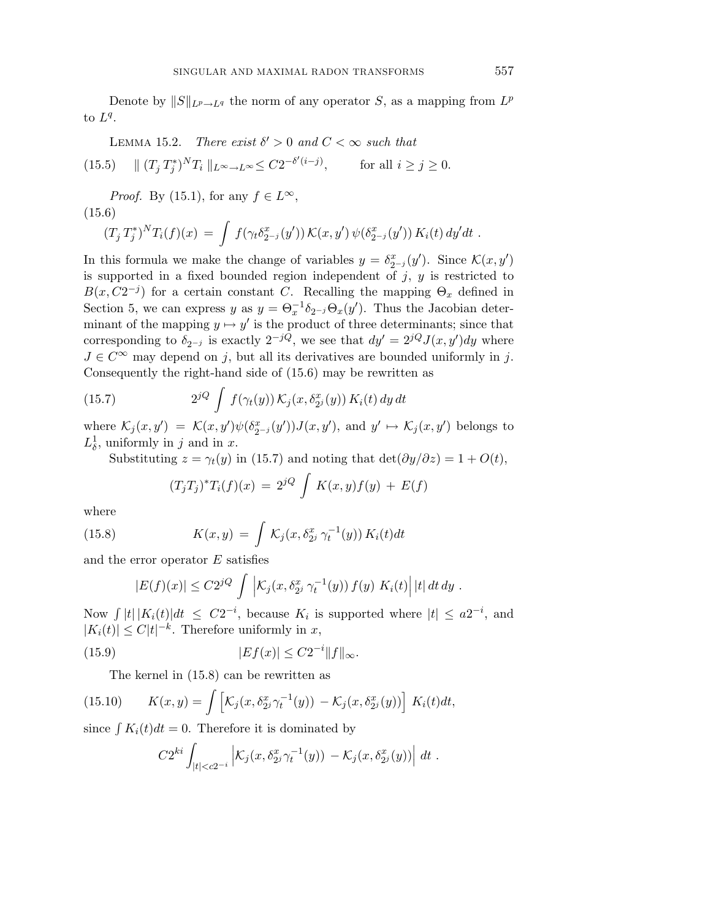Denote by $\|S\|_{L^p \to L^q}$ the norm of any operator $S$, as a mapping from $L^p$ to $L^q$.

Lemma 15.2. *There exist $\delta' > 0$ and $C < \infty$ such that*

$$\| (T_j T_j^*)^N T_i \|_{L^\infty \to L^\infty} \leq C 2^{-\delta'(i-j)}, \qquad \text{for all } i \geq j \geq 0. \tag{15.5}$$

*Proof.* By (15.1), for any $f \in L^\infty$,

$$(T_j T_j^*)^N T_i(f)(x) = \int f(\gamma_t \delta^x_{2^{-j}}(y'))\, \mathcal{K}(x,y')\, \psi(\delta^x_{2^{-j}}(y'))\, K_i(t)\, dy' dt\ . \tag{15.6}$$

In this formula we make the change of variables $y = \delta^x_{2^{-j}}(y')$. Since $\mathcal{K}(x,y')$ is supported in a fixed bounded region independent of $j$, $y$ is restricted to $B(x, C2^{-j})$ for a certain constant $C$. Recalling the mapping $\Theta_x$ defined in Section 5, we can express $y$ as $y = \Theta_x^{-1} \delta_{2^{-j}} \Theta_x(y')$. Thus the Jacobian determinant of the mapping $y \mapsto y'$ is the product of three determinants; since that corresponding to $\delta_{2^{-j}}$ is exactly $2^{-jQ}$, we see that $dy' = 2^{jQ} J(x,y') dy$ where $J \in C^\infty$ may depend on $j$, but all its derivatives are bounded uniformly in $j$. Consequently the right-hand side of (15.6) may be rewritten as

$$2^{jQ} \int f(\gamma_t(y))\, \mathcal{K}_j(x, \delta^x_{2^j}(y))\, K_i(t)\, dy\, dt \tag{15.7}$$

where $\mathcal{K}_j(x,y') = \mathcal{K}(x,y')\psi(\delta^x_{2^{-j}}(y'))J(x,y')$, and $y' \mapsto \mathcal{K}_j(x,y')$ belongs to $L^1_\delta$, uniformly in $j$ and in $x$.

Substituting $z = \gamma_t(y)$ in (15.7) and noting that $\det(\partial y / \partial z) = 1 + O(t)$,

$$(T_j T_j)^* T_i(f)(x) = 2^{jQ} \int K(x,y) f(y) + E(f)$$

where

$$K(x,y) = \int \mathcal{K}_j(x, \delta^x_{2^j}\, \gamma_t^{-1}(y))\, K_i(t) dt \tag{15.8}$$

and the error operator $E$ satisfies

$$|E(f)(x)| \leq C 2^{jQ} \int \left| \mathcal{K}_j(x, \delta^x_{2^j}\, \gamma_t^{-1}(y))\, f(y)\ K_i(t) \right| |t|\, dt\, dy\ .$$

Now $\int |t|\, |K_i(t)| dt \leq C 2^{-i}$, because $K_i$ is supported where $|t| \leq a 2^{-i}$, and $|K_i(t)| \leq C |t|^{-k}$. Therefore uniformly in $x$,

$$|Ef(x)| \leq C 2^{-i} \|f\|_\infty. \tag{15.9}$$

The kernel in (15.8) can be rewritten as

$$K(x,y) = \int \left[ \mathcal{K}_j(x, \delta^x_{2^j} \gamma_t^{-1}(y)) - \mathcal{K}_j(x, \delta^x_{2^j}(y)) \right] K_i(t) dt, \tag{15.10}$$

since $\int K_i(t) dt = 0$. Therefore it is dominated by

$$C 2^{ki} \int_{|t| < c2^{-i}} \left| \mathcal{K}_j(x, \delta^x_{2^j} \gamma_t^{-1}(y)) - \mathcal{K}_j(x, \delta^x_{2^j}(y)) \right| dt\ .$$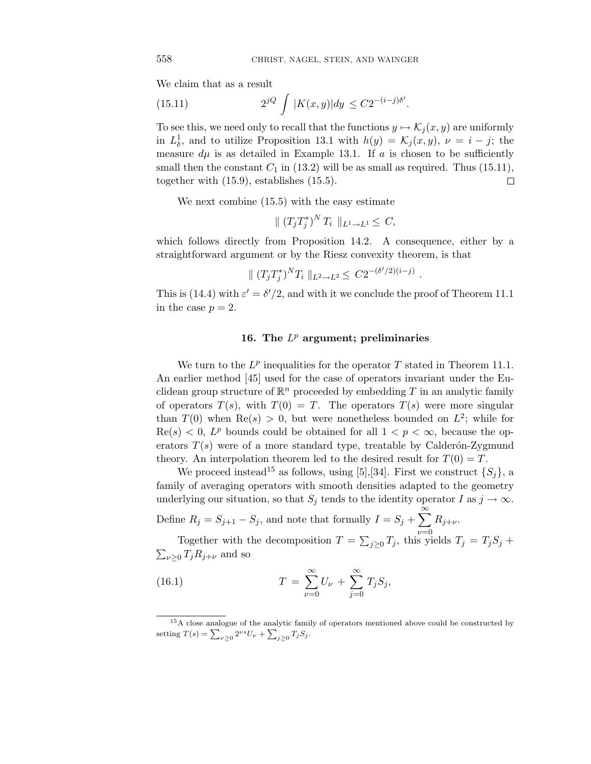We claim that as a result

$$2^{jQ} \int |K(x,y)|dy \leq C2^{-(i-j)\delta'}. \tag{15.11}$$

To see this, we need only to recall that the functions $y \mapsto \mathcal{K}_j(x,y)$ are uniformly in $L^1_\delta$, and to utilize Proposition 13.1 with $h(y) = \mathcal{K}_j(x,y)$, $\nu = i - j$; the measure $d\mu$ is as detailed in Example 13.1. If $a$ is chosen to be sufficiently small then the constant $C_1$ in (13.2) will be as small as required. Thus (15.11), together with (15.9), establishes (15.5). □

We next combine (15.5) with the easy estimate

$$\| (T_j T_j^*)^N T_i \|_{L^1 \to L^1} \leq C,$$

which follows directly from Proposition 14.2. A consequence, either by a straightforward argument or by the Riesz convexity theorem, is that

$$\| (T_j T_j^*)^N T_i \|_{L^2 \to L^2} \leq C2^{-(\delta'/2)(i-j)}.$$

This is (14.4) with $\varepsilon' = \delta'/2$, and with it we conclude the proof of Theorem 11.1 in the case $p = 2$.

## 16. The $L^p$ argument; preliminaries

We turn to the $L^p$ inequalities for the operator $T$ stated in Theorem 11.1. An earlier method [45] used for the case of operators invariant under the Euclidean group structure of $\mathbb{R}^n$ proceeded by embedding $T$ in an analytic family of operators $T(s)$, with $T(0) = T$. The operators $T(s)$ were more singular than $T(0)$ when $\mathrm{Re}(s) > 0$, but were nonetheless bounded on $L^2$; while for $\mathrm{Re}(s) < 0$, $L^p$ bounds could be obtained for all $1 < p < \infty$, because the operators $T(s)$ were of a more standard type, treatable by Calderón-Zygmund theory. An interpolation theorem led to the desired result for $T(0) = T$.

We proceed instead[15] as follows, using [5],[34]. First we construct $\{S_j\}$, a family of averaging operators with smooth densities adapted to the geometry underlying our situation, so that $S_j$ tends to the identity operator $I$ as $j \to \infty$. Define $R_j = S_{j+1} - S_j$, and note that formally $I = S_j + \sum_{\nu=0}^{\infty} R_{j+\nu}$.

Together with the decomposition $T = \sum_{j\geq 0} T_j$, this yields $T_j = T_j S_j + \sum_{\nu \geq 0} T_j R_{j+\nu}$ and so

$$T = \sum_{\nu=0}^{\infty} U_\nu + \sum_{j=0}^{\infty} T_j S_j, \tag{16.1}$$

[15] A close analogue of the analytic family of operators mentioned above could be constructed by setting $T(s) = \sum_{\nu \geq 0} 2^{\nu s} U_\nu + \sum_{j \geq 0} T_j S_j$.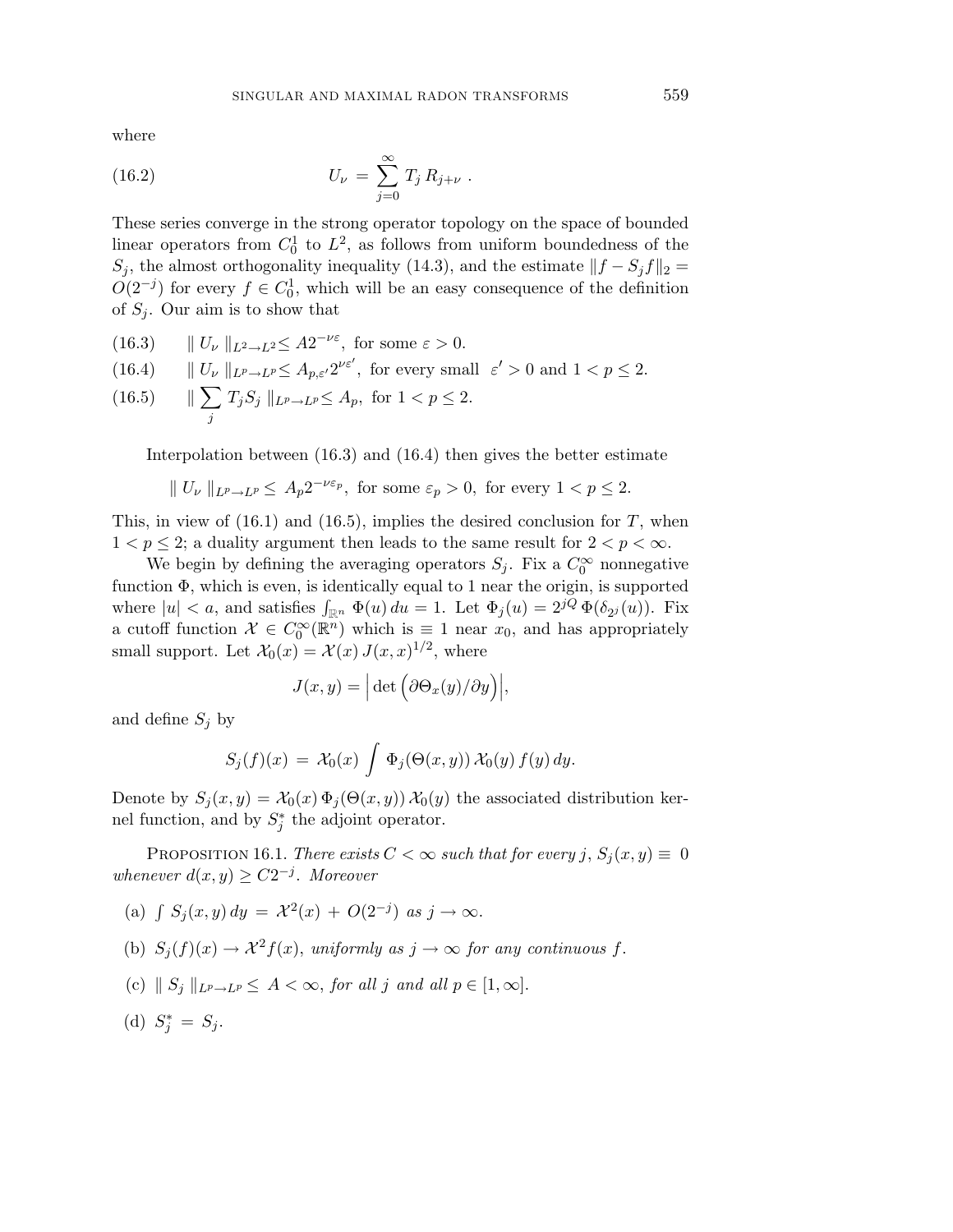where

$$U_\nu \;=\; \sum_{j=0}^{\infty} T_j\, R_{j+\nu}\;. \tag{16.2}$$

These series converge in the strong operator topology on the space of bounded linear operators from $C_0^1$ to $L^2$, as follows from uniform boundedness of the $S_j$, the almost orthogonality inequality (14.3), and the estimate $\|f - S_j f\|_2 = O(2^{-j})$ for every $f \in C_0^1$, which will be an easy consequence of the definition of $S_j$. Our aim is to show that

(16.3) $\quad \| U_\nu \|_{L^2 \to L^2} \le A 2^{-\nu\varepsilon}$, for some $\varepsilon > 0$.

(16.4) $\quad \| U_\nu \|_{L^p \to L^p} \le A_{p,\varepsilon'} 2^{\nu\varepsilon'}$, for every small $\varepsilon' > 0$ and $1 < p \le 2$.

(16.5) $\quad \| \sum_j T_j S_j \|_{L^p \to L^p} \le A_p$, for $1 < p \le 2$.

Interpolation between (16.3) and (16.4) then gives the better estimate

$$\| U_\nu \|_{L^p \to L^p} \le\; A_p 2^{-\nu\varepsilon_p}, \text{ for some } \varepsilon_p > 0, \text{ for every } 1 < p \le 2.$$

This, in view of (16.1) and (16.5), implies the desired conclusion for $T$, when $1 < p \le 2$; a duality argument then leads to the same result for $2 < p < \infty$.

We begin by defining the averaging operators $S_j$. Fix a $C_0^\infty$ nonnegative function $\Phi$, which is even, is identically equal to 1 near the origin, is supported where $|u| < a$, and satisfies $\int_{\mathbb{R}^n} \Phi(u)\, du = 1$. Let $\Phi_j(u) = 2^{jQ}\, \Phi(\delta_{2^j}(u))$. Fix a cutoff function $\mathcal{X} \in C_0^\infty(\mathbb{R}^n)$ which is $\equiv 1$ near $x_0$, and has appropriately small support. Let $\mathcal{X}_0(x) = \mathcal{X}(x)\, J(x,x)^{1/2}$, where

$$J(x,y) = \Big| \det \Big( \partial\Theta_x(y)/\partial y \Big) \Big|,$$

and define $S_j$ by

$$S_j(f)(x) \;=\; \mathcal{X}_0(x) \int \Phi_j(\Theta(x,y))\, \mathcal{X}_0(y)\, f(y)\, dy.$$

Denote by $S_j(x,y) = \mathcal{X}_0(x)\, \Phi_j(\Theta(x,y))\, \mathcal{X}_0(y)$ the associated distribution kernel function, and by $S_j^*$ the adjoint operator.

Proposition 16.1. *There exists $C < \infty$ such that for every $j$, $S_j(x,y) \equiv 0$ whenever $d(x,y) \ge C 2^{-j}$. Moreover*

(a) $\int S_j(x,y)\, dy \;=\; \mathcal{X}^2(x) \;+\; O(2^{-j})$ *as $j \to \infty$.*

(b) $S_j(f)(x) \to \mathcal{X}^2 f(x)$, *uniformly as $j \to \infty$ for any continuous $f$.*

(c) $\| S_j \|_{L^p \to L^p} \le\; A < \infty$, *for all $j$ and all $p \in [1, \infty]$.*

(d) $S_j^* \;=\; S_j$.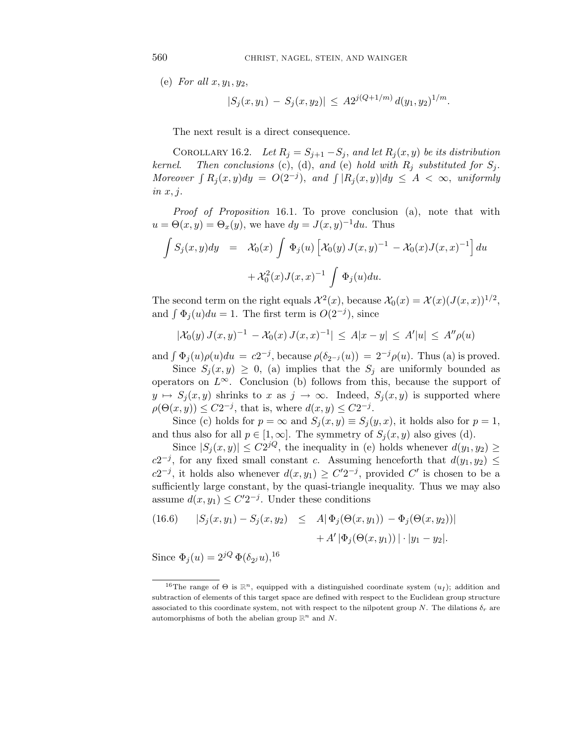(e) *For all* $x, y_1, y_2$,

$$|S_j(x, y_1) - S_j(x, y_2)| \le A 2^{j(Q+1/m)} d(y_1, y_2)^{1/m}.$$

The next result is a direct consequence.

Corollary 16.2. *Let $R_j = S_{j+1} - S_j$, and let $R_j(x, y)$ be its distribution kernel. Then conclusions* (c), (d), *and* (e) *hold with $R_j$ substituted for $S_j$. Moreover $\int R_j(x, y) dy = O(2^{-j})$, and $\int |R_j(x, y)| dy \le A < \infty$, uniformly in $x, j$.*

*Proof of Proposition* 16.1. To prove conclusion (a), note that with $u = \Theta(x, y) = \Theta_x(y)$, we have $dy = J(x, y)^{-1} du$. Thus

$$\begin{aligned} \int S_j(x, y) dy &= \mathcal{X}_0(x) \int \Phi_j(u) \left[ \mathcal{X}_0(y)\, J(x, y)^{-1} - \mathcal{X}_0(x) J(x, x)^{-1} \right] du \\ &\quad + \mathcal{X}_0^2(x) J(x, x)^{-1} \int \Phi_j(u) du. \end{aligned}$$

The second term on the right equals $\mathcal{X}^2(x)$, because $\mathcal{X}_0(x) = \mathcal{X}(x)(J(x, x))^{1/2}$, and $\int \Phi_j(u) du = 1$. The first term is $O(2^{-j})$, since

$$|\mathcal{X}_0(y)\, J(x, y)^{-1} - \mathcal{X}_0(x)\, J(x, x)^{-1}| \le A|x - y| \le A'|u| \le A'' \rho(u)$$

and $\int \Phi_j(u) \rho(u) du = c 2^{-j}$, because $\rho(\delta_{2^{-j}}(u)) = 2^{-j} \rho(u)$. Thus (a) is proved.

Since $S_j(x, y) \ge 0$, (a) implies that the $S_j$ are uniformly bounded as operators on $L^\infty$. Conclusion (b) follows from this, because the support of $y \mapsto S_j(x, y)$ shrinks to $x$ as $j \to \infty$. Indeed, $S_j(x, y)$ is supported where $\rho(\Theta(x, y)) \le C 2^{-j}$, that is, where $d(x, y) \le C 2^{-j}$.

Since (c) holds for $p = \infty$ and $S_j(x, y) \equiv S_j(y, x)$, it holds also for $p = 1$, and thus also for all $p \in [1, \infty]$. The symmetry of $S_j(x, y)$ also gives (d).

Since $|S_j(x, y)| \le C 2^{jQ}$, the inequality in (e) holds whenever $d(y_1, y_2) \ge c 2^{-j}$, for any fixed small constant $c$. Assuming henceforth that $d(y_1, y_2) \le c 2^{-j}$, it holds also whenever $d(x, y_1) \ge C' 2^{-j}$, provided $C'$ is chosen to be a sufficiently large constant, by the quasi-triangle inequality. Thus we may also assume $d(x, y_1) \le C' 2^{-j}$. Under these conditions

$$\begin{aligned} (16.6) \qquad |S_j(x, y_1) - S_j(x, y_2)| &\le A|\, \Phi_j(\Theta(x, y_1)) - \Phi_j(\Theta(x, y_2))| \\ &\quad + A' \,|\Phi_j(\Theta(x, y_1))\,| \cdot |y_1 - y_2|. \end{aligned}$$

Since $\Phi_j(u) = 2^{jQ}\, \Phi(\delta_{2^j} u)$,[16]

[16] The range of $\Theta$ is $\mathbb{R}^n$, equipped with a distinguished coordinate system $(u_I)$; addition and subtraction of elements of this target space are defined with respect to the Euclidean group structure associated to this coordinate system, not with respect to the nilpotent group $N$. The dilations $\delta_r$ are automorphisms of both the abelian group $\mathbb{R}^n$ and $N$.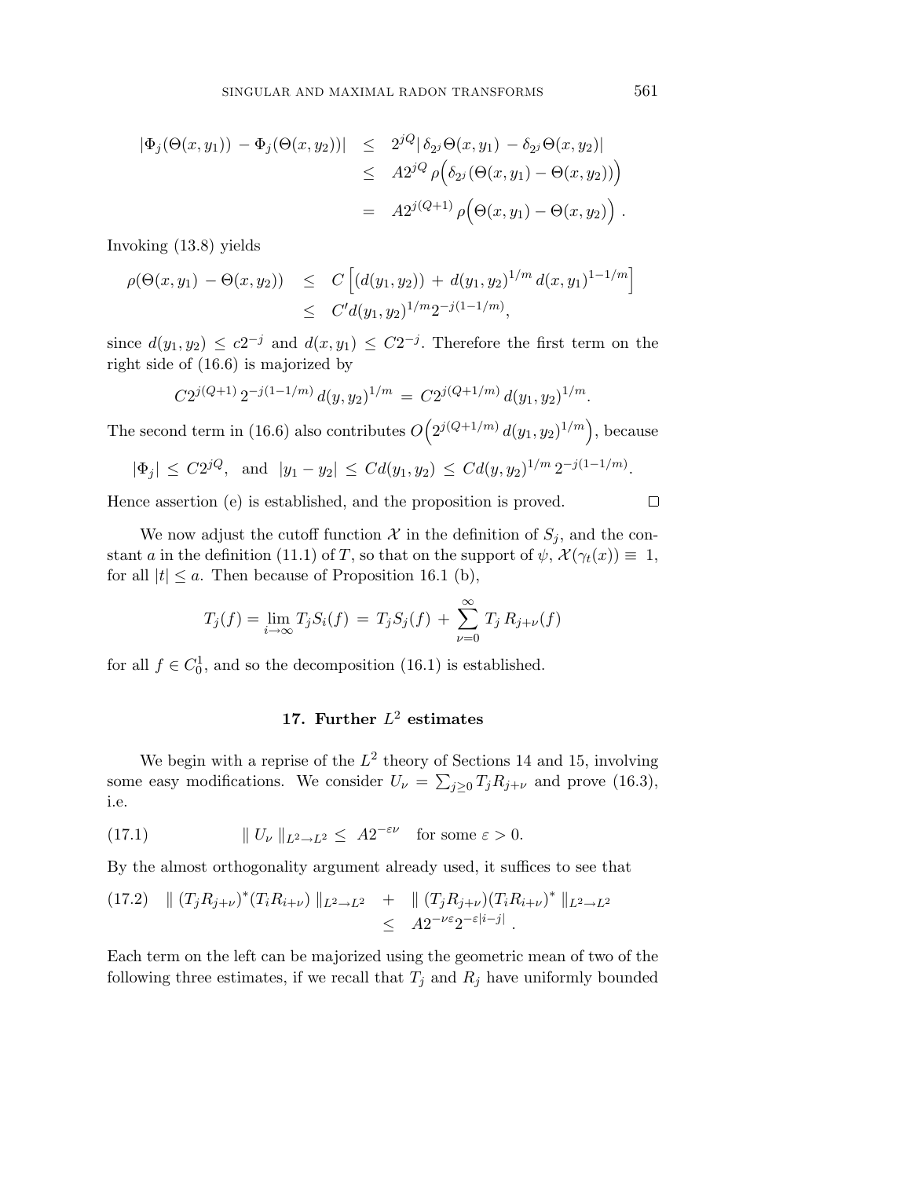$$
\begin{aligned}
|\Phi_j(\Theta(x,y_1)) - \Phi_j(\Theta(x,y_2))| &\leq 2^{jQ} |\,\delta_{2^j}\Theta(x,y_1) - \delta_{2^j}\Theta(x,y_2)| \\
&\leq A 2^{jQ}\, \rho\Big(\delta_{2^j}(\Theta(x,y_1) - \Theta(x,y_2))\Big) \\
&= A 2^{j(Q+1)}\, \rho\Big(\Theta(x,y_1) - \Theta(x,y_2)\Big)\ .
\end{aligned}
$$

Invoking (13.8) yields

$$
\begin{aligned}
\rho(\Theta(x,y_1) - \Theta(x,y_2)) &\leq C\left[(d(y_1,y_2)) + d(y_1,y_2)^{1/m}\, d(x,y_1)^{1-1/m}\right] \\
&\leq C' d(y_1,y_2)^{1/m} 2^{-j(1-1/m)},
\end{aligned}
$$

since $d(y_1,y_2) \leq c2^{-j}$ and $d(x,y_1) \leq C2^{-j}$. Therefore the first term on the right side of (16.6) is majorized by

$$
C2^{j(Q+1)}\, 2^{-j(1-1/m)}\, d(y,y_2)^{1/m} \,=\, C2^{j(Q+1/m)}\, d(y_1,y_2)^{1/m}.
$$

The second term in (16.6) also contributes $O\Big(2^{j(Q+1/m)}\, d(y_1,y_2)^{1/m}\Big)$, because

$$
|\Phi_j| \,\leq\, C2^{jQ}, \quad \text{and} \quad |y_1 - y_2| \,\leq\, Cd(y_1,y_2) \,\leq\, Cd(y,y_2)^{1/m}\, 2^{-j(1-1/m)}.
$$

Hence assertion (e) is established, and the proposition is proved. □

We now adjust the cutoff function $\mathcal{X}$ in the definition of $S_j$, and the constant $a$ in the definition (11.1) of $T$, so that on the support of $\psi$, $\mathcal{X}(\gamma_t(x)) \equiv 1$, for all $|t| \leq a$. Then because of Proposition 16.1 (b),

$$
T_j(f) = \lim_{i\to\infty} T_j S_i(f) \,=\, T_j S_j(f) \,+\, \sum_{\nu=0}^{\infty} T_j\, R_{j+\nu}(f)
$$

for all $f \in C_0^1$, and so the decomposition (16.1) is established.

## 17. Further $L^2$ estimates

We begin with a reprise of the $L^2$ theory of Sections 14 and 15, involving some easy modifications. We consider $U_\nu = \sum_{j\geq 0} T_j R_{j+\nu}$ and prove (16.3), i.e.

$$
\| \, U_\nu \,\|_{L^2\to L^2} \,\leq\, A2^{-\varepsilon\nu} \quad \text{for some } \varepsilon > 0. \tag{17.1}
$$

By the almost orthogonality argument already used, it suffices to see that

$$
\begin{aligned}
\| \,(T_j R_{j+\nu})^*(T_i R_{i+\nu}) \,\|_{L^2\to L^2} \quad &+ \quad \| \,(T_j R_{j+\nu})(T_i R_{i+\nu})^* \,\|_{L^2\to L^2} \\
&\leq \quad A2^{-\nu\varepsilon} 2^{-\varepsilon|i-j|}\ .
\end{aligned} \tag{17.2}
$$

Each term on the left can be majorized using the geometric mean of two of the following three estimates, if we recall that $T_j$ and $R_j$ have uniformly bounded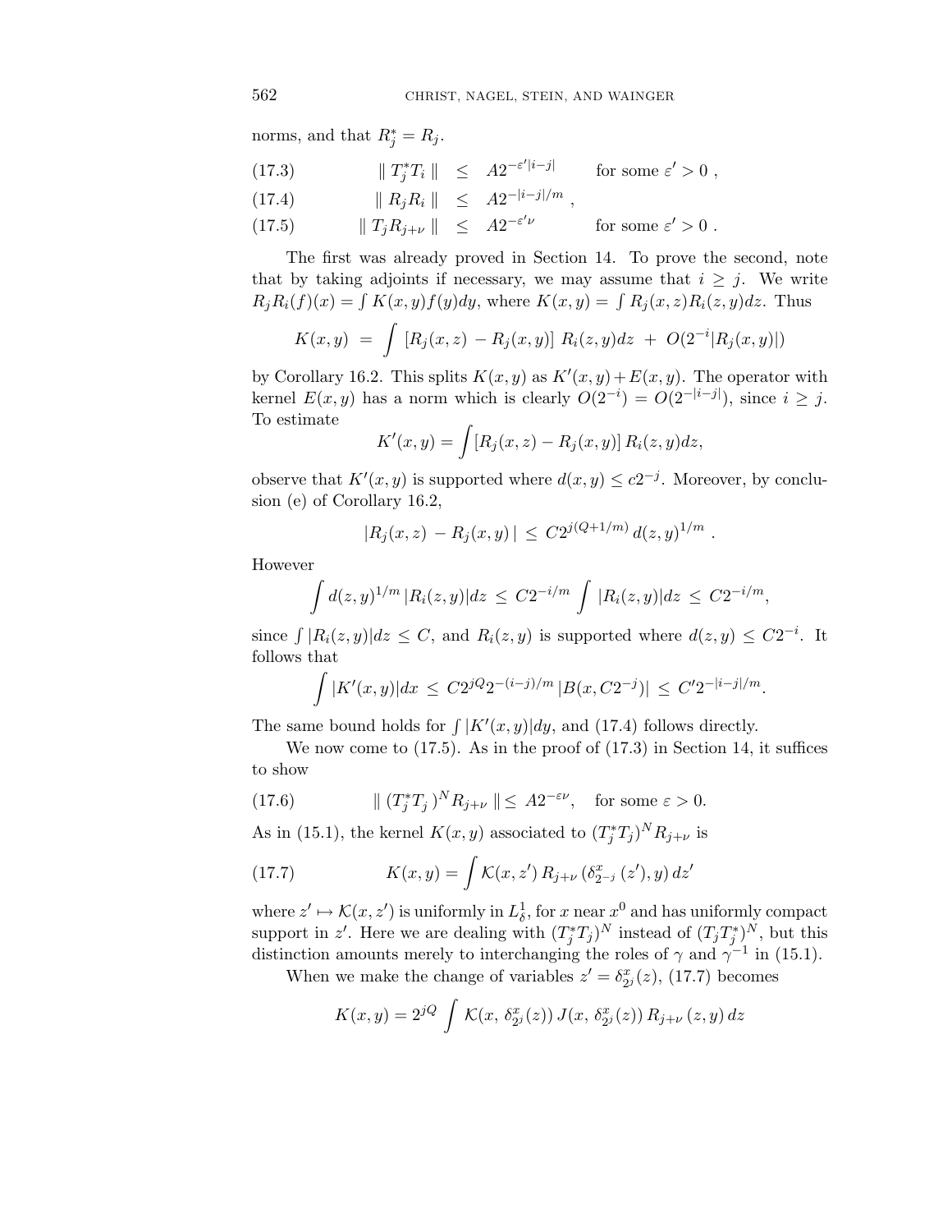norms, and that $R_j^* = R_j$.

$$\| T_j^* T_i \| \leq A 2^{-\varepsilon'|i-j|} \qquad \text{for some } \varepsilon' > 0 \ , \tag{17.3}$$

$$\| R_j R_i \| \leq A 2^{-|i-j|/m} \ , \tag{17.4}$$

$$\| T_j R_{j+\nu} \| \leq A 2^{-\varepsilon' \nu} \qquad \text{for some } \varepsilon' > 0 \ . \tag{17.5}$$

The first was already proved in Section 14. To prove the second, note that by taking adjoints if necessary, we may assume that $i \geq j$. We write $R_j R_i(f)(x) = \int K(x,y) f(y) dy$, where $K(x,y) = \int R_j(x,z) R_i(z,y) dz$. Thus

$$K(x,y) \ = \ \int \ [R_j(x,z) \ - R_j(x,y)] \ R_i(z,y) dz \ + \ O(2^{-i} |R_j(x,y)|)$$

by Corollary 16.2. This splits $K(x,y)$ as $K'(x,y) + E(x,y)$. The operator with kernel $E(x,y)$ has a norm which is clearly $O(2^{-i}) = O(2^{-|i-j|})$, since $i \geq j$. To estimate

$$K'(x,y) = \int [R_j(x,z) - R_j(x,y)] \, R_i(z,y) dz,$$

observe that $K'(x,y)$ is supported where $d(x,y) \leq c 2^{-j}$. Moreover, by conclusion (e) of Corollary 16.2,

$$|R_j(x,z) \ - R_j(x,y)\,| \ \leq \ C 2^{j(Q+1/m)} \, d(z,y)^{1/m} \ .$$

However

$$\int d(z,y)^{1/m} \, |R_i(z,y)| dz \ \leq \ C 2^{-i/m} \int \ |R_i(z,y)| dz \ \leq \ C 2^{-i/m},$$

since $\int |R_i(z,y)| dz \leq C$, and $R_i(z,y)$ is supported where $d(z,y) \leq C 2^{-i}$. It follows that

$$\int |K'(x,y)| dx \ \leq \ C 2^{jQ} 2^{-(i-j)/m} \, |B(x, C 2^{-j})| \ \leq \ C' 2^{-|i-j|/m}.$$

The same bound holds for $\int |K'(x,y)| dy$, and (17.4) follows directly.

We now come to (17.5). As in the proof of (17.3) in Section 14, it suffices to show

$$\| \, (T_j^* T_j \,)^N R_{j+\nu} \, \| \leq A 2^{-\varepsilon \nu}, \quad \text{for some } \varepsilon > 0. \tag{17.6}$$

As in (15.1), the kernel $K(x,y)$ associated to $(T_j^* T_j)^N R_{j+\nu}$ is

$$K(x,y) = \int \mathcal{K}(x,z') \, R_{j+\nu} \, (\delta^x_{2^{-j}} \, (z'), y) \, dz' \tag{17.7}$$

where $z' \mapsto \mathcal{K}(x,z')$ is uniformly in $L^1_\delta$, for $x$ near $x^0$ and has uniformly compact support in $z'$. Here we are dealing with $(T_j^* T_j)^N$ instead of $(T_j T_j^*)^N$, but this distinction amounts merely to interchanging the roles of $\gamma$ and $\gamma^{-1}$ in (15.1).

When we make the change of variables $z' = \delta^x_{2^j}(z)$, (17.7) becomes

$$K(x,y) = 2^{jQ} \int \ \mathcal{K}(x, \ \delta^x_{2^j}(z)) \, J(x, \ \delta^x_{2^j}(z)) \, R_{j+\nu} \, (z,y) \, dz$$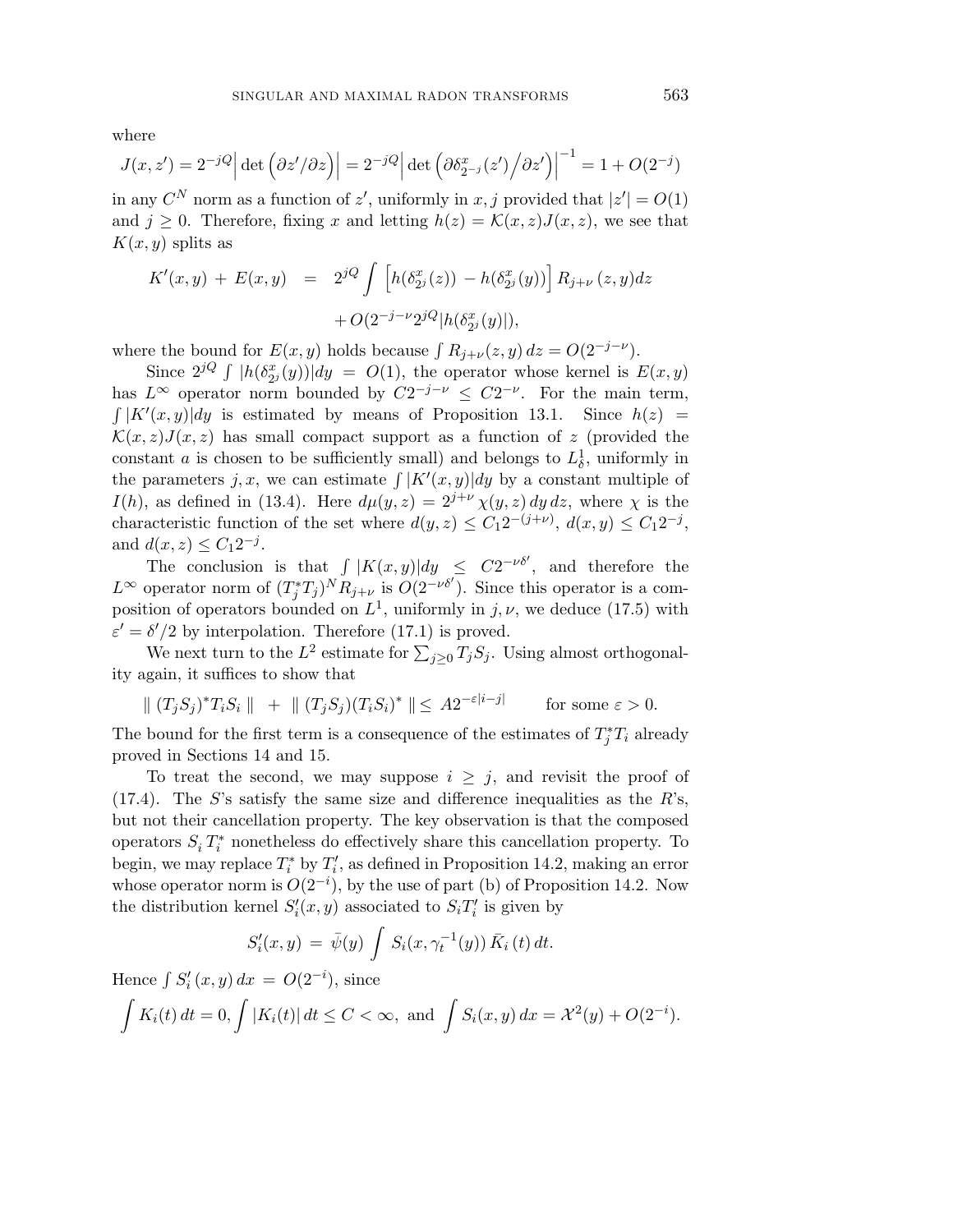where

$$J(x,z') = 2^{-jQ}\Big|\det\left(\partial z'/\partial z\right)\Big| = 2^{-jQ}\Big|\det\left(\partial\delta^x_{2^{-j}}(z')\Big/\partial z'\right)\Big|^{-1} = 1 + O(2^{-j})$$

in any $C^N$ norm as a function of $z'$, uniformly in $x, j$ provided that $|z'| = O(1)$ and $j \geq 0$. Therefore, fixing $x$ and letting $h(z) = \mathcal{K}(x,z)J(x,z)$, we see that $K(x,y)$ splits as

$$\begin{aligned} K'(x,y) \,+\, E(x,y) \quad &= \quad 2^{jQ}\int \Big[h(\delta^x_{2^j}(z)) \,-\, h(\delta^x_{2^j}(y))\Big]\, R_{j+\nu}\,(z,y)dz \\ &\qquad + O(2^{-j-\nu}2^{jQ}|h(\delta^x_{2^j}(y))|), \end{aligned}$$

where the bound for $E(x,y)$ holds because $\int R_{j+\nu}(z,y)\,dz = O(2^{-j-\nu})$.

Since $2^{jQ}\int |h(\delta^x_{2^j}(y))|dy = O(1)$, the operator whose kernel is $E(x,y)$ has $L^\infty$ operator norm bounded by $C2^{-j-\nu} \leq C2^{-\nu}$. For the main term, $\int |K'(x,y)|dy$ is estimated by means of Proposition 13.1. Since $h(z) = \mathcal{K}(x,z)J(x,z)$ has small compact support as a function of $z$ (provided the constant $a$ is chosen to be sufficiently small) and belongs to $L^1_\delta$, uniformly in the parameters $j, x$, we can estimate $\int |K'(x,y)|dy$ by a constant multiple of $I(h)$, as defined in (13.4). Here $d\mu(y,z) = 2^{j+\nu}\,\chi(y,z)\,dy\,dz$, where $\chi$ is the characteristic function of the set where $d(y,z) \leq C_1 2^{-(j+\nu)}$, $d(x,y) \leq C_1 2^{-j}$, and $d(x,z) \leq C_1 2^{-j}$.

The conclusion is that $\int |K(x,y)|dy \leq C2^{-\nu\delta'}$, and therefore the $L^\infty$ operator norm of $(T_j^*T_j)^N R_{j+\nu}$ is $O(2^{-\nu\delta'})$. Since this operator is a composition of operators bounded on $L^1$, uniformly in $j,\nu$, we deduce (17.5) with $\varepsilon' = \delta'/2$ by interpolation. Therefore (17.1) is proved.

We next turn to the $L^2$ estimate for $\sum_{j\geq 0} T_j S_j$. Using almost orthogonality again, it suffices to show that

$$\|\,(T_jS_j)^*T_iS_i\,\| \;\;+\;\; \|\,(T_jS_j)(T_iS_i)^*\,\| \leq \; A2^{-\varepsilon|i-j|} \qquad \text{for some } \varepsilon > 0.$$

The bound for the first term is a consequence of the estimates of $T_j^*T_i$ already proved in Sections 14 and 15.

To treat the second, we may suppose $i \geq j$, and revisit the proof of (17.4). The $S$'s satisfy the same size and difference inequalities as the $R$'s, but not their cancellation property. The key observation is that the composed operators $S_i\,T_i^*$ nonetheless do effectively share this cancellation property. To begin, we may replace $T_i^*$ by $T_i'$, as defined in Proposition 14.2, making an error whose operator norm is $O(2^{-i})$, by the use of part (b) of Proposition 14.2. Now the distribution kernel $S_i'(x,y)$ associated to $S_iT_i'$ is given by

$$S_i'(x,y) \;=\; \bar{\psi}(y)\int\, S_i(x,\gamma_t^{-1}(y))\,\bar{K}_i\,(t)\,dt.$$

Hence $\int S_i'\,(x,y)\,dx \;=\; O(2^{-i})$, since

$$\int K_i(t)\,dt = 0, \int |K_i(t)|\,dt \leq C < \infty, \text{ and } \int S_i(x,y)\,dx = \mathcal{X}^2(y) + O(2^{-i}).$$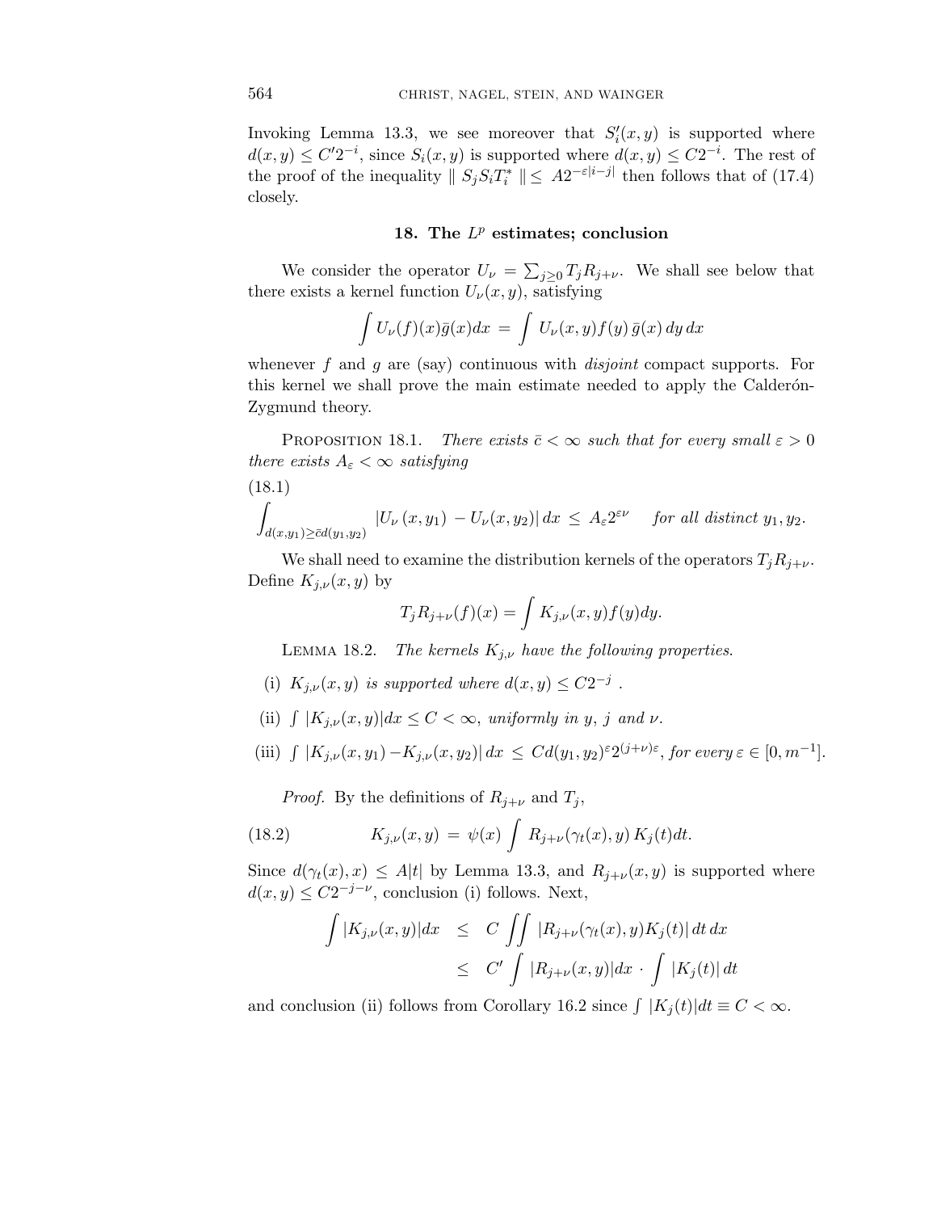Invoking Lemma 13.3, we see moreover that $S_i'(x,y)$ is supported where $d(x,y) \le C'2^{-i}$, since $S_i(x,y)$ is supported where $d(x,y) \le C2^{-i}$. The rest of the proof of the inequality $\| S_j S_i T_i^* \| \le A2^{-\varepsilon|i-j|}$ then follows that of (17.4) closely.

## 18. The $L^p$ estimates; conclusion

We consider the operator $U_\nu = \sum_{j\ge 0} T_j R_{j+\nu}$. We shall see below that there exists a kernel function $U_\nu(x,y)$, satisfying

$$\int U_\nu(f)(x)\bar{g}(x)dx = \int U_\nu(x,y)f(y)\,\bar{g}(x)\,dy\,dx$$

whenever $f$ and $g$ are (say) continuous with *disjoint* compact supports. For this kernel we shall prove the main estimate needed to apply the Calderón-Zygmund theory.

Proposition 18.1. *There exists $\bar{c} < \infty$ such that for every small $\varepsilon > 0$ there exists $A_\varepsilon < \infty$ satisfying*

(18.1)
$$\int_{d(x,y_1)\ge \bar{c}d(y_1,y_2)} |U_\nu(x,y_1) - U_\nu(x,y_2)|\,dx \le A_\varepsilon 2^{\varepsilon\nu} \quad \textit{for all distinct } y_1, y_2.$$

We shall need to examine the distribution kernels of the operators $T_j R_{j+\nu}$. Define $K_{j,\nu}(x,y)$ by

$$T_j R_{j+\nu}(f)(x) = \int K_{j,\nu}(x,y)f(y)dy.$$

Lemma 18.2. *The kernels $K_{j,\nu}$ have the following properties.*

(i) *$K_{j,\nu}(x,y)$ is supported where $d(x,y) \le C2^{-j}$ .*

(ii) *$\int |K_{j,\nu}(x,y)|dx \le C < \infty$, uniformly in $y$, $j$ and $\nu$.*

(iii) *$\int |K_{j,\nu}(x,y_1) - K_{j,\nu}(x,y_2)|\,dx \le Cd(y_1,y_2)^\varepsilon 2^{(j+\nu)\varepsilon}$, for every $\varepsilon \in [0, m^{-1}]$.*

*Proof.* By the definitions of $R_{j+\nu}$ and $T_j$,

$$K_{j,\nu}(x,y) = \psi(x)\int R_{j+\nu}(\gamma_t(x),y)\,K_j(t)dt. \tag{18.2}$$

Since $d(\gamma_t(x),x) \le A|t|$ by Lemma 13.3, and $R_{j+\nu}(x,y)$ is supported where $d(x,y) \le C2^{-j-\nu}$, conclusion (i) follows. Next,

$$\begin{aligned}\int |K_{j,\nu}(x,y)|dx &\le C\iint |R_{j+\nu}(\gamma_t(x),y)K_j(t)|\,dt\,dx \\ &\le C'\int |R_{j+\nu}(x,y)|dx \cdot \int |K_j(t)|\,dt\end{aligned}$$

and conclusion (ii) follows from Corollary 16.2 since $\int |K_j(t)|dt \equiv C < \infty$.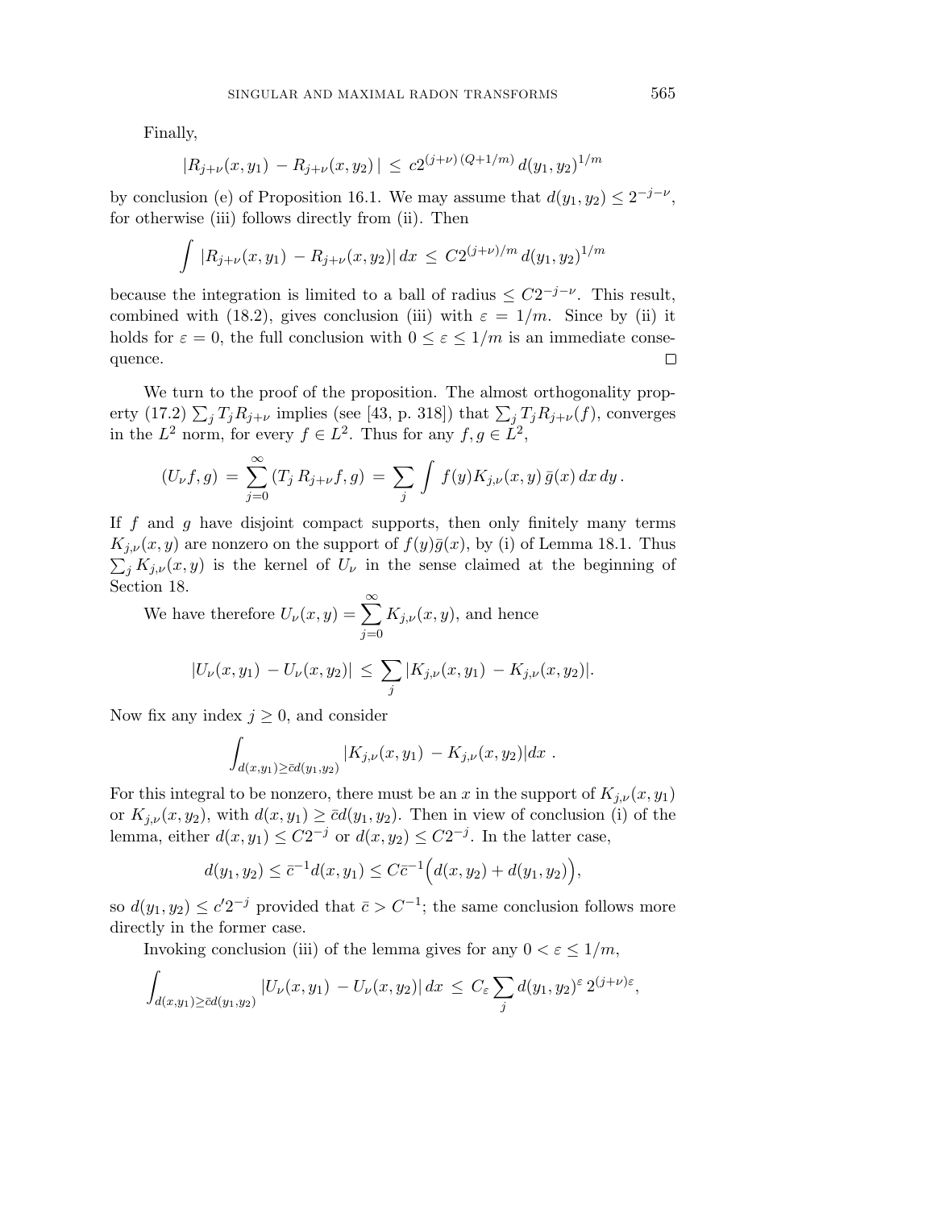Finally,

$$|R_{j+\nu}(x, y_1) - R_{j+\nu}(x, y_2)| \le c 2^{(j+\nu)(Q+1/m)} d(y_1, y_2)^{1/m}$$

by conclusion (e) of Proposition 16.1. We may assume that $d(y_1, y_2) \le 2^{-j-\nu}$, for otherwise (iii) follows directly from (ii). Then

$$\int |R_{j+\nu}(x, y_1) - R_{j+\nu}(x, y_2)| \, dx \le C 2^{(j+\nu)/m} d(y_1, y_2)^{1/m}$$

because the integration is limited to a ball of radius $\le C 2^{-j-\nu}$. This result, combined with (18.2), gives conclusion (iii) with $\varepsilon = 1/m$. Since by (ii) it holds for $\varepsilon = 0$, the full conclusion with $0 \le \varepsilon \le 1/m$ is an immediate consequence. $\square$

We turn to the proof of the proposition. The almost orthogonality property (17.2) $\sum_j T_j R_{j+\nu}$ implies (see [43, p. 318]) that $\sum_j T_j R_{j+\nu}(f)$, converges in the $L^2$ norm, for every $f \in L^2$. Thus for any $f, g \in L^2$,

$$(U_\nu f, g) = \sum_{j=0}^{\infty} (T_j R_{j+\nu} f, g) = \sum_j \int f(y) K_{j,\nu}(x, y) \bar{g}(x) \, dx \, dy \, .$$

If $f$ and $g$ have disjoint compact supports, then only finitely many terms $K_{j,\nu}(x, y)$ are nonzero on the support of $f(y)\bar{g}(x)$, by (i) of Lemma 18.1. Thus $\sum_j K_{j,\nu}(x, y)$ is the kernel of $U_\nu$ in the sense claimed at the beginning of Section 18.

We have therefore $U_\nu(x, y) = \sum_{j=0}^{\infty} K_{j,\nu}(x, y)$, and hence

$$|U_\nu(x, y_1) - U_\nu(x, y_2)| \le \sum_j |K_{j,\nu}(x, y_1) - K_{j,\nu}(x, y_2)|.$$

Now fix any index $j \ge 0$, and consider

$$\int_{d(x,y_1) \ge \bar{c} d(y_1,y_2)} |K_{j,\nu}(x, y_1) - K_{j,\nu}(x, y_2)| dx \, .$$

For this integral to be nonzero, there must be an $x$ in the support of $K_{j,\nu}(x, y_1)$ or $K_{j,\nu}(x, y_2)$, with $d(x, y_1) \ge \bar{c} d(y_1, y_2)$. Then in view of conclusion (i) of the lemma, either $d(x, y_1) \le C 2^{-j}$ or $d(x, y_2) \le C 2^{-j}$. In the latter case,

$$d(y_1, y_2) \le \bar{c}^{-1} d(x, y_1) \le C \bar{c}^{-1} \Big( d(x, y_2) + d(y_1, y_2) \Big),$$

so $d(y_1, y_2) \le c' 2^{-j}$ provided that $\bar{c} > C^{-1}$; the same conclusion follows more directly in the former case.

Invoking conclusion (iii) of the lemma gives for any $0 < \varepsilon \le 1/m$,

$$\int_{d(x,y_1) \ge \bar{c} d(y_1,y_2)} |U_\nu(x, y_1) - U_\nu(x, y_2)| \, dx \le C_\varepsilon \sum_j d(y_1, y_2)^\varepsilon \, 2^{(j+\nu)\varepsilon},$$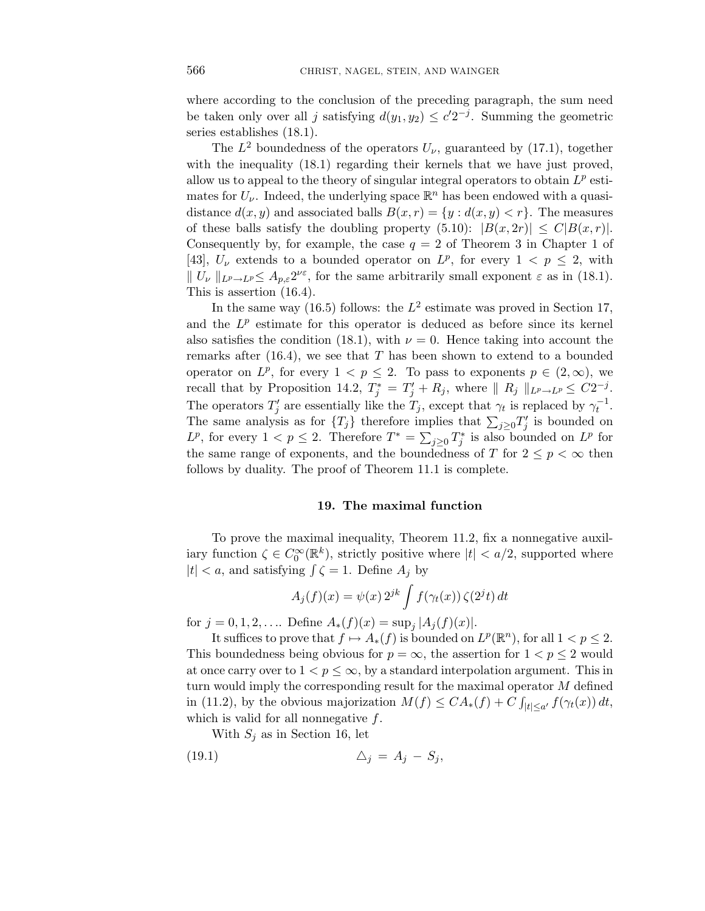where according to the conclusion of the preceding paragraph, the sum need be taken only over all $j$ satisfying $d(y_1, y_2) \le c' 2^{-j}$. Summing the geometric series establishes (18.1).

The $L^2$ boundedness of the operators $U_\nu$, guaranteed by (17.1), together with the inequality (18.1) regarding their kernels that we have just proved, allow us to appeal to the theory of singular integral operators to obtain $L^p$ estimates for $U_\nu$. Indeed, the underlying space $\mathbb{R}^n$ has been endowed with a quasi-distance $d(x, y)$ and associated balls $B(x, r) = \{y : d(x, y) < r\}$. The measures of these balls satisfy the doubling property (5.10): $|B(x, 2r)| \le C|B(x, r)|$. Consequently by, for example, the case $q = 2$ of Theorem 3 in Chapter 1 of [43], $U_\nu$ extends to a bounded operator on $L^p$, for every $1 < p \le 2$, with $\| U_\nu \|_{L^p \to L^p} \le A_{p,\varepsilon} 2^{\nu\varepsilon}$, for the same arbitrarily small exponent $\varepsilon$ as in (18.1). This is assertion (16.4).

In the same way (16.5) follows: the $L^2$ estimate was proved in Section 17, and the $L^p$ estimate for this operator is deduced as before since its kernel also satisfies the condition (18.1), with $\nu = 0$. Hence taking into account the remarks after (16.4), we see that $T$ has been shown to extend to a bounded operator on $L^p$, for every $1 < p \le 2$. To pass to exponents $p \in (2, \infty)$, we recall that by Proposition 14.2, $T_j^* = T_j' + R_j$, where $\| R_j \|_{L^p \to L^p} \le C 2^{-j}$. The operators $T_j'$ are essentially like the $T_j$, except that $\gamma_t$ is replaced by $\gamma_t^{-1}$. The same analysis as for $\{T_j\}$ therefore implies that $\sum_{j \ge 0} T_j'$ is bounded on $L^p$, for every $1 < p \le 2$. Therefore $T^* = \sum_{j \ge 0} T_j^*$ is also bounded on $L^p$ for the same range of exponents, and the boundedness of $T$ for $2 \le p < \infty$ then follows by duality. The proof of Theorem 11.1 is complete.

## 19. The maximal function

To prove the maximal inequality, Theorem 11.2, fix a nonnegative auxiliary function $\zeta \in C_0^\infty(\mathbb{R}^k)$, strictly positive where $|t| < a/2$, supported where $|t| < a$, and satisfying $\int \zeta = 1$. Define $A_j$ by

$$A_j(f)(x) = \psi(x)\, 2^{jk} \int f(\gamma_t(x))\, \zeta(2^j t)\, dt$$

for $j = 0, 1, 2, \ldots$. Define $A_*(f)(x) = \sup_j |A_j(f)(x)|$.

It suffices to prove that $f \mapsto A_*(f)$ is bounded on $L^p(\mathbb{R}^n)$, for all $1 < p \le 2$. This boundedness being obvious for $p = \infty$, the assertion for $1 < p \le 2$ would at once carry over to $1 < p \le \infty$, by a standard interpolation argument. This in turn would imply the corresponding result for the maximal operator $M$ defined in (11.2), by the obvious majorization $M(f) \le C A_*(f) + C \int_{|t| \le a'} f(\gamma_t(x))\, dt$, which is valid for all nonnegative $f$.

With $S_j$ as in Section 16, let

$$\triangle_j = A_j - S_j, \tag{19.1}$$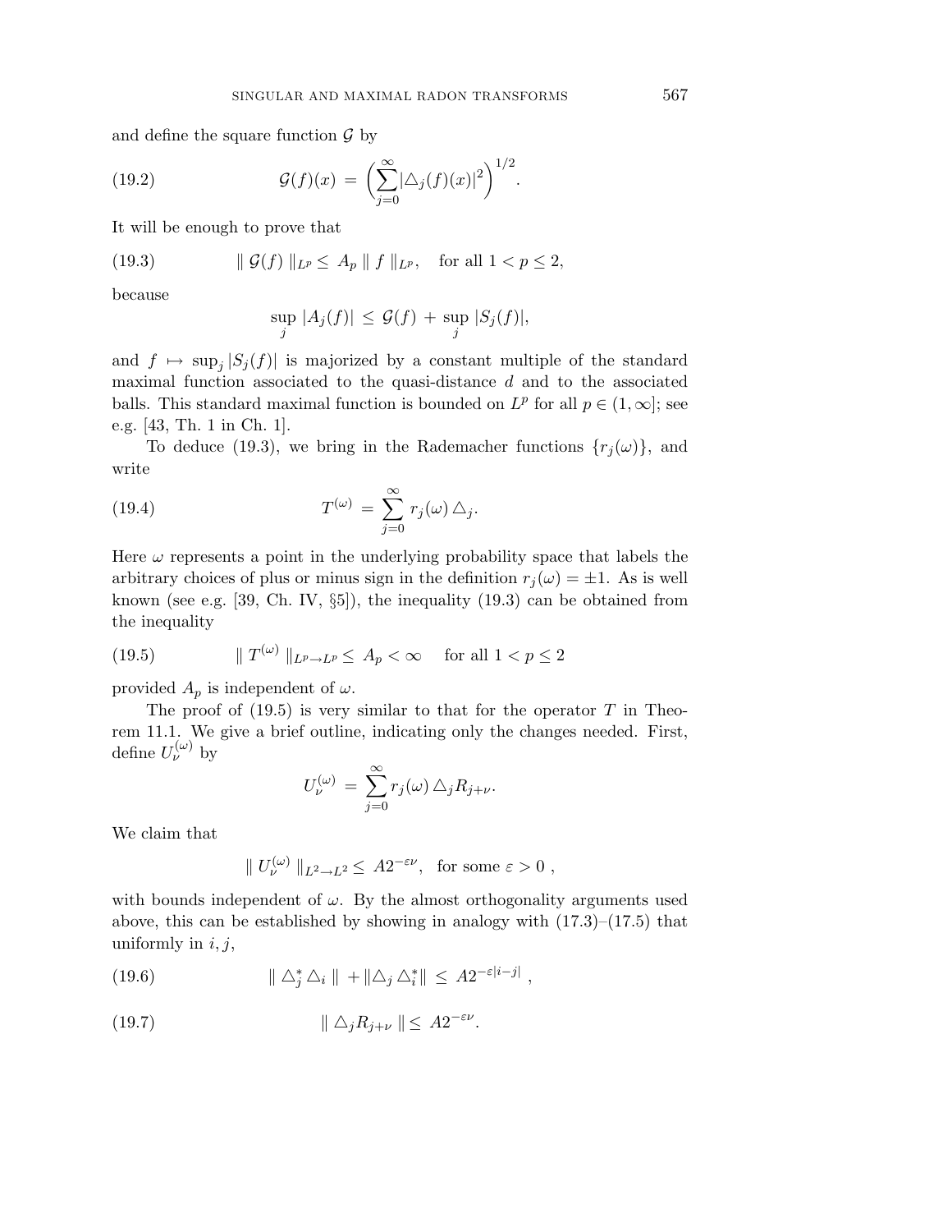and define the square function $\mathcal{G}$ by

$$\mathcal{G}(f)(x) \,=\, \Big(\sum_{j=0}^{\infty} |\triangle_j(f)(x)|^2\Big)^{1/2}. \tag{19.2}$$

It will be enough to prove that

$$\| \,\mathcal{G}(f)\, \|_{L^p} \leq \, A_p \, \| \, f \, \|_{L^p}, \quad \text{for all } 1 < p \leq 2, \tag{19.3}$$

because

$$\sup_j \, |A_j(f)| \,\leq\, \mathcal{G}(f) \,+\, \sup_j \, |S_j(f)|,$$

and $f \mapsto \sup_j |S_j(f)|$ is majorized by a constant multiple of the standard maximal function associated to the quasi-distance $d$ and to the associated balls. This standard maximal function is bounded on $L^p$ for all $p \in (1, \infty]$; see e.g. [43, Th. 1 in Ch. 1].

To deduce (19.3), we bring in the Rademacher functions $\{r_j(\omega)\}$, and write

$$T^{(\omega)} \,=\, \sum_{j=0}^{\infty} r_j(\omega) \,\triangle_j. \tag{19.4}$$

Here $\omega$ represents a point in the underlying probability space that labels the arbitrary choices of plus or minus sign in the definition $r_j(\omega) = \pm 1$. As is well known (see e.g. [39, Ch. IV, §5]), the inequality (19.3) can be obtained from the inequality

$$\| \, T^{(\omega)} \, \|_{L^p \to L^p} \leq \, A_p < \infty \quad \text{ for all } 1 < p \leq 2 \tag{19.5}$$

provided $A_p$ is independent of $\omega$.

The proof of (19.5) is very similar to that for the operator $T$ in Theorem 11.1. We give a brief outline, indicating only the changes needed. First, define $U_\nu^{(\omega)}$ by

$$U_\nu^{(\omega)} \,=\, \sum_{j=0}^{\infty} r_j(\omega) \,\triangle_j R_{j+\nu}.$$

We claim that

$$\| \, U_\nu^{(\omega)} \, \|_{L^2 \to L^2} \leq \, A 2^{-\varepsilon \nu}, \;\; \text{for some } \varepsilon > 0 \;,$$

with bounds independent of $\omega$. By the almost orthogonality arguments used above, this can be established by showing in analogy with (17.3)–(17.5) that uniformly in $i, j$,

$$\| \, \triangle_j^* \triangle_i \, \| \, + \| \triangle_j \triangle_i^* \| \, \leq \, A 2^{-\varepsilon |i-j|} \;, \tag{19.6}$$

$$\| \, \triangle_j R_{j+\nu} \, \| \leq \, A 2^{-\varepsilon \nu}. \tag{19.7}$$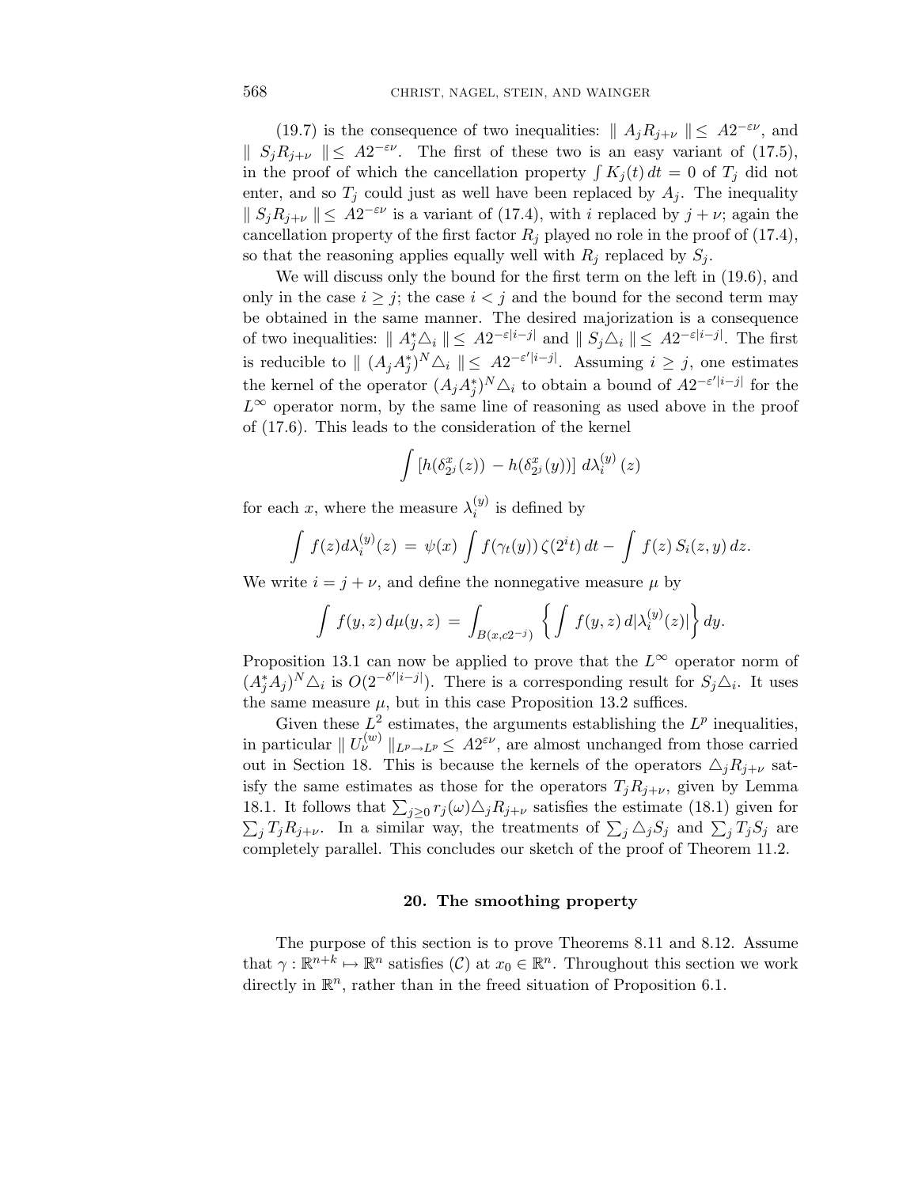(19.7) is the consequence of two inequalities: $\| A_j R_{j+\nu} \| \leq A2^{-\varepsilon\nu}$, and $\| S_j R_{j+\nu} \| \leq A2^{-\varepsilon\nu}$. The first of these two is an easy variant of (17.5), in the proof of which the cancellation property $\int K_j(t)\,dt = 0$ of $T_j$ did not enter, and so $T_j$ could just as well have been replaced by $A_j$. The inequality $\| S_j R_{j+\nu} \| \leq A2^{-\varepsilon\nu}$ is a variant of (17.4), with $i$ replaced by $j+\nu$; again the cancellation property of the first factor $R_j$ played no role in the proof of (17.4), so that the reasoning applies equally well with $R_j$ replaced by $S_j$.

We will discuss only the bound for the first term on the left in (19.6), and only in the case $i \geq j$; the case $i < j$ and the bound for the second term may be obtained in the same manner. The desired majorization is a consequence of two inequalities: $\| A_j^* \triangle_i \| \leq A2^{-\varepsilon|i-j|}$ and $\| S_j \triangle_i \| \leq A2^{-\varepsilon|i-j|}$. The first is reducible to $\| (A_j A_j^*)^N \triangle_i \| \leq A2^{-\varepsilon'|i-j|}$. Assuming $i \geq j$, one estimates the kernel of the operator $(A_j A_j^*)^N \triangle_i$ to obtain a bound of $A2^{-\varepsilon'|i-j|}$ for the $L^\infty$ operator norm, by the same line of reasoning as used above in the proof of (17.6). This leads to the consideration of the kernel

$$\int [h(\delta^x_{2^j}(z)) - h(\delta^x_{2^j}(y))]\; d\lambda_i^{(y)}(z)$$

for each $x$, where the measure $\lambda_i^{(y)}$ is defined by

$$\int f(z) d\lambda_i^{(y)}(z) = \psi(x) \int f(\gamma_t(y))\, \zeta(2^i t)\, dt - \int f(z)\, S_i(z,y)\, dz.$$

We write $i = j + \nu$, and define the nonnegative measure $\mu$ by

$$\int f(y,z)\, d\mu(y,z) = \int_{B(x,c2^{-j})} \left\{ \int f(y,z)\, d|\lambda_i^{(y)}(z)| \right\} dy.$$

Proposition 13.1 can now be applied to prove that the $L^\infty$ operator norm of $(A_j^* A_j)^N \triangle_i$ is $O(2^{-\delta'|i-j|})$. There is a corresponding result for $S_j \triangle_i$. It uses the same measure $\mu$, but in this case Proposition 13.2 suffices.

Given these $L^2$ estimates, the arguments establishing the $L^p$ inequalities, in particular $\| U_\nu^{(w)} \|_{L^p \to L^p} \leq A2^{\varepsilon\nu}$, are almost unchanged from those carried out in Section 18. This is because the kernels of the operators $\triangle_j R_{j+\nu}$ satisfy the same estimates as those for the operators $T_j R_{j+\nu}$, given by Lemma 18.1. It follows that $\sum_{j \geq 0} r_j(\omega) \triangle_j R_{j+\nu}$ satisfies the estimate (18.1) given for $\sum_j T_j R_{j+\nu}$. In a similar way, the treatments of $\sum_j \triangle_j S_j$ and $\sum_j T_j S_j$ are completely parallel. This concludes our sketch of the proof of Theorem 11.2.

## 20. The smoothing property

The purpose of this section is to prove Theorems 8.11 and 8.12. Assume that $\gamma : \mathbb{R}^{n+k} \mapsto \mathbb{R}^n$ satisfies $(\mathcal{C})$ at $x_0 \in \mathbb{R}^n$. Throughout this section we work directly in $\mathbb{R}^n$, rather than in the freed situation of Proposition 6.1.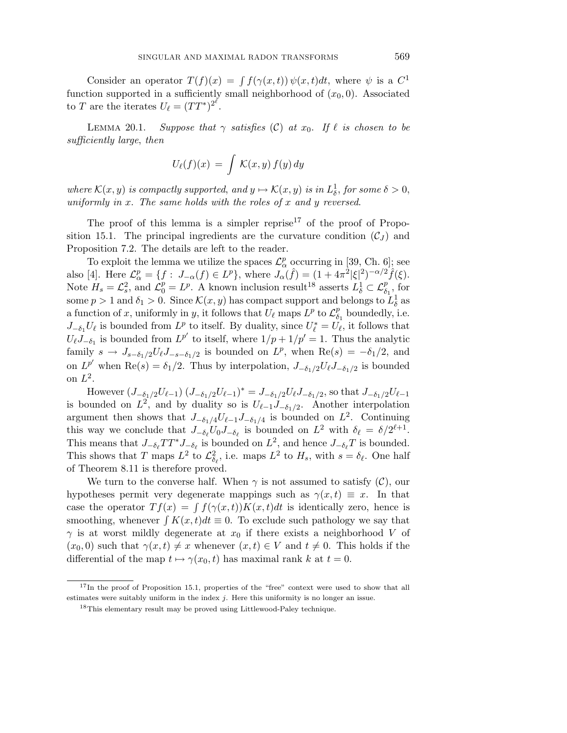Consider an operator $T(f)(x) = \int f(\gamma(x,t))\,\psi(x,t)dt$, where $\psi$ is a $C^1$ function supported in a sufficiently small neighborhood of $(x_0, 0)$. Associated to $T$ are the iterates $U_\ell = (TT^*)^{2^\ell}$.

LEMMA 20.1. *Suppose that $\gamma$ satisfies $(\mathcal{C})$ at $x_0$. If $\ell$ is chosen to be sufficiently large, then*

$$U_\ell(f)(x) \;=\; \int \mathcal{K}(x,y)\, f(y)\, dy$$

*where $\mathcal{K}(x,y)$ is compactly supported, and $y \mapsto \mathcal{K}(x,y)$ is in $L^1_\delta$, for some $\delta > 0$, uniformly in $x$. The same holds with the roles of $x$ and $y$ reversed.*

The proof of this lemma is a simpler reprise[17] of the proof of Proposition 15.1. The principal ingredients are the curvature condition $(\mathcal{C}_J)$ and Proposition 7.2. The details are left to the reader.

To exploit the lemma we utilize the spaces $\mathcal{L}^p_\alpha$ occurring in [39, Ch. 6]; see also [4]. Here $\mathcal{L}^p_\alpha = \{f :\, J_{-\alpha}(f) \in L^p\}$, where $J_\alpha(\hat{f}) = (1 + 4\pi^2|\xi|^2)^{-\alpha/2}\hat{f}(\xi)$. Note $H_s = \mathcal{L}^2_s$, and $\mathcal{L}^p_0 = L^p$. A known inclusion result[18] asserts $L^1_\delta \subset \mathcal{L}^p_{\delta_1}$, for some $p > 1$ and $\delta_1 > 0$. Since $\mathcal{K}(x,y)$ has compact support and belongs to $L^1_\delta$ as a function of $x$, uniformly in $y$, it follows that $U_\ell$ maps $L^p$ to $\mathcal{L}^p_{\delta_1}$ boundedly, i.e. $J_{-\delta_1}U_\ell$ is bounded from $L^p$ to itself. By duality, since $U^*_\ell = U_\ell$, it follows that $U_\ell J_{-\delta_1}$ is bounded from $L^{p'}$ to itself, where $1/p + 1/p' = 1$. Thus the analytic family $s \to J_{s-\delta_1/2}U_\ell J_{-s-\delta_1/2}$ is bounded on $L^p$, when $\mathrm{Re}(s) = -\delta_1/2$, and on $L^{p'}$ when $\mathrm{Re}(s) = \delta_1/2$. Thus by interpolation, $J_{-\delta_1/2}U_\ell J_{-\delta_1/2}$ is bounded on $L^2$.

However $(J_{-\delta_1/2}U_{\ell-1})\,(J_{-\delta_1/2}U_{\ell-1})^* = J_{-\delta_1/2}U_\ell J_{-\delta_1/2}$, so that $J_{-\delta_1/2}U_{\ell-1}$ is bounded on $L^2$, and by duality so is $U_{\ell-1}J_{-\delta_1/2}$. Another interpolation argument then shows that $J_{-\delta_1/4}U_{\ell-1}J_{-\delta_1/4}$ is bounded on $L^2$. Continuing this way we conclude that $J_{-\delta_\ell}U_0 J_{-\delta_\ell}$ is bounded on $L^2$ with $\delta_\ell = \delta/2^{\ell+1}$. This means that $J_{-\delta_\ell}TT^*J_{-\delta_\ell}$ is bounded on $L^2$, and hence $J_{-\delta_\ell}T$ is bounded. This shows that $T$ maps $L^2$ to $\mathcal{L}^2_{\delta_\ell}$, i.e. maps $L^2$ to $H_s$, with $s = \delta_\ell$. One half of Theorem 8.11 is therefore proved.

We turn to the converse half. When $\gamma$ is not assumed to satisfy $(\mathcal{C})$, our hypotheses permit very degenerate mappings such as $\gamma(x,t) \equiv x$. In that case the operator $Tf(x) = \int f(\gamma(x,t))K(x,t)dt$ is identically zero, hence is smoothing, whenever $\int K(x,t)dt \equiv 0$. To exclude such pathology we say that $\gamma$ is at worst mildly degenerate at $x_0$ if there exists a neighborhood $V$ of $(x_0, 0)$ such that $\gamma(x,t) \neq x$ whenever $(x,t) \in V$ and $t \neq 0$. This holds if the differential of the map $t \mapsto \gamma(x_0, t)$ has maximal rank $k$ at $t = 0$.

---

[17] In the proof of Proposition 15.1, properties of the "free" context were used to show that all estimates were suitably uniform in the index $j$. Here this uniformity is no longer an issue.

[18] This elementary result may be proved using Littlewood-Paley technique.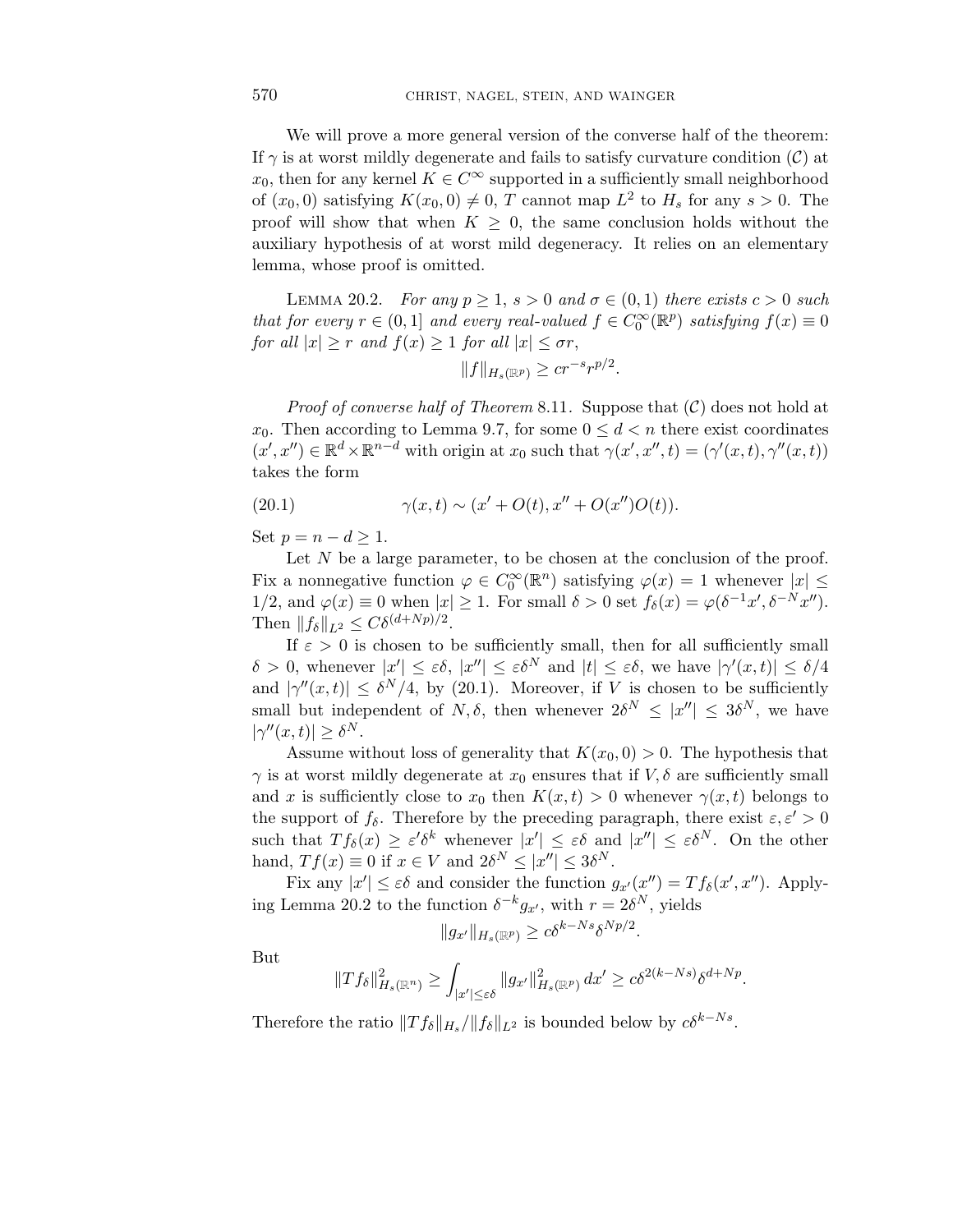We will prove a more general version of the converse half of the theorem: If $\gamma$ is at worst mildly degenerate and fails to satisfy curvature condition $(\mathcal{C})$ at $x_0$, then for any kernel $K \in C^\infty$ supported in a sufficiently small neighborhood of $(x_0, 0)$ satisfying $K(x_0, 0) \neq 0$, $T$ cannot map $L^2$ to $H_s$ for any $s > 0$. The proof will show that when $K \geq 0$, the same conclusion holds without the auxiliary hypothesis of at worst mild degeneracy. It relies on an elementary lemma, whose proof is omitted.

Lemma 20.2. *For any $p \geq 1$, $s > 0$ and $\sigma \in (0, 1)$ there exists $c > 0$ such that for every $r \in (0, 1]$ and every real-valued $f \in C_0^\infty(\mathbb{R}^p)$ satisfying $f(x) \equiv 0$ for all $|x| \geq r$ and $f(x) \geq 1$ for all $|x| \leq \sigma r$,*

$$\|f\|_{H_s(\mathbb{R}^p)} \geq c r^{-s} r^{p/2}.$$

*Proof of converse half of Theorem* 8.11. Suppose that $(\mathcal{C})$ does not hold at $x_0$. Then according to Lemma 9.7, for some $0 \leq d < n$ there exist coordinates $(x', x'') \in \mathbb{R}^d \times \mathbb{R}^{n-d}$ with origin at $x_0$ such that $\gamma(x', x'', t) = (\gamma'(x, t), \gamma''(x, t))$ takes the form

$$\gamma(x, t) \sim (x' + O(t), x'' + O(x'')O(t)). \tag{20.1}$$

Set $p = n - d \geq 1$.

Let $N$ be a large parameter, to be chosen at the conclusion of the proof. Fix a nonnegative function $\varphi \in C_0^\infty(\mathbb{R}^n)$ satisfying $\varphi(x) = 1$ whenever $|x| \leq 1/2$, and $\varphi(x) \equiv 0$ when $|x| \geq 1$. For small $\delta > 0$ set $f_\delta(x) = \varphi(\delta^{-1}x', \delta^{-N}x'')$. Then $\|f_\delta\|_{L^2} \leq C\delta^{(d+Np)/2}$.

If $\varepsilon > 0$ is chosen to be sufficiently small, then for all sufficiently small $\delta > 0$, whenever $|x'| \leq \varepsilon\delta$, $|x''| \leq \varepsilon\delta^N$ and $|t| \leq \varepsilon\delta$, we have $|\gamma'(x, t)| \leq \delta/4$ and $|\gamma''(x, t)| \leq \delta^N/4$, by (20.1). Moreover, if $V$ is chosen to be sufficiently small but independent of $N, \delta$, then whenever $2\delta^N \leq |x''| \leq 3\delta^N$, we have $|\gamma''(x, t)| \geq \delta^N$.

Assume without loss of generality that $K(x_0, 0) > 0$. The hypothesis that $\gamma$ is at worst mildly degenerate at $x_0$ ensures that if $V, \delta$ are sufficiently small and $x$ is sufficiently close to $x_0$ then $K(x, t) > 0$ whenever $\gamma(x, t)$ belongs to the support of $f_\delta$. Therefore by the preceding paragraph, there exist $\varepsilon, \varepsilon' > 0$ such that $Tf_\delta(x) \geq \varepsilon'\delta^k$ whenever $|x'| \leq \varepsilon\delta$ and $|x''| \leq \varepsilon\delta^N$. On the other hand, $Tf(x) \equiv 0$ if $x \in V$ and $2\delta^N \leq |x''| \leq 3\delta^N$.

Fix any $|x'| \leq \varepsilon\delta$ and consider the function $g_{x'}(x'') = Tf_\delta(x', x'')$. Applying Lemma 20.2 to the function $\delta^{-k}g_{x'}$, with $r = 2\delta^N$, yields

$$\|g_{x'}\|_{H_s(\mathbb{R}^p)} \geq c\delta^{k-Ns}\delta^{Np/2}.$$

But

$$\|Tf_\delta\|^2_{H_s(\mathbb{R}^n)} \geq \int_{|x'| \leq \varepsilon\delta} \|g_{x'}\|^2_{H_s(\mathbb{R}^p)}\, dx' \geq c\delta^{2(k-Ns)}\delta^{d+Np}.$$

Therefore the ratio $\|Tf_\delta\|_{H_s}/\|f_\delta\|_{L^2}$ is bounded below by $c\delta^{k-Ns}$.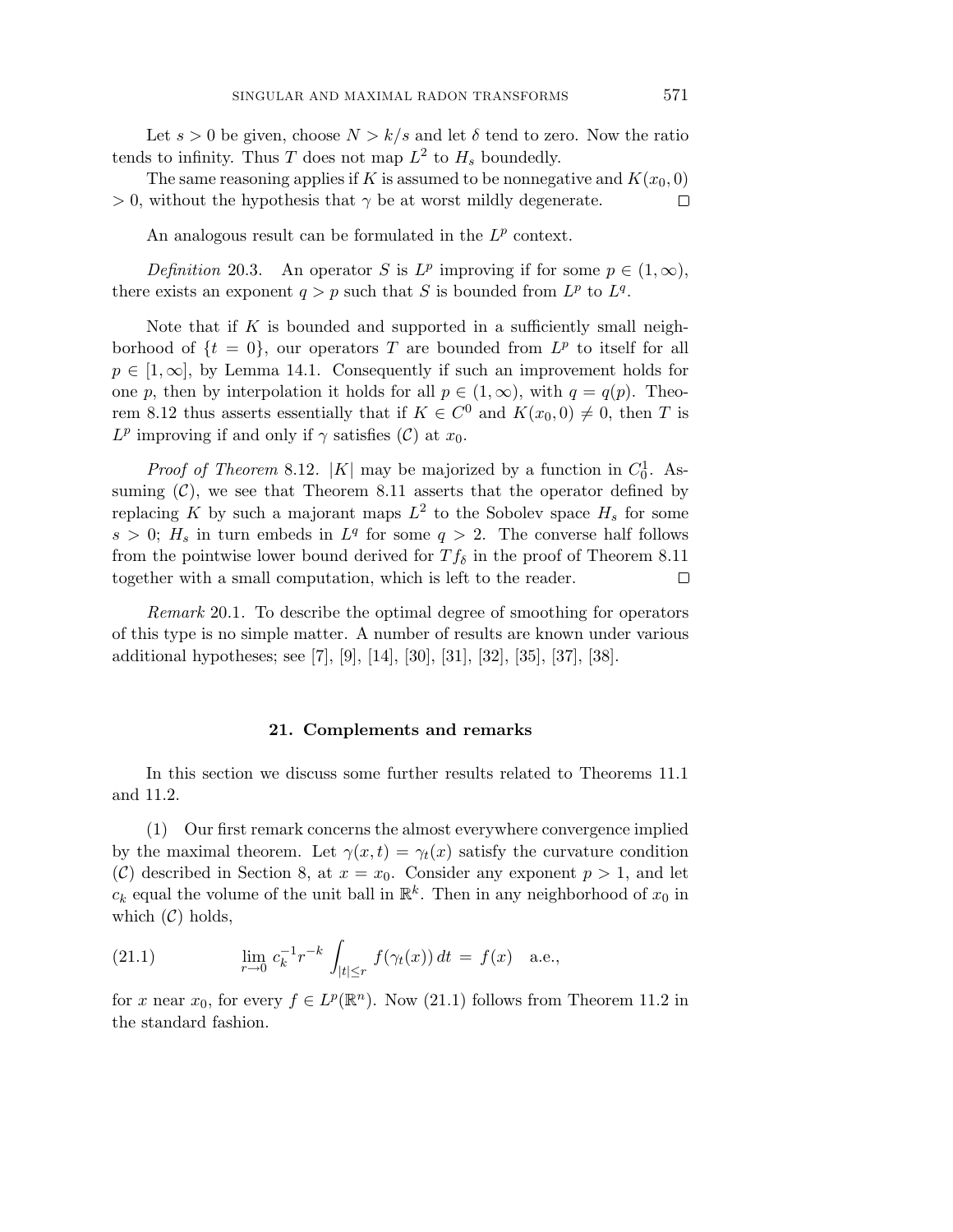Let $s > 0$ be given, choose $N > k/s$ and let $\delta$ tend to zero. Now the ratio tends to infinity. Thus $T$ does not map $L^2$ to $H_s$ boundedly.

The same reasoning applies if $K$ is assumed to be nonnegative and $K(x_0, 0) > 0$, without the hypothesis that $\gamma$ be at worst mildly degenerate. $\square$

An analogous result can be formulated in the $L^p$ context.

*Definition* 20.3. An operator $S$ is $L^p$ improving if for some $p \in (1, \infty)$, there exists an exponent $q > p$ such that $S$ is bounded from $L^p$ to $L^q$.

Note that if $K$ is bounded and supported in a sufficiently small neighborhood of $\{t = 0\}$, our operators $T$ are bounded from $L^p$ to itself for all $p \in [1, \infty]$, by Lemma 14.1. Consequently if such an improvement holds for one $p$, then by interpolation it holds for all $p \in (1, \infty)$, with $q = q(p)$. Theorem 8.12 thus asserts essentially that if $K \in C^0$ and $K(x_0, 0) \neq 0$, then $T$ is $L^p$ improving if and only if $\gamma$ satisfies $(\mathcal{C})$ at $x_0$.

*Proof of Theorem* 8.12. $|K|$ may be majorized by a function in $C^1_0$. Assuming $(\mathcal{C})$, we see that Theorem 8.11 asserts that the operator defined by replacing $K$ by such a majorant maps $L^2$ to the Sobolev space $H_s$ for some $s > 0$; $H_s$ in turn embeds in $L^q$ for some $q > 2$. The converse half follows from the pointwise lower bound derived for $Tf_\delta$ in the proof of Theorem 8.11 together with a small computation, which is left to the reader. $\square$

*Remark* 20.1. To describe the optimal degree of smoothing for operators of this type is no simple matter. A number of results are known under various additional hypotheses; see [7], [9], [14], [30], [31], [32], [35], [37], [38].

## 21. Complements and remarks

In this section we discuss some further results related to Theorems 11.1 and 11.2.

(1) Our first remark concerns the almost everywhere convergence implied by the maximal theorem. Let $\gamma(x, t) = \gamma_t(x)$ satisfy the curvature condition $(\mathcal{C})$ described in Section 8, at $x = x_0$. Consider any exponent $p > 1$, and let $c_k$ equal the volume of the unit ball in $\mathbb{R}^k$. Then in any neighborhood of $x_0$ in which $(\mathcal{C})$ holds,

$$\lim_{r \to 0} c_k^{-1} r^{-k} \int_{|t| \leq r} f(\gamma_t(x))\, dt \;=\; f(x) \quad \text{a.e.,} \tag{21.1}$$

for $x$ near $x_0$, for every $f \in L^p(\mathbb{R}^n)$. Now (21.1) follows from Theorem 11.2 in the standard fashion.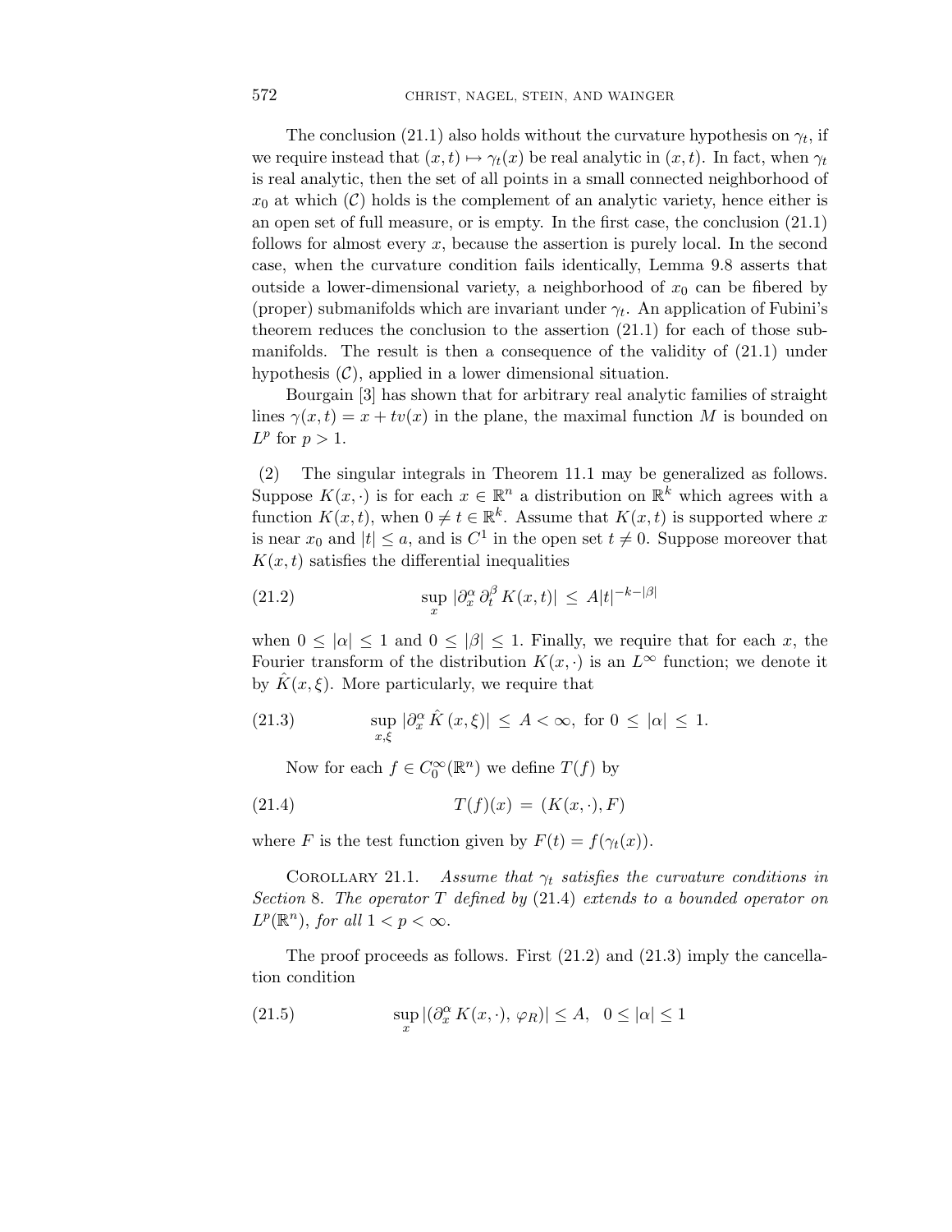The conclusion (21.1) also holds without the curvature hypothesis on $\gamma_t$, if we require instead that $(x,t) \mapsto \gamma_t(x)$ be real analytic in $(x,t)$. In fact, when $\gamma_t$ is real analytic, then the set of all points in a small connected neighborhood of $x_0$ at which $(\mathcal{C})$ holds is the complement of an analytic variety, hence either is an open set of full measure, or is empty. In the first case, the conclusion (21.1) follows for almost every $x$, because the assertion is purely local. In the second case, when the curvature condition fails identically, Lemma 9.8 asserts that outside a lower-dimensional variety, a neighborhood of $x_0$ can be fibered by (proper) submanifolds which are invariant under $\gamma_t$. An application of Fubini's theorem reduces the conclusion to the assertion (21.1) for each of those submanifolds. The result is then a consequence of the validity of (21.1) under hypothesis $(\mathcal{C})$, applied in a lower dimensional situation.

Bourgain [3] has shown that for arbitrary real analytic families of straight lines $\gamma(x,t) = x + tv(x)$ in the plane, the maximal function $M$ is bounded on $L^p$ for $p > 1$.

(2) The singular integrals in Theorem 11.1 may be generalized as follows. Suppose $K(x,\cdot)$ is for each $x \in \mathbb{R}^n$ a distribution on $\mathbb{R}^k$ which agrees with a function $K(x,t)$, when $0 \neq t \in \mathbb{R}^k$. Assume that $K(x,t)$ is supported where $x$ is near $x_0$ and $|t| \leq a$, and is $C^1$ in the open set $t \neq 0$. Suppose moreover that $K(x,t)$ satisfies the differential inequalities

$$\sup_x |\partial_x^\alpha \, \partial_t^\beta \, K(x,t)| \leq A|t|^{-k-|\beta|} \tag{21.2}$$

when $0 \leq |\alpha| \leq 1$ and $0 \leq |\beta| \leq 1$. Finally, we require that for each $x$, the Fourier transform of the distribution $K(x,\cdot)$ is an $L^\infty$ function; we denote it by $\hat{K}(x,\xi)$. More particularly, we require that

$$\sup_{x,\xi} |\partial_x^\alpha \, \hat{K}\,(x,\xi)| \leq A < \infty, \text{ for } 0 \leq |\alpha| \leq 1. \tag{21.3}$$

Now for each $f \in C_0^\infty(\mathbb{R}^n)$ we define $T(f)$ by

$$T(f)(x) = (K(x,\cdot), F) \tag{21.4}$$

where $F$ is the test function given by $F(t) = f(\gamma_t(x))$.

Corollary 21.1. *Assume that $\gamma_t$ satisfies the curvature conditions in Section* 8. *The operator $T$ defined by* (21.4) *extends to a bounded operator on $L^p(\mathbb{R}^n)$, for all $1 < p < \infty$.*

The proof proceeds as follows. First (21.2) and (21.3) imply the cancellation condition

$$\sup_x |(\partial_x^\alpha \, K(x,\cdot), \, \varphi_R)| \leq A, \quad 0 \leq |\alpha| \leq 1 \tag{21.5}$$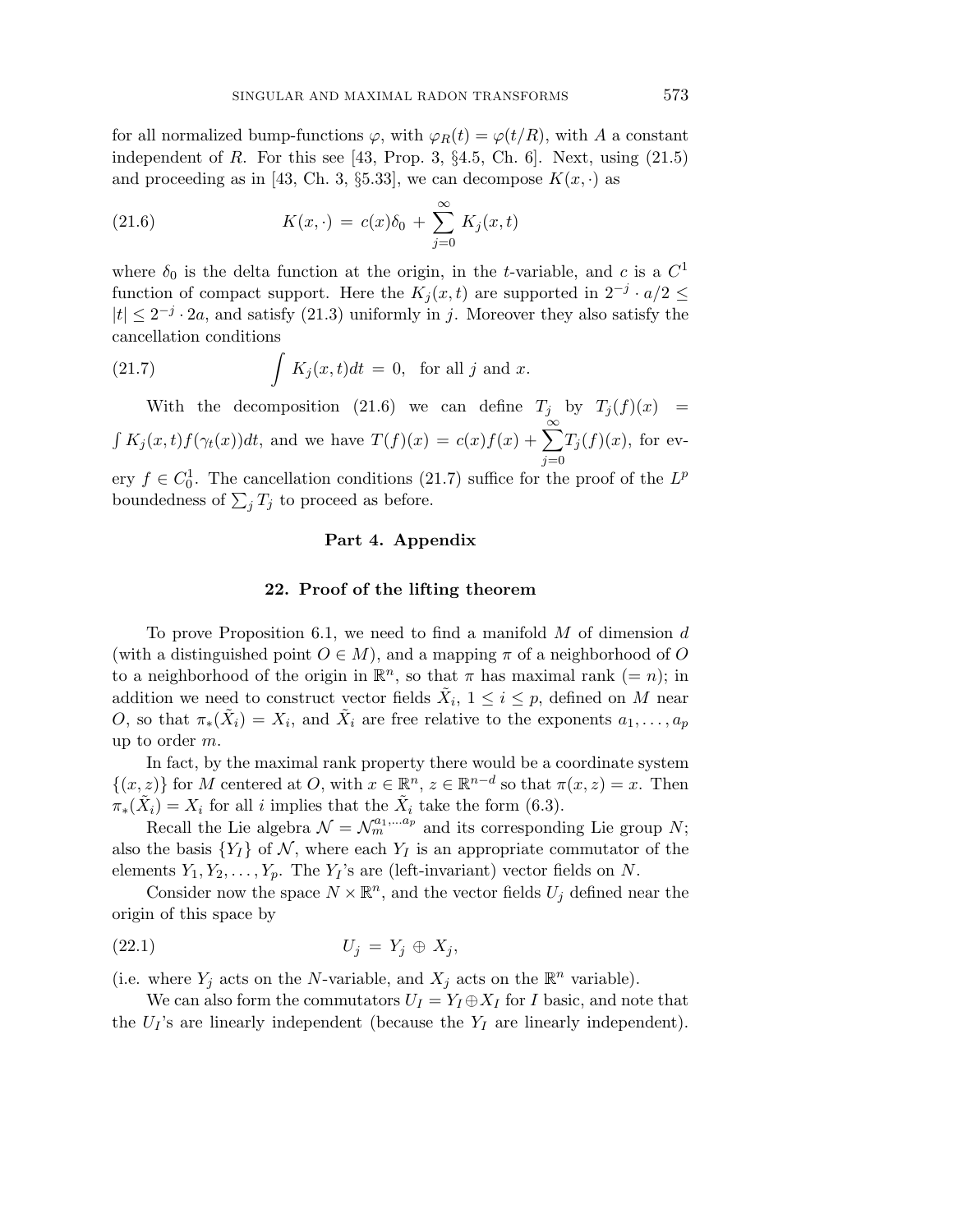for all normalized bump-functions $\varphi$, with $\varphi_R(t) = \varphi(t/R)$, with $A$ a constant independent of $R$. For this see [43, Prop. 3, §4.5, Ch. 6]. Next, using (21.5) and proceeding as in [43, Ch. 3, §5.33], we can decompose $K(x, \cdot)$ as

$$K(x, \cdot) = c(x)\delta_0 + \sum_{j=0}^{\infty} K_j(x, t) \tag{21.6}$$

where $\delta_0$ is the delta function at the origin, in the $t$-variable, and $c$ is a $C^1$ function of compact support. Here the $K_j(x, t)$ are supported in $2^{-j} \cdot a/2 \leq |t| \leq 2^{-j} \cdot 2a$, and satisfy (21.3) uniformly in $j$. Moreover they also satisfy the cancellation conditions

$$\int K_j(x, t) dt = 0, \quad \text{for all } j \text{ and } x. \tag{21.7}$$

With the decomposition (21.6) we can define $T_j$ by $T_j(f)(x) = \int K_j(x, t) f(\gamma_t(x)) dt$, and we have $T(f)(x) = c(x)f(x) + \sum_{j=0}^{\infty} T_j(f)(x)$, for every $f \in C_0^1$. The cancellation conditions (21.7) suffice for the proof of the $L^p$ boundedness of $\sum_j T_j$ to proceed as before.

# Part 4. Appendix

## 22. Proof of the lifting theorem

To prove Proposition 6.1, we need to find a manifold $M$ of dimension $d$ (with a distinguished point $O \in M$), and a mapping $\pi$ of a neighborhood of $O$ to a neighborhood of the origin in $\mathbb{R}^n$, so that $\pi$ has maximal rank ($= n$); in addition we need to construct vector fields $\tilde{X}_i$, $1 \leq i \leq p$, defined on $M$ near $O$, so that $\pi_*(\tilde{X}_i) = X_i$, and $\tilde{X}_i$ are free relative to the exponents $a_1, \dots, a_p$ up to order $m$.

In fact, by the maximal rank property there would be a coordinate system $\{(x, z)\}$ for $M$ centered at $O$, with $x \in \mathbb{R}^n$, $z \in \mathbb{R}^{n-d}$ so that $\pi(x, z) = x$. Then $\pi_*(\tilde{X}_i) = X_i$ for all $i$ implies that the $\tilde{X}_i$ take the form (6.3).

Recall the Lie algebra $\mathcal{N} = \mathcal{N}_m^{a_1, \dots a_p}$ and its corresponding Lie group $N$; also the basis $\{Y_I\}$ of $\mathcal{N}$, where each $Y_I$ is an appropriate commutator of the elements $Y_1, Y_2, \dots, Y_p$. The $Y_I$'s are (left-invariant) vector fields on $N$.

Consider now the space $N \times \mathbb{R}^n$, and the vector fields $U_j$ defined near the origin of this space by

$$U_j = Y_j \oplus X_j, \tag{22.1}$$

(i.e. where $Y_j$ acts on the $N$-variable, and $X_j$ acts on the $\mathbb{R}^n$ variable).

We can also form the commutators $U_I = Y_I \oplus X_I$ for $I$ basic, and note that the $U_I$'s are linearly independent (because the $Y_I$ are linearly independent).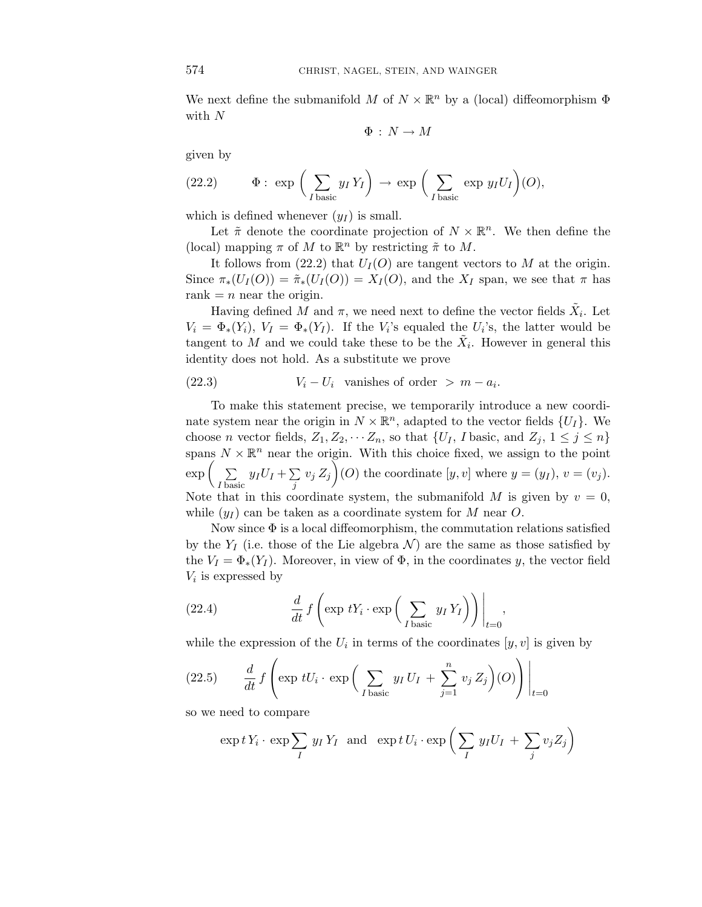We next define the submanifold $M$ of $N \times \mathbb{R}^n$ by a (local) diffeomorphism $\Phi$ with $N$

$$\Phi : N \to M$$

given by

$$\Phi : \exp\Big(\sum_{I \text{ basic}} y_I Y_I\Big) \to \exp\Big(\sum_{I \text{ basic}} \exp y_I U_I\Big)(O), \tag{22.2}$$

which is defined whenever $(y_I)$ is small.

Let $\tilde{\pi}$ denote the coordinate projection of $N \times \mathbb{R}^n$. We then define the (local) mapping $\pi$ of $M$ to $\mathbb{R}^n$ by restricting $\tilde{\pi}$ to $M$.

It follows from (22.2) that $U_I(O)$ are tangent vectors to $M$ at the origin. Since $\pi_*(U_I(O)) = \tilde{\pi}_*(U_I(O)) = X_I(O)$, and the $X_I$ span, we see that $\pi$ has rank $= n$ near the origin.

Having defined $M$ and $\pi$, we need next to define the vector fields $\tilde{X}_i$. Let $V_i = \Phi_*(Y_i)$, $V_I = \Phi_*(Y_I)$. If the $V_i$'s equaled the $U_i$'s, the latter would be tangent to $M$ and we could take these to be the $\tilde{X}_i$. However in general this identity does not hold. As a substitute we prove

$$V_i - U_i \quad \text{vanishes of order} \; > m - a_i. \tag{22.3}$$

To make this statement precise, we temporarily introduce a new coordinate system near the origin in $N \times \mathbb{R}^n$, adapted to the vector fields $\{U_I\}$. We choose $n$ vector fields, $Z_1, Z_2, \cdots Z_n$, so that $\{U_I,\ I \text{ basic, and } Z_j,\ 1 \le j \le n\}$ spans $N \times \mathbb{R}^n$ near the origin. With this choice fixed, we assign to the point $\exp\Big(\sum_{I \text{ basic}} y_I U_I + \sum_j v_j Z_j\Big)(O)$ the coordinate $[y, v]$ where $y = (y_I)$, $v = (v_j)$. Note that in this coordinate system, the submanifold $M$ is given by $v = 0$, while $(y_I)$ can be taken as a coordinate system for $M$ near $O$.

Now since $\Phi$ is a local diffeomorphism, the commutation relations satisfied by the $Y_I$ (i.e. those of the Lie algebra $\mathcal{N}$) are the same as those satisfied by the $V_I = \Phi_*(Y_I)$. Moreover, in view of $\Phi$, in the coordinates $y$, the vector field $V_i$ is expressed by

$$\frac{d}{dt} f\left(\exp tY_i \cdot \exp\Big(\sum_{I \text{ basic}} y_I Y_I\Big)\right)\Bigg|_{t=0}, \tag{22.4}$$

while the expression of the $U_i$ in terms of the coordinates $[y, v]$ is given by

$$\frac{d}{dt} f\left(\exp tU_i \cdot \exp\Big(\sum_{I \text{ basic}} y_I U_I + \sum_{j=1}^{n} v_j Z_j\Big)(O)\right)\Bigg|_{t=0} \tag{22.5}$$

so we need to compare

$$\exp tY_i \cdot \exp \sum_I y_I Y_I \quad \text{and} \quad \exp tU_i \cdot \exp\Big(\sum_I y_I U_I + \sum_j v_j Z_j\Big)$$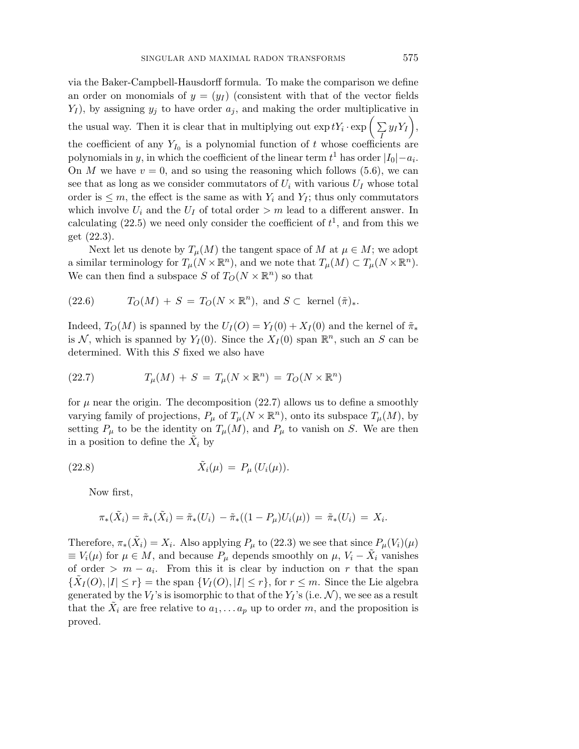via the Baker-Campbell-Hausdorff formula. To make the comparison we define an order on monomials of $y = (y_I)$ (consistent with that of the vector fields $Y_I$), by assigning $y_j$ to have order $a_j$, and making the order multiplicative in the usual way. Then it is clear that in multiplying out $\exp tY_i \cdot \exp\Big(\sum_I y_I Y_I\Big)$, the coefficient of any $Y_{I_0}$ is a polynomial function of $t$ whose coefficients are polynomials in $y$, in which the coefficient of the linear term $t^1$ has order $|I_0| - a_i$. On $M$ we have $v = 0$, and so using the reasoning which follows (5.6), we can see that as long as we consider commutators of $U_i$ with various $U_I$ whose total order is $\leq m$, the effect is the same as with $Y_i$ and $Y_I$; thus only commutators which involve $U_i$ and the $U_I$ of total order $> m$ lead to a different answer. In calculating (22.5) we need only consider the coefficient of $t^1$, and from this we get (22.3).

Next let us denote by $T_\mu(M)$ the tangent space of $M$ at $\mu \in M$; we adopt a similar terminology for $T_\mu(N \times \mathbb{R}^n)$, and we note that $T_\mu(M) \subset T_\mu(N \times \mathbb{R}^n)$. We can then find a subspace $S$ of $T_O(N \times \mathbb{R}^n)$ so that

$$T_O(M) + S = T_O(N \times \mathbb{R}^n), \text{ and } S \subset \text{ kernel } (\tilde{\pi})_*. \tag{22.6}$$

Indeed, $T_O(M)$ is spanned by the $U_I(O) = Y_I(0) + X_I(0)$ and the kernel of $\tilde{\pi}_*$ is $\mathcal{N}$, which is spanned by $Y_I(0)$. Since the $X_I(0)$ span $\mathbb{R}^n$, such an $S$ can be determined. With this $S$ fixed we also have

$$T_\mu(M) + S = T_\mu(N \times \mathbb{R}^n) = T_O(N \times \mathbb{R}^n) \tag{22.7}$$

for $\mu$ near the origin. The decomposition (22.7) allows us to define a smoothly varying family of projections, $P_\mu$ of $T_\mu(N \times \mathbb{R}^n)$, onto its subspace $T_\mu(M)$, by setting $P_\mu$ to be the identity on $T_\mu(M)$, and $P_\mu$ to vanish on $S$. We are then in a position to define the $\tilde{X}_i$ by

$$\tilde{X}_i(\mu) = P_\mu(U_i(\mu)). \tag{22.8}$$

Now first,

$$\pi_*(\tilde{X}_i) = \tilde{\pi}_*(\tilde{X}_i) = \tilde{\pi}_*(U_i) - \tilde{\pi}_*((1 - P_\mu)U_i(\mu)) = \tilde{\pi}_*(U_i) = X_i.$$

Therefore, $\pi_*(\tilde{X}_i) = X_i$. Also applying $P_\mu$ to (22.3) we see that since $P_\mu(V_i)(\mu) \equiv V_i(\mu)$ for $\mu \in M$, and because $P_\mu$ depends smoothly on $\mu$, $V_i - \tilde{X}_i$ vanishes of order $> m - a_i$. From this it is clear by induction on $r$ that the span $\{\tilde{X}_I(O), |I| \leq r\}$ = the span $\{V_I(O), |I| \leq r\}$, for $r \leq m$. Since the Lie algebra generated by the $V_I$'s is isomorphic to that of the $Y_I$'s (i.e. $\mathcal{N}$), we see as a result that the $\tilde{X}_i$ are free relative to $a_1, \ldots a_p$ up to order $m$, and the proposition is proved.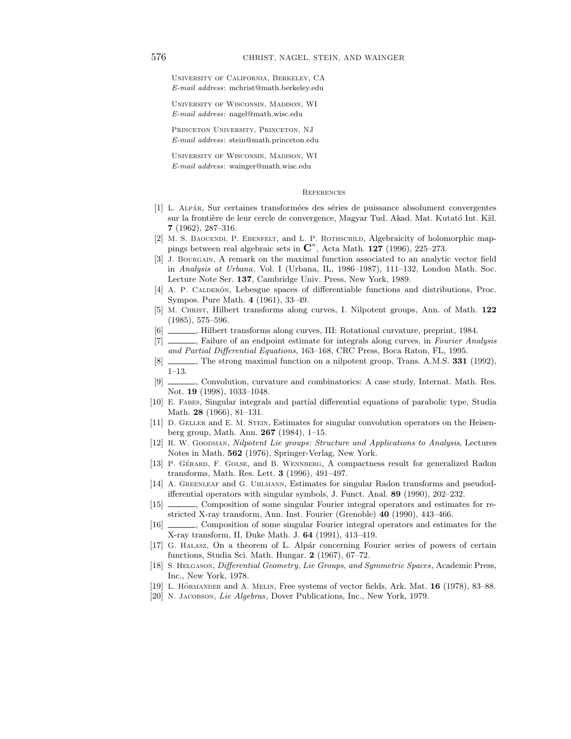University of California, Berkeley, CA
*E-mail address*: mchrist@math.berkeley.edu

University of Wisconsin, Madison, WI
*E-mail address*: nagel@math.wisc.edu

Princeton University, Princeton, NJ
*E-mail address*: stein@math.princeton.edu

University of Wisconsin, Madison, WI
*E-mail address*: wainger@math.wisc.edu

## References

[1] L. Alpár, Sur certaines transformées des séries de puissance absolument convergentes sur la frontière de leur cercle de convergence, Magyar Tud. Akad. Mat. Kutató Int. Kžl. **7** (1962), 287–316.

[2] M. S. Baouendi, P. Ebenfelt, and L. P. Rothschild, Algebraicity of holomorphic mappings between real algebraic sets in $\mathbf{C}^n$, Acta Math. **127** (1996), 225–273.

[3] J. Bourgain, A remark on the maximal function associated to an analytic vector field in *Analysis at Urbana*, Vol. I (Urbana, IL, 1986–1987), 111–132, London Math. Soc. Lecture Note Ser. **137**, Cambridge Univ. Press, New York, 1989.

[4] A. P. Calderón, Lebesgue spaces of differentiable functions and distributions, Proc. Sympos. Pure Math. **4** (1961), 33–49.

[5] M. Christ, Hilbert transforms along curves, I. Nilpotent groups, Ann. of Math. **122** (1985), 575–596.

[6] ———, Hilbert transforms along curves, III: Rotational curvature, preprint, 1984.

[7] ———, Failure of an endpoint estimate for integrals along curves, in *Fourier Analysis and Partial Differential Equations*, 163–168, CRC Press, Boca Raton, FL, 1995.

[8] ———, The strong maximal function on a nilpotent group, Trans. A.M.S. **331** (1992), 1–13.

[9] ———, Convolution, curvature and combinatorics: A case study, Internat. Math. Res. Not. **19** (1998), 1033–1048.

[10] E. Fabes, Singular integrals and partial differential equations of parabolic type, Studia Math. **28** (1966), 81–131.

[11] D. Geller and E. M. Stein, Estimates for singular convolution operators on the Heisenberg group, Math. Ann. **267** (1984), 1–15.

[12] R. W. Goodman, *Nilpotent Lie groups*: *Structure and Applications to Analysis*, Lectures Notes in Math. **562** (1976), Springer-Verlag, New York.

[13] P. Gérard, F. Golse, and B. Wennberg, A compactness result for generalized Radon transforms, Math. Res. Lett. **3** (1996), 491–497.

[14] A. Greenleaf and G. Uhlmann, Estimates for singular Radon transforms and pseudodifferential operators with singular symbols, J. Funct. Anal. **89** (1990), 202–232.

[15] ———, Composition of some singular Fourier integral operators and estimates for restricted X-ray transform, Ann. Inst. Fourier (Grenoble) **40** (1990), 443–466.

[16] ———, Composition of some singular Fourier integral operators and estimates for the X-ray transform, II, Duke Math. J. **64** (1991), 413–419.

[17] G. Halasz, On a theorem of L. Alpár concerning Fourier series of powers of certain functions, Studia Sci. Math. Hungar. **2** (1967), 67–72.

[18] S. Helgason, *Differential Geometry*, *Lie Groups*, *and Symmetric Spaces*, Academic Press, Inc., New York, 1978.

[19] L. Hörmander and A. Melin, Free systems of vector fields, Ark. Mat. **16** (1978), 83–88.

[20] N. Jacobson, *Lie Algebras*, Dover Publications, Inc., New York, 1979.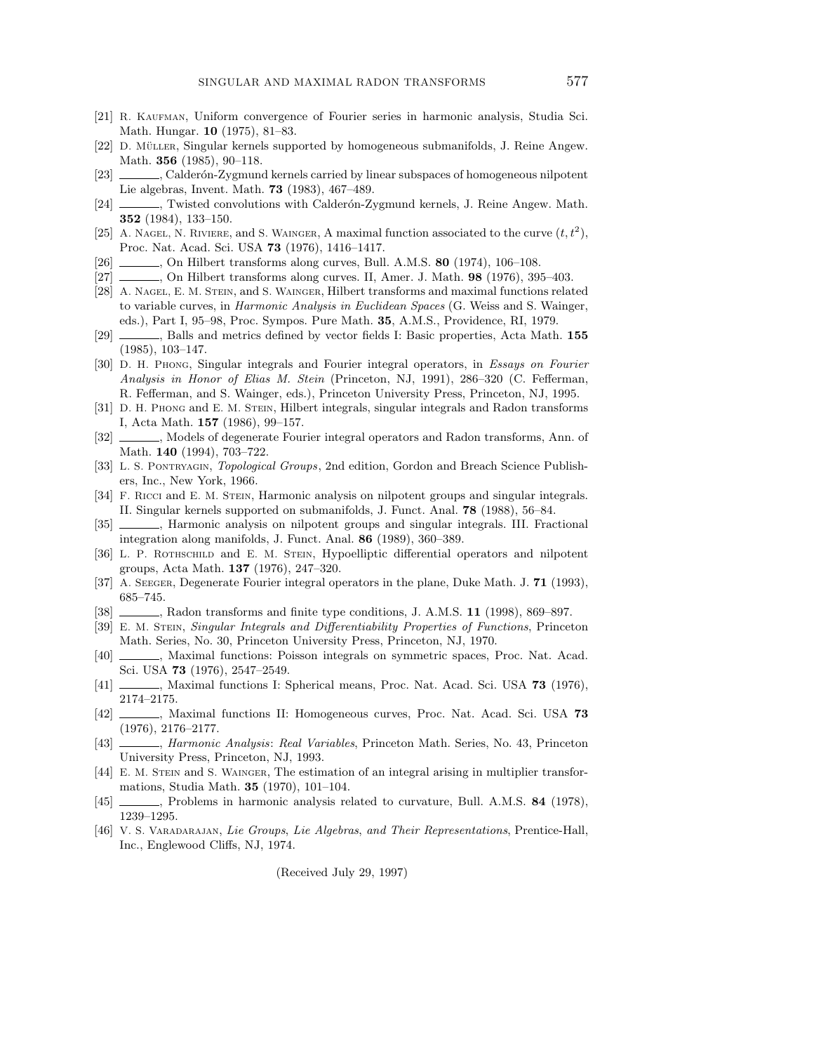[21] R. Kaufman, Uniform convergence of Fourier series in harmonic analysis, Studia Sci. Math. Hungar. **10** (1975), 81–83.

[22] D. Müller, Singular kernels supported by homogeneous submanifolds, J. Reine Angew. Math. **356** (1985), 90–118.

[23] ______, Calderón-Zygmund kernels carried by linear subspaces of homogeneous nilpotent Lie algebras, Invent. Math. **73** (1983), 467–489.

[24] ______, Twisted convolutions with Calderón-Zygmund kernels, J. Reine Angew. Math. **352** (1984), 133–150.

[25] A. Nagel, N. Riviere, and S. Wainger, A maximal function associated to the curve $(t, t^2)$, Proc. Nat. Acad. Sci. USA **73** (1976), 1416–1417.

[26] ______, On Hilbert transforms along curves, Bull. A.M.S. **80** (1974), 106–108.

[27] ______, On Hilbert transforms along curves. II, Amer. J. Math. **98** (1976), 395–403.

[28] A. Nagel, E. M. Stein, and S. Wainger, Hilbert transforms and maximal functions related to variable curves, in *Harmonic Analysis in Euclidean Spaces* (G. Weiss and S. Wainger, eds.), Part I, 95–98, Proc. Sympos. Pure Math. **35**, A.M.S., Providence, RI, 1979.

[29] ______, Balls and metrics defined by vector fields I: Basic properties, Acta Math. **155** (1985), 103–147.

[30] D. H. Phong, Singular integrals and Fourier integral operators, in *Essays on Fourier Analysis in Honor of Elias M. Stein* (Princeton, NJ, 1991), 286–320 (C. Fefferman, R. Fefferman, and S. Wainger, eds.), Princeton University Press, Princeton, NJ, 1995.

[31] D. H. Phong and E. M. Stein, Hilbert integrals, singular integrals and Radon transforms I, Acta Math. **157** (1986), 99–157.

[32] ______, Models of degenerate Fourier integral operators and Radon transforms, Ann. of Math. **140** (1994), 703–722.

[33] L. S. Pontryagin, *Topological Groups*, 2nd edition, Gordon and Breach Science Publishers, Inc., New York, 1966.

[34] F. Ricci and E. M. Stein, Harmonic analysis on nilpotent groups and singular integrals. II. Singular kernels supported on submanifolds, J. Funct. Anal. **78** (1988), 56–84.

[35] ______, Harmonic analysis on nilpotent groups and singular integrals. III. Fractional integration along manifolds, J. Funct. Anal. **86** (1989), 360–389.

[36] L. P. Rothschild and E. M. Stein, Hypoelliptic differential operators and nilpotent groups, Acta Math. **137** (1976), 247–320.

[37] A. Seeger, Degenerate Fourier integral operators in the plane, Duke Math. J. **71** (1993), 685–745.

[38] ______, Radon transforms and finite type conditions, J. A.M.S. **11** (1998), 869–897.

[39] E. M. Stein, *Singular Integrals and Differentiability Properties of Functions*, Princeton Math. Series, No. 30, Princeton University Press, Princeton, NJ, 1970.

[40] ______, Maximal functions: Poisson integrals on symmetric spaces, Proc. Nat. Acad. Sci. USA **73** (1976), 2547–2549.

[41] ______, Maximal functions I: Spherical means, Proc. Nat. Acad. Sci. USA **73** (1976), 2174–2175.

[42] ______, Maximal functions II: Homogeneous curves, Proc. Nat. Acad. Sci. USA **73** (1976), 2176–2177.

[43] ______, *Harmonic Analysis*: *Real Variables*, Princeton Math. Series, No. 43, Princeton University Press, Princeton, NJ, 1993.

[44] E. M. Stein and S. Wainger, The estimation of an integral arising in multiplier transformations, Studia Math. **35** (1970), 101–104.

[45] ______, Problems in harmonic analysis related to curvature, Bull. A.M.S. **84** (1978), 1239–1295.

[46] V. S. Varadarajan, *Lie Groups*, *Lie Algebras*, *and Their Representations*, Prentice-Hall, Inc., Englewood Cliffs, NJ, 1974.

(Received July 29, 1997)